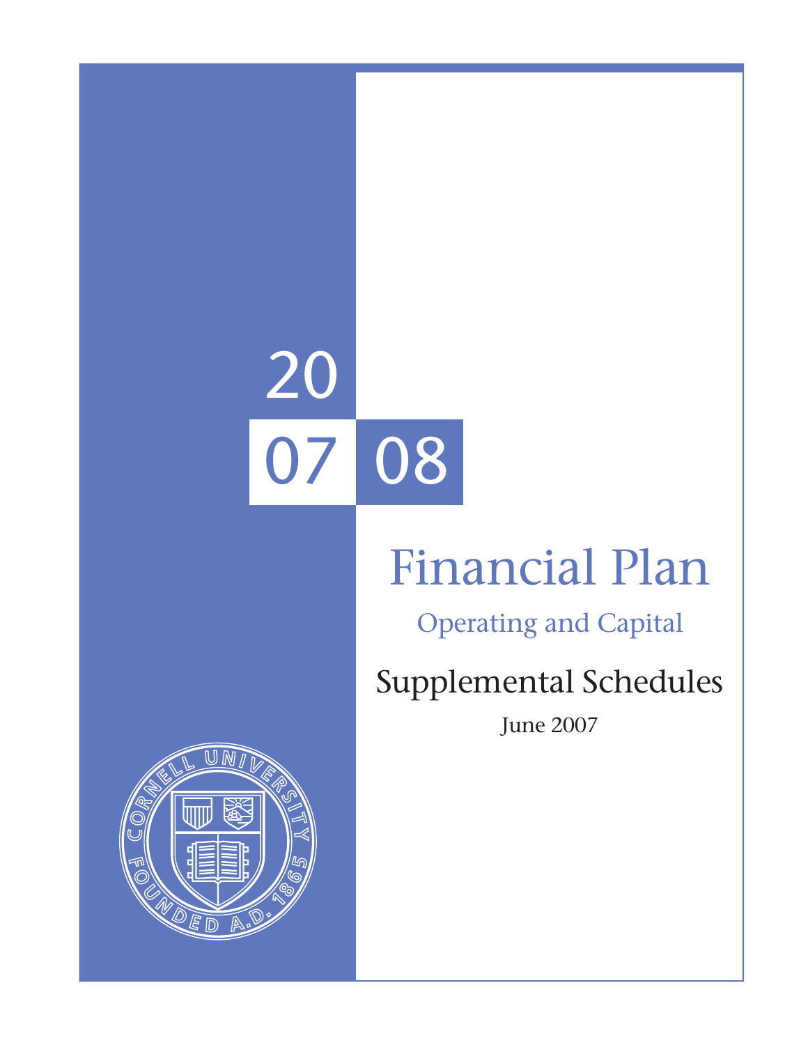# 2007 08

# Financial Plan

## Operating and Capital

## Supplemental Schedules

June 2007

CORNELL UNIVERSITY FOUNDED A.D. 1865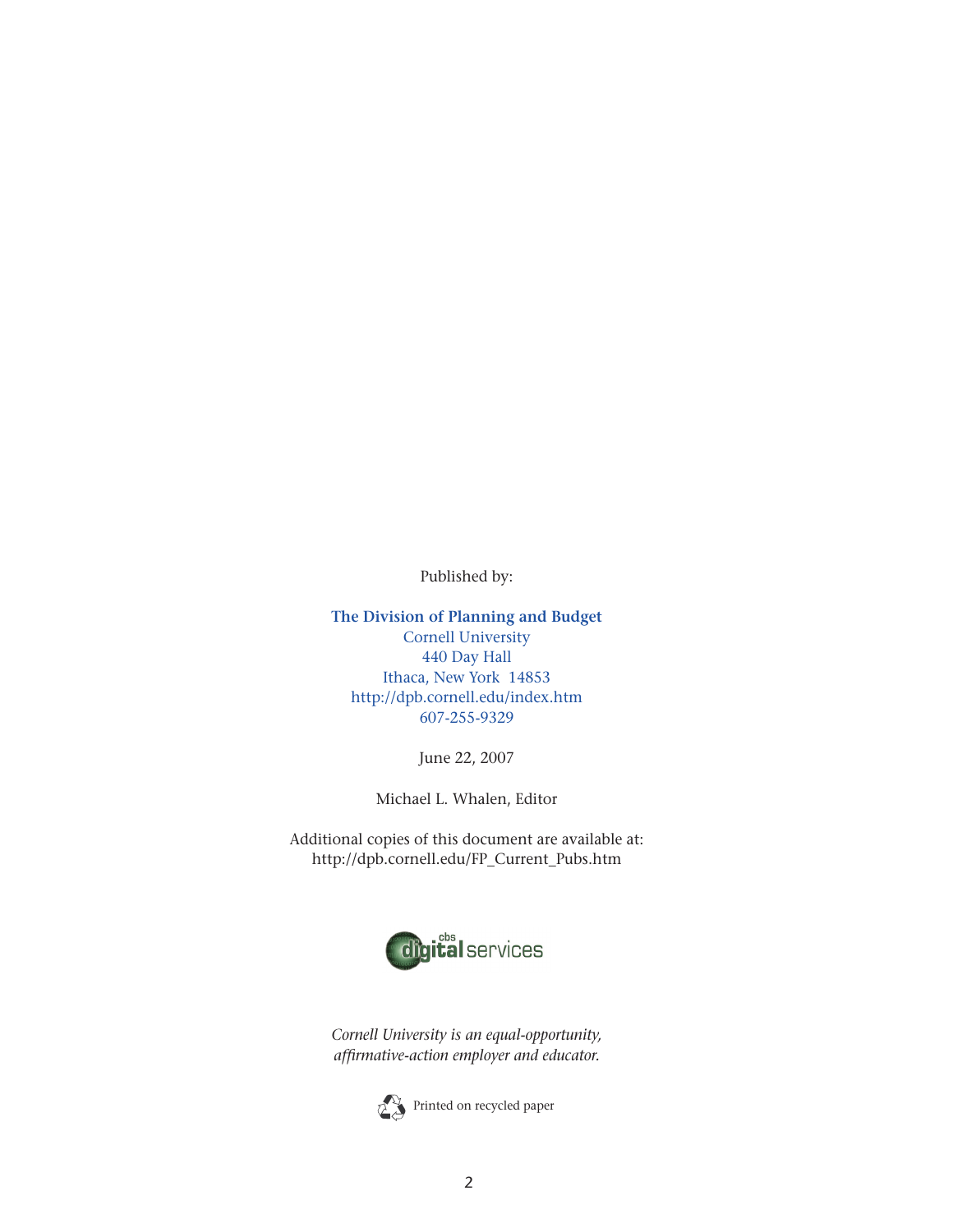Published by:

**The Division of Planning and Budget**
Cornell University
440 Day Hall
Ithaca, New York 14853
http://dpb.cornell.edu/index.htm
607-255-9329

June 22, 2007

Michael L. Whalen, Editor

Additional copies of this document are available at:
http://dpb.cornell.edu/FP_Current_Pubs.htm

cbs digital services

*Cornell University is an equal-opportunity, affirmative-action employer and educator.*

Printed on recycled paper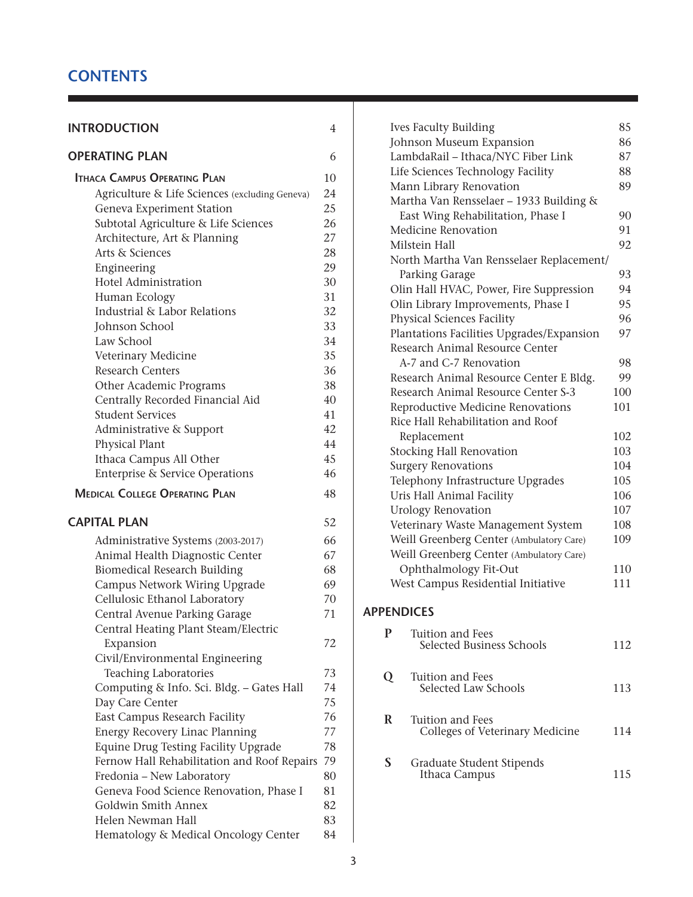# CONTENTS

| | |
|---|---|
| **INTRODUCTION** | 4 |
| **OPERATING PLAN** | 6 |
| **Ithaca Campus Operating Plan** | 10 |
| Agriculture & Life Sciences (excluding Geneva) | 24 |
| Geneva Experiment Station | 25 |
| Subtotal Agriculture & Life Sciences | 26 |
| Architecture, Art & Planning | 27 |
| Arts & Sciences | 28 |
| Engineering | 29 |
| Hotel Administration | 30 |
| Human Ecology | 31 |
| Industrial & Labor Relations | 32 |
| Johnson School | 33 |
| Law School | 34 |
| Veterinary Medicine | 35 |
| Research Centers | 36 |
| Other Academic Programs | 38 |
| Centrally Recorded Financial Aid | 40 |
| Student Services | 41 |
| Administrative & Support | 42 |
| Physical Plant | 44 |
| Ithaca Campus All Other | 45 |
| Enterprise & Service Operations | 46 |
| **Medical College Operating Plan** | 48 |
| **CAPITAL PLAN** | 52 |
| Administrative Systems (2003-2017) | 66 |
| Animal Health Diagnostic Center | 67 |
| Biomedical Research Building | 68 |
| Campus Network Wiring Upgrade | 69 |
| Cellulosic Ethanol Laboratory | 70 |
| Central Avenue Parking Garage | 71 |
| Central Heating Plant Steam/Electric Expansion | 72 |
| Civil/Environmental Engineering Teaching Laboratories | 73 |
| Computing & Info. Sci. Bldg. – Gates Hall | 74 |
| Day Care Center | 75 |
| East Campus Research Facility | 76 |
| Energy Recovery Linac Planning | 77 |
| Equine Drug Testing Facility Upgrade | 78 |
| Fernow Hall Rehabilitation and Roof Repairs | 79 |
| Fredonia – New Laboratory | 80 |
| Geneva Food Science Renovation, Phase I | 81 |
| Goldwin Smith Annex | 82 |
| Helen Newman Hall | 83 |
| Hematology & Medical Oncology Center | 84 |
| Ives Faculty Building | 85 |
| Johnson Museum Expansion | 86 |
| LambdaRail – Ithaca/NYC Fiber Link | 87 |
| Life Sciences Technology Facility | 88 |
| Mann Library Renovation | 89 |
| Martha Van Rensselaer – 1933 Building & East Wing Rehabilitation, Phase I | 90 |
| Medicine Renovation | 91 |
| Milstein Hall | 92 |
| North Martha Van Rensselaer Replacement/ Parking Garage | 93 |
| Olin Hall HVAC, Power, Fire Suppression | 94 |
| Olin Library Improvements, Phase I | 95 |
| Physical Sciences Facility | 96 |
| Plantations Facilities Upgrades/Expansion | 97 |
| Research Animal Resource Center A-7 and C-7 Renovation | 98 |
| Research Animal Resource Center E Bldg. | 99 |
| Research Animal Resource Center S-3 | 100 |
| Reproductive Medicine Renovations | 101 |
| Rice Hall Rehabilitation and Roof Replacement | 102 |
| Stocking Hall Renovation | 103 |
| Surgery Renovations | 104 |
| Telephony Infrastructure Upgrades | 105 |
| Uris Hall Animal Facility | 106 |
| Urology Renovation | 107 |
| Veterinary Waste Management System | 108 |
| Weill Greenberg Center (Ambulatory Care) | 109 |
| Weill Greenberg Center (Ambulatory Care) Ophthalmology Fit-Out | 110 |
| West Campus Residential Initiative | 111 |
| **APPENDICES** | |
| **P** Tuition and Fees Selected Business Schools | 112 |
| **Q** Tuition and Fees Selected Law Schools | 113 |
| **R** Tuition and Fees Colleges of Veterinary Medicine | 114 |
| **S** Graduate Student Stipends Ithaca Campus | 115 |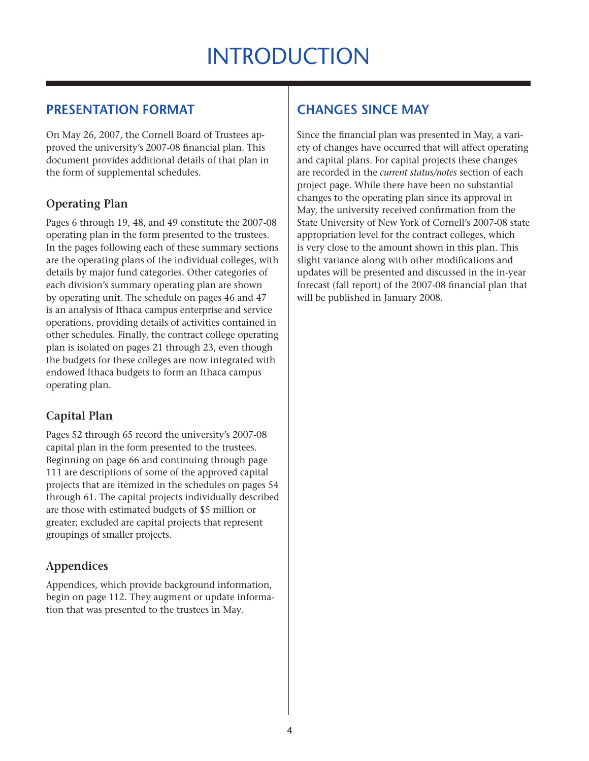# INTRODUCTION

## PRESENTATION FORMAT

On May 26, 2007, the Cornell Board of Trustees approved the university's 2007-08 financial plan. This document provides additional details of that plan in the form of supplemental schedules.

### Operating Plan

Pages 6 through 19, 48, and 49 constitute the 2007-08 operating plan in the form presented to the trustees. In the pages following each of these summary sections are the operating plans of the individual colleges, with details by major fund categories. Other categories of each division's summary operating plan are shown by operating unit. The schedule on pages 46 and 47 is an analysis of Ithaca campus enterprise and service operations, providing details of activities contained in other schedules. Finally, the contract college operating plan is isolated on pages 21 through 23, even though the budgets for these colleges are now integrated with endowed Ithaca budgets to form an Ithaca campus operating plan.

### Capital Plan

Pages 52 through 65 record the university's 2007-08 capital plan in the form presented to the trustees. Beginning on page 66 and continuing through page 111 are descriptions of some of the approved capital projects that are itemized in the schedules on pages 54 through 61. The capital projects individually described are those with estimated budgets of $5 million or greater; excluded are capital projects that represent groupings of smaller projects.

### Appendices

Appendices, which provide background information, begin on page 112. They augment or update information that was presented to the trustees in May.

## CHANGES SINCE MAY

Since the financial plan was presented in May, a variety of changes have occurred that will affect operating and capital plans. For capital projects these changes are recorded in the *current status/notes* section of each project page. While there have been no substantial changes to the operating plan since its approval in May, the university received confirmation from the State University of New York of Cornell's 2007-08 state appropriation level for the contract colleges, which is very close to the amount shown in this plan. This slight variance along with other modifications and updates will be presented and discussed in the in-year forecast (fall report) of the 2007-08 financial plan that will be published in January 2008.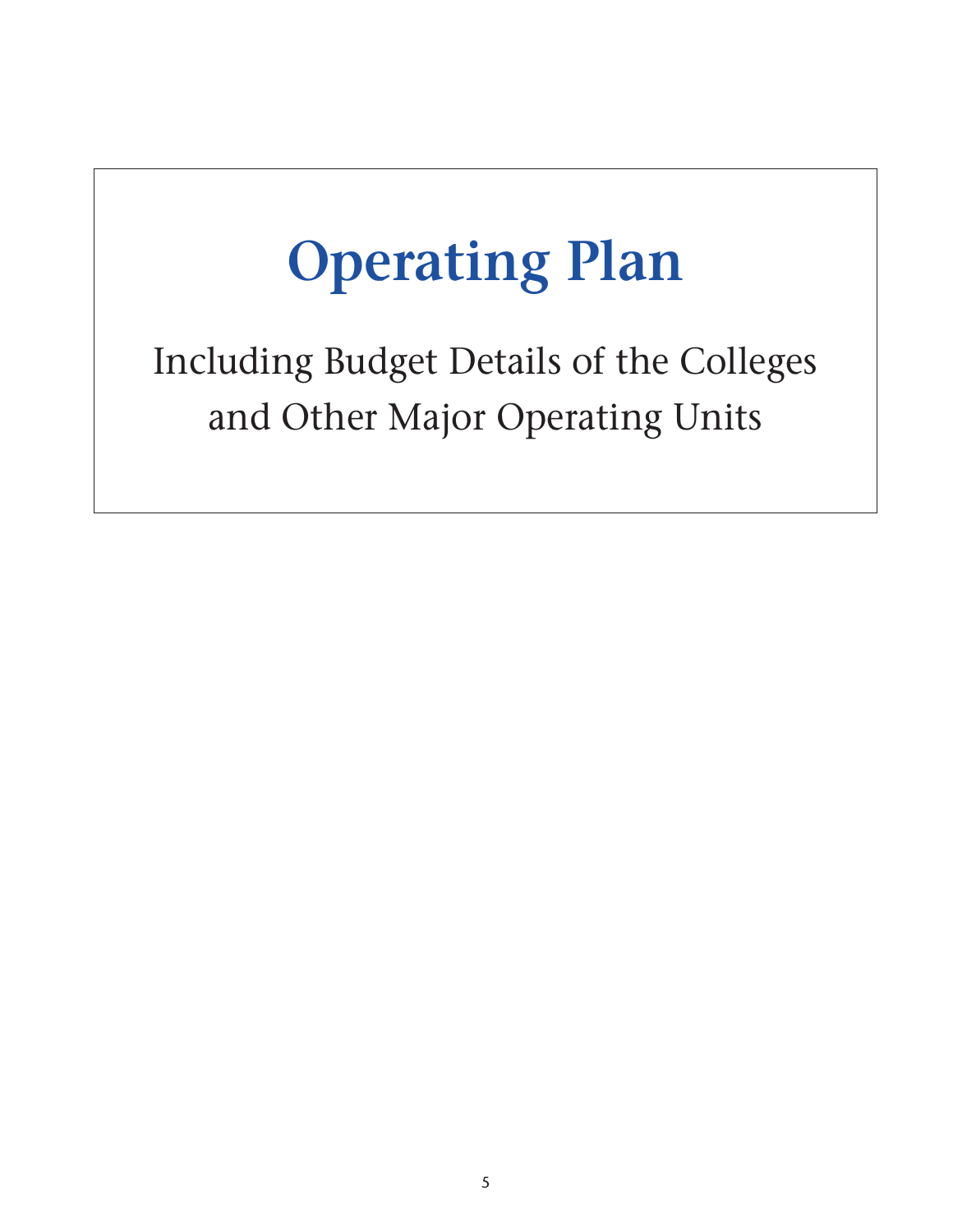# Operating Plan

Including Budget Details of the Colleges and Other Major Operating Units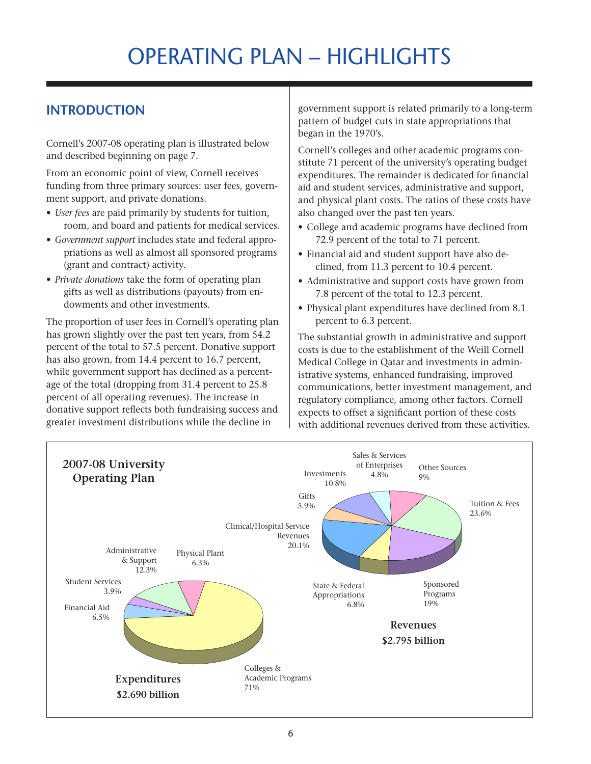# OPERATING PLAN – HIGHLIGHTS

## INTRODUCTION

Cornell's 2007-08 operating plan is illustrated below and described beginning on page 7.

From an economic point of view, Cornell receives funding from three primary sources: user fees, government support, and private donations.

- *User fees* are paid primarily by students for tuition, room, and board and patients for medical services.
- *Government support* includes state and federal appropriations as well as almost all sponsored programs (grant and contract) activity.
- *Private donations* take the form of operating plan gifts as well as distributions (payouts) from endowments and other investments.

The proportion of user fees in Cornell's operating plan has grown slightly over the past ten years, from 54.2 percent of the total to 57.5 percent. Donative support has also grown, from 14.4 percent to 16.7 percent, while government support has declined as a percentage of the total (dropping from 31.4 percent to 25.8 percent of all operating revenues). The increase in donative support reflects both fundraising success and greater investment distributions while the decline in government support is related primarily to a long-term pattern of budget cuts in state appropriations that began in the 1970's.

Cornell's colleges and other academic programs constitute 71 percent of the university's operating budget expenditures. The remainder is dedicated for financial aid and student services, administrative and support, and physical plant costs. The ratios of these costs have also changed over the past ten years.

- College and academic programs have declined from 72.9 percent of the total to 71 percent.
- Financial aid and student support have also declined, from 11.3 percent to 10.4 percent.
- Administrative and support costs have grown from 7.8 percent of the total to 12.3 percent.
- Physical plant expenditures have declined from 8.1 percent to 6.3 percent.

The substantial growth in administrative and support costs is due to the establishment of the Weill Cornell Medical College in Qatar and investments in administrative systems, enhanced fundraising, improved communications, better investment management, and regulatory compliance, among other factors. Cornell expects to offset a significant portion of these costs with additional revenues derived from these activities.

**2007-08 University Operating Plan**

**Expenditures**
**$2.690 billion**

| Category | Percent |
|---|---|
| Colleges & Academic Programs | 71% |
| Administrative & Support | 12.3% |
| Financial Aid | 6.5% |
| Physical Plant | 6.3% |
| Student Services | 3.9% |

**Revenues**
**$2.795 billion**

| Category | Percent |
|---|---|
| Tuition & Fees | 23.6% |
| Clinical/Hospital Service Revenues | 20.1% |
| Sponsored Programs | 19% |
| Investments | 10.8% |
| Other Sources | 9% |
| State & Federal Appropriations | 6.8% |
| Gifts | 5.9% |
| Sales & Services of Enterprises | 4.8% |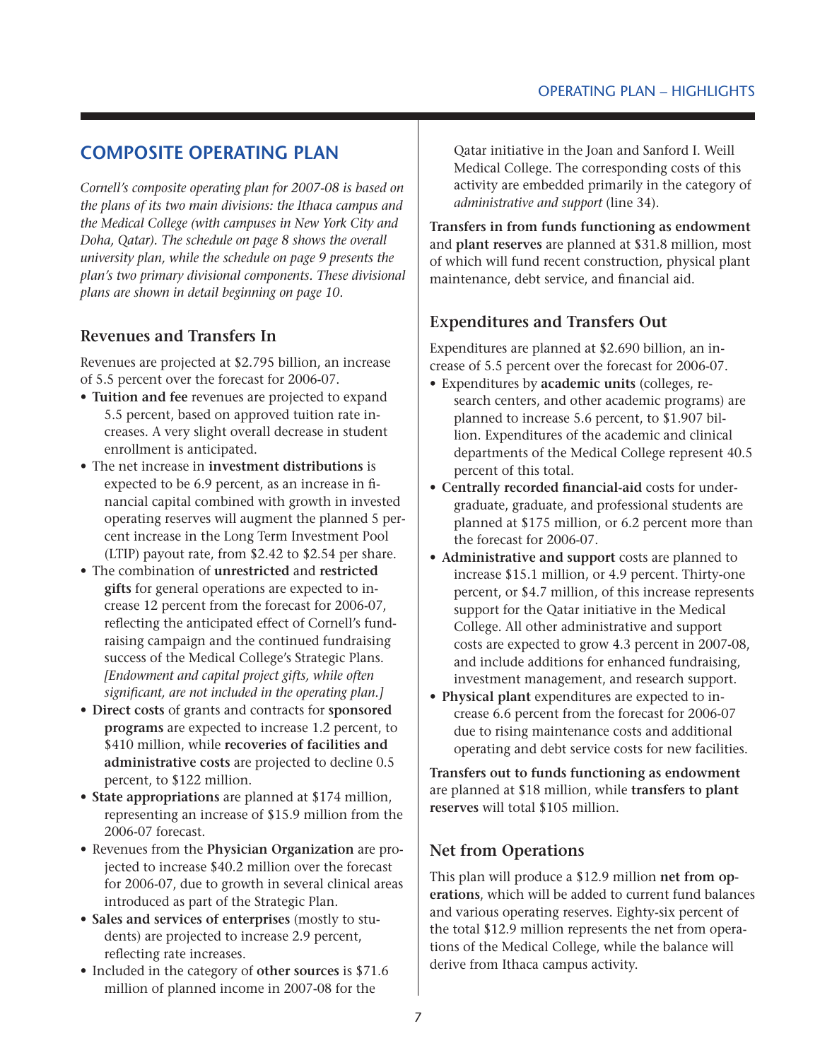# COMPOSITE OPERATING PLAN

*Cornell's composite operating plan for 2007-08 is based on the plans of its two main divisions: the Ithaca campus and the Medical College (with campuses in New York City and Doha, Qatar). The schedule on page 8 shows the overall university plan, while the schedule on page 9 presents the plan's two primary divisional components. These divisional plans are shown in detail beginning on page 10.*

## Revenues and Transfers In

Revenues are projected at $2.795 billion, an increase of 5.5 percent over the forecast for 2006-07.

- **Tuition and fee** revenues are projected to expand 5.5 percent, based on approved tuition rate increases. A very slight overall decrease in student enrollment is anticipated.
- The net increase in **investment distributions** is expected to be 6.9 percent, as an increase in financial capital combined with growth in invested operating reserves will augment the planned 5 percent increase in the Long Term Investment Pool (LTIP) payout rate, from $2.42 to $2.54 per share.
- The combination of **unrestricted** and **restricted gifts** for general operations are expected to increase 12 percent from the forecast for 2006-07, reflecting the anticipated effect of Cornell's fundraising campaign and the continued fundraising success of the Medical College's Strategic Plans. *[Endowment and capital project gifts, while often significant, are not included in the operating plan.]*
- **Direct costs** of grants and contracts for **sponsored programs** are expected to increase 1.2 percent, to $410 million, while **recoveries of facilities and administrative costs** are projected to decline 0.5 percent, to $122 million.
- **State appropriations** are planned at $174 million, representing an increase of $15.9 million from the 2006-07 forecast.
- Revenues from the **Physician Organization** are projected to increase $40.2 million over the forecast for 2006-07, due to growth in several clinical areas introduced as part of the Strategic Plan.
- **Sales and services of enterprises** (mostly to students) are projected to increase 2.9 percent, reflecting rate increases.
- Included in the category of **other sources** is $71.6 million of planned income in 2007-08 for the Qatar initiative in the Joan and Sanford I. Weill Medical College. The corresponding costs of this activity are embedded primarily in the category of *administrative and support* (line 34).

**Transfers in from funds functioning as endowment** and **plant reserves** are planned at $31.8 million, most of which will fund recent construction, physical plant maintenance, debt service, and financial aid.

## Expenditures and Transfers Out

Expenditures are planned at $2.690 billion, an increase of 5.5 percent over the forecast for 2006-07.

- Expenditures by **academic units** (colleges, research centers, and other academic programs) are planned to increase 5.6 percent, to $1.907 billion. Expenditures of the academic and clinical departments of the Medical College represent 40.5 percent of this total.
- **Centrally recorded financial-aid** costs for undergraduate, graduate, and professional students are planned at $175 million, or 6.2 percent more than the forecast for 2006-07.
- **Administrative and support** costs are planned to increase $15.1 million, or 4.9 percent. Thirty-one percent, or $4.7 million, of this increase represents support for the Qatar initiative in the Medical College. All other administrative and support costs are expected to grow 4.3 percent in 2007-08, and include additions for enhanced fundraising, investment management, and research support.
- **Physical plant** expenditures are expected to increase 6.6 percent from the forecast for 2006-07 due to rising maintenance costs and additional operating and debt service costs for new facilities.

**Transfers out to funds functioning as endowment** are planned at $18 million, while **transfers to plant reserves** will total $105 million.

## Net from Operations

This plan will produce a $12.9 million **net from operations**, which will be added to current fund balances and various operating reserves. Eighty-six percent of the total $12.9 million represents the net from operations of the Medical College, while the balance will derive from Ithaca campus activity.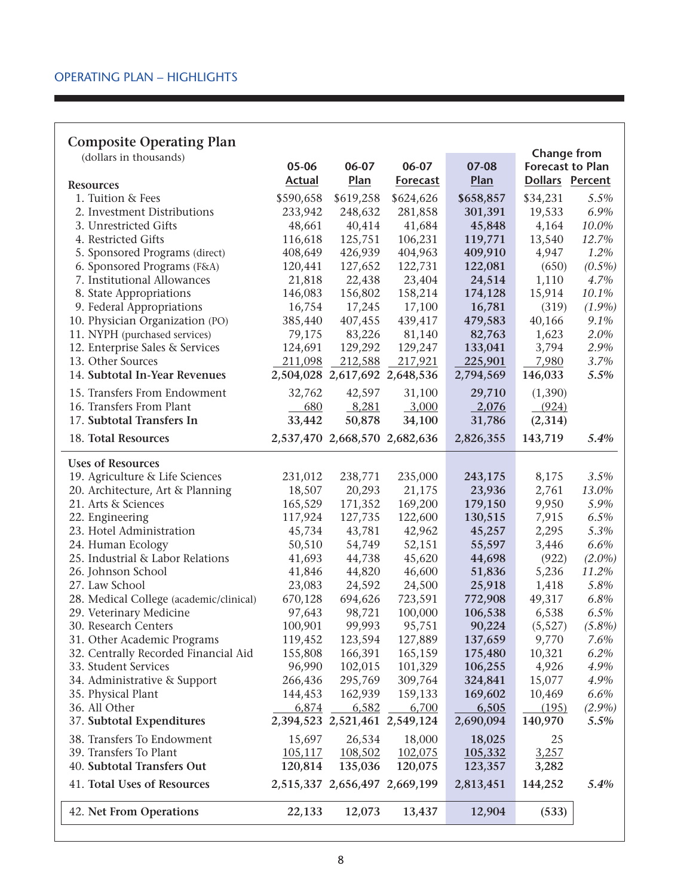## OPERATING PLAN – HIGHLIGHTS

### Composite Operating Plan

(dollars in thousands)

| Resources | 05-06 Actual | 06-07 Plan | 06-07 Forecast | 07-08 Plan | Change from Forecast to Plan Dollars | Change from Forecast to Plan Percent |
|---|---|---|---|---|---|---|
| 1. Tuition & Fees | $590,658 | $619,258 | $624,626 | **$658,857** | $34,231 | *5.5%* |
| 2. Investment Distributions | 233,942 | 248,632 | 281,858 | **301,391** | 19,533 | *6.9%* |
| 3. Unrestricted Gifts | 48,661 | 40,414 | 41,684 | **45,848** | 4,164 | *10.0%* |
| 4. Restricted Gifts | 116,618 | 125,751 | 106,231 | **119,771** | 13,540 | *12.7%* |
| 5. Sponsored Programs (direct) | 408,649 | 426,939 | 404,963 | **409,910** | 4,947 | *1.2%* |
| 6. Sponsored Programs (F&A) | 120,441 | 127,652 | 122,731 | **122,081** | (650) | *(0.5%)* |
| 7. Institutional Allowances | 21,818 | 22,438 | 23,404 | **24,514** | 1,110 | *4.7%* |
| 8. State Appropriations | 146,083 | 156,802 | 158,214 | **174,128** | 15,914 | *10.1%* |
| 9. Federal Appropriations | 16,754 | 17,245 | 17,100 | **16,781** | (319) | *(1.9%)* |
| 10. Physician Organization (PO) | 385,440 | 407,455 | 439,417 | **479,583** | 40,166 | *9.1%* |
| 11. NYPH (purchased services) | 79,175 | 83,226 | 81,140 | **82,763** | 1,623 | *2.0%* |
| 12. Enterprise Sales & Services | 124,691 | 129,292 | 129,247 | **133,041** | 3,794 | *2.9%* |
| 13. Other Sources | 211,098 | 212,588 | 217,921 | **225,901** | 7,980 | *3.7%* |
| 14. **Subtotal In-Year Revenues** | **2,504,028** | **2,617,692** | **2,648,536** | **2,794,569** | **146,033** | ***5.5%*** |
| 15. Transfers From Endowment | 32,762 | 42,597 | 31,100 | **29,710** | (1,390) | |
| 16. Transfers From Plant | 680 | 8,281 | 3,000 | **2,076** | (924) | |
| 17. **Subtotal Transfers In** | **33,442** | **50,878** | **34,100** | **31,786** | **(2,314)** | |
| 18. **Total Resources** | **2,537,470** | **2,668,570** | **2,682,636** | **2,826,355** | **143,719** | ***5.4%*** |
| **Uses of Resources** | | | | | | |
| 19. Agriculture & Life Sciences | 231,012 | 238,771 | 235,000 | **243,175** | 8,175 | *3.5%* |
| 20. Architecture, Art & Planning | 18,507 | 20,293 | 21,175 | **23,936** | 2,761 | *13.0%* |
| 21. Arts & Sciences | 165,529 | 171,352 | 169,200 | **179,150** | 9,950 | *5.9%* |
| 22. Engineering | 117,924 | 127,735 | 122,600 | **130,515** | 7,915 | *6.5%* |
| 23. Hotel Administration | 45,734 | 43,781 | 42,962 | **45,257** | 2,295 | *5.3%* |
| 24. Human Ecology | 50,510 | 54,749 | 52,151 | **55,597** | 3,446 | *6.6%* |
| 25. Industrial & Labor Relations | 41,693 | 44,738 | 45,620 | **44,698** | (922) | *(2.0%)* |
| 26. Johnson School | 41,846 | 44,820 | 46,600 | **51,836** | 5,236 | *11.2%* |
| 27. Law School | 23,083 | 24,592 | 24,500 | **25,918** | 1,418 | *5.8%* |
| 28. Medical College (academic/clinical) | 670,128 | 694,626 | 723,591 | **772,908** | 49,317 | *6.8%* |
| 29. Veterinary Medicine | 97,643 | 98,721 | 100,000 | **106,538** | 6,538 | *6.5%* |
| 30. Research Centers | 100,901 | 99,993 | 95,751 | **90,224** | (5,527) | *(5.8%)* |
| 31. Other Academic Programs | 119,452 | 123,594 | 127,889 | **137,659** | 9,770 | *7.6%* |
| 32. Centrally Recorded Financial Aid | 155,808 | 166,391 | 165,159 | **175,480** | 10,321 | *6.2%* |
| 33. Student Services | 96,990 | 102,015 | 101,329 | **106,255** | 4,926 | *4.9%* |
| 34. Administrative & Support | 266,436 | 295,769 | 309,764 | **324,841** | 15,077 | *4.9%* |
| 35. Physical Plant | 144,453 | 162,939 | 159,133 | **169,602** | 10,469 | *6.6%* |
| 36. All Other | 6,874 | 6,582 | 6,700 | **6,505** | (195) | *(2.9%)* |
| 37. **Subtotal Expenditures** | **2,394,523** | **2,521,461** | **2,549,124** | **2,690,094** | **140,970** | ***5.5%*** |
| 38. Transfers To Endowment | 15,697 | 26,534 | 18,000 | **18,025** | 25 | |
| 39. Transfers To Plant | 105,117 | 108,502 | 102,075 | **105,332** | 3,257 | |
| 40. **Subtotal Transfers Out** | **120,814** | **135,036** | **120,075** | **123,357** | **3,282** | |
| 41. **Total Uses of Resources** | **2,515,337** | **2,656,497** | **2,669,199** | **2,813,451** | **144,252** | ***5.4%*** |
| 42. **Net From Operations** | **22,133** | **12,073** | **13,437** | **12,904** | **(533)** | |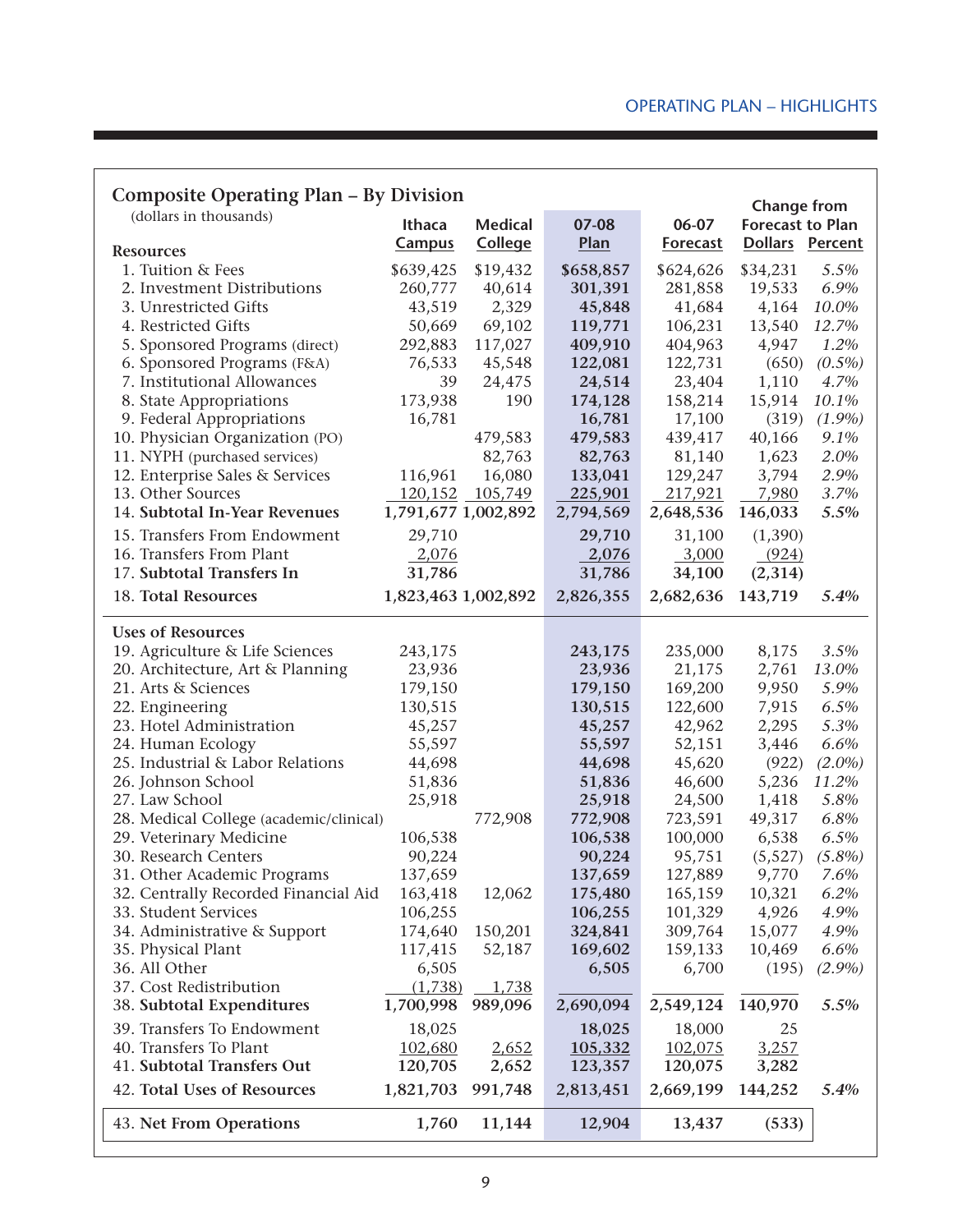## Composite Operating Plan – By Division

(dollars in thousands)

| Resources | Ithaca Campus | Medical College | 07-08 Plan | 06-07 Forecast | Change from Forecast to Plan Dollars | Percent |
|---|---|---|---|---|---|---|
| 1. Tuition & Fees | $639,425 | $19,432 | **$658,857** | $624,626 | $34,231 | *5.5%* |
| 2. Investment Distributions | 260,777 | 40,614 | **301,391** | 281,858 | 19,533 | *6.9%* |
| 3. Unrestricted Gifts | 43,519 | 2,329 | **45,848** | 41,684 | 4,164 | *10.0%* |
| 4. Restricted Gifts | 50,669 | 69,102 | **119,771** | 106,231 | 13,540 | *12.7%* |
| 5. Sponsored Programs (direct) | 292,883 | 117,027 | **409,910** | 404,963 | 4,947 | *1.2%* |
| 6. Sponsored Programs (F&A) | 76,533 | 45,548 | **122,081** | 122,731 | (650) | *(0.5%)* |
| 7. Institutional Allowances | 39 | 24,475 | **24,514** | 23,404 | 1,110 | *4.7%* |
| 8. State Appropriations | 173,938 | 190 | **174,128** | 158,214 | 15,914 | *10.1%* |
| 9. Federal Appropriations | 16,781 | | **16,781** | 17,100 | (319) | *(1.9%)* |
| 10. Physician Organization (PO) | | 479,583 | **479,583** | 439,417 | 40,166 | *9.1%* |
| 11. NYPH (purchased services) | | 82,763 | **82,763** | 81,140 | 1,623 | *2.0%* |
| 12. Enterprise Sales & Services | 116,961 | 16,080 | **133,041** | 129,247 | 3,794 | *2.9%* |
| 13. Other Sources | 120,152 | 105,749 | **225,901** | 217,921 | 7,980 | *3.7%* |
| 14. **Subtotal In-Year Revenues** | **1,791,677** | **1,002,892** | **2,794,569** | **2,648,536** | **146,033** | ***5.5%*** |
| 15. Transfers From Endowment | 29,710 | | **29,710** | 31,100 | (1,390) | |
| 16. Transfers From Plant | 2,076 | | **2,076** | 3,000 | (924) | |
| 17. **Subtotal Transfers In** | **31,786** | | **31,786** | **34,100** | **(2,314)** | |
| 18. **Total Resources** | **1,823,463** | **1,002,892** | **2,826,355** | **2,682,636** | **143,719** | ***5.4%*** |
| **Uses of Resources** | | | | | | |
| 19. Agriculture & Life Sciences | 243,175 | | **243,175** | 235,000 | 8,175 | *3.5%* |
| 20. Architecture, Art & Planning | 23,936 | | **23,936** | 21,175 | 2,761 | *13.0%* |
| 21. Arts & Sciences | 179,150 | | **179,150** | 169,200 | 9,950 | *5.9%* |
| 22. Engineering | 130,515 | | **130,515** | 122,600 | 7,915 | *6.5%* |
| 23. Hotel Administration | 45,257 | | **45,257** | 42,962 | 2,295 | *5.3%* |
| 24. Human Ecology | 55,597 | | **55,597** | 52,151 | 3,446 | *6.6%* |
| 25. Industrial & Labor Relations | 44,698 | | **44,698** | 45,620 | (922) | *(2.0%)* |
| 26. Johnson School | 51,836 | | **51,836** | 46,600 | 5,236 | *11.2%* |
| 27. Law School | 25,918 | | **25,918** | 24,500 | 1,418 | *5.8%* |
| 28. Medical College (academic/clinical) | | 772,908 | **772,908** | 723,591 | 49,317 | *6.8%* |
| 29. Veterinary Medicine | 106,538 | | **106,538** | 100,000 | 6,538 | *6.5%* |
| 30. Research Centers | 90,224 | | **90,224** | 95,751 | (5,527) | *(5.8%)* |
| 31. Other Academic Programs | 137,659 | | **137,659** | 127,889 | 9,770 | *7.6%* |
| 32. Centrally Recorded Financial Aid | 163,418 | 12,062 | **175,480** | 165,159 | 10,321 | *6.2%* |
| 33. Student Services | 106,255 | | **106,255** | 101,329 | 4,926 | *4.9%* |
| 34. Administrative & Support | 174,640 | 150,201 | **324,841** | 309,764 | 15,077 | *4.9%* |
| 35. Physical Plant | 117,415 | 52,187 | **169,602** | 159,133 | 10,469 | *6.6%* |
| 36. All Other | 6,505 | | **6,505** | 6,700 | (195) | *(2.9%)* |
| 37. Cost Redistribution | (1,738) | 1,738 | | | | |
| 38. **Subtotal Expenditures** | **1,700,998** | **989,096** | **2,690,094** | **2,549,124** | **140,970** | ***5.5%*** |
| 39. Transfers To Endowment | 18,025 | | **18,025** | 18,000 | 25 | |
| 40. Transfers To Plant | 102,680 | 2,652 | **105,332** | 102,075 | 3,257 | |
| 41. **Subtotal Transfers Out** | **120,705** | **2,652** | **123,357** | **120,075** | **3,282** | |
| 42. **Total Uses of Resources** | **1,821,703** | **991,748** | **2,813,451** | **2,669,199** | **144,252** | ***5.4%*** |
| 43. **Net From Operations** | **1,760** | **11,144** | **12,904** | **13,437** | **(533)** | |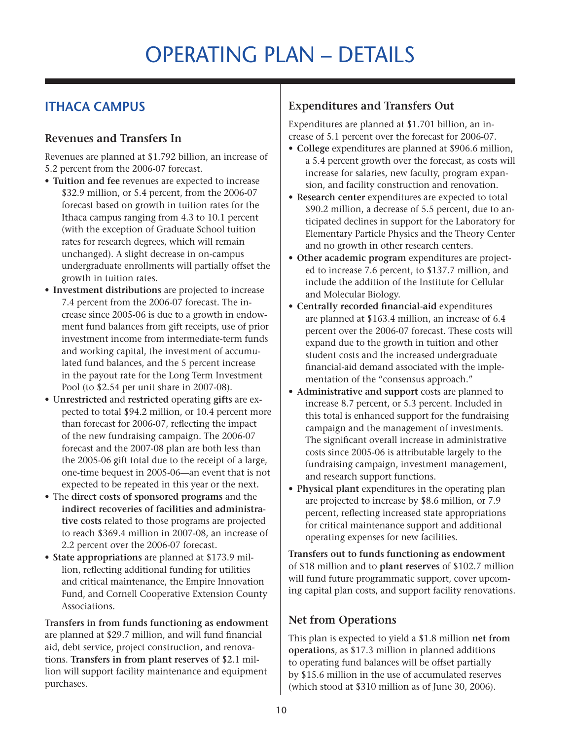# OPERATING PLAN – DETAILS

## ITHACA CAMPUS

### Revenues and Transfers In

Revenues are planned at $1.792 billion, an increase of 5.2 percent from the 2006-07 forecast.

- **Tuition and fee** revenues are expected to increase $32.9 million, or 5.4 percent, from the 2006-07 forecast based on growth in tuition rates for the Ithaca campus ranging from 4.3 to 10.1 percent (with the exception of Graduate School tuition rates for research degrees, which will remain unchanged). A slight decrease in on-campus undergraduate enrollments will partially offset the growth in tuition rates.
- **Investment distributions** are projected to increase 7.4 percent from the 2006-07 forecast. The increase since 2005-06 is due to a growth in endowment fund balances from gift receipts, use of prior investment income from intermediate-term funds and working capital, the investment of accumulated fund balances, and the 5 percent increase in the payout rate for the Long Term Investment Pool (to $2.54 per unit share in 2007-08).
- **Unrestricted** and **restricted** operating **gifts** are expected to total $94.2 million, or 10.4 percent more than forecast for 2006-07, reflecting the impact of the new fundraising campaign. The 2006-07 forecast and the 2007-08 plan are both less than the 2005-06 gift total due to the receipt of a large, one-time bequest in 2005-06—an event that is not expected to be repeated in this year or the next.
- The **direct costs of sponsored programs** and the **indirect recoveries of facilities and administrative costs** related to those programs are projected to reach $369.4 million in 2007-08, an increase of 2.2 percent over the 2006-07 forecast.
- **State appropriations** are planned at $173.9 million, reflecting additional funding for utilities and critical maintenance, the Empire Innovation Fund, and Cornell Cooperative Extension County Associations.

**Transfers in from funds functioning as endowment** are planned at $29.7 million, and will fund financial aid, debt service, project construction, and renovations. **Transfers in from plant reserves** of $2.1 million will support facility maintenance and equipment purchases.

### Expenditures and Transfers Out

Expenditures are planned at $1.701 billion, an increase of 5.1 percent over the forecast for 2006-07.

- **College** expenditures are planned at $906.6 million, a 5.4 percent growth over the forecast, as costs will increase for salaries, new faculty, program expansion, and facility construction and renovation.
- **Research center** expenditures are expected to total $90.2 million, a decrease of 5.5 percent, due to anticipated declines in support for the Laboratory for Elementary Particle Physics and the Theory Center and no growth in other research centers.
- **Other academic program** expenditures are projected to increase 7.6 percent, to $137.7 million, and include the addition of the Institute for Cellular and Molecular Biology.
- **Centrally recorded financial-aid** expenditures are planned at $163.4 million, an increase of 6.4 percent over the 2006-07 forecast. These costs will expand due to the growth in tuition and other student costs and the increased undergraduate financial-aid demand associated with the implementation of the "consensus approach."
- **Administrative and support** costs are planned to increase 8.7 percent, or 5.3 percent. Included in this total is enhanced support for the fundraising campaign and the management of investments. The significant overall increase in administrative costs since 2005-06 is attributable largely to the fundraising campaign, investment management, and research support functions.
- **Physical plant** expenditures in the operating plan are projected to increase by $8.6 million, or 7.9 percent, reflecting increased state appropriations for critical maintenance support and additional operating expenses for new facilities.

**Transfers out to funds functioning as endowment** of $18 million and to **plant reserves** of $102.7 million will fund future programmatic support, cover upcoming capital plan costs, and support facility renovations.

### Net from Operations

This plan is expected to yield a $1.8 million **net from operations**, as $17.3 million in planned additions to operating fund balances will be offset partially by $15.6 million in the use of accumulated reserves (which stood at $310 million as of June 30, 2006).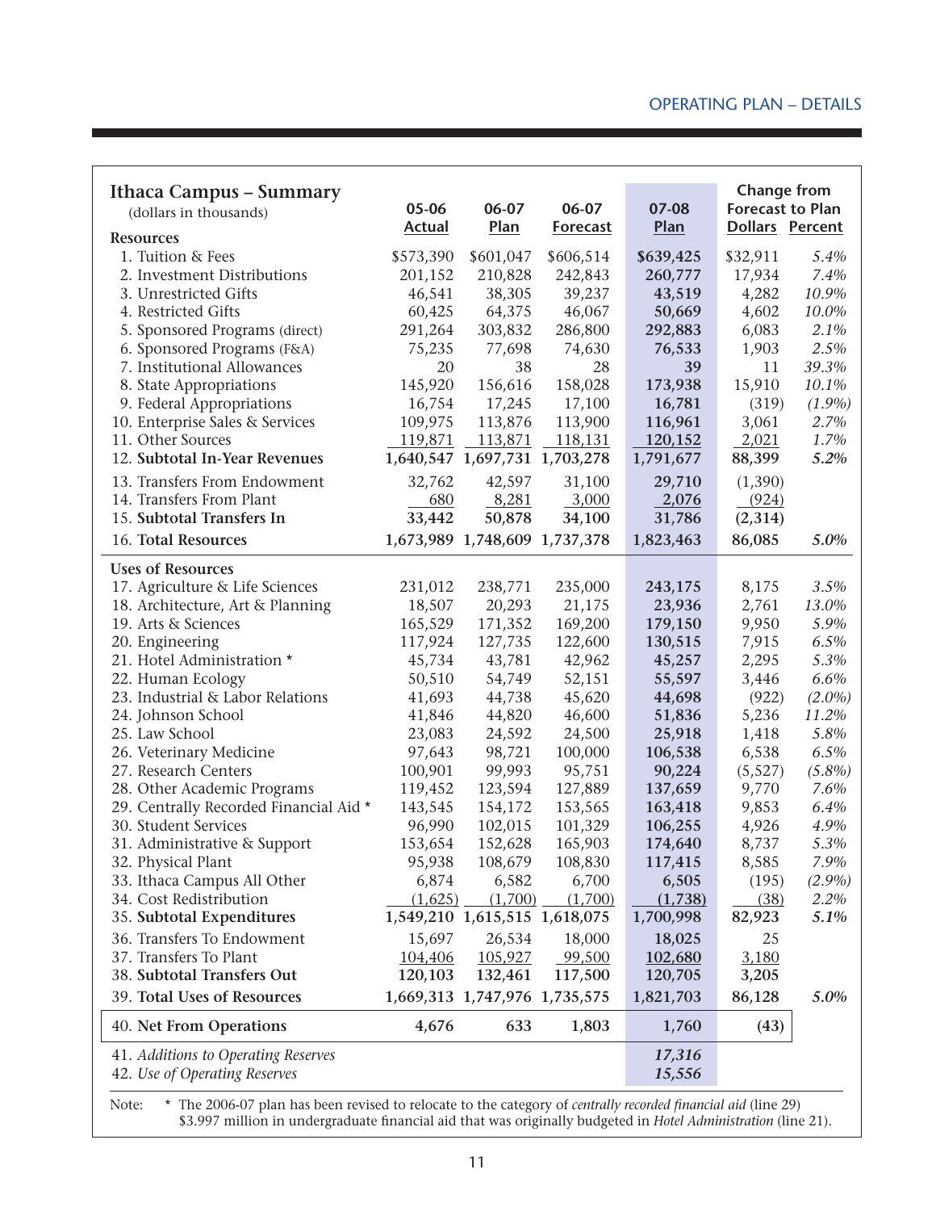## Ithaca Campus – Summary

(dollars in thousands)

| | 05-06 Actual | 06-07 Plan | 06-07 Forecast | 07-08 Plan | Change from Forecast to Plan Dollars | Change from Forecast to Plan Percent |
|---|---|---|---|---|---|---|
| **Resources** | | | | | | |
| 1. Tuition & Fees | $573,390 | $601,047 | $606,514 | **$639,425** | $32,911 | *5.4%* |
| 2. Investment Distributions | 201,152 | 210,828 | 242,843 | **260,777** | 17,934 | *7.4%* |
| 3. Unrestricted Gifts | 46,541 | 38,305 | 39,237 | **43,519** | 4,282 | *10.9%* |
| 4. Restricted Gifts | 60,425 | 64,375 | 46,067 | **50,669** | 4,602 | *10.0%* |
| 5. Sponsored Programs (direct) | 291,264 | 303,832 | 286,800 | **292,883** | 6,083 | *2.1%* |
| 6. Sponsored Programs (F&A) | 75,235 | 77,698 | 74,630 | **76,533** | 1,903 | *2.5%* |
| 7. Institutional Allowances | 20 | 38 | 28 | **39** | 11 | *39.3%* |
| 8. State Appropriations | 145,920 | 156,616 | 158,028 | **173,938** | 15,910 | *10.1%* |
| 9. Federal Appropriations | 16,754 | 17,245 | 17,100 | **16,781** | (319) | *(1.9%)* |
| 10. Enterprise Sales & Services | 109,975 | 113,876 | 113,900 | **116,961** | 3,061 | *2.7%* |
| 11. Other Sources | 119,871 | 113,871 | 118,131 | **120,152** | 2,021 | *1.7%* |
| 12. **Subtotal In-Year Revenues** | **1,640,547** | **1,697,731** | **1,703,278** | **1,791,677** | **88,399** | ***5.2%*** |
| 13. Transfers From Endowment | 32,762 | 42,597 | 31,100 | **29,710** | (1,390) | |
| 14. Transfers From Plant | 680 | 8,281 | 3,000 | **2,076** | (924) | |
| 15. **Subtotal Transfers In** | **33,442** | **50,878** | **34,100** | **31,786** | **(2,314)** | |
| 16. **Total Resources** | **1,673,989** | **1,748,609** | **1,737,378** | **1,823,463** | **86,085** | ***5.0%*** |
| **Uses of Resources** | | | | | | |
| 17. Agriculture & Life Sciences | 231,012 | 238,771 | 235,000 | **243,175** | 8,175 | *3.5%* |
| 18. Architecture, Art & Planning | 18,507 | 20,293 | 21,175 | **23,936** | 2,761 | *13.0%* |
| 19. Arts & Sciences | 165,529 | 171,352 | 169,200 | **179,150** | 9,950 | *5.9%* |
| 20. Engineering | 117,924 | 127,735 | 122,600 | **130,515** | 7,915 | *6.5%* |
| 21. Hotel Administration * | 45,734 | 43,781 | 42,962 | **45,257** | 2,295 | *5.3%* |
| 22. Human Ecology | 50,510 | 54,749 | 52,151 | **55,597** | 3,446 | *6.6%* |
| 23. Industrial & Labor Relations | 41,693 | 44,738 | 45,620 | **44,698** | (922) | *(2.0%)* |
| 24. Johnson School | 41,846 | 44,820 | 46,600 | **51,836** | 5,236 | *11.2%* |
| 25. Law School | 23,083 | 24,592 | 24,500 | **25,918** | 1,418 | *5.8%* |
| 26. Veterinary Medicine | 97,643 | 98,721 | 100,000 | **106,538** | 6,538 | *6.5%* |
| 27. Research Centers | 100,901 | 99,993 | 95,751 | **90,224** | (5,527) | *(5.8%)* |
| 28. Other Academic Programs | 119,452 | 123,594 | 127,889 | **137,659** | 9,770 | *7.6%* |
| 29. Centrally Recorded Financial Aid * | 143,545 | 154,172 | 153,565 | **163,418** | 9,853 | *6.4%* |
| 30. Student Services | 96,990 | 102,015 | 101,329 | **106,255** | 4,926 | *4.9%* |
| 31. Administrative & Support | 153,654 | 152,628 | 165,903 | **174,640** | 8,737 | *5.3%* |
| 32. Physical Plant | 95,938 | 108,679 | 108,830 | **117,415** | 8,585 | *7.9%* |
| 33. Ithaca Campus All Other | 6,874 | 6,582 | 6,700 | **6,505** | (195) | *(2.9%)* |
| 34. Cost Redistribution | (1,625) | (1,700) | (1,700) | **(1,738)** | (38) | *2.2%* |
| 35. **Subtotal Expenditures** | **1,549,210** | **1,615,515** | **1,618,075** | **1,700,998** | **82,923** | ***5.1%*** |
| 36. Transfers To Endowment | 15,697 | 26,534 | 18,000 | **18,025** | 25 | |
| 37. Transfers To Plant | 104,406 | 105,927 | 99,500 | **102,680** | 3,180 | |
| 38. **Subtotal Transfers Out** | **120,103** | **132,461** | **117,500** | **120,705** | **3,205** | |
| 39. **Total Uses of Resources** | **1,669,313** | **1,747,976** | **1,735,575** | **1,821,703** | **86,128** | ***5.0%*** |
| 40. **Net From Operations** | **4,676** | **633** | **1,803** | **1,760** | **(43)** | |
| 41. *Additions to Operating Reserves* | | | | ***17,316*** | | |
| 42. *Use of Operating Reserves* | | | | ***15,556*** | | |

Note: * The 2006-07 plan has been revised to relocate to the category of *centrally recorded financial aid* (line 29) $3.997 million in undergraduate financial aid that was originally budgeted in *Hotel Administration* (line 21).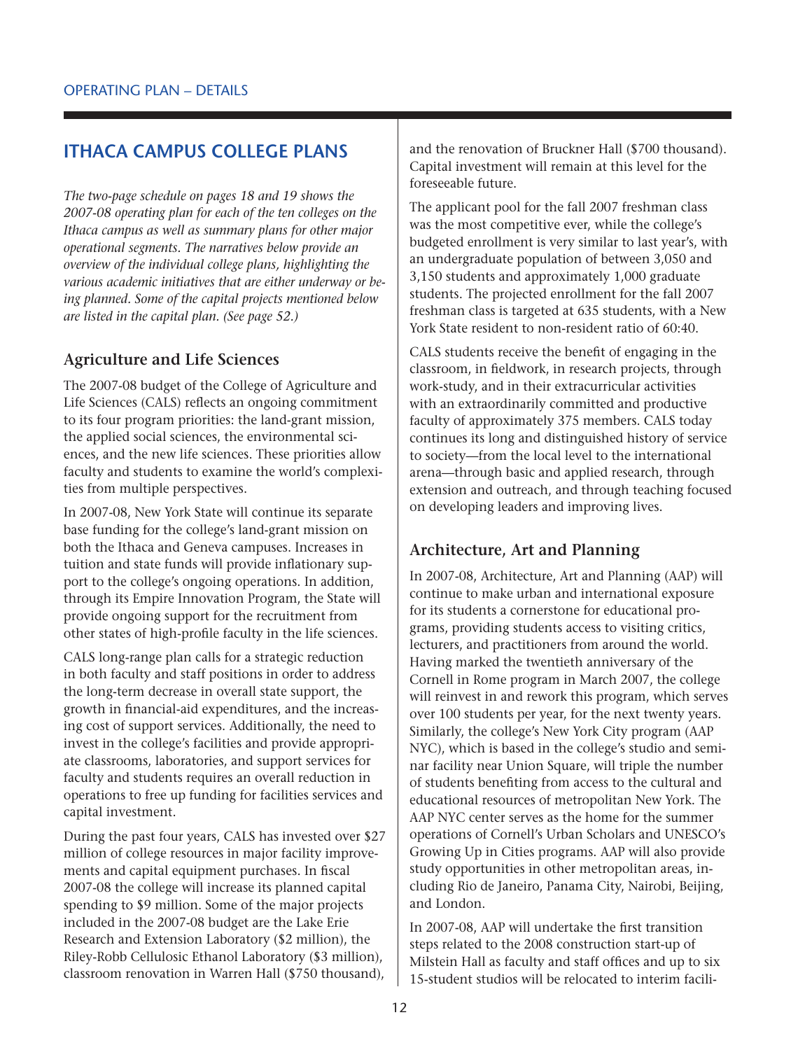## ITHACA CAMPUS COLLEGE PLANS

*The two-page schedule on pages 18 and 19 shows the 2007-08 operating plan for each of the ten colleges on the Ithaca campus as well as summary plans for other major operational segments. The narratives below provide an overview of the individual college plans, highlighting the various academic initiatives that are either underway or being planned. Some of the capital projects mentioned below are listed in the capital plan. (See page 52.)*

### Agriculture and Life Sciences

The 2007-08 budget of the College of Agriculture and Life Sciences (CALS) reflects an ongoing commitment to its four program priorities: the land-grant mission, the applied social sciences, the environmental sciences, and the new life sciences. These priorities allow faculty and students to examine the world's complexities from multiple perspectives.

In 2007-08, New York State will continue its separate base funding for the college's land-grant mission on both the Ithaca and Geneva campuses. Increases in tuition and state funds will provide inflationary support to the college's ongoing operations. In addition, through its Empire Innovation Program, the State will provide ongoing support for the recruitment from other states of high-profile faculty in the life sciences.

CALS long-range plan calls for a strategic reduction in both faculty and staff positions in order to address the long-term decrease in overall state support, the growth in financial-aid expenditures, and the increasing cost of support services. Additionally, the need to invest in the college's facilities and provide appropriate classrooms, laboratories, and support services for faculty and students requires an overall reduction in operations to free up funding for facilities services and capital investment.

During the past four years, CALS has invested over $27 million of college resources in major facility improvements and capital equipment purchases. In fiscal 2007-08 the college will increase its planned capital spending to $9 million. Some of the major projects included in the 2007-08 budget are the Lake Erie Research and Extension Laboratory ($2 million), the Riley-Robb Cellulosic Ethanol Laboratory ($3 million), classroom renovation in Warren Hall ($750 thousand), and the renovation of Bruckner Hall ($700 thousand). Capital investment will remain at this level for the foreseeable future.

The applicant pool for the fall 2007 freshman class was the most competitive ever, while the college's budgeted enrollment is very similar to last year's, with an undergraduate population of between 3,050 and 3,150 students and approximately 1,000 graduate students. The projected enrollment for the fall 2007 freshman class is targeted at 635 students, with a New York State resident to non-resident ratio of 60:40.

CALS students receive the benefit of engaging in the classroom, in fieldwork, in research projects, through work-study, and in their extracurricular activities with an extraordinarily committed and productive faculty of approximately 375 members. CALS today continues its long and distinguished history of service to society—from the local level to the international arena—through basic and applied research, through extension and outreach, and through teaching focused on developing leaders and improving lives.

### Architecture, Art and Planning

In 2007-08, Architecture, Art and Planning (AAP) will continue to make urban and international exposure for its students a cornerstone for educational programs, providing students access to visiting critics, lecturers, and practitioners from around the world. Having marked the twentieth anniversary of the Cornell in Rome program in March 2007, the college will reinvest in and rework this program, which serves over 100 students per year, for the next twenty years. Similarly, the college's New York City program (AAP NYC), which is based in the college's studio and seminar facility near Union Square, will triple the number of students benefiting from access to the cultural and educational resources of metropolitan New York. The AAP NYC center serves as the home for the summer operations of Cornell's Urban Scholars and UNESCO's Growing Up in Cities programs. AAP will also provide study opportunities in other metropolitan areas, including Rio de Janeiro, Panama City, Nairobi, Beijing, and London.

In 2007-08, AAP will undertake the first transition steps related to the 2008 construction start-up of Milstein Hall as faculty and staff offices and up to six 15-student studios will be relocated to interim facili-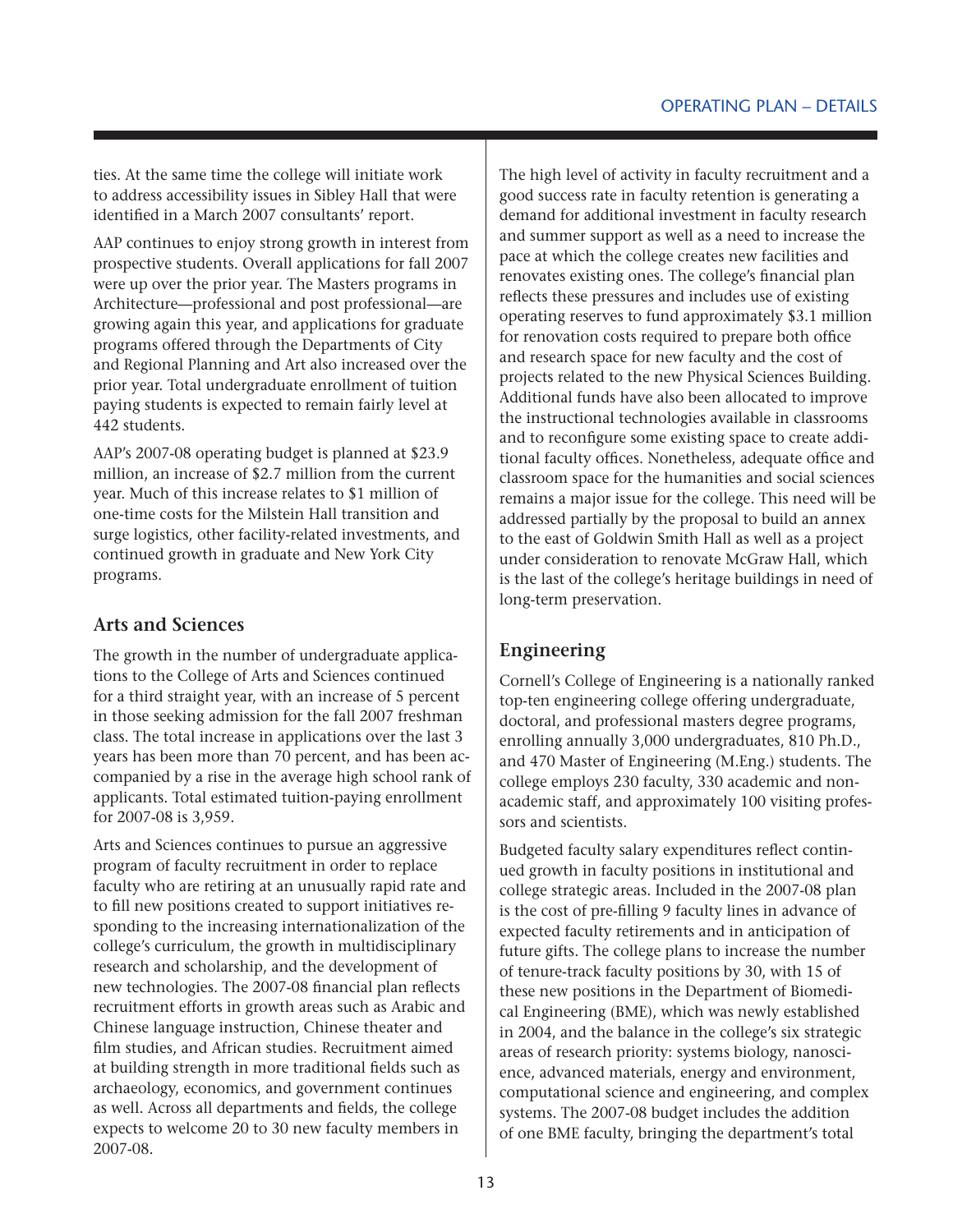ties. At the same time the college will initiate work to address accessibility issues in Sibley Hall that were identified in a March 2007 consultants' report.

AAP continues to enjoy strong growth in interest from prospective students. Overall applications for fall 2007 were up over the prior year. The Masters programs in Architecture—professional and post professional—are growing again this year, and applications for graduate programs offered through the Departments of City and Regional Planning and Art also increased over the prior year. Total undergraduate enrollment of tuition paying students is expected to remain fairly level at 442 students.

AAP's 2007-08 operating budget is planned at $23.9 million, an increase of $2.7 million from the current year. Much of this increase relates to $1 million of one-time costs for the Milstein Hall transition and surge logistics, other facility-related investments, and continued growth in graduate and New York City programs.

## Arts and Sciences

The growth in the number of undergraduate applications to the College of Arts and Sciences continued for a third straight year, with an increase of 5 percent in those seeking admission for the fall 2007 freshman class. The total increase in applications over the last 3 years has been more than 70 percent, and has been accompanied by a rise in the average high school rank of applicants. Total estimated tuition-paying enrollment for 2007-08 is 3,959.

Arts and Sciences continues to pursue an aggressive program of faculty recruitment in order to replace faculty who are retiring at an unusually rapid rate and to fill new positions created to support initiatives responding to the increasing internationalization of the college's curriculum, the growth in multidisciplinary research and scholarship, and the development of new technologies. The 2007-08 financial plan reflects recruitment efforts in growth areas such as Arabic and Chinese language instruction, Chinese theater and film studies, and African studies. Recruitment aimed at building strength in more traditional fields such as archaeology, economics, and government continues as well. Across all departments and fields, the college expects to welcome 20 to 30 new faculty members in 2007-08.

The high level of activity in faculty recruitment and a good success rate in faculty retention is generating a demand for additional investment in faculty research and summer support as well as a need to increase the pace at which the college creates new facilities and renovates existing ones. The college's financial plan reflects these pressures and includes use of existing operating reserves to fund approximately $3.1 million for renovation costs required to prepare both office and research space for new faculty and the cost of projects related to the new Physical Sciences Building. Additional funds have also been allocated to improve the instructional technologies available in classrooms and to reconfigure some existing space to create additional faculty offices. Nonetheless, adequate office and classroom space for the humanities and social sciences remains a major issue for the college. This need will be addressed partially by the proposal to build an annex to the east of Goldwin Smith Hall as well as a project under consideration to renovate McGraw Hall, which is the last of the college's heritage buildings in need of long-term preservation.

## Engineering

Cornell's College of Engineering is a nationally ranked top-ten engineering college offering undergraduate, doctoral, and professional masters degree programs, enrolling annually 3,000 undergraduates, 810 Ph.D., and 470 Master of Engineering (M.Eng.) students. The college employs 230 faculty, 330 academic and non-academic staff, and approximately 100 visiting professors and scientists.

Budgeted faculty salary expenditures reflect continued growth in faculty positions in institutional and college strategic areas. Included in the 2007-08 plan is the cost of pre-filling 9 faculty lines in advance of expected faculty retirements and in anticipation of future gifts. The college plans to increase the number of tenure-track faculty positions by 30, with 15 of these new positions in the Department of Biomedical Engineering (BME), which was newly established in 2004, and the balance in the college's six strategic areas of research priority: systems biology, nanoscience, advanced materials, energy and environment, computational science and engineering, and complex systems. The 2007-08 budget includes the addition of one BME faculty, bringing the department's total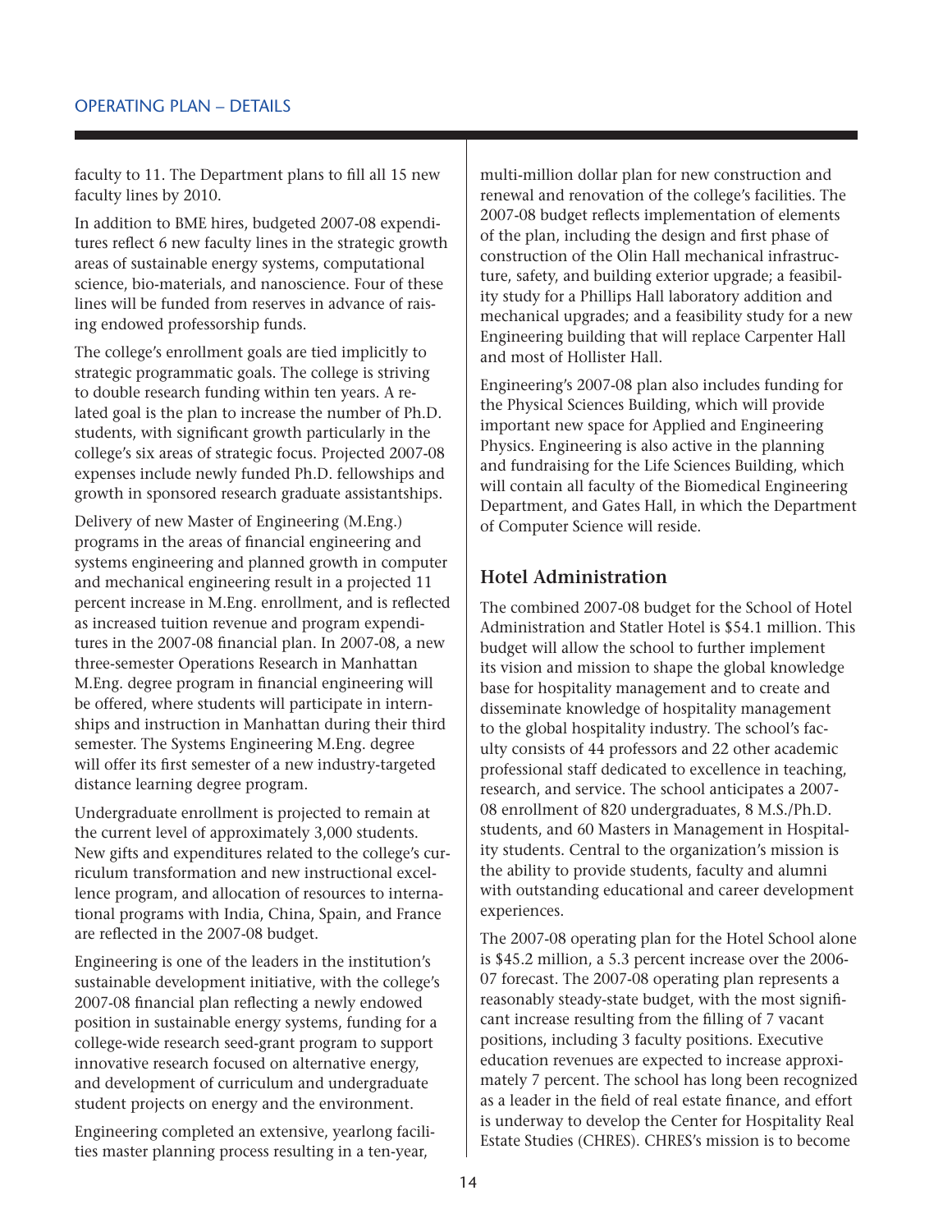faculty to 11. The Department plans to fill all 15 new faculty lines by 2010.

In addition to BME hires, budgeted 2007-08 expenditures reflect 6 new faculty lines in the strategic growth areas of sustainable energy systems, computational science, bio-materials, and nanoscience. Four of these lines will be funded from reserves in advance of raising endowed professorship funds.

The college's enrollment goals are tied implicitly to strategic programmatic goals. The college is striving to double research funding within ten years. A related goal is the plan to increase the number of Ph.D. students, with significant growth particularly in the college's six areas of strategic focus. Projected 2007-08 expenses include newly funded Ph.D. fellowships and growth in sponsored research graduate assistantships.

Delivery of new Master of Engineering (M.Eng.) programs in the areas of financial engineering and systems engineering and planned growth in computer and mechanical engineering result in a projected 11 percent increase in M.Eng. enrollment, and is reflected as increased tuition revenue and program expenditures in the 2007-08 financial plan. In 2007-08, a new three-semester Operations Research in Manhattan M.Eng. degree program in financial engineering will be offered, where students will participate in internships and instruction in Manhattan during their third semester. The Systems Engineering M.Eng. degree will offer its first semester of a new industry-targeted distance learning degree program.

Undergraduate enrollment is projected to remain at the current level of approximately 3,000 students. New gifts and expenditures related to the college's curriculum transformation and new instructional excellence program, and allocation of resources to international programs with India, China, Spain, and France are reflected in the 2007-08 budget.

Engineering is one of the leaders in the institution's sustainable development initiative, with the college's 2007-08 financial plan reflecting a newly endowed position in sustainable energy systems, funding for a college-wide research seed-grant program to support innovative research focused on alternative energy, and development of curriculum and undergraduate student projects on energy and the environment.

Engineering completed an extensive, yearlong facilities master planning process resulting in a ten-year, multi-million dollar plan for new construction and renewal and renovation of the college's facilities. The 2007-08 budget reflects implementation of elements of the plan, including the design and first phase of construction of the Olin Hall mechanical infrastructure, safety, and building exterior upgrade; a feasibility study for a Phillips Hall laboratory addition and mechanical upgrades; and a feasibility study for a new Engineering building that will replace Carpenter Hall and most of Hollister Hall.

Engineering's 2007-08 plan also includes funding for the Physical Sciences Building, which will provide important new space for Applied and Engineering Physics. Engineering is also active in the planning and fundraising for the Life Sciences Building, which will contain all faculty of the Biomedical Engineering Department, and Gates Hall, in which the Department of Computer Science will reside.

## Hotel Administration

The combined 2007-08 budget for the School of Hotel Administration and Statler Hotel is $54.1 million. This budget will allow the school to further implement its vision and mission to shape the global knowledge base for hospitality management and to create and disseminate knowledge of hospitality management to the global hospitality industry. The school's faculty consists of 44 professors and 22 other academic professional staff dedicated to excellence in teaching, research, and service. The school anticipates a 2007-08 enrollment of 820 undergraduates, 8 M.S./Ph.D. students, and 60 Masters in Management in Hospitality students. Central to the organization's mission is the ability to provide students, faculty and alumni with outstanding educational and career development experiences.

The 2007-08 operating plan for the Hotel School alone is $45.2 million, a 5.3 percent increase over the 2006-07 forecast. The 2007-08 operating plan represents a reasonably steady-state budget, with the most significant increase resulting from the filling of 7 vacant positions, including 3 faculty positions. Executive education revenues are expected to increase approximately 7 percent. The school has long been recognized as a leader in the field of real estate finance, and effort is underway to develop the Center for Hospitality Real Estate Studies (CHRES). CHRES's mission is to become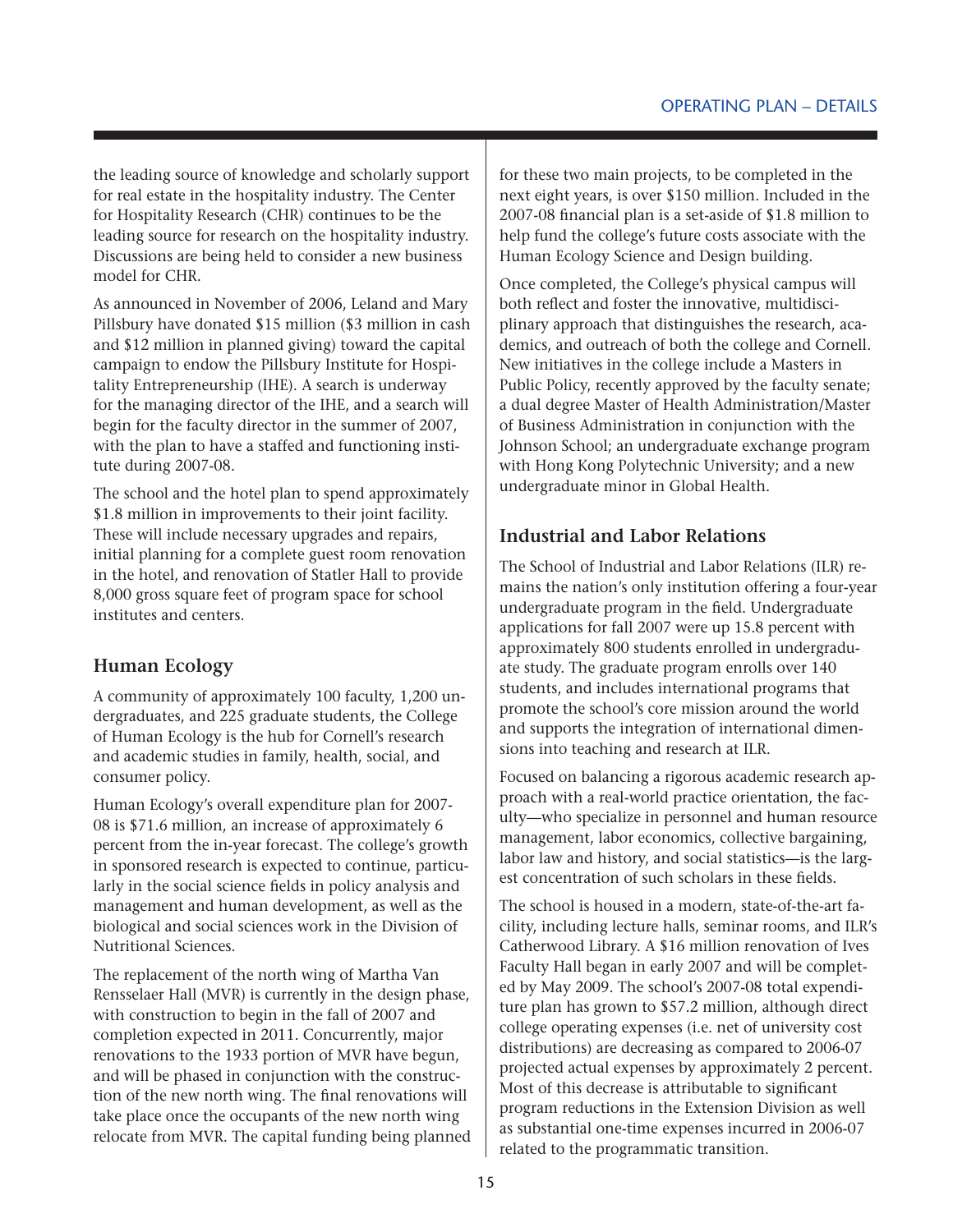the leading source of knowledge and scholarly support for real estate in the hospitality industry. The Center for Hospitality Research (CHR) continues to be the leading source for research on the hospitality industry. Discussions are being held to consider a new business model for CHR.

As announced in November of 2006, Leland and Mary Pillsbury have donated $15 million ($3 million in cash and $12 million in planned giving) toward the capital campaign to endow the Pillsbury Institute for Hospitality Entrepreneurship (IHE). A search is underway for the managing director of the IHE, and a search will begin for the faculty director in the summer of 2007, with the plan to have a staffed and functioning institute during 2007-08.

The school and the hotel plan to spend approximately $1.8 million in improvements to their joint facility. These will include necessary upgrades and repairs, initial planning for a complete guest room renovation in the hotel, and renovation of Statler Hall to provide 8,000 gross square feet of program space for school institutes and centers.

## Human Ecology

A community of approximately 100 faculty, 1,200 undergraduates, and 225 graduate students, the College of Human Ecology is the hub for Cornell's research and academic studies in family, health, social, and consumer policy.

Human Ecology's overall expenditure plan for 2007-08 is $71.6 million, an increase of approximately 6 percent from the in-year forecast. The college's growth in sponsored research is expected to continue, particularly in the social science fields in policy analysis and management and human development, as well as the biological and social sciences work in the Division of Nutritional Sciences.

The replacement of the north wing of Martha Van Rensselaer Hall (MVR) is currently in the design phase, with construction to begin in the fall of 2007 and completion expected in 2011. Concurrently, major renovations to the 1933 portion of MVR have begun, and will be phased in conjunction with the construction of the new north wing. The final renovations will take place once the occupants of the new north wing relocate from MVR. The capital funding being planned for these two main projects, to be completed in the next eight years, is over $150 million. Included in the 2007-08 financial plan is a set-aside of $1.8 million to help fund the college's future costs associate with the Human Ecology Science and Design building.

Once completed, the College's physical campus will both reflect and foster the innovative, multidisciplinary approach that distinguishes the research, academics, and outreach of both the college and Cornell. New initiatives in the college include a Masters in Public Policy, recently approved by the faculty senate; a dual degree Master of Health Administration/Master of Business Administration in conjunction with the Johnson School; an undergraduate exchange program with Hong Kong Polytechnic University; and a new undergraduate minor in Global Health.

## Industrial and Labor Relations

The School of Industrial and Labor Relations (ILR) remains the nation's only institution offering a four-year undergraduate program in the field. Undergraduate applications for fall 2007 were up 15.8 percent with approximately 800 students enrolled in undergraduate study. The graduate program enrolls over 140 students, and includes international programs that promote the school's core mission around the world and supports the integration of international dimensions into teaching and research at ILR.

Focused on balancing a rigorous academic research approach with a real-world practice orientation, the faculty—who specialize in personnel and human resource management, labor economics, collective bargaining, labor law and history, and social statistics—is the largest concentration of such scholars in these fields.

The school is housed in a modern, state-of-the-art facility, including lecture halls, seminar rooms, and ILR's Catherwood Library. A $16 million renovation of Ives Faculty Hall began in early 2007 and will be completed by May 2009. The school's 2007-08 total expenditure plan has grown to $57.2 million, although direct college operating expenses (i.e. net of university cost distributions) are decreasing as compared to 2006-07 projected actual expenses by approximately 2 percent. Most of this decrease is attributable to significant program reductions in the Extension Division as well as substantial one-time expenses incurred in 2006-07 related to the programmatic transition.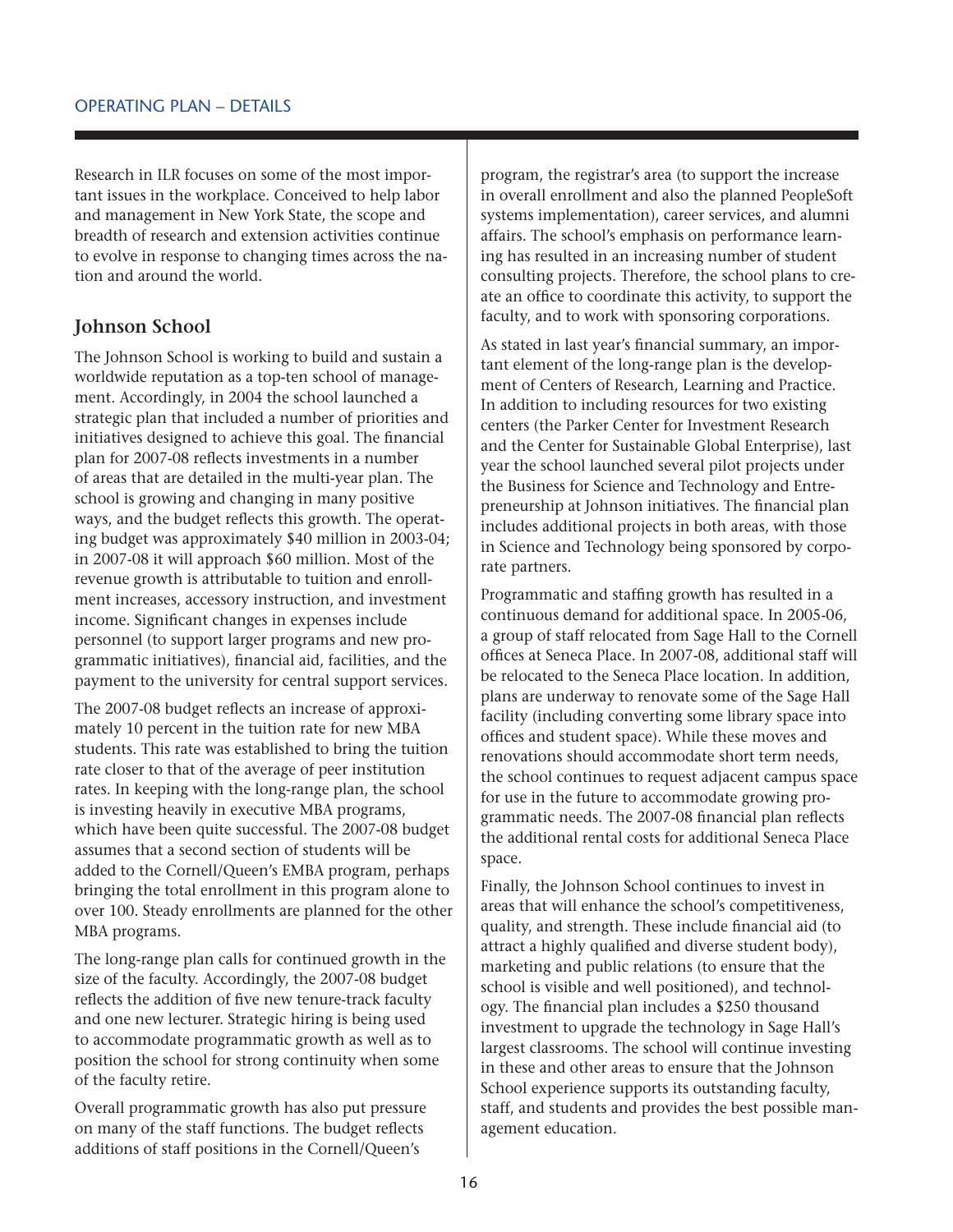Research in ILR focuses on some of the most important issues in the workplace. Conceived to help labor and management in New York State, the scope and breadth of research and extension activities continue to evolve in response to changing times across the nation and around the world.

## Johnson School

The Johnson School is working to build and sustain a worldwide reputation as a top-ten school of management. Accordingly, in 2004 the school launched a strategic plan that included a number of priorities and initiatives designed to achieve this goal. The financial plan for 2007-08 reflects investments in a number of areas that are detailed in the multi-year plan. The school is growing and changing in many positive ways, and the budget reflects this growth. The operating budget was approximately $40 million in 2003-04; in 2007-08 it will approach $60 million. Most of the revenue growth is attributable to tuition and enrollment increases, accessory instruction, and investment income. Significant changes in expenses include personnel (to support larger programs and new programmatic initiatives), financial aid, facilities, and the payment to the university for central support services.

The 2007-08 budget reflects an increase of approximately 10 percent in the tuition rate for new MBA students. This rate was established to bring the tuition rate closer to that of the average of peer institution rates. In keeping with the long-range plan, the school is investing heavily in executive MBA programs, which have been quite successful. The 2007-08 budget assumes that a second section of students will be added to the Cornell/Queen's EMBA program, perhaps bringing the total enrollment in this program alone to over 100. Steady enrollments are planned for the other MBA programs.

The long-range plan calls for continued growth in the size of the faculty. Accordingly, the 2007-08 budget reflects the addition of five new tenure-track faculty and one new lecturer. Strategic hiring is being used to accommodate programmatic growth as well as to position the school for strong continuity when some of the faculty retire.

Overall programmatic growth has also put pressure on many of the staff functions. The budget reflects additions of staff positions in the Cornell/Queen's program, the registrar's area (to support the increase in overall enrollment and also the planned PeopleSoft systems implementation), career services, and alumni affairs. The school's emphasis on performance learning has resulted in an increasing number of student consulting projects. Therefore, the school plans to create an office to coordinate this activity, to support the faculty, and to work with sponsoring corporations.

As stated in last year's financial summary, an important element of the long-range plan is the development of Centers of Research, Learning and Practice. In addition to including resources for two existing centers (the Parker Center for Investment Research and the Center for Sustainable Global Enterprise), last year the school launched several pilot projects under the Business for Science and Technology and Entrepreneurship at Johnson initiatives. The financial plan includes additional projects in both areas, with those in Science and Technology being sponsored by corporate partners.

Programmatic and staffing growth has resulted in a continuous demand for additional space. In 2005-06, a group of staff relocated from Sage Hall to the Cornell offices at Seneca Place. In 2007-08, additional staff will be relocated to the Seneca Place location. In addition, plans are underway to renovate some of the Sage Hall facility (including converting some library space into offices and student space). While these moves and renovations should accommodate short term needs, the school continues to request adjacent campus space for use in the future to accommodate growing programmatic needs. The 2007-08 financial plan reflects the additional rental costs for additional Seneca Place space.

Finally, the Johnson School continues to invest in areas that will enhance the school's competitiveness, quality, and strength. These include financial aid (to attract a highly qualified and diverse student body), marketing and public relations (to ensure that the school is visible and well positioned), and technology. The financial plan includes a $250 thousand investment to upgrade the technology in Sage Hall's largest classrooms. The school will continue investing in these and other areas to ensure that the Johnson School experience supports its outstanding faculty, staff, and students and provides the best possible management education.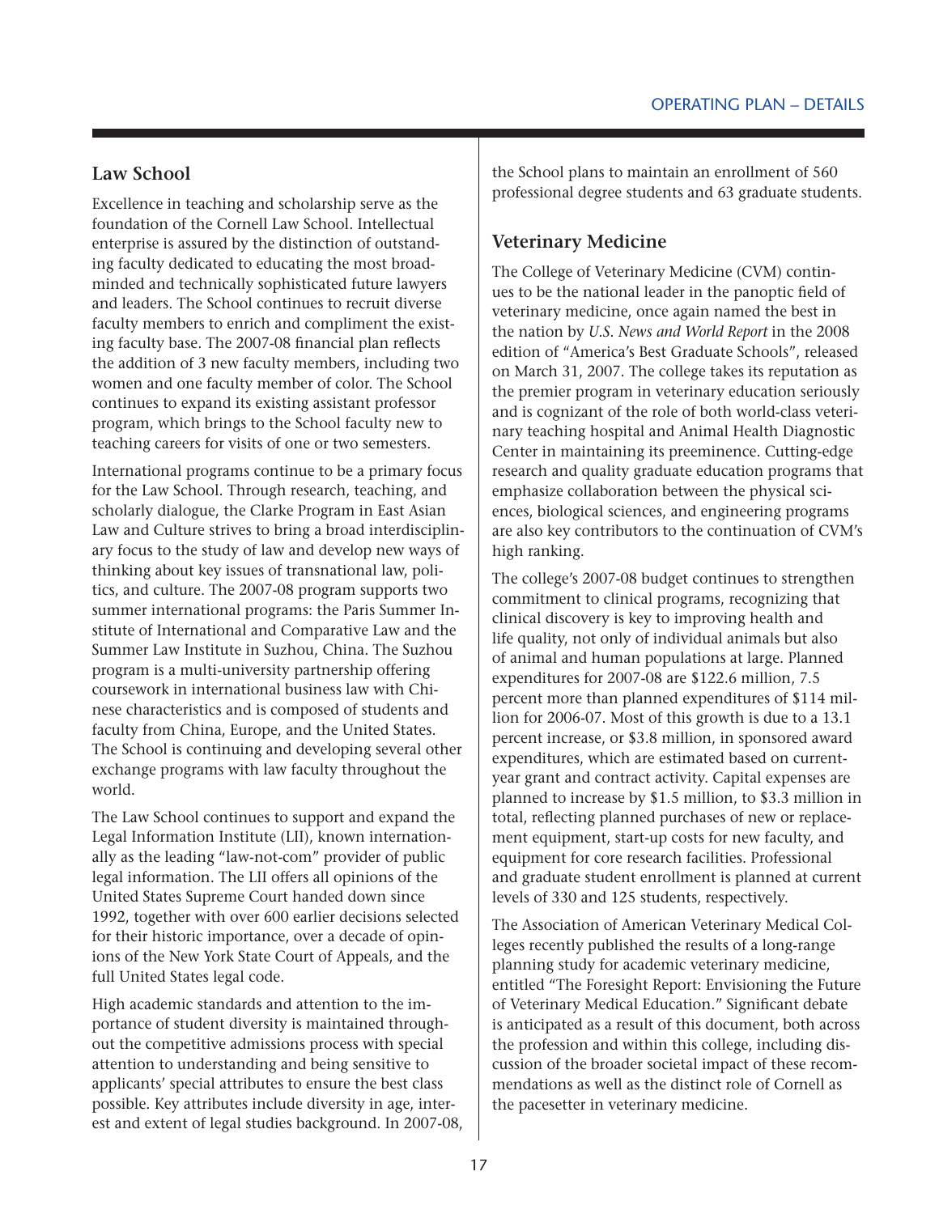## Law School

Excellence in teaching and scholarship serve as the foundation of the Cornell Law School. Intellectual enterprise is assured by the distinction of outstanding faculty dedicated to educating the most broad-minded and technically sophisticated future lawyers and leaders. The School continues to recruit diverse faculty members to enrich and compliment the existing faculty base. The 2007-08 financial plan reflects the addition of 3 new faculty members, including two women and one faculty member of color. The School continues to expand its existing assistant professor program, which brings to the School faculty new to teaching careers for visits of one or two semesters.

International programs continue to be a primary focus for the Law School. Through research, teaching, and scholarly dialogue, the Clarke Program in East Asian Law and Culture strives to bring a broad interdisciplinary focus to the study of law and develop new ways of thinking about key issues of transnational law, politics, and culture. The 2007-08 program supports two summer international programs: the Paris Summer Institute of International and Comparative Law and the Summer Law Institute in Suzhou, China. The Suzhou program is a multi-university partnership offering coursework in international business law with Chinese characteristics and is composed of students and faculty from China, Europe, and the United States. The School is continuing and developing several other exchange programs with law faculty throughout the world.

The Law School continues to support and expand the Legal Information Institute (LII), known internationally as the leading "law-not-com" provider of public legal information. The LII offers all opinions of the United States Supreme Court handed down since 1992, together with over 600 earlier decisions selected for their historic importance, over a decade of opinions of the New York State Court of Appeals, and the full United States legal code.

High academic standards and attention to the importance of student diversity is maintained throughout the competitive admissions process with special attention to understanding and being sensitive to applicants' special attributes to ensure the best class possible. Key attributes include diversity in age, interest and extent of legal studies background. In 2007-08, the School plans to maintain an enrollment of 560 professional degree students and 63 graduate students.

## Veterinary Medicine

The College of Veterinary Medicine (CVM) continues to be the national leader in the panoptic field of veterinary medicine, once again named the best in the nation by *U.S. News and World Report* in the 2008 edition of "America's Best Graduate Schools", released on March 31, 2007. The college takes its reputation as the premier program in veterinary education seriously and is cognizant of the role of both world-class veterinary teaching hospital and Animal Health Diagnostic Center in maintaining its preeminence. Cutting-edge research and quality graduate education programs that emphasize collaboration between the physical sciences, biological sciences, and engineering programs are also key contributors to the continuation of CVM's high ranking.

The college's 2007-08 budget continues to strengthen commitment to clinical programs, recognizing that clinical discovery is key to improving health and life quality, not only of individual animals but also of animal and human populations at large. Planned expenditures for 2007-08 are $122.6 million, 7.5 percent more than planned expenditures of $114 million for 2006-07. Most of this growth is due to a 13.1 percent increase, or $3.8 million, in sponsored award expenditures, which are estimated based on current-year grant and contract activity. Capital expenses are planned to increase by $1.5 million, to $3.3 million in total, reflecting planned purchases of new or replacement equipment, start-up costs for new faculty, and equipment for core research facilities. Professional and graduate student enrollment is planned at current levels of 330 and 125 students, respectively.

The Association of American Veterinary Medical Colleges recently published the results of a long-range planning study for academic veterinary medicine, entitled "The Foresight Report: Envisioning the Future of Veterinary Medical Education." Significant debate is anticipated as a result of this document, both across the profession and within this college, including discussion of the broader societal impact of these recommendations as well as the distinct role of Cornell as the pacesetter in veterinary medicine.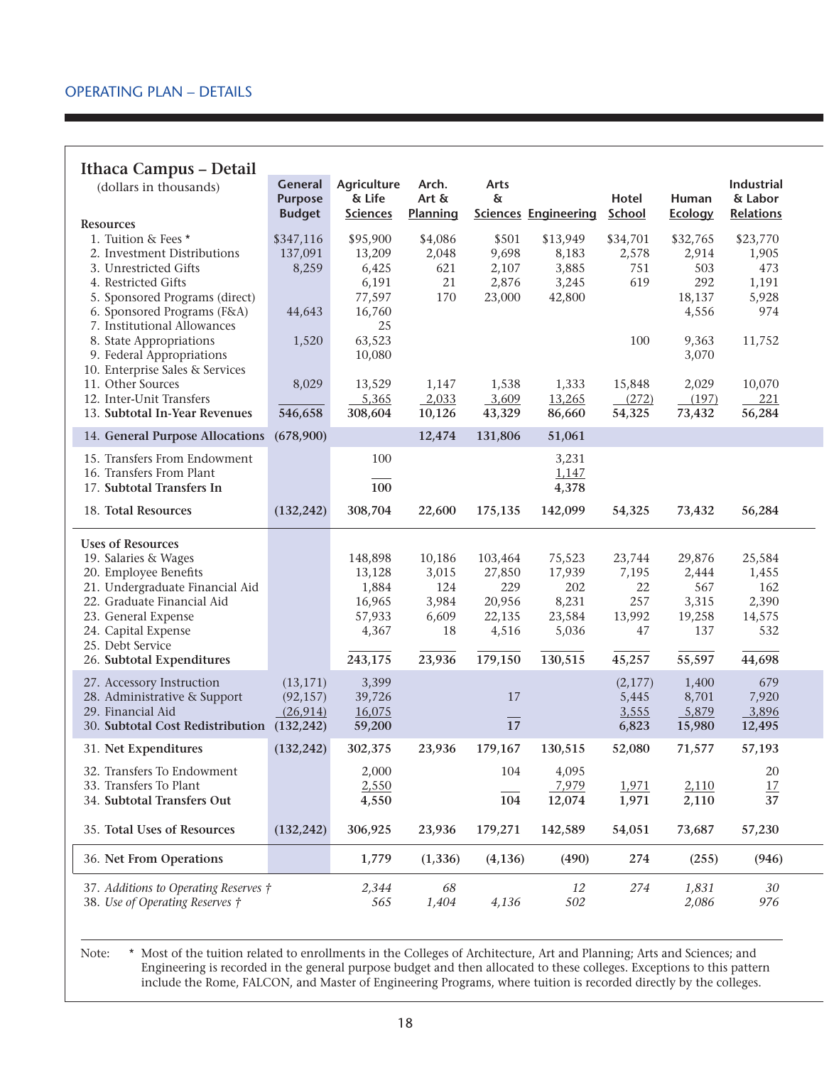OPERATING PLAN – DETAILS

## Ithaca Campus – Detail

| (dollars in thousands) | General Purpose Budget | Agriculture & Life Sciences | Arch. Art & Planning | Arts & Sciences | Engineering | Hotel School | Human Ecology | Industrial & Labor Relations |
|---|---|---|---|---|---|---|---|---|
| **Resources** | | | | | | | | |
| 1. Tuition & Fees * | $347,116 | $95,900 | $4,086 | $501 | $13,949 | $34,701 | $32,765 | $23,770 |
| 2. Investment Distributions | 137,091 | 13,209 | 2,048 | 9,698 | 8,183 | 2,578 | 2,914 | 1,905 |
| 3. Unrestricted Gifts | 8,259 | 6,425 | 621 | 2,107 | 3,885 | 751 | 503 | 473 |
| 4. Restricted Gifts | | 6,191 | 21 | 2,876 | 3,245 | 619 | 292 | 1,191 |
| 5. Sponsored Programs (direct) | | 77,597 | 170 | 23,000 | 42,800 | | 18,137 | 5,928 |
| 6. Sponsored Programs (F&A) | 44,643 | 16,760 | | | | | 4,556 | 974 |
| 7. Institutional Allowances | | 25 | | | | | | |
| 8. State Appropriations | 1,520 | 63,523 | | | | 100 | 9,363 | 11,752 |
| 9. Federal Appropriations | | 10,080 | | | | | 3,070 | |
| 10. Enterprise Sales & Services | | | | | | | | |
| 11. Other Sources | 8,029 | 13,529 | 1,147 | 1,538 | 1,333 | 15,848 | 2,029 | 10,070 |
| 12. Inter-Unit Transfers | | 5,365 | 2,033 | 3,609 | 13,265 | (272) | (197) | 221 |
| 13. **Subtotal In-Year Revenues** | 546,658 | 308,604 | 10,126 | 43,329 | 86,660 | 54,325 | 73,432 | 56,284 |
| 14. **General Purpose Allocations** | (678,900) | | 12,474 | 131,806 | 51,061 | | | |
| 15. Transfers From Endowment | | 100 | | | 3,231 | | | |
| 16. Transfers From Plant | | | | | 1,147 | | | |
| 17. **Subtotal Transfers In** | | 100 | | | 4,378 | | | |
| 18. **Total Resources** | (132,242) | 308,704 | 22,600 | 175,135 | 142,099 | 54,325 | 73,432 | 56,284 |
| **Uses of Resources** | | | | | | | | |
| 19. Salaries & Wages | | 148,898 | 10,186 | 103,464 | 75,523 | 23,744 | 29,876 | 25,584 |
| 20. Employee Benefits | | 13,128 | 3,015 | 27,850 | 17,939 | 7,195 | 2,444 | 1,455 |
| 21. Undergraduate Financial Aid | | 1,884 | 124 | 229 | 202 | 22 | 567 | 162 |
| 22. Graduate Financial Aid | | 16,965 | 3,984 | 20,956 | 8,231 | 257 | 3,315 | 2,390 |
| 23. General Expense | | 57,933 | 6,609 | 22,135 | 23,584 | 13,992 | 19,258 | 14,575 |
| 24. Capital Expense | | 4,367 | 18 | 4,516 | 5,036 | 47 | 137 | 532 |
| 25. Debt Service | | | | | | | | |
| 26. **Subtotal Expenditures** | | 243,175 | 23,936 | 179,150 | 130,515 | 45,257 | 55,597 | 44,698 |
| 27. Accessory Instruction | (13,171) | 3,399 | | | | (2,177) | 1,400 | 679 |
| 28. Administrative & Support | (92,157) | 39,726 | | 17 | | 5,445 | 8,701 | 7,920 |
| 29. Financial Aid | (26,914) | 16,075 | | | | 3,555 | 5,879 | 3,896 |
| 30. **Subtotal Cost Redistribution** | (132,242) | 59,200 | | 17 | | 6,823 | 15,980 | 12,495 |
| 31. **Net Expenditures** | (132,242) | 302,375 | 23,936 | 179,167 | 130,515 | 52,080 | 71,577 | 57,193 |
| 32. Transfers To Endowment | | 2,000 | | 104 | 4,095 | | | 20 |
| 33. Transfers To Plant | | 2,550 | | | 7,979 | 1,971 | 2,110 | 17 |
| 34. **Subtotal Transfers Out** | | 4,550 | | 104 | 12,074 | 1,971 | 2,110 | 37 |
| 35. **Total Uses of Resources** | (132,242) | 306,925 | 23,936 | 179,271 | 142,589 | 54,051 | 73,687 | 57,230 |
| 36. **Net From Operations** | | 1,779 | (1,336) | (4,136) | (490) | 274 | (255) | (946) |
| 37. *Additions to Operating Reserves †* | | *2,344* | *68* | | *12* | *274* | *1,831* | *30* |
| 38. *Use of Operating Reserves †* | | *565* | *1,404* | *4,136* | *502* | | *2,086* | *976* |

Note: * Most of the tuition related to enrollments in the Colleges of Architecture, Art and Planning; Arts and Sciences; and Engineering is recorded in the general purpose budget and then allocated to these colleges. Exceptions to this pattern include the Rome, FALCON, and Master of Engineering Programs, where tuition is recorded directly by the colleges.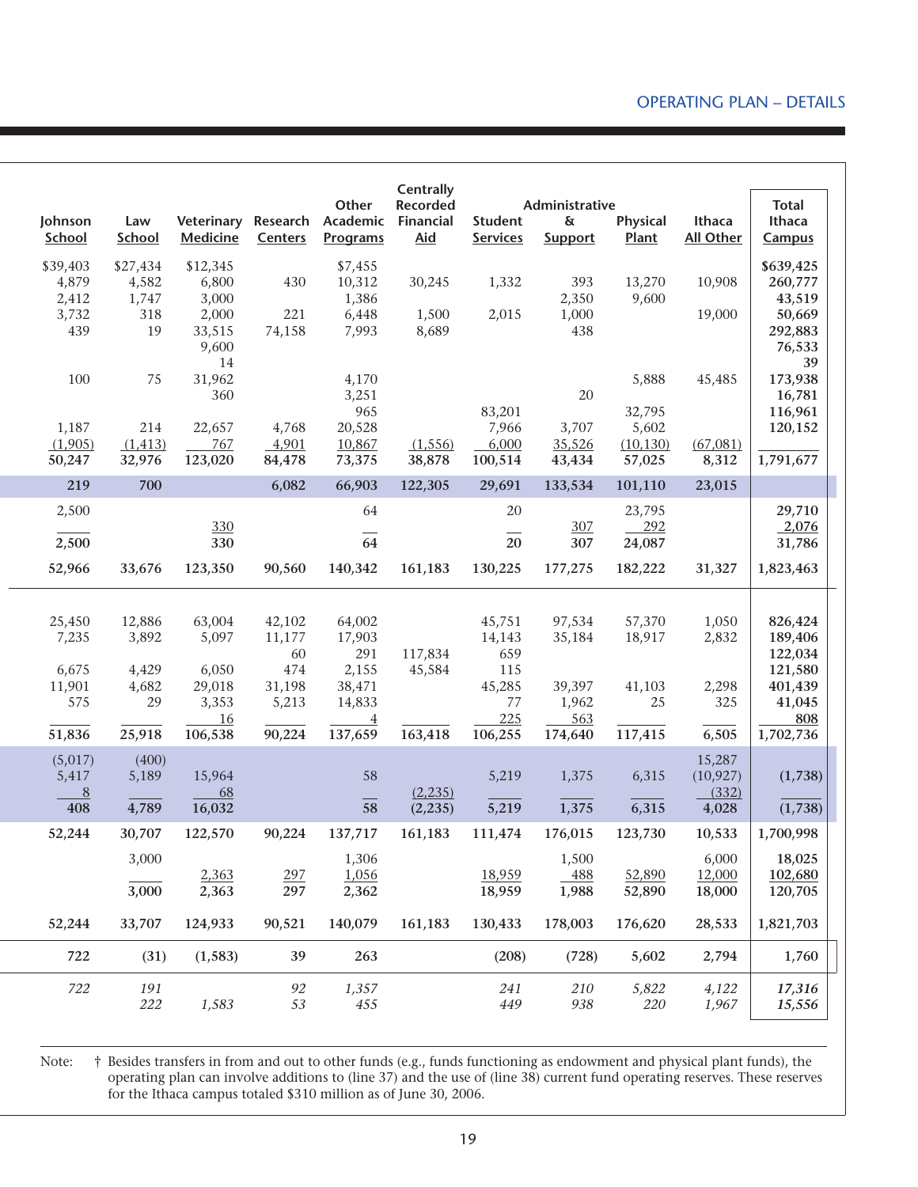| Johnson School | Law School | Veterinary Medicine | Research Centers | Other Academic Programs | Centrally Recorded Financial Aid | Student Services | Administrative & Support | Physical Plant | Ithaca All Other | Total Ithaca Campus |
|---|---|---|---|---|---|---|---|---|---|---|
| $39,403 | $27,434 | $12,345 | | $7,455 | | | | | | $639,425 |
| 4,879 | 4,582 | 6,800 | 430 | 10,312 | 30,245 | 1,332 | 393 | 13,270 | 10,908 | 260,777 |
| 2,412 | 1,747 | 3,000 | | 1,386 | | | 2,350 | 9,600 | | 43,519 |
| 3,732 | 318 | 2,000 | 221 | 6,448 | 1,500 | 2,015 | 1,000 | | 19,000 | 50,669 |
| 439 | 19 | 33,515 | 74,158 | 7,993 | 8,689 | | 438 | | | 292,883 |
| | | 9,600 | | | | | | | | 76,533 |
| | | 14 | | | | | | | | 39 |
| 100 | 75 | 31,962 | | 4,170 | | | | 5,888 | 45,485 | 173,938 |
| | | 360 | | 3,251 | | | 20 | | | 16,781 |
| | | | | 965 | | 83,201 | | 32,795 | | 116,961 |
| 1,187 | 214 | 22,657 | 4,768 | 20,528 | | 7,966 | 3,707 | 5,602 | | 120,152 |
| (1,905) | (1,413) | 767 | 4,901 | 10,867 | (1,556) | 6,000 | 35,526 | (10,130) | (67,081) | |
| 50,247 | 32,976 | 123,020 | 84,478 | 73,375 | 38,878 | 100,514 | 43,434 | 57,025 | 8,312 | 1,791,677 |
| 219 | 700 | | 6,082 | 66,903 | 122,305 | 29,691 | 133,534 | 101,110 | 23,015 | |
| 2,500 | | | | 64 | | 20 | | 23,795 | | 29,710 |
| | | 330 | | | | | 307 | 292 | | 2,076 |
| 2,500 | | 330 | | 64 | | 20 | 307 | 24,087 | | 31,786 |
| 52,966 | 33,676 | 123,350 | 90,560 | 140,342 | 161,183 | 130,225 | 177,275 | 182,222 | 31,327 | 1,823,463 |
| 25,450 | 12,886 | 63,004 | 42,102 | 64,002 | | 45,751 | 97,534 | 57,370 | 1,050 | 826,424 |
| 7,235 | 3,892 | 5,097 | 11,177 | 17,903 | | 14,143 | 35,184 | 18,917 | 2,832 | 189,406 |
| | | | 60 | 291 | 117,834 | 659 | | | | 122,034 |
| 6,675 | 4,429 | 6,050 | 474 | 2,155 | 45,584 | 115 | | | | 121,580 |
| 11,901 | 4,682 | 29,018 | 31,198 | 38,471 | | 45,285 | 39,397 | 41,103 | 2,298 | 401,439 |
| 575 | 29 | 3,353 | 5,213 | 14,833 | | 77 | 1,962 | 25 | 325 | 41,045 |
| | | 16 | | 4 | | 225 | 563 | | | 808 |
| 51,836 | 25,918 | 106,538 | 90,224 | 137,659 | 163,418 | 106,255 | 174,640 | 117,415 | 6,505 | 1,702,736 |
| (5,017) | (400) | | | | | | | | 15,287 | |
| 5,417 | 5,189 | 15,964 | | 58 | | 5,219 | 1,375 | 6,315 | (10,927) | (1,738) |
| 8 | | 68 | | | (2,235) | | | | (332) | |
| 408 | 4,789 | 16,032 | | 58 | (2,235) | 5,219 | 1,375 | 6,315 | 4,028 | (1,738) |
| 52,244 | 30,707 | 122,570 | 90,224 | 137,717 | 161,183 | 111,474 | 176,015 | 123,730 | 10,533 | 1,700,998 |
| | 3,000 | | | 1,306 | | | 1,500 | | 6,000 | 18,025 |
| | | 2,363 | 297 | 1,056 | | 18,959 | 488 | 52,890 | 12,000 | 102,680 |
| | 3,000 | 2,363 | 297 | 2,362 | | 18,959 | 1,988 | 52,890 | 18,000 | 120,705 |
| 52,244 | 33,707 | 124,933 | 90,521 | 140,079 | 161,183 | 130,433 | 178,003 | 176,620 | 28,533 | 1,821,703 |
| 722 | (31) | (1,583) | 39 | 263 | | (208) | (728) | 5,602 | 2,794 | 1,760 |
| *722* | *191* | | *92* | *1,357* | | *241* | *210* | *5,822* | *4,122* | *17,316* |
| | *222* | *1,583* | *53* | *455* | | *449* | *938* | *220* | *1,967* | *15,556* |

Note: † Besides transfers in from and out to other funds (e.g., funds functioning as endowment and physical plant funds), the operating plan can involve additions to (line 37) and the use of (line 38) current fund operating reserves. These reserves for the Ithaca campus totaled $310 million as of June 30, 2006.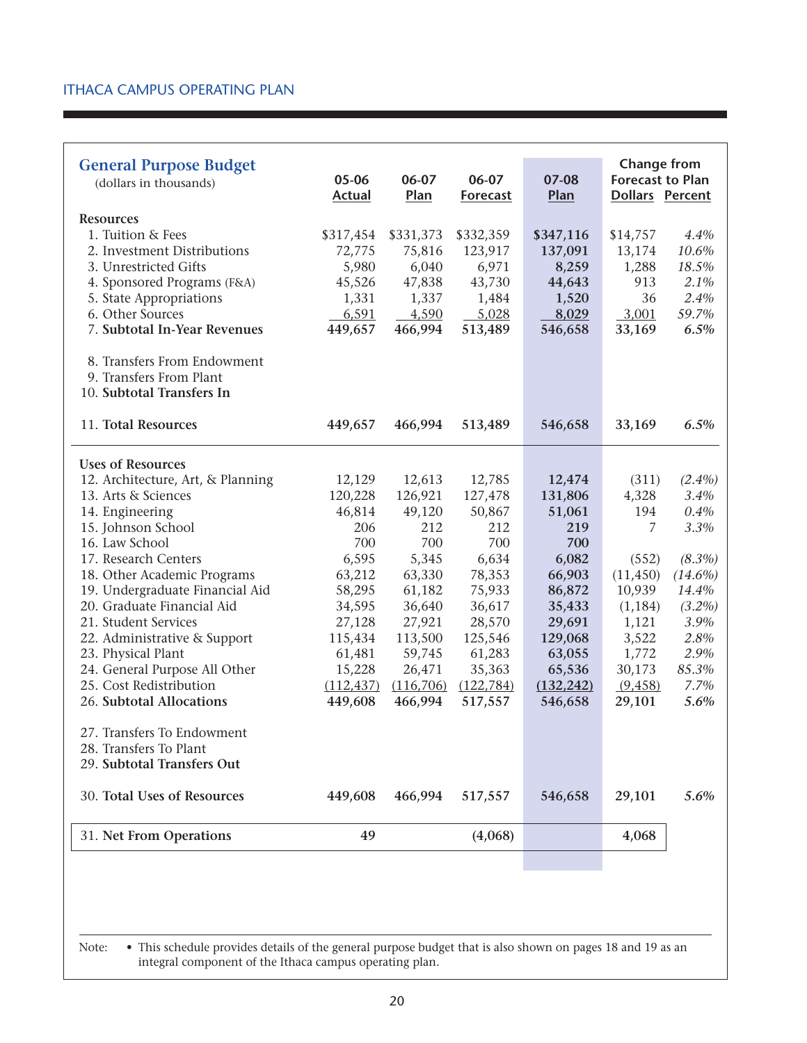ITHACA CAMPUS OPERATING PLAN

## General Purpose Budget

(dollars in thousands)

| | 05-06 Actual | 06-07 Plan | 06-07 Forecast | 07-08 Plan | Change from Forecast to Plan Dollars | Change from Forecast to Plan Percent |
|---|---|---|---|---|---|---|
| **Resources** | | | | | | |
| 1. Tuition & Fees | $317,454 | $331,373 | $332,359 | **$347,116** | $14,757 | *4.4%* |
| 2. Investment Distributions | 72,775 | 75,816 | 123,917 | **137,091** | 13,174 | *10.6%* |
| 3. Unrestricted Gifts | 5,980 | 6,040 | 6,971 | **8,259** | 1,288 | *18.5%* |
| 4. Sponsored Programs (F&A) | 45,526 | 47,838 | 43,730 | **44,643** | 913 | *2.1%* |
| 5. State Appropriations | 1,331 | 1,337 | 1,484 | **1,520** | 36 | *2.4%* |
| 6. Other Sources | 6,591 | 4,590 | 5,028 | **8,029** | 3,001 | *59.7%* |
| 7. **Subtotal In-Year Revenues** | **449,657** | **466,994** | **513,489** | **546,658** | **33,169** | ***6.5%*** |
| 8. Transfers From Endowment | | | | | | |
| 9. Transfers From Plant | | | | | | |
| 10. **Subtotal Transfers In** | | | | | | |
| 11. **Total Resources** | **449,657** | **466,994** | **513,489** | **546,658** | **33,169** | ***6.5%*** |
| **Uses of Resources** | | | | | | |
| 12. Architecture, Art, & Planning | 12,129 | 12,613 | 12,785 | **12,474** | (311) | *(2.4%)* |
| 13. Arts & Sciences | 120,228 | 126,921 | 127,478 | **131,806** | 4,328 | *3.4%* |
| 14. Engineering | 46,814 | 49,120 | 50,867 | **51,061** | 194 | *0.4%* |
| 15. Johnson School | 206 | 212 | 212 | **219** | 7 | *3.3%* |
| 16. Law School | 700 | 700 | 700 | **700** | | |
| 17. Research Centers | 6,595 | 5,345 | 6,634 | **6,082** | (552) | *(8.3%)* |
| 18. Other Academic Programs | 63,212 | 63,330 | 78,353 | **66,903** | (11,450) | *(14.6%)* |
| 19. Undergraduate Financial Aid | 58,295 | 61,182 | 75,933 | **86,872** | 10,939 | *14.4%* |
| 20. Graduate Financial Aid | 34,595 | 36,640 | 36,617 | **35,433** | (1,184) | *(3.2%)* |
| 21. Student Services | 27,128 | 27,921 | 28,570 | **29,691** | 1,121 | *3.9%* |
| 22. Administrative & Support | 115,434 | 113,500 | 125,546 | **129,068** | 3,522 | *2.8%* |
| 23. Physical Plant | 61,481 | 59,745 | 61,283 | **63,055** | 1,772 | *2.9%* |
| 24. General Purpose All Other | 15,228 | 26,471 | 35,363 | **65,536** | 30,173 | *85.3%* |
| 25. Cost Redistribution | (112,437) | (116,706) | (122,784) | **(132,242)** | (9,458) | *7.7%* |
| 26. **Subtotal Allocations** | **449,608** | **466,994** | **517,557** | **546,658** | **29,101** | ***5.6%*** |
| 27. Transfers To Endowment | | | | | | |
| 28. Transfers To Plant | | | | | | |
| 29. **Subtotal Transfers Out** | | | | | | |
| 30. **Total Uses of Resources** | **449,608** | **466,994** | **517,557** | **546,658** | **29,101** | ***5.6%*** |
| 31. **Net From Operations** | **49** | | **(4,068)** | | **4,068** | |

Note: • This schedule provides details of the general purpose budget that is also shown on pages 18 and 19 as an integral component of the Ithaca campus operating plan.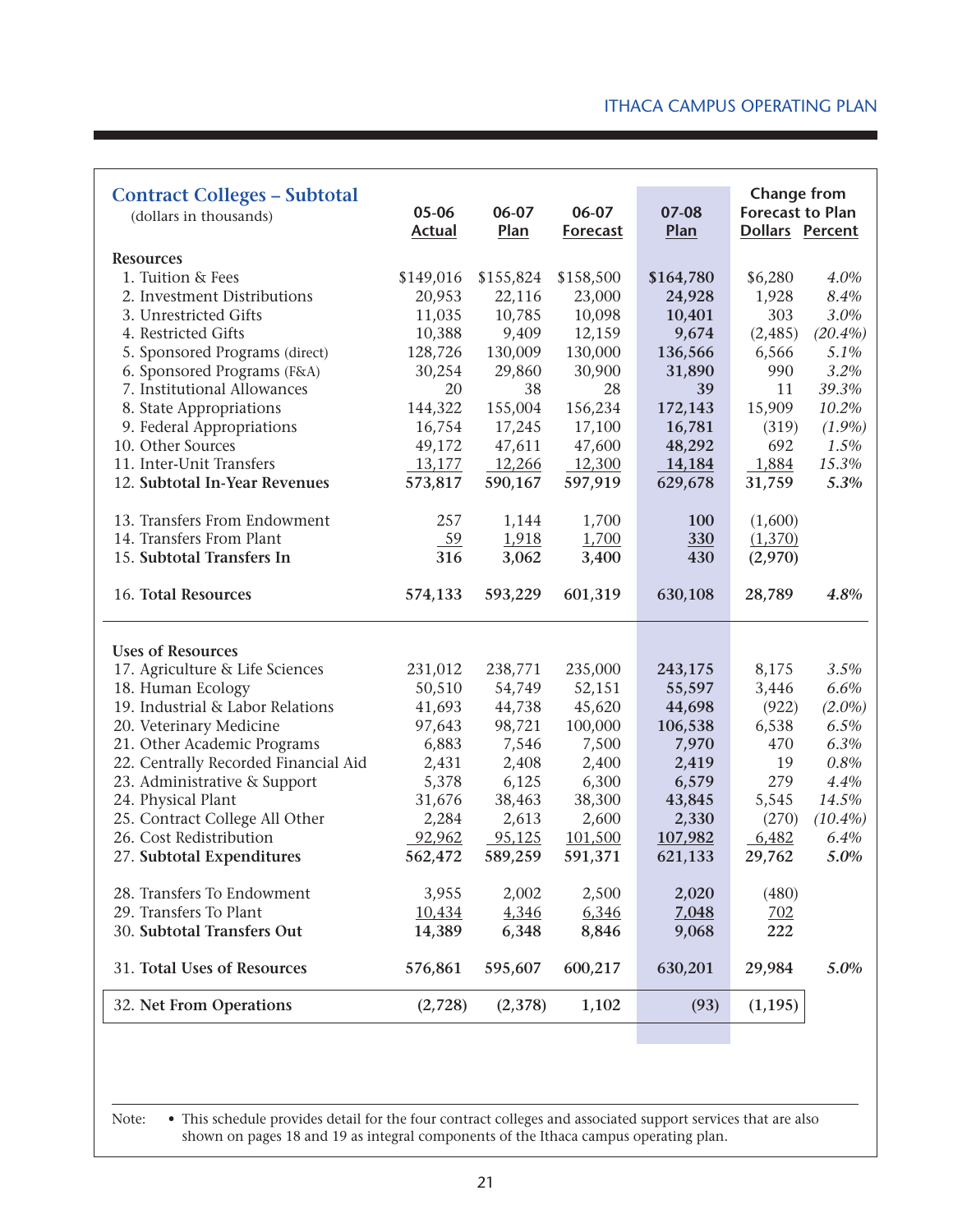## Contract Colleges – Subtotal

(dollars in thousands)

| | 05-06 Actual | 06-07 Plan | 06-07 Forecast | 07-08 Plan | Change from Forecast to Plan Dollars | Percent |
|---|---|---|---|---|---|---|
| **Resources** | | | | | | |
| 1. Tuition & Fees | $149,016 | $155,824 | $158,500 | **$164,780** | $6,280 | *4.0%* |
| 2. Investment Distributions | 20,953 | 22,116 | 23,000 | **24,928** | 1,928 | *8.4%* |
| 3. Unrestricted Gifts | 11,035 | 10,785 | 10,098 | **10,401** | 303 | *3.0%* |
| 4. Restricted Gifts | 10,388 | 9,409 | 12,159 | **9,674** | (2,485) | *(20.4%)* |
| 5. Sponsored Programs (direct) | 128,726 | 130,009 | 130,000 | **136,566** | 6,566 | *5.1%* |
| 6. Sponsored Programs (F&A) | 30,254 | 29,860 | 30,900 | **31,890** | 990 | *3.2%* |
| 7. Institutional Allowances | 20 | 38 | 28 | **39** | 11 | *39.3%* |
| 8. State Appropriations | 144,322 | 155,004 | 156,234 | **172,143** | 15,909 | *10.2%* |
| 9. Federal Appropriations | 16,754 | 17,245 | 17,100 | **16,781** | (319) | *(1.9%)* |
| 10. Other Sources | 49,172 | 47,611 | 47,600 | **48,292** | 692 | *1.5%* |
| 11. Inter-Unit Transfers | 13,177 | 12,266 | 12,300 | **14,184** | 1,884 | *15.3%* |
| 12. **Subtotal In-Year Revenues** | **573,817** | **590,167** | **597,919** | **629,678** | **31,759** | ***5.3%*** |
| 13. Transfers From Endowment | 257 | 1,144 | 1,700 | **100** | (1,600) | |
| 14. Transfers From Plant | 59 | 1,918 | 1,700 | **330** | (1,370) | |
| 15. **Subtotal Transfers In** | **316** | **3,062** | **3,400** | **430** | **(2,970)** | |
| 16. **Total Resources** | **574,133** | **593,229** | **601,319** | **630,108** | **28,789** | ***4.8%*** |
| **Uses of Resources** | | | | | | |
| 17. Agriculture & Life Sciences | 231,012 | 238,771 | 235,000 | **243,175** | 8,175 | *3.5%* |
| 18. Human Ecology | 50,510 | 54,749 | 52,151 | **55,597** | 3,446 | *6.6%* |
| 19. Industrial & Labor Relations | 41,693 | 44,738 | 45,620 | **44,698** | (922) | *(2.0%)* |
| 20. Veterinary Medicine | 97,643 | 98,721 | 100,000 | **106,538** | 6,538 | *6.5%* |
| 21. Other Academic Programs | 6,883 | 7,546 | 7,500 | **7,970** | 470 | *6.3%* |
| 22. Centrally Recorded Financial Aid | 2,431 | 2,408 | 2,400 | **2,419** | 19 | *0.8%* |
| 23. Administrative & Support | 5,378 | 6,125 | 6,300 | **6,579** | 279 | *4.4%* |
| 24. Physical Plant | 31,676 | 38,463 | 38,300 | **43,845** | 5,545 | *14.5%* |
| 25. Contract College All Other | 2,284 | 2,613 | 2,600 | **2,330** | (270) | *(10.4%)* |
| 26. Cost Redistribution | 92,962 | 95,125 | 101,500 | **107,982** | 6,482 | *6.4%* |
| 27. **Subtotal Expenditures** | **562,472** | **589,259** | **591,371** | **621,133** | **29,762** | ***5.0%*** |
| 28. Transfers To Endowment | 3,955 | 2,002 | 2,500 | **2,020** | (480) | |
| 29. Transfers To Plant | 10,434 | 4,346 | 6,346 | **7,048** | 702 | |
| 30. **Subtotal Transfers Out** | **14,389** | **6,348** | **8,846** | **9,068** | **222** | |
| 31. **Total Uses of Resources** | **576,861** | **595,607** | **600,217** | **630,201** | **29,984** | ***5.0%*** |
| 32. **Net From Operations** | **(2,728)** | **(2,378)** | **1,102** | **(93)** | **(1,195)** | |

Note: • This schedule provides detail for the four contract colleges and associated support services that are also shown on pages 18 and 19 as integral components of the Ithaca campus operating plan.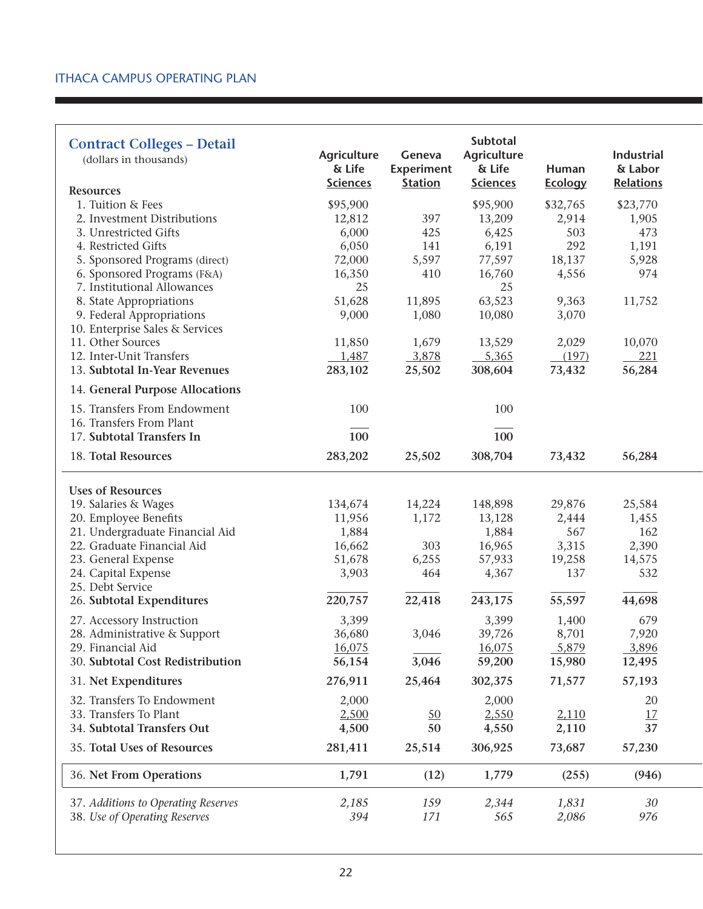## ITHACA CAMPUS OPERATING PLAN

### Contract Colleges – Detail

(dollars in thousands)

| | Agriculture & Life Sciences | Geneva Experiment Station | Subtotal Agriculture & Life Sciences | Human Ecology | Industrial & Labor Relations |
|---|---|---|---|---|---|
| **Resources** | | | | | |
| 1. Tuition & Fees | $95,900 | | $95,900 | $32,765 | $23,770 |
| 2. Investment Distributions | 12,812 | 397 | 13,209 | 2,914 | 1,905 |
| 3. Unrestricted Gifts | 6,000 | 425 | 6,425 | 503 | 473 |
| 4. Restricted Gifts | 6,050 | 141 | 6,191 | 292 | 1,191 |
| 5. Sponsored Programs (direct) | 72,000 | 5,597 | 77,597 | 18,137 | 5,928 |
| 6. Sponsored Programs (F&A) | 16,350 | 410 | 16,760 | 4,556 | 974 |
| 7. Institutional Allowances | 25 | | 25 | | |
| 8. State Appropriations | 51,628 | 11,895 | 63,523 | 9,363 | 11,752 |
| 9. Federal Appropriations | 9,000 | 1,080 | 10,080 | 3,070 | |
| 10. Enterprise Sales & Services | | | | | |
| 11. Other Sources | 11,850 | 1,679 | 13,529 | 2,029 | 10,070 |
| 12. Inter-Unit Transfers | 1,487 | 3,878 | 5,365 | (197) | 221 |
| 13. **Subtotal In-Year Revenues** | **283,102** | **25,502** | **308,604** | **73,432** | **56,284** |
| 14. **General Purpose Allocations** | | | | | |
| 15. Transfers From Endowment | 100 | | 100 | | |
| 16. Transfers From Plant | | | | | |
| 17. **Subtotal Transfers In** | **100** | | **100** | | |
| 18. **Total Resources** | **283,202** | **25,502** | **308,704** | **73,432** | **56,284** |
| **Uses of Resources** | | | | | |
| 19. Salaries & Wages | 134,674 | 14,224 | 148,898 | 29,876 | 25,584 |
| 20. Employee Benefits | 11,956 | 1,172 | 13,128 | 2,444 | 1,455 |
| 21. Undergraduate Financial Aid | 1,884 | | 1,884 | 567 | 162 |
| 22. Graduate Financial Aid | 16,662 | 303 | 16,965 | 3,315 | 2,390 |
| 23. General Expense | 51,678 | 6,255 | 57,933 | 19,258 | 14,575 |
| 24. Capital Expense | 3,903 | 464 | 4,367 | 137 | 532 |
| 25. Debt Service | | | | | |
| 26. **Subtotal Expenditures** | **220,757** | **22,418** | **243,175** | **55,597** | **44,698** |
| 27. Accessory Instruction | 3,399 | | 3,399 | 1,400 | 679 |
| 28. Administrative & Support | 36,680 | 3,046 | 39,726 | 8,701 | 7,920 |
| 29. Financial Aid | 16,075 | | 16,075 | 5,879 | 3,896 |
| 30. **Subtotal Cost Redistribution** | **56,154** | **3,046** | **59,200** | **15,980** | **12,495** |
| 31. **Net Expenditures** | **276,911** | **25,464** | **302,375** | **71,577** | **57,193** |
| 32. Transfers To Endowment | 2,000 | | 2,000 | | 20 |
| 33. Transfers To Plant | 2,500 | 50 | 2,550 | 2,110 | 17 |
| 34. **Subtotal Transfers Out** | **4,500** | **50** | **4,550** | **2,110** | **37** |
| 35. **Total Uses of Resources** | **281,411** | **25,514** | **306,925** | **73,687** | **57,230** |
| 36. **Net From Operations** | **1,791** | **(12)** | **1,779** | **(255)** | **(946)** |
| 37. *Additions to Operating Reserves* | *2,185* | *159* | *2,344* | *1,831* | *30* |
| 38. *Use of Operating Reserves* | *394* | *171* | *565* | *2,086* | *976* |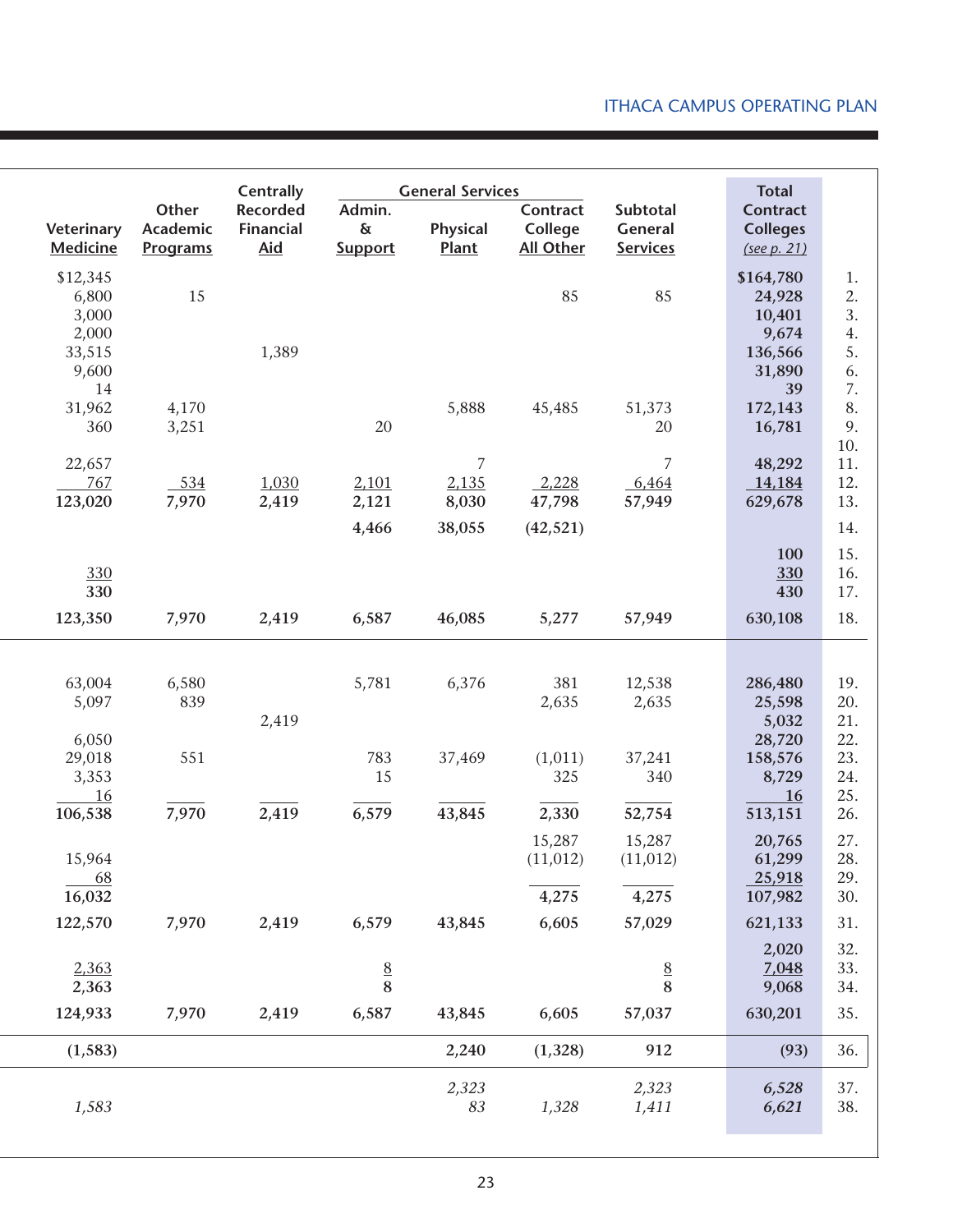| Veterinary Medicine | Other Academic Programs | Centrally Recorded Financial Aid | General Services: Admin. & Support | General Services: Physical Plant | General Services: Contract College All Other | Subtotal General Services | Total Contract Colleges (see p. 21) | |
|---|---|---|---|---|---|---|---|---|
| $12,345 | | | | | | | $164,780 | 1. |
| 6,800 | 15 | | | | 85 | 85 | 24,928 | 2. |
| 3,000 | | | | | | | 10,401 | 3. |
| 2,000 | | | | | | | 9,674 | 4. |
| 33,515 | | 1,389 | | | | | 136,566 | 5. |
| 9,600 | | | | | | | 31,890 | 6. |
| 14 | | | | | | | 39 | 7. |
| 31,962 | 4,170 | | | 5,888 | 45,485 | 51,373 | 172,143 | 8. |
| 360 | 3,251 | | 20 | | | 20 | 16,781 | 9. |
| | | | | | | | | 10. |
| 22,657 | | | | 7 | | 7 | 48,292 | 11. |
| 767 | 534 | 1,030 | 2,101 | 2,135 | 2,228 | 6,464 | 14,184 | 12. |
| **123,020** | **7,970** | **2,419** | **2,121** | **8,030** | **47,798** | **57,949** | **629,678** | 13. |
| | | | **4,466** | **38,055** | **(42,521)** | | | 14. |
| | | | | | | | 100 | 15. |
| 330 | | | | | | | 330 | 16. |
| **330** | | | | | | | **430** | 17. |
| **123,350** | **7,970** | **2,419** | **6,587** | **46,085** | **5,277** | **57,949** | **630,108** | 18. |
| 63,004 | 6,580 | | 5,781 | 6,376 | 381 | 12,538 | 286,480 | 19. |
| 5,097 | 839 | | | | 2,635 | 2,635 | 25,598 | 20. |
| | | 2,419 | | | | | 5,032 | 21. |
| 6,050 | | | | | | | 28,720 | 22. |
| 29,018 | 551 | | 783 | 37,469 | (1,011) | 37,241 | 158,576 | 23. |
| 3,353 | | | 15 | | 325 | 340 | 8,729 | 24. |
| 16 | | | | | | | 16 | 25. |
| **106,538** | **7,970** | **2,419** | **6,579** | **43,845** | **2,330** | **52,754** | **513,151** | 26. |
| | | | | | 15,287 | 15,287 | 20,765 | 27. |
| 15,964 | | | | | (11,012) | (11,012) | 61,299 | 28. |
| 68 | | | | | | | 25,918 | 29. |
| **16,032** | | | | | **4,275** | **4,275** | **107,982** | 30. |
| **122,570** | **7,970** | **2,419** | **6,579** | **43,845** | **6,605** | **57,029** | **621,133** | 31. |
| | | | | | | | 2,020 | 32. |
| 2,363 | | | 8 | | | 8 | 7,048 | 33. |
| **2,363** | | | **8** | | | **8** | **9,068** | 34. |
| **124,933** | **7,970** | **2,419** | **6,587** | **43,845** | **6,605** | **57,037** | **630,201** | 35. |
| **(1,583)** | | | | **2,240** | **(1,328)** | **912** | **(93)** | 36. |
| | | | | *2,323* | | *2,323* | *6,528* | 37. |
| *1,583* | | | | *83* | *1,328* | *1,411* | *6,621* | 38. |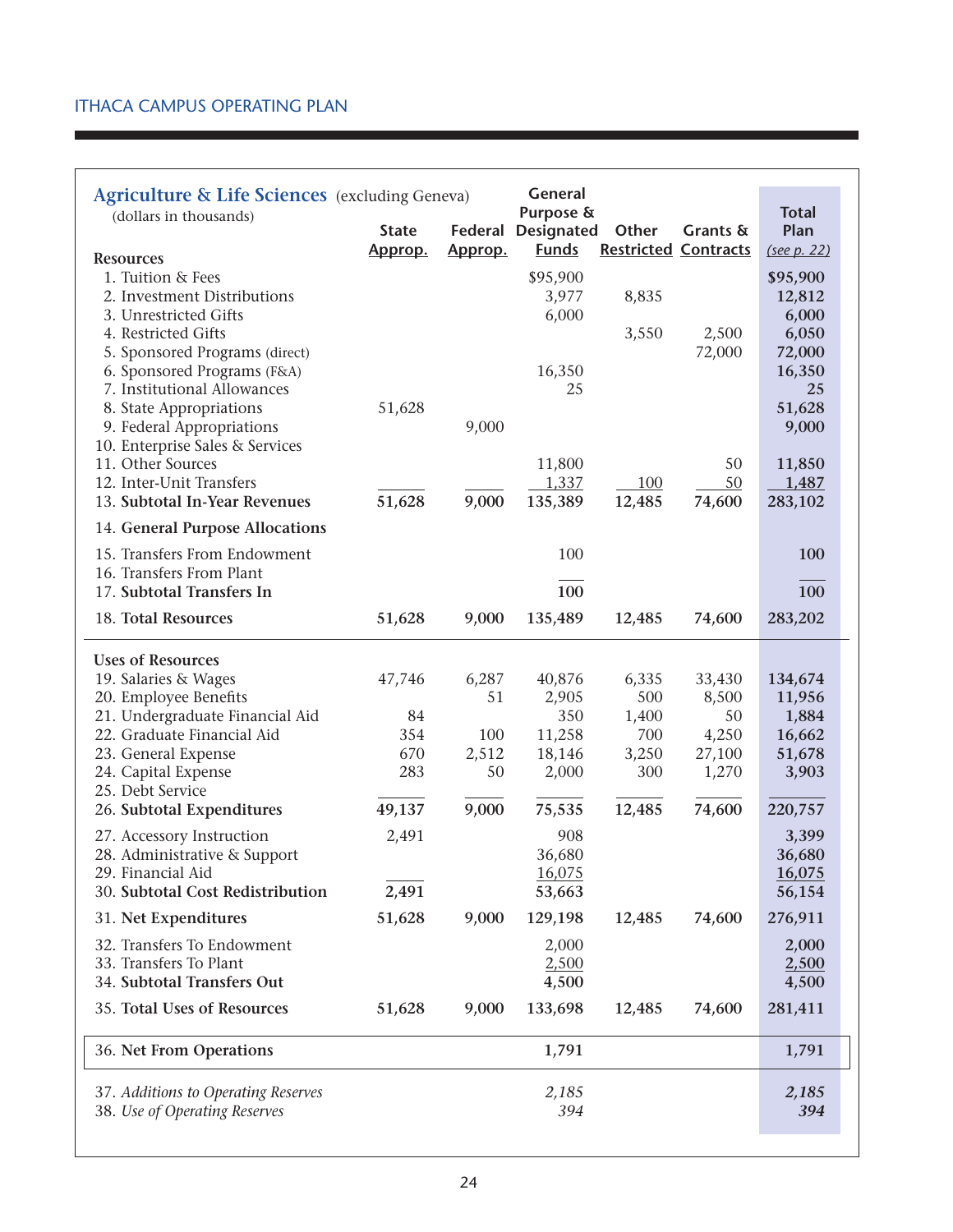## ITHACA CAMPUS OPERATING PLAN

**Agriculture & Life Sciences** (excluding Geneva)
(dollars in thousands)

| | State Approp. | Federal Approp. | General Purpose & Designated Funds | Other Restricted | Grants & Contracts | Total Plan (see p. 22) |
|---|---|---|---|---|---|---|
| **Resources** | | | | | | |
| 1. Tuition & Fees | | | $95,900 | | | $95,900 |
| 2. Investment Distributions | | | 3,977 | 8,835 | | 12,812 |
| 3. Unrestricted Gifts | | | 6,000 | | | 6,000 |
| 4. Restricted Gifts | | | | 3,550 | 2,500 | 6,050 |
| 5. Sponsored Programs (direct) | | | | | 72,000 | 72,000 |
| 6. Sponsored Programs (F&A) | | | 16,350 | | | 16,350 |
| 7. Institutional Allowances | | | 25 | | | 25 |
| 8. State Appropriations | 51,628 | | | | | 51,628 |
| 9. Federal Appropriations | | 9,000 | | | | 9,000 |
| 10. Enterprise Sales & Services | | | | | | |
| 11. Other Sources | | | 11,800 | | 50 | 11,850 |
| 12. Inter-Unit Transfers | | | 1,337 | 100 | 50 | 1,487 |
| 13. **Subtotal In-Year Revenues** | 51,628 | 9,000 | 135,389 | 12,485 | 74,600 | 283,102 |
| 14. **General Purpose Allocations** | | | | | | |
| 15. Transfers From Endowment | | | 100 | | | 100 |
| 16. Transfers From Plant | | | | | | |
| 17. **Subtotal Transfers In** | | | 100 | | | 100 |
| 18. **Total Resources** | 51,628 | 9,000 | 135,489 | 12,485 | 74,600 | 283,202 |
| **Uses of Resources** | | | | | | |
| 19. Salaries & Wages | 47,746 | 6,287 | 40,876 | 6,335 | 33,430 | 134,674 |
| 20. Employee Benefits | | 51 | 2,905 | 500 | 8,500 | 11,956 |
| 21. Undergraduate Financial Aid | 84 | | 350 | 1,400 | 50 | 1,884 |
| 22. Graduate Financial Aid | 354 | 100 | 11,258 | 700 | 4,250 | 16,662 |
| 23. General Expense | 670 | 2,512 | 18,146 | 3,250 | 27,100 | 51,678 |
| 24. Capital Expense | 283 | 50 | 2,000 | 300 | 1,270 | 3,903 |
| 25. Debt Service | | | | | | |
| 26. **Subtotal Expenditures** | 49,137 | 9,000 | 75,535 | 12,485 | 74,600 | 220,757 |
| 27. Accessory Instruction | 2,491 | | 908 | | | 3,399 |
| 28. Administrative & Support | | | 36,680 | | | 36,680 |
| 29. Financial Aid | | | 16,075 | | | 16,075 |
| 30. **Subtotal Cost Redistribution** | 2,491 | | 53,663 | | | 56,154 |
| 31. **Net Expenditures** | 51,628 | 9,000 | 129,198 | 12,485 | 74,600 | 276,911 |
| 32. Transfers To Endowment | | | 2,000 | | | 2,000 |
| 33. Transfers To Plant | | | 2,500 | | | 2,500 |
| 34. **Subtotal Transfers Out** | | | 4,500 | | | 4,500 |
| 35. **Total Uses of Resources** | 51,628 | 9,000 | 133,698 | 12,485 | 74,600 | 281,411 |
| 36. **Net From Operations** | | | 1,791 | | | 1,791 |
| 37. *Additions to Operating Reserves* | | | *2,185* | | | *2,185* |
| 38. *Use of Operating Reserves* | | | *394* | | | *394* |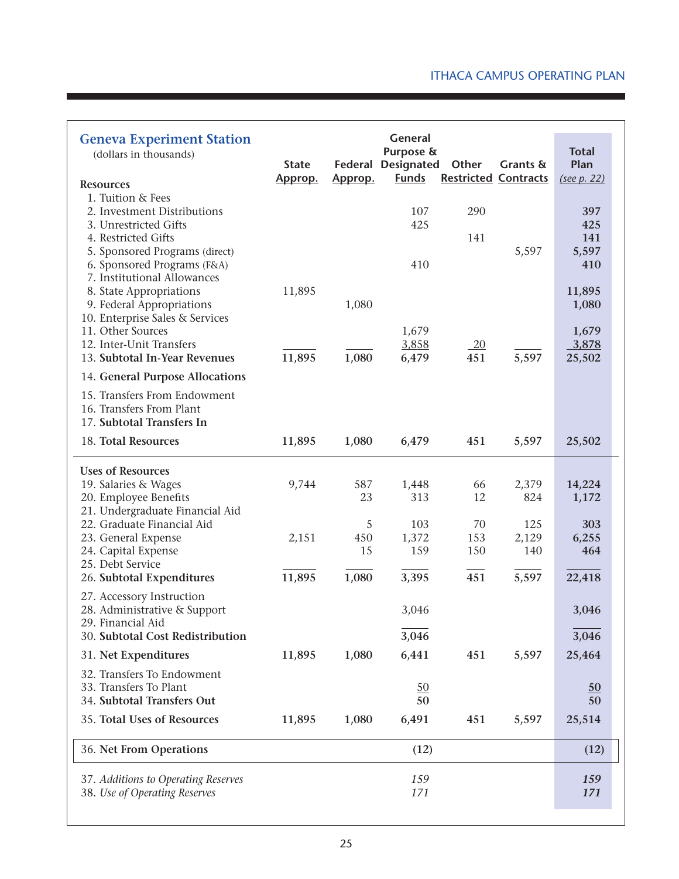## Geneva Experiment Station

(dollars in thousands)

| Resources | State Approp. | Federal Approp. | General Purpose & Designated Funds | Other Restricted | Grants & Contracts | Total Plan (see p. 22) |
|---|---|---|---|---|---|---|
| 1. Tuition & Fees | | | | | | |
| 2. Investment Distributions | | | 107 | 290 | | **397** |
| 3. Unrestricted Gifts | | | 425 | | | **425** |
| 4. Restricted Gifts | | | | 141 | | **141** |
| 5. Sponsored Programs (direct) | | | | | 5,597 | **5,597** |
| 6. Sponsored Programs (F&A) | | | 410 | | | **410** |
| 7. Institutional Allowances | | | | | | |
| 8. State Appropriations | 11,895 | | | | | **11,895** |
| 9. Federal Appropriations | | 1,080 | | | | **1,080** |
| 10. Enterprise Sales & Services | | | | | | |
| 11. Other Sources | | | 1,679 | | | **1,679** |
| 12. Inter-Unit Transfers | | | 3,858 | 20 | | **3,878** |
| 13. **Subtotal In-Year Revenues** | 11,895 | 1,080 | 6,479 | 451 | 5,597 | 25,502 |
| 14. **General Purpose Allocations** | | | | | | |
| 15. Transfers From Endowment | | | | | | |
| 16. Transfers From Plant | | | | | | |
| 17. **Subtotal Transfers In** | | | | | | |
| 18. **Total Resources** | 11,895 | 1,080 | 6,479 | 451 | 5,597 | 25,502 |
| **Uses of Resources** | | | | | | |
| 19. Salaries & Wages | 9,744 | 587 | 1,448 | 66 | 2,379 | **14,224** |
| 20. Employee Benefits | | 23 | 313 | 12 | 824 | **1,172** |
| 21. Undergraduate Financial Aid | | | | | | |
| 22. Graduate Financial Aid | | 5 | 103 | 70 | 125 | **303** |
| 23. General Expense | 2,151 | 450 | 1,372 | 153 | 2,129 | **6,255** |
| 24. Capital Expense | | 15 | 159 | 150 | 140 | **464** |
| 25. Debt Service | | | | | | |
| 26. **Subtotal Expenditures** | 11,895 | 1,080 | 3,395 | 451 | 5,597 | 22,418 |
| 27. Accessory Instruction | | | | | | |
| 28. Administrative & Support | | | 3,046 | | | 3,046 |
| 29. Financial Aid | | | | | | |
| 30. **Subtotal Cost Redistribution** | | | 3,046 | | | 3,046 |
| 31. **Net Expenditures** | 11,895 | 1,080 | 6,441 | 451 | 5,597 | 25,464 |
| 32. Transfers To Endowment | | | | | | |
| 33. Transfers To Plant | | | 50 | | | 50 |
| 34. **Subtotal Transfers Out** | | | 50 | | | 50 |
| 35. **Total Uses of Resources** | 11,895 | 1,080 | 6,491 | 451 | 5,597 | 25,514 |
| 36. **Net From Operations** | | | (12) | | | (12) |
| 37. *Additions to Operating Reserves* | | | *159* | | | ***159*** |
| 38. *Use of Operating Reserves* | | | *171* | | | ***171*** |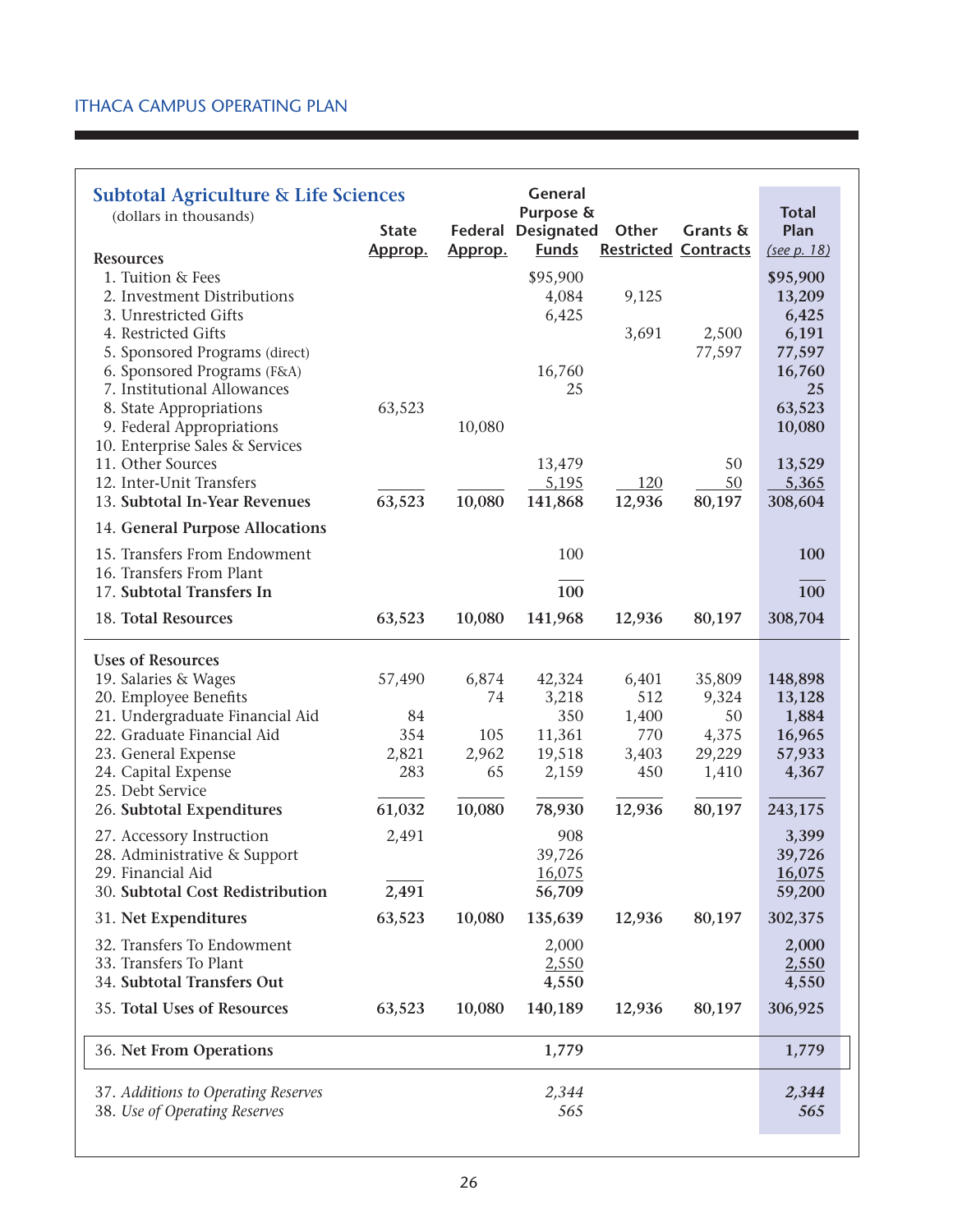ITHACA CAMPUS OPERATING PLAN

## Subtotal Agriculture & Life Sciences

(dollars in thousands)

| Resources | State Approp. | Federal Approp. | General Purpose & Designated Funds | Other Restricted | Grants & Contracts | Total Plan (see p. 18) |
|---|---|---|---|---|---|---|
| 1. Tuition & Fees | | | $95,900 | | | $95,900 |
| 2. Investment Distributions | | | 4,084 | 9,125 | | 13,209 |
| 3. Unrestricted Gifts | | | 6,425 | | | 6,425 |
| 4. Restricted Gifts | | | | 3,691 | 2,500 | 6,191 |
| 5. Sponsored Programs (direct) | | | | | 77,597 | 77,597 |
| 6. Sponsored Programs (F&A) | | | 16,760 | | | 16,760 |
| 7. Institutional Allowances | | | 25 | | | 25 |
| 8. State Appropriations | 63,523 | | | | | 63,523 |
| 9. Federal Appropriations | | 10,080 | | | | 10,080 |
| 10. Enterprise Sales & Services | | | | | | |
| 11. Other Sources | | | 13,479 | | 50 | 13,529 |
| 12. Inter-Unit Transfers | | | 5,195 | 120 | 50 | 5,365 |
| 13. **Subtotal In-Year Revenues** | 63,523 | 10,080 | 141,868 | 12,936 | 80,197 | 308,604 |
| 14. **General Purpose Allocations** | | | | | | |
| 15. Transfers From Endowment | | | 100 | | | 100 |
| 16. Transfers From Plant | | | | | | |
| 17. **Subtotal Transfers In** | | | 100 | | | 100 |
| 18. **Total Resources** | 63,523 | 10,080 | 141,968 | 12,936 | 80,197 | 308,704 |
| **Uses of Resources** | | | | | | |
| 19. Salaries & Wages | 57,490 | 6,874 | 42,324 | 6,401 | 35,809 | 148,898 |
| 20. Employee Benefits | | 74 | 3,218 | 512 | 9,324 | 13,128 |
| 21. Undergraduate Financial Aid | 84 | | 350 | 1,400 | 50 | 1,884 |
| 22. Graduate Financial Aid | 354 | 105 | 11,361 | 770 | 4,375 | 16,965 |
| 23. General Expense | 2,821 | 2,962 | 19,518 | 3,403 | 29,229 | 57,933 |
| 24. Capital Expense | 283 | 65 | 2,159 | 450 | 1,410 | 4,367 |
| 25. Debt Service | | | | | | |
| 26. **Subtotal Expenditures** | 61,032 | 10,080 | 78,930 | 12,936 | 80,197 | 243,175 |
| 27. Accessory Instruction | 2,491 | | 908 | | | 3,399 |
| 28. Administrative & Support | | | 39,726 | | | 39,726 |
| 29. Financial Aid | | | 16,075 | | | 16,075 |
| 30. **Subtotal Cost Redistribution** | 2,491 | | 56,709 | | | 59,200 |
| 31. **Net Expenditures** | 63,523 | 10,080 | 135,639 | 12,936 | 80,197 | 302,375 |
| 32. Transfers To Endowment | | | 2,000 | | | 2,000 |
| 33. Transfers To Plant | | | 2,550 | | | 2,550 |
| 34. **Subtotal Transfers Out** | | | 4,550 | | | 4,550 |
| 35. **Total Uses of Resources** | 63,523 | 10,080 | 140,189 | 12,936 | 80,197 | 306,925 |
| 36. **Net From Operations** | | | 1,779 | | | 1,779 |
| 37. *Additions to Operating Reserves* | | | *2,344* | | | *2,344* |
| 38. *Use of Operating Reserves* | | | *565* | | | *565* |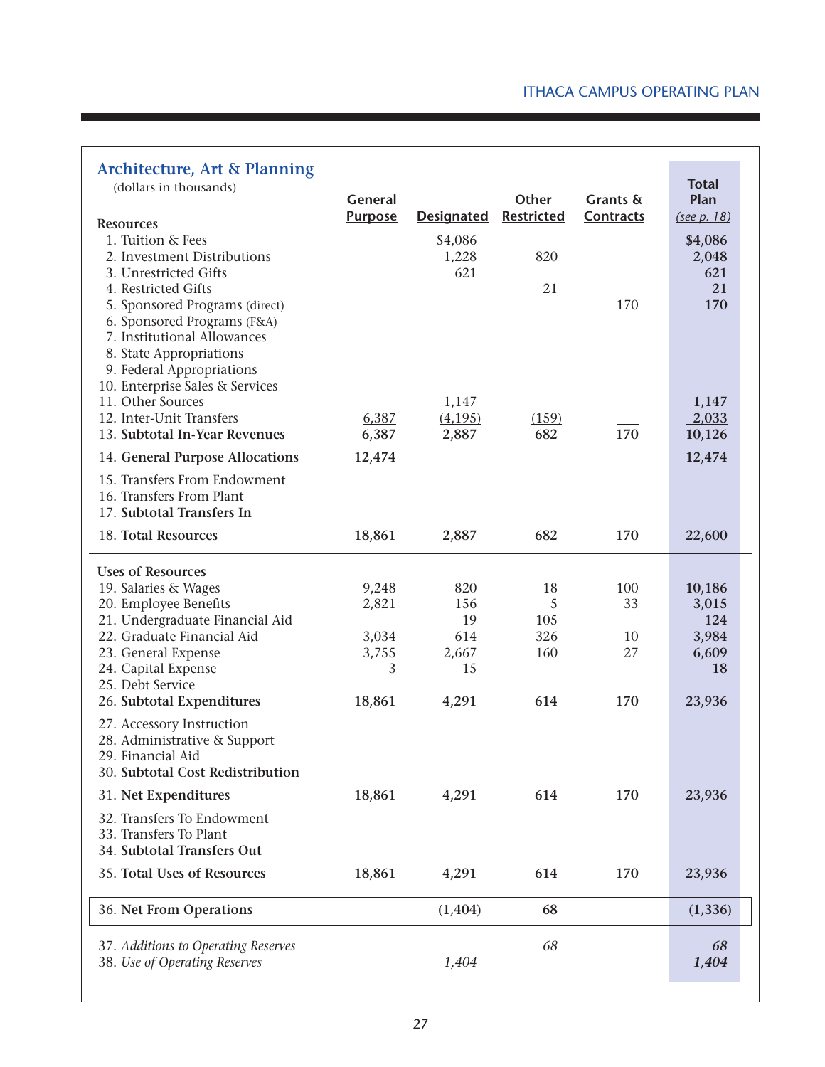## Architecture, Art & Planning

(dollars in thousands)

| | General Purpose | Designated | Other Restricted | Grants & Contracts | Total Plan (see p. 18) |
|---|---|---|---|---|---|
| **Resources** | | | | | |
| 1. Tuition & Fees | | $4,086 | | | **$4,086** |
| 2. Investment Distributions | | 1,228 | 820 | | **2,048** |
| 3. Unrestricted Gifts | | 621 | | | **621** |
| 4. Restricted Gifts | | | 21 | | **21** |
| 5. Sponsored Programs (direct) | | | | 170 | **170** |
| 6. Sponsored Programs (F&A) | | | | | |
| 7. Institutional Allowances | | | | | |
| 8. State Appropriations | | | | | |
| 9. Federal Appropriations | | | | | |
| 10. Enterprise Sales & Services | | | | | |
| 11. Other Sources | | 1,147 | | | **1,147** |
| 12. Inter-Unit Transfers | 6,387 | (4,195) | (159) | | **2,033** |
| 13. **Subtotal In-Year Revenues** | 6,387 | 2,887 | 682 | 170 | **10,126** |
| 14. **General Purpose Allocations** | 12,474 | | | | **12,474** |
| 15. Transfers From Endowment | | | | | |
| 16. Transfers From Plant | | | | | |
| 17. **Subtotal Transfers In** | | | | | |
| 18. **Total Resources** | 18,861 | 2,887 | 682 | 170 | **22,600** |
| **Uses of Resources** | | | | | |
| 19. Salaries & Wages | 9,248 | 820 | 18 | 100 | **10,186** |
| 20. Employee Benefits | 2,821 | 156 | 5 | 33 | **3,015** |
| 21. Undergraduate Financial Aid | | 19 | 105 | | **124** |
| 22. Graduate Financial Aid | 3,034 | 614 | 326 | 10 | **3,984** |
| 23. General Expense | 3,755 | 2,667 | 160 | 27 | **6,609** |
| 24. Capital Expense | 3 | 15 | | | **18** |
| 25. Debt Service | | | | | |
| 26. **Subtotal Expenditures** | 18,861 | 4,291 | 614 | 170 | **23,936** |
| 27. Accessory Instruction | | | | | |
| 28. Administrative & Support | | | | | |
| 29. Financial Aid | | | | | |
| 30. **Subtotal Cost Redistribution** | | | | | |
| 31. **Net Expenditures** | 18,861 | 4,291 | 614 | 170 | **23,936** |
| 32. Transfers To Endowment | | | | | |
| 33. Transfers To Plant | | | | | |
| 34. **Subtotal Transfers Out** | | | | | |
| 35. **Total Uses of Resources** | 18,861 | 4,291 | 614 | 170 | **23,936** |
| 36. **Net From Operations** | | (1,404) | 68 | | **(1,336)** |
| 37. *Additions to Operating Reserves* | | | *68* | | ***68*** |
| 38. *Use of Operating Reserves* | | *1,404* | | | ***1,404*** |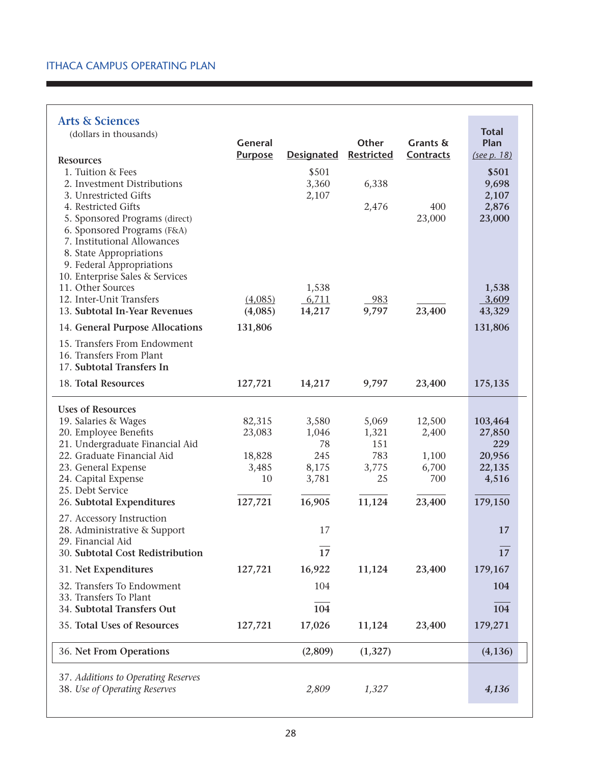ITHACA CAMPUS OPERATING PLAN

## Arts & Sciences

(dollars in thousands)

| | General Purpose | Designated | Other Restricted | Grants & Contracts | Total Plan *(see p. 18)* |
|---|---|---|---|---|---|
| **Resources** | | | | | |
| 1. Tuition & Fees | | $501 | | | **$501** |
| 2. Investment Distributions | | 3,360 | 6,338 | | **9,698** |
| 3. Unrestricted Gifts | | 2,107 | | | **2,107** |
| 4. Restricted Gifts | | | 2,476 | 400 | **2,876** |
| 5. Sponsored Programs (direct) | | | | 23,000 | **23,000** |
| 6. Sponsored Programs (F&A) | | | | | |
| 7. Institutional Allowances | | | | | |
| 8. State Appropriations | | | | | |
| 9. Federal Appropriations | | | | | |
| 10. Enterprise Sales & Services | | | | | |
| 11. Other Sources | | 1,538 | | | **1,538** |
| 12. Inter-Unit Transfers | (4,085) | 6,711 | 983 | | **3,609** |
| 13. **Subtotal In-Year Revenues** | **(4,085)** | **14,217** | **9,797** | **23,400** | **43,329** |
| 14. **General Purpose Allocations** | **131,806** | | | | **131,806** |
| 15. Transfers From Endowment | | | | | |
| 16. Transfers From Plant | | | | | |
| 17. **Subtotal Transfers In** | | | | | |
| 18. **Total Resources** | **127,721** | **14,217** | **9,797** | **23,400** | **175,135** |
| **Uses of Resources** | | | | | |
| 19. Salaries & Wages | 82,315 | 3,580 | 5,069 | 12,500 | **103,464** |
| 20. Employee Benefits | 23,083 | 1,046 | 1,321 | 2,400 | **27,850** |
| 21. Undergraduate Financial Aid | | 78 | 151 | | **229** |
| 22. Graduate Financial Aid | 18,828 | 245 | 783 | 1,100 | **20,956** |
| 23. General Expense | 3,485 | 8,175 | 3,775 | 6,700 | **22,135** |
| 24. Capital Expense | 10 | 3,781 | 25 | 700 | **4,516** |
| 25. Debt Service | | | | | |
| 26. **Subtotal Expenditures** | **127,721** | **16,905** | **11,124** | **23,400** | **179,150** |
| 27. Accessory Instruction | | | | | |
| 28. Administrative & Support | | 17 | | | **17** |
| 29. Financial Aid | | | | | |
| 30. **Subtotal Cost Redistribution** | | **17** | | | **17** |
| 31. **Net Expenditures** | **127,721** | **16,922** | **11,124** | **23,400** | **179,167** |
| 32. Transfers To Endowment | | 104 | | | **104** |
| 33. Transfers To Plant | | | | | |
| 34. **Subtotal Transfers Out** | | **104** | | | **104** |
| 35. **Total Uses of Resources** | **127,721** | **17,026** | **11,124** | **23,400** | **179,271** |
| 36. **Net From Operations** | | **(2,809)** | **(1,327)** | | **(4,136)** |
| 37. *Additions to Operating Reserves* | | | | | |
| 38. *Use of Operating Reserves* | | *2,809* | *1,327* | | ***4,136*** |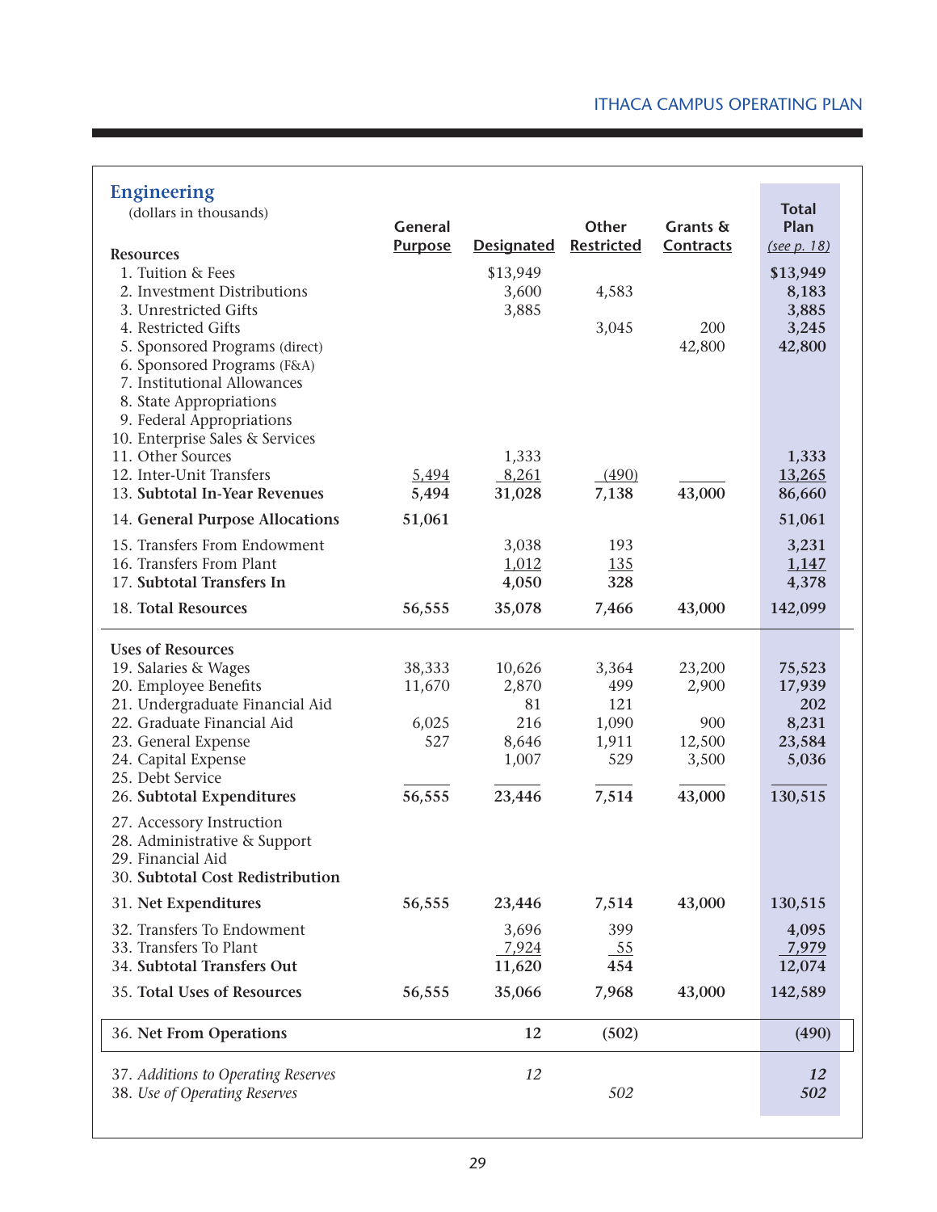## Engineering

(dollars in thousands)

| Resources | General Purpose | Designated | Other Restricted | Grants & Contracts | Total Plan (*see p. 18*) |
|---|---|---|---|---|---|
| 1. Tuition & Fees | | $13,949 | | | $13,949 |
| 2. Investment Distributions | | 3,600 | 4,583 | | 8,183 |
| 3. Unrestricted Gifts | | 3,885 | | | 3,885 |
| 4. Restricted Gifts | | | 3,045 | 200 | 3,245 |
| 5. Sponsored Programs (direct) | | | | 42,800 | 42,800 |
| 6. Sponsored Programs (F&A) | | | | | |
| 7. Institutional Allowances | | | | | |
| 8. State Appropriations | | | | | |
| 9. Federal Appropriations | | | | | |
| 10. Enterprise Sales & Services | | | | | |
| 11. Other Sources | | 1,333 | | | 1,333 |
| 12. Inter-Unit Transfers | 5,494 | 8,261 | (490) | | 13,265 |
| 13. **Subtotal In-Year Revenues** | 5,494 | 31,028 | 7,138 | 43,000 | 86,660 |
| 14. **General Purpose Allocations** | 51,061 | | | | 51,061 |
| 15. Transfers From Endowment | | 3,038 | 193 | | 3,231 |
| 16. Transfers From Plant | | 1,012 | 135 | | 1,147 |
| 17. **Subtotal Transfers In** | | 4,050 | 328 | | 4,378 |
| 18. **Total Resources** | 56,555 | 35,078 | 7,466 | 43,000 | 142,099 |
| **Uses of Resources** | | | | | |
| 19. Salaries & Wages | 38,333 | 10,626 | 3,364 | 23,200 | 75,523 |
| 20. Employee Benefits | 11,670 | 2,870 | 499 | 2,900 | 17,939 |
| 21. Undergraduate Financial Aid | | 81 | 121 | | 202 |
| 22. Graduate Financial Aid | 6,025 | 216 | 1,090 | 900 | 8,231 |
| 23. General Expense | 527 | 8,646 | 1,911 | 12,500 | 23,584 |
| 24. Capital Expense | | 1,007 | 529 | 3,500 | 5,036 |
| 25. Debt Service | | | | | |
| 26. **Subtotal Expenditures** | 56,555 | 23,446 | 7,514 | 43,000 | 130,515 |
| 27. Accessory Instruction | | | | | |
| 28. Administrative & Support | | | | | |
| 29. Financial Aid | | | | | |
| 30. **Subtotal Cost Redistribution** | | | | | |
| 31. **Net Expenditures** | 56,555 | 23,446 | 7,514 | 43,000 | 130,515 |
| 32. Transfers To Endowment | | 3,696 | 399 | | 4,095 |
| 33. Transfers To Plant | | 7,924 | 55 | | 7,979 |
| 34. **Subtotal Transfers Out** | | 11,620 | 454 | | 12,074 |
| 35. **Total Uses of Resources** | 56,555 | 35,066 | 7,968 | 43,000 | 142,589 |
| 36. **Net From Operations** | | 12 | (502) | | (490) |
| 37. *Additions to Operating Reserves* | | *12* | | | *12* |
| 38. *Use of Operating Reserves* | | | *502* | | *502* |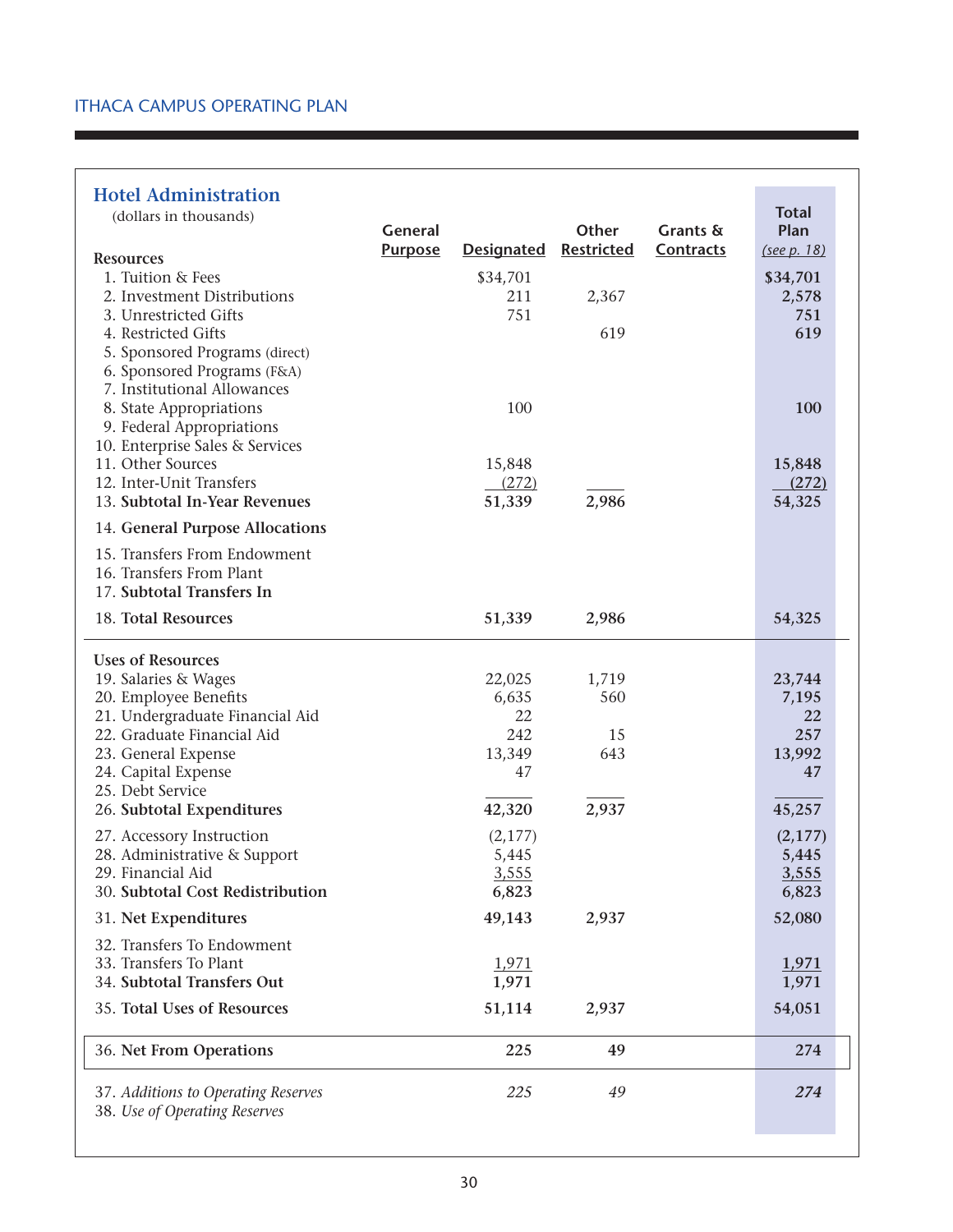## Hotel Administration

(dollars in thousands)

| Resources | General Purpose | Designated | Other Restricted | Grants & Contracts | Total Plan (see p. 18) |
|---|---|---|---|---|---|
| 1. Tuition & Fees | | $34,701 | | | $34,701 |
| 2. Investment Distributions | | 211 | 2,367 | | 2,578 |
| 3. Unrestricted Gifts | | 751 | | | 751 |
| 4. Restricted Gifts | | | 619 | | 619 |
| 5. Sponsored Programs (direct) | | | | | |
| 6. Sponsored Programs (F&A) | | | | | |
| 7. Institutional Allowances | | | | | |
| 8. State Appropriations | | 100 | | | 100 |
| 9. Federal Appropriations | | | | | |
| 10. Enterprise Sales & Services | | | | | |
| 11. Other Sources | | 15,848 | | | 15,848 |
| 12. Inter-Unit Transfers | | (272) | | | (272) |
| 13. **Subtotal In-Year Revenues** | | 51,339 | 2,986 | | 54,325 |
| 14. **General Purpose Allocations** | | | | | |
| 15. Transfers From Endowment | | | | | |
| 16. Transfers From Plant | | | | | |
| 17. **Subtotal Transfers In** | | | | | |
| 18. **Total Resources** | | 51,339 | 2,986 | | 54,325 |
| **Uses of Resources** | | | | | |
| 19. Salaries & Wages | | 22,025 | 1,719 | | 23,744 |
| 20. Employee Benefits | | 6,635 | 560 | | 7,195 |
| 21. Undergraduate Financial Aid | | 22 | | | 22 |
| 22. Graduate Financial Aid | | 242 | 15 | | 257 |
| 23. General Expense | | 13,349 | 643 | | 13,992 |
| 24. Capital Expense | | 47 | | | 47 |
| 25. Debt Service | | | | | |
| 26. **Subtotal Expenditures** | | 42,320 | 2,937 | | 45,257 |
| 27. Accessory Instruction | | (2,177) | | | (2,177) |
| 28. Administrative & Support | | 5,445 | | | 5,445 |
| 29. Financial Aid | | 3,555 | | | 3,555 |
| 30. **Subtotal Cost Redistribution** | | 6,823 | | | 6,823 |
| 31. **Net Expenditures** | | 49,143 | 2,937 | | 52,080 |
| 32. Transfers To Endowment | | | | | |
| 33. Transfers To Plant | | 1,971 | | | 1,971 |
| 34. **Subtotal Transfers Out** | | 1,971 | | | 1,971 |
| 35. **Total Uses of Resources** | | 51,114 | 2,937 | | 54,051 |
| 36. **Net From Operations** | | 225 | 49 | | 274 |
| 37. *Additions to Operating Reserves* | | *225* | *49* | | *274* |
| 38. *Use of Operating Reserves* | | | | | |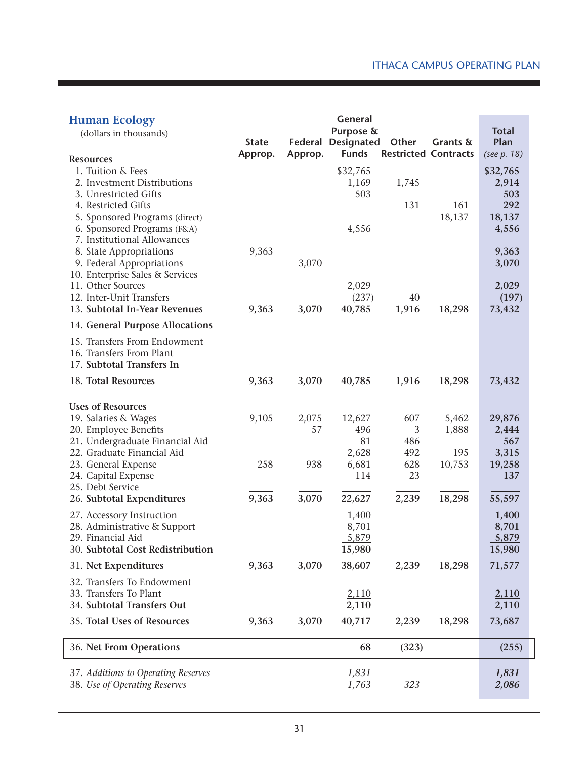## Human Ecology

(dollars in thousands)

| | State Approp. | Federal Approp. | General Purpose & Designated Funds | Other Restricted | Grants & Contracts | Total Plan (see p. 18) |
|---|---|---|---|---|---|---|
| **Resources** | | | | | | |
| 1. Tuition & Fees | | | $32,765 | | | **$32,765** |
| 2. Investment Distributions | | | 1,169 | 1,745 | | **2,914** |
| 3. Unrestricted Gifts | | | 503 | | | **503** |
| 4. Restricted Gifts | | | | 131 | 161 | **292** |
| 5. Sponsored Programs (direct) | | | | | 18,137 | **18,137** |
| 6. Sponsored Programs (F&A) | | | 4,556 | | | **4,556** |
| 7. Institutional Allowances | | | | | | |
| 8. State Appropriations | 9,363 | | | | | **9,363** |
| 9. Federal Appropriations | | 3,070 | | | | **3,070** |
| 10. Enterprise Sales & Services | | | | | | |
| 11. Other Sources | | | 2,029 | | | **2,029** |
| 12. Inter-Unit Transfers | | | (237) | 40 | | **(197)** |
| 13. **Subtotal In-Year Revenues** | **9,363** | **3,070** | **40,785** | **1,916** | **18,298** | **73,432** |
| 14. **General Purpose Allocations** | | | | | | |
| 15. Transfers From Endowment | | | | | | |
| 16. Transfers From Plant | | | | | | |
| 17. **Subtotal Transfers In** | | | | | | |
| 18. **Total Resources** | **9,363** | **3,070** | **40,785** | **1,916** | **18,298** | **73,432** |
| **Uses of Resources** | | | | | | |
| 19. Salaries & Wages | 9,105 | 2,075 | 12,627 | 607 | 5,462 | **29,876** |
| 20. Employee Benefits | | 57 | 496 | 3 | 1,888 | **2,444** |
| 21. Undergraduate Financial Aid | | | 81 | 486 | | **567** |
| 22. Graduate Financial Aid | | | 2,628 | 492 | 195 | **3,315** |
| 23. General Expense | 258 | 938 | 6,681 | 628 | 10,753 | **19,258** |
| 24. Capital Expense | | | 114 | 23 | | **137** |
| 25. Debt Service | | | | | | |
| 26. **Subtotal Expenditures** | **9,363** | **3,070** | **22,627** | **2,239** | **18,298** | **55,597** |
| 27. Accessory Instruction | | | 1,400 | | | **1,400** |
| 28. Administrative & Support | | | 8,701 | | | **8,701** |
| 29. Financial Aid | | | 5,879 | | | **5,879** |
| 30. **Subtotal Cost Redistribution** | | | **15,980** | | | **15,980** |
| 31. **Net Expenditures** | **9,363** | **3,070** | **38,607** | **2,239** | **18,298** | **71,577** |
| 32. Transfers To Endowment | | | | | | |
| 33. Transfers To Plant | | | 2,110 | | | **2,110** |
| 34. **Subtotal Transfers Out** | | | **2,110** | | | **2,110** |
| 35. **Total Uses of Resources** | **9,363** | **3,070** | **40,717** | **2,239** | **18,298** | **73,687** |
| 36. **Net From Operations** | | | **68** | **(323)** | | **(255)** |
| 37. *Additions to Operating Reserves* | | | *1,831* | | | ***1,831*** |
| 38. *Use of Operating Reserves* | | | *1,763* | *323* | | ***2,086*** |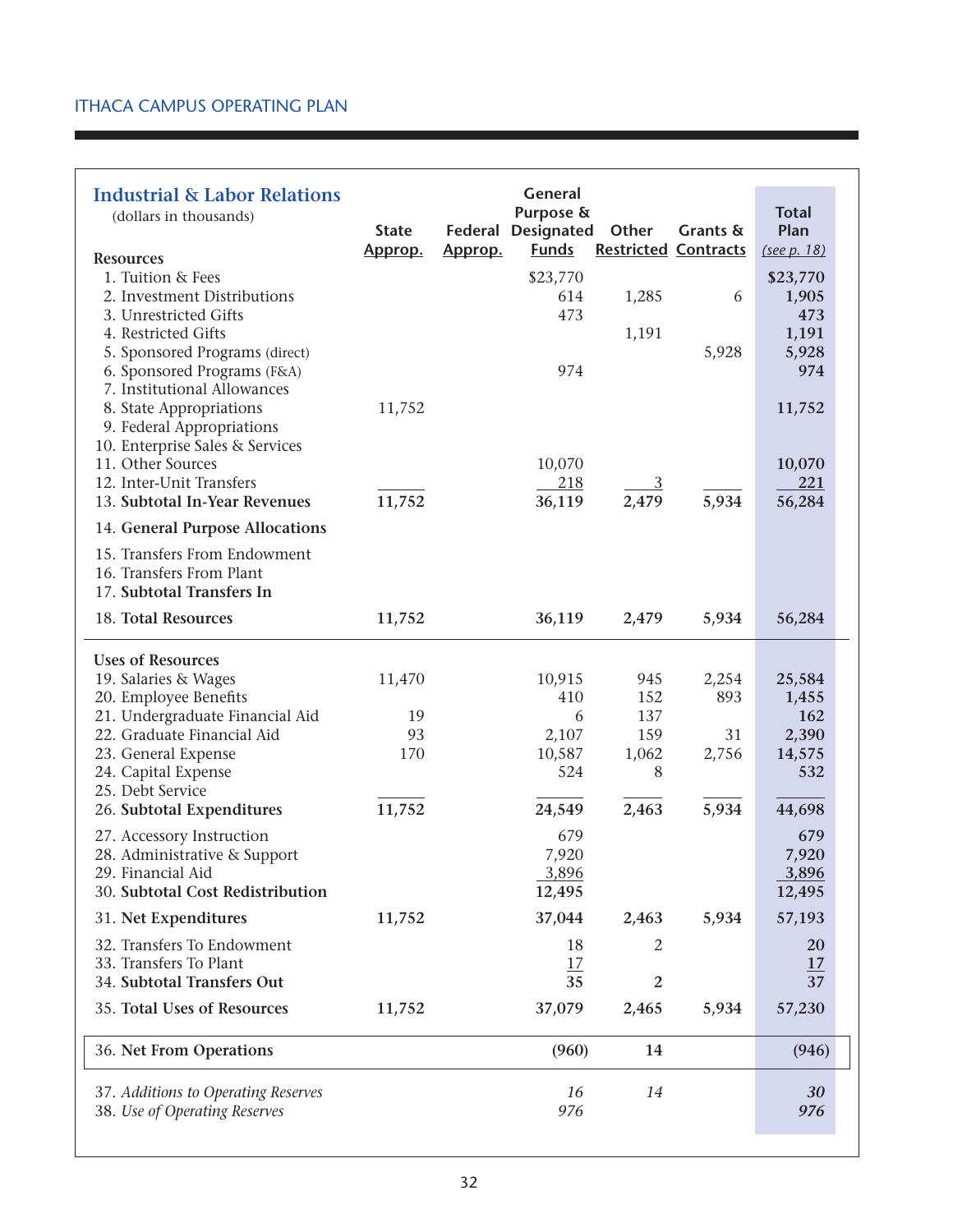ITHACA CAMPUS OPERATING PLAN

## Industrial & Labor Relations

(dollars in thousands)

| | State Approp. | Federal Approp. | General Purpose & Designated Funds | Other Restricted | Grants & Contracts | Total Plan (see p. 18) |
|---|---|---|---|---|---|---|
| **Resources** | | | | | | |
| 1. Tuition & Fees | | | $23,770 | | | $23,770 |
| 2. Investment Distributions | | | 614 | 1,285 | 6 | 1,905 |
| 3. Unrestricted Gifts | | | 473 | | | 473 |
| 4. Restricted Gifts | | | | 1,191 | | 1,191 |
| 5. Sponsored Programs (direct) | | | | | 5,928 | 5,928 |
| 6. Sponsored Programs (F&A) | | | 974 | | | 974 |
| 7. Institutional Allowances | | | | | | |
| 8. State Appropriations | 11,752 | | | | | 11,752 |
| 9. Federal Appropriations | | | | | | |
| 10. Enterprise Sales & Services | | | | | | |
| 11. Other Sources | | | 10,070 | | | 10,070 |
| 12. Inter-Unit Transfers | | | 218 | 3 | | 221 |
| 13. **Subtotal In-Year Revenues** | 11,752 | | 36,119 | 2,479 | 5,934 | 56,284 |
| 14. **General Purpose Allocations** | | | | | | |
| 15. Transfers From Endowment | | | | | | |
| 16. Transfers From Plant | | | | | | |
| 17. **Subtotal Transfers In** | | | | | | |
| 18. **Total Resources** | 11,752 | | 36,119 | 2,479 | 5,934 | 56,284 |
| **Uses of Resources** | | | | | | |
| 19. Salaries & Wages | 11,470 | | 10,915 | 945 | 2,254 | 25,584 |
| 20. Employee Benefits | | | 410 | 152 | 893 | 1,455 |
| 21. Undergraduate Financial Aid | 19 | | 6 | 137 | | 162 |
| 22. Graduate Financial Aid | 93 | | 2,107 | 159 | 31 | 2,390 |
| 23. General Expense | 170 | | 10,587 | 1,062 | 2,756 | 14,575 |
| 24. Capital Expense | | | 524 | 8 | | 532 |
| 25. Debt Service | | | | | | |
| 26. **Subtotal Expenditures** | 11,752 | | 24,549 | 2,463 | 5,934 | 44,698 |
| 27. Accessory Instruction | | | 679 | | | 679 |
| 28. Administrative & Support | | | 7,920 | | | 7,920 |
| 29. Financial Aid | | | 3,896 | | | 3,896 |
| 30. **Subtotal Cost Redistribution** | | | 12,495 | | | 12,495 |
| 31. **Net Expenditures** | 11,752 | | 37,044 | 2,463 | 5,934 | 57,193 |
| 32. Transfers To Endowment | | | 18 | 2 | | 20 |
| 33. Transfers To Plant | | | 17 | | | 17 |
| 34. **Subtotal Transfers Out** | | | 35 | 2 | | 37 |
| 35. **Total Uses of Resources** | 11,752 | | 37,079 | 2,465 | 5,934 | 57,230 |
| 36. **Net From Operations** | | | (960) | 14 | | (946) |
| 37. *Additions to Operating Reserves* | | | *16* | *14* | | *30* |
| 38. *Use of Operating Reserves* | | | *976* | | | *976* |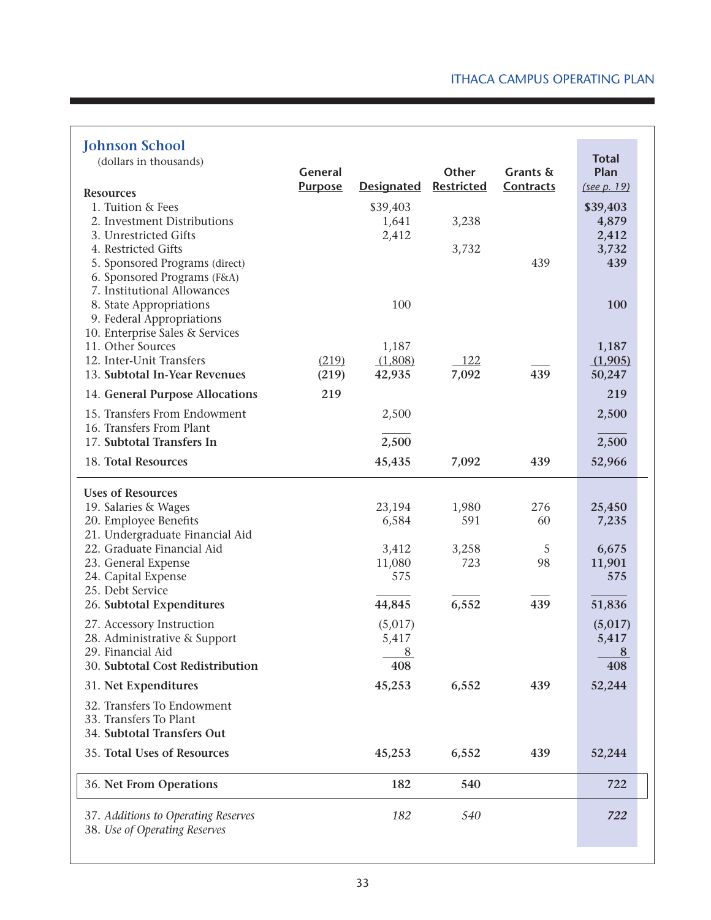## Johnson School

(dollars in thousands)

| Resources | General Purpose | Designated | Other Restricted | Grants & Contracts | Total Plan *(see p. 19)* |
|---|---|---|---|---|---|
| 1. Tuition & Fees | | $39,403 | | | **$39,403** |
| 2. Investment Distributions | | 1,641 | 3,238 | | **4,879** |
| 3. Unrestricted Gifts | | 2,412 | | | **2,412** |
| 4. Restricted Gifts | | | 3,732 | | **3,732** |
| 5. Sponsored Programs (direct) | | | | 439 | **439** |
| 6. Sponsored Programs (F&A) | | | | | |
| 7. Institutional Allowances | | | | | |
| 8. State Appropriations | | 100 | | | **100** |
| 9. Federal Appropriations | | | | | |
| 10. Enterprise Sales & Services | | | | | |
| 11. Other Sources | | 1,187 | | | **1,187** |
| 12. Inter-Unit Transfers | (219) | (1,808) | 122 | | **(1,905)** |
| 13. **Subtotal In-Year Revenues** | **(219)** | **42,935** | **7,092** | **439** | **50,247** |
| 14. **General Purpose Allocations** | **219** | | | | **219** |
| 15. Transfers From Endowment | | 2,500 | | | **2,500** |
| 16. Transfers From Plant | | | | | |
| 17. **Subtotal Transfers In** | | **2,500** | | | **2,500** |
| 18. **Total Resources** | | **45,435** | **7,092** | **439** | **52,966** |
| **Uses of Resources** | | | | | |
| 19. Salaries & Wages | | 23,194 | 1,980 | 276 | **25,450** |
| 20. Employee Benefits | | 6,584 | 591 | 60 | **7,235** |
| 21. Undergraduate Financial Aid | | | | | |
| 22. Graduate Financial Aid | | 3,412 | 3,258 | 5 | **6,675** |
| 23. General Expense | | 11,080 | 723 | 98 | **11,901** |
| 24. Capital Expense | | 575 | | | **575** |
| 25. Debt Service | | | | | |
| 26. **Subtotal Expenditures** | | **44,845** | **6,552** | **439** | **51,836** |
| 27. Accessory Instruction | | (5,017) | | | **(5,017)** |
| 28. Administrative & Support | | 5,417 | | | **5,417** |
| 29. Financial Aid | | 8 | | | **8** |
| 30. **Subtotal Cost Redistribution** | | **408** | | | **408** |
| 31. **Net Expenditures** | | **45,253** | **6,552** | **439** | **52,244** |
| 32. Transfers To Endowment | | | | | |
| 33. Transfers To Plant | | | | | |
| 34. **Subtotal Transfers Out** | | | | | |
| 35. **Total Uses of Resources** | | **45,253** | **6,552** | **439** | **52,244** |
| 36. **Net From Operations** | | **182** | **540** | | **722** |
| 37. *Additions to Operating Reserves* | | *182* | *540* | | ***722*** |
| 38. *Use of Operating Reserves* | | | | | |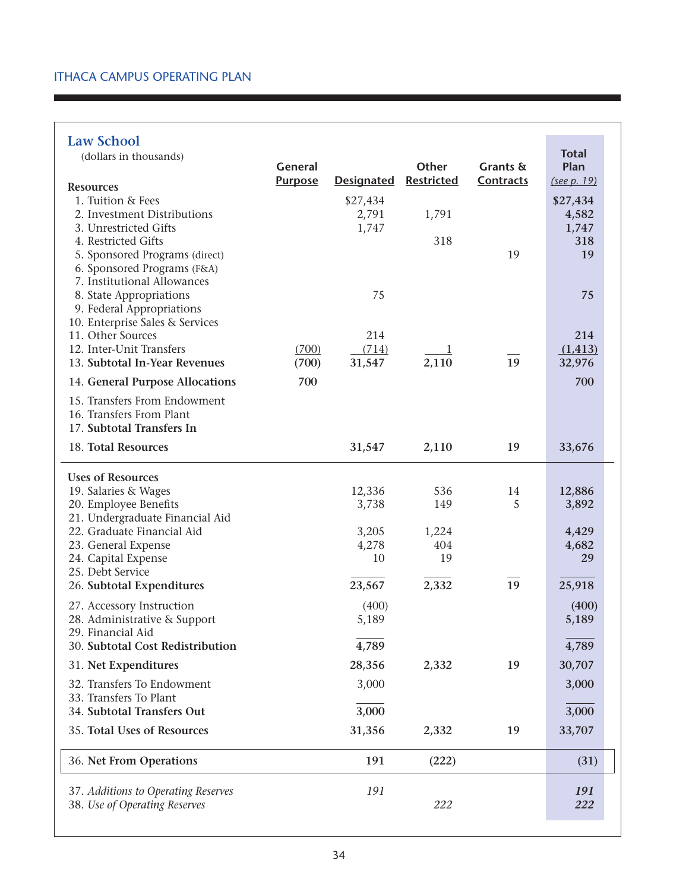## ITHACA CAMPUS OPERATING PLAN

### Law School

(dollars in thousands)

| | General Purpose | Designated | Other Restricted | Grants & Contracts | Total Plan (see p. 19) |
|---|---|---|---|---|---|
| **Resources** | | | | | |
| 1. Tuition & Fees | | $27,434 | | | **$27,434** |
| 2. Investment Distributions | | 2,791 | 1,791 | | **4,582** |
| 3. Unrestricted Gifts | | 1,747 | | | **1,747** |
| 4. Restricted Gifts | | | 318 | | **318** |
| 5. Sponsored Programs (direct) | | | | 19 | **19** |
| 6. Sponsored Programs (F&A) | | | | | |
| 7. Institutional Allowances | | | | | |
| 8. State Appropriations | | 75 | | | **75** |
| 9. Federal Appropriations | | | | | |
| 10. Enterprise Sales & Services | | | | | |
| 11. Other Sources | | 214 | | | **214** |
| 12. Inter-Unit Transfers | (700) | (714) | 1 | | **(1,413)** |
| 13. **Subtotal In-Year Revenues** | **(700)** | **31,547** | **2,110** | **19** | **32,976** |
| 14. **General Purpose Allocations** | **700** | | | | **700** |
| 15. Transfers From Endowment | | | | | |
| 16. Transfers From Plant | | | | | |
| 17. **Subtotal Transfers In** | | | | | |
| 18. **Total Resources** | | **31,547** | **2,110** | **19** | **33,676** |
| **Uses of Resources** | | | | | |
| 19. Salaries & Wages | | 12,336 | 536 | 14 | **12,886** |
| 20. Employee Benefits | | 3,738 | 149 | 5 | **3,892** |
| 21. Undergraduate Financial Aid | | | | | |
| 22. Graduate Financial Aid | | 3,205 | 1,224 | | **4,429** |
| 23. General Expense | | 4,278 | 404 | | **4,682** |
| 24. Capital Expense | | 10 | 19 | | **29** |
| 25. Debt Service | | | | | |
| 26. **Subtotal Expenditures** | | **23,567** | **2,332** | **19** | **25,918** |
| 27. Accessory Instruction | | (400) | | | **(400)** |
| 28. Administrative & Support | | 5,189 | | | **5,189** |
| 29. Financial Aid | | | | | |
| 30. **Subtotal Cost Redistribution** | | **4,789** | | | **4,789** |
| 31. **Net Expenditures** | | **28,356** | **2,332** | **19** | **30,707** |
| 32. Transfers To Endowment | | 3,000 | | | **3,000** |
| 33. Transfers To Plant | | | | | |
| 34. **Subtotal Transfers Out** | | **3,000** | | | **3,000** |
| 35. **Total Uses of Resources** | | **31,356** | **2,332** | **19** | **33,707** |
| 36. **Net From Operations** | | **191** | **(222)** | | **(31)** |
| 37. *Additions to Operating Reserves* | | *191* | | | ***191*** |
| 38. *Use of Operating Reserves* | | | *222* | | ***222*** |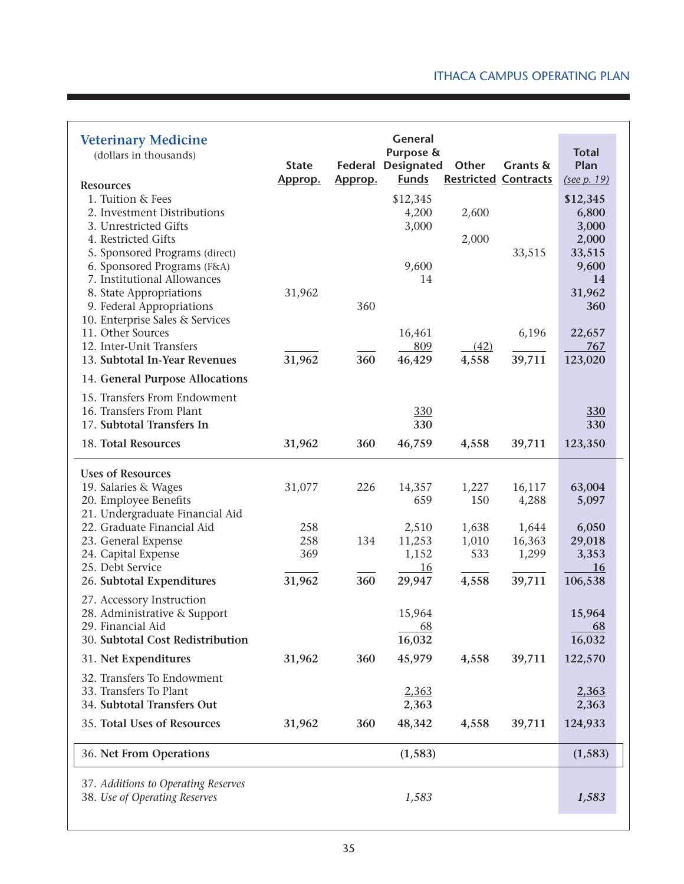## Veterinary Medicine

(dollars in thousands)

| | State Approp. | Federal Approp. | General Purpose & Designated Funds | Other Restricted | Grants & Contracts | Total Plan (see p. 19) |
|---|---|---|---|---|---|---|
| **Resources** | | | | | | |
| 1. Tuition & Fees | | | $12,345 | | | **$12,345** |
| 2. Investment Distributions | | | 4,200 | 2,600 | | **6,800** |
| 3. Unrestricted Gifts | | | 3,000 | | | **3,000** |
| 4. Restricted Gifts | | | | 2,000 | | **2,000** |
| 5. Sponsored Programs (direct) | | | | | 33,515 | **33,515** |
| 6. Sponsored Programs (F&A) | | | 9,600 | | | **9,600** |
| 7. Institutional Allowances | | | 14 | | | **14** |
| 8. State Appropriations | 31,962 | | | | | **31,962** |
| 9. Federal Appropriations | | 360 | | | | **360** |
| 10. Enterprise Sales & Services | | | | | | |
| 11. Other Sources | | | 16,461 | | 6,196 | **22,657** |
| 12. Inter-Unit Transfers | | | 809 | (42) | | **767** |
| 13. **Subtotal In-Year Revenues** | **31,962** | **360** | **46,429** | **4,558** | **39,711** | **123,020** |
| 14. **General Purpose Allocations** | | | | | | |
| 15. Transfers From Endowment | | | | | | |
| 16. Transfers From Plant | | | 330 | | | **330** |
| 17. **Subtotal Transfers In** | | | **330** | | | **330** |
| 18. **Total Resources** | **31,962** | **360** | **46,759** | **4,558** | **39,711** | **123,350** |
| **Uses of Resources** | | | | | | |
| 19. Salaries & Wages | 31,077 | 226 | 14,357 | 1,227 | 16,117 | **63,004** |
| 20. Employee Benefits | | | 659 | 150 | 4,288 | **5,097** |
| 21. Undergraduate Financial Aid | | | | | | |
| 22. Graduate Financial Aid | 258 | | 2,510 | 1,638 | 1,644 | **6,050** |
| 23. General Expense | 258 | 134 | 11,253 | 1,010 | 16,363 | **29,018** |
| 24. Capital Expense | 369 | | 1,152 | 533 | 1,299 | **3,353** |
| 25. Debt Service | | | 16 | | | **16** |
| 26. **Subtotal Expenditures** | **31,962** | **360** | **29,947** | **4,558** | **39,711** | **106,538** |
| 27. Accessory Instruction | | | | | | |
| 28. Administrative & Support | | | 15,964 | | | **15,964** |
| 29. Financial Aid | | | 68 | | | **68** |
| 30. **Subtotal Cost Redistribution** | | | **16,032** | | | **16,032** |
| 31. **Net Expenditures** | **31,962** | **360** | **45,979** | **4,558** | **39,711** | **122,570** |
| 32. Transfers To Endowment | | | | | | |
| 33. Transfers To Plant | | | 2,363 | | | **2,363** |
| 34. **Subtotal Transfers Out** | | | **2,363** | | | **2,363** |
| 35. **Total Uses of Resources** | **31,962** | **360** | **48,342** | **4,558** | **39,711** | **124,933** |
| 36. **Net From Operations** | | | **(1,583)** | | | **(1,583)** |
| 37. *Additions to Operating Reserves* | | | | | | |
| 38. *Use of Operating Reserves* | | | *1,583* | | | ***1,583*** |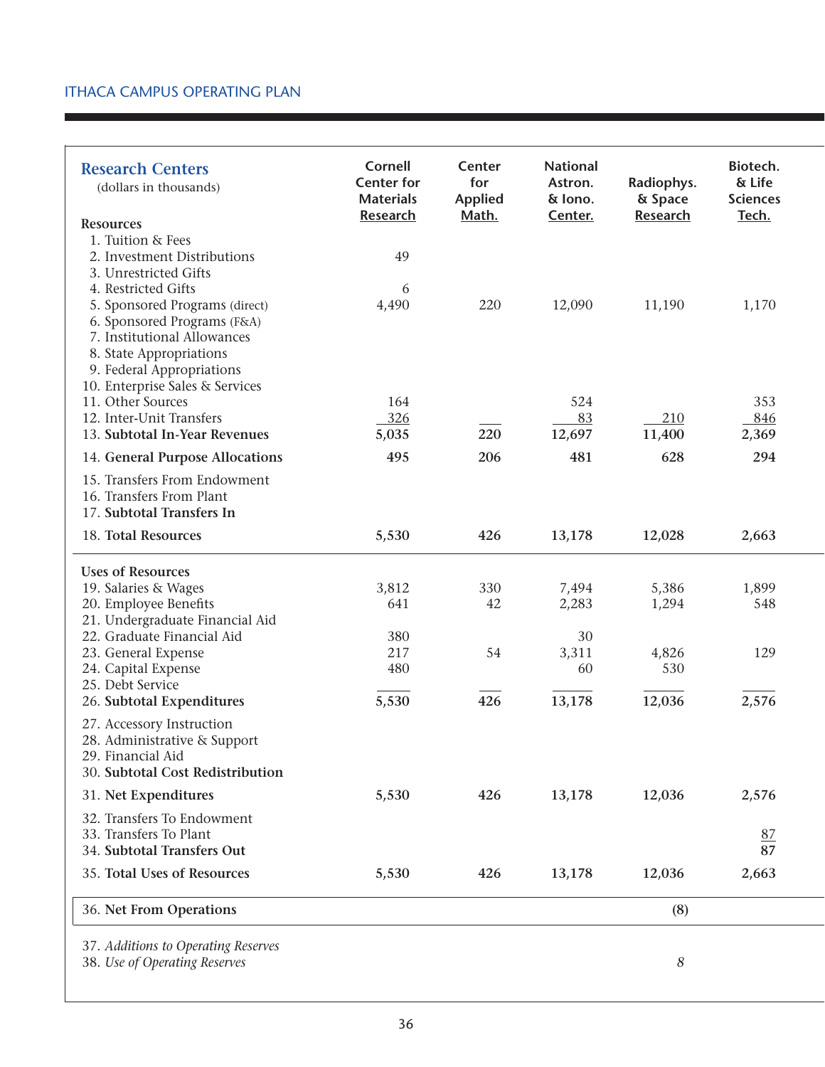ITHACA CAMPUS OPERATING PLAN

| **Research Centers** (dollars in thousands) | Cornell Center for Materials Research | Center for Applied Math. | National Astron. & Iono. Center. | Radiophys. & Space Research | Biotech. & Life Sciences Tech. |
|---|---|---|---|---|---|
| **Resources** | | | | | |
| 1. Tuition & Fees | | | | | |
| 2. Investment Distributions | 49 | | | | |
| 3. Unrestricted Gifts | | | | | |
| 4. Restricted Gifts | 6 | | | | |
| 5. Sponsored Programs (direct) | 4,490 | 220 | 12,090 | 11,190 | 1,170 |
| 6. Sponsored Programs (F&A) | | | | | |
| 7. Institutional Allowances | | | | | |
| 8. State Appropriations | | | | | |
| 9. Federal Appropriations | | | | | |
| 10. Enterprise Sales & Services | | | | | |
| 11. Other Sources | 164 | | 524 | | 353 |
| 12. Inter-Unit Transfers | 326 | | 83 | 210 | 846 |
| 13. **Subtotal In-Year Revenues** | **5,035** | **220** | **12,697** | **11,400** | **2,369** |
| 14. **General Purpose Allocations** | **495** | **206** | **481** | **628** | **294** |
| 15. Transfers From Endowment | | | | | |
| 16. Transfers From Plant | | | | | |
| 17. **Subtotal Transfers In** | | | | | |
| 18. **Total Resources** | **5,530** | **426** | **13,178** | **12,028** | **2,663** |
| **Uses of Resources** | | | | | |
| 19. Salaries & Wages | 3,812 | 330 | 7,494 | 5,386 | 1,899 |
| 20. Employee Benefits | 641 | 42 | 2,283 | 1,294 | 548 |
| 21. Undergraduate Financial Aid | | | | | |
| 22. Graduate Financial Aid | 380 | | 30 | | |
| 23. General Expense | 217 | 54 | 3,311 | 4,826 | 129 |
| 24. Capital Expense | 480 | | 60 | 530 | |
| 25. Debt Service | | | | | |
| 26. **Subtotal Expenditures** | **5,530** | **426** | **13,178** | **12,036** | **2,576** |
| 27. Accessory Instruction | | | | | |
| 28. Administrative & Support | | | | | |
| 29. Financial Aid | | | | | |
| 30. **Subtotal Cost Redistribution** | | | | | |
| 31. **Net Expenditures** | **5,530** | **426** | **13,178** | **12,036** | **2,576** |
| 32. Transfers To Endowment | | | | | |
| 33. Transfers To Plant | | | | | 87 |
| 34. **Subtotal Transfers Out** | | | | | **87** |
| 35. **Total Uses of Resources** | **5,530** | **426** | **13,178** | **12,036** | **2,663** |
| 36. **Net From Operations** | | | | **(8)** | |
| 37. *Additions to Operating Reserves* | | | | | |
| 38. *Use of Operating Reserves* | | | | *8* | |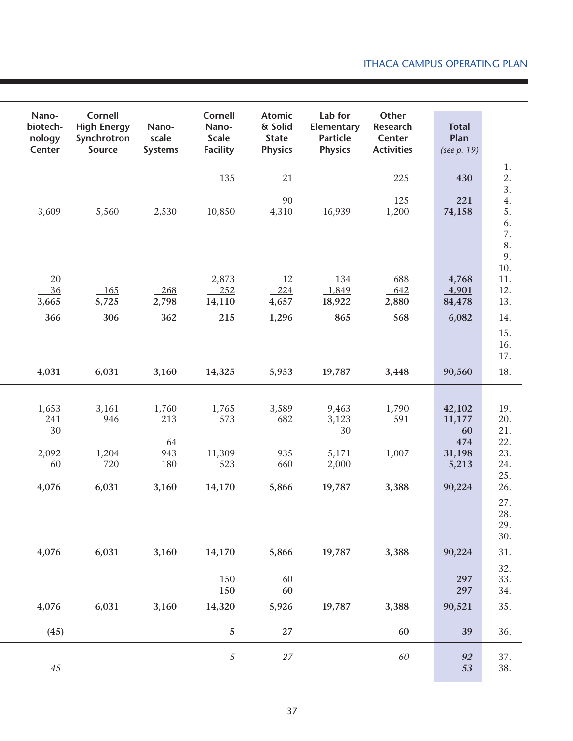ITHACA CAMPUS OPERATING PLAN

| Nano-biotech-nology Center | Cornell High Energy Synchrotron Source | Nano-scale Systems | Cornell Nano-Scale Facility | Atomic & Solid State Physics | Lab for Elementary Particle Physics | Other Research Center Activities | Total Plan *(see p. 19)* | |
|---|---|---|---|---|---|---|---|---|
| | | | | | | | | 1. |
| | | | 135 | 21 | | 225 | **430** | 2. |
| | | | | | | | | 3. |
| | | | | 90 | | 125 | **221** | 4. |
| 3,609 | 5,560 | 2,530 | 10,850 | 4,310 | 16,939 | 1,200 | **74,158** | 5. |
| | | | | | | | | 6. |
| | | | | | | | | 7. |
| | | | | | | | | 8. |
| | | | | | | | | 9. |
| | | | | | | | | 10. |
| 20 | | | 2,873 | 12 | 134 | 688 | **4,768** | 11. |
| 36 | 165 | 268 | 252 | 224 | 1,849 | 642 | **4,901** | 12. |
| **3,665** | **5,725** | **2,798** | **14,110** | **4,657** | **18,922** | **2,880** | **84,478** | 13. |
| **366** | **306** | **362** | **215** | **1,296** | **865** | **568** | **6,082** | 14. |
| | | | | | | | | 15. |
| | | | | | | | | 16. |
| | | | | | | | | 17. |
| **4,031** | **6,031** | **3,160** | **14,325** | **5,953** | **19,787** | **3,448** | **90,560** | 18. |
| 1,653 | 3,161 | 1,760 | 1,765 | 3,589 | 9,463 | 1,790 | **42,102** | 19. |
| 241 | 946 | 213 | 573 | 682 | 3,123 | 591 | **11,177** | 20. |
| 30 | | | | | 30 | | **60** | 21. |
| | | 64 | | | | | **474** | 22. |
| 2,092 | 1,204 | 943 | 11,309 | 935 | 5,171 | 1,007 | **31,198** | 23. |
| 60 | 720 | 180 | 523 | 660 | 2,000 | | **5,213** | 24. |
| | | | | | | | | 25. |
| **4,076** | **6,031** | **3,160** | **14,170** | **5,866** | **19,787** | **3,388** | **90,224** | 26. |
| | | | | | | | | 27. |
| | | | | | | | | 28. |
| | | | | | | | | 29. |
| | | | | | | | | 30. |
| **4,076** | **6,031** | **3,160** | **14,170** | **5,866** | **19,787** | **3,388** | **90,224** | 31. |
| | | | | | | | | 32. |
| | | | 150 | 60 | | | **297** | 33. |
| | | | **150** | **60** | | | **297** | 34. |
| **4,076** | **6,031** | **3,160** | **14,320** | **5,926** | **19,787** | **3,388** | **90,521** | 35. |
| **(45)** | | | **5** | **27** | | **60** | **39** | 36. |
| | | | *5* | *27* | | *60* | ***92*** | 37. |
| *45* | | | | | | | ***53*** | 38. |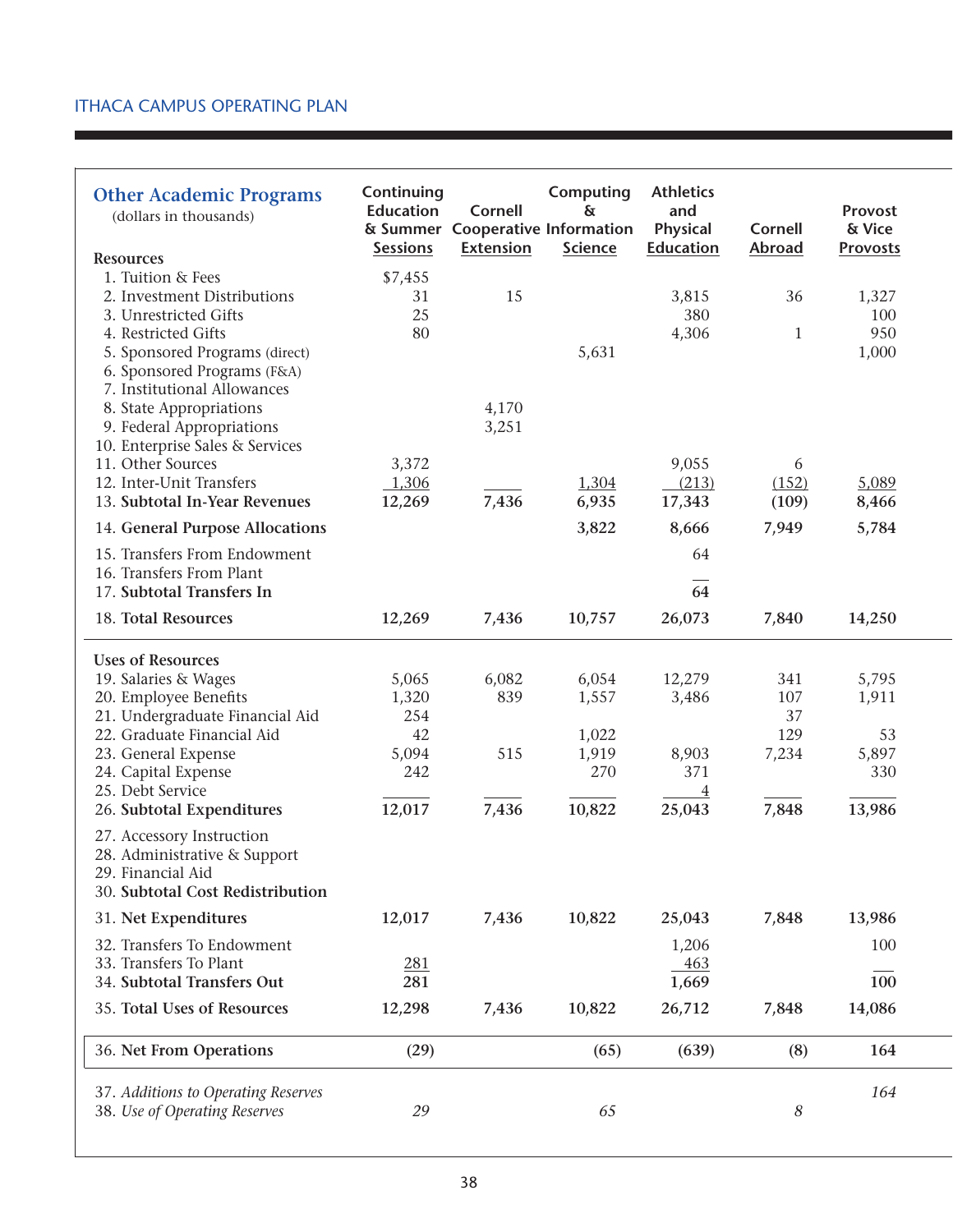ITHACA CAMPUS OPERATING PLAN

## Other Academic Programs

(dollars in thousands)

| | Continuing Education & Summer Sessions | Cornell Cooperative Extension | Computing & Information Science | Athletics and Physical Education | Cornell Abroad | Provost & Vice Provosts |
|---|---|---|---|---|---|---|
| **Resources** | | | | | | |
| 1. Tuition & Fees | $7,455 | | | | | |
| 2. Investment Distributions | 31 | 15 | | 3,815 | 36 | 1,327 |
| 3. Unrestricted Gifts | 25 | | | 380 | | 100 |
| 4. Restricted Gifts | 80 | | | 4,306 | 1 | 950 |
| 5. Sponsored Programs (direct) | | | 5,631 | | | 1,000 |
| 6. Sponsored Programs (F&A) | | | | | | |
| 7. Institutional Allowances | | | | | | |
| 8. State Appropriations | | 4,170 | | | | |
| 9. Federal Appropriations | | 3,251 | | | | |
| 10. Enterprise Sales & Services | | | | | | |
| 11. Other Sources | 3,372 | | | 9,055 | 6 | |
| 12. Inter-Unit Transfers | 1,306 | | 1,304 | (213) | (152) | 5,089 |
| 13. **Subtotal In-Year Revenues** | **12,269** | **7,436** | **6,935** | **17,343** | **(109)** | **8,466** |
| 14. **General Purpose Allocations** | | | **3,822** | **8,666** | **7,949** | **5,784** |
| 15. Transfers From Endowment | | | | 64 | | |
| 16. Transfers From Plant | | | | | | |
| 17. **Subtotal Transfers In** | | | | **64** | | |
| 18. **Total Resources** | **12,269** | **7,436** | **10,757** | **26,073** | **7,840** | **14,250** |
| **Uses of Resources** | | | | | | |
| 19. Salaries & Wages | 5,065 | 6,082 | 6,054 | 12,279 | 341 | 5,795 |
| 20. Employee Benefits | 1,320 | 839 | 1,557 | 3,486 | 107 | 1,911 |
| 21. Undergraduate Financial Aid | 254 | | | | 37 | |
| 22. Graduate Financial Aid | 42 | | 1,022 | | 129 | 53 |
| 23. General Expense | 5,094 | 515 | 1,919 | 8,903 | 7,234 | 5,897 |
| 24. Capital Expense | 242 | | 270 | 371 | | 330 |
| 25. Debt Service | | | | 4 | | |
| 26. **Subtotal Expenditures** | **12,017** | **7,436** | **10,822** | **25,043** | **7,848** | **13,986** |
| 27. Accessory Instruction | | | | | | |
| 28. Administrative & Support | | | | | | |
| 29. Financial Aid | | | | | | |
| 30. **Subtotal Cost Redistribution** | | | | | | |
| 31. **Net Expenditures** | **12,017** | **7,436** | **10,822** | **25,043** | **7,848** | **13,986** |
| 32. Transfers To Endowment | | | | 1,206 | | 100 |
| 33. Transfers To Plant | 281 | | | 463 | | |
| 34. **Subtotal Transfers Out** | **281** | | | **1,669** | | **100** |
| 35. **Total Uses of Resources** | **12,298** | **7,436** | **10,822** | **26,712** | **7,848** | **14,086** |
| 36. **Net From Operations** | **(29)** | | **(65)** | **(639)** | **(8)** | **164** |
| 37. *Additions to Operating Reserves* | | | | | | *164* |
| 38. *Use of Operating Reserves* | *29* | | *65* | | *8* | |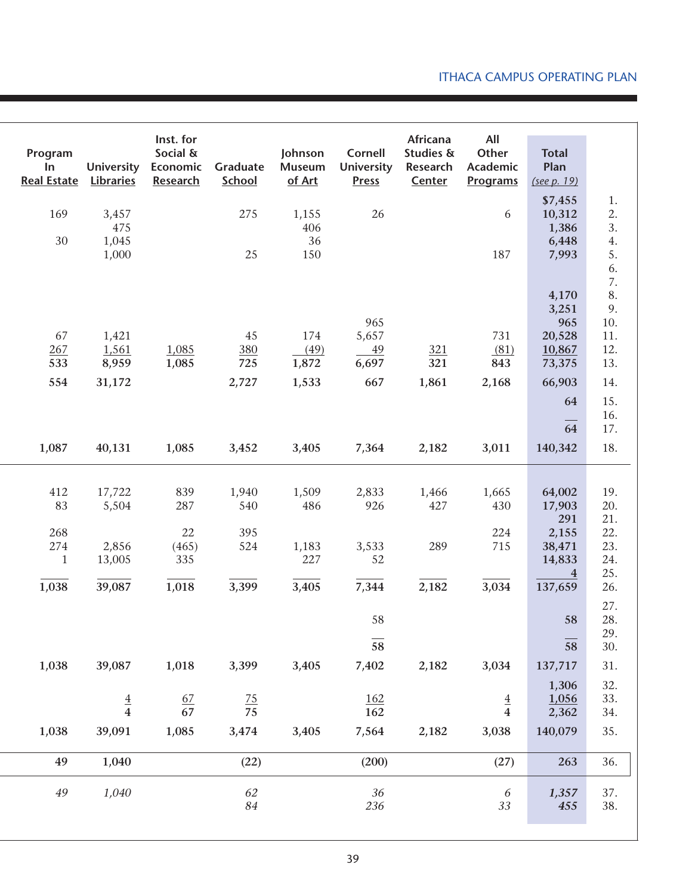| Program In Real Estate | University Libraries | Inst. for Social & Economic Research | Graduate School | Johnson Museum of Art | Cornell University Press | Africana Studies & Research Center | All Other Academic Programs | Total Plan *(see p. 19)* | |
|---|---|---|---|---|---|---|---|---|---|
| | | | | | | | | $7,455 | 1. |
| 169 | 3,457 | | 275 | 1,155 | 26 | | 6 | 10,312 | 2. |
| | 475 | | | 406 | | | | 1,386 | 3. |
| 30 | 1,045 | | | 36 | | | | 6,448 | 4. |
| | 1,000 | | 25 | 150 | | | 187 | 7,993 | 5. |
| | | | | | | | | | 6. |
| | | | | | | | | | 7. |
| | | | | | | | | 4,170 | 8. |
| | | | | | | | | 3,251 | 9. |
| | | | | | 965 | | | 965 | 10. |
| 67 | 1,421 | | 45 | 174 | 5,657 | | 731 | 20,528 | 11. |
| 267 | 1,561 | 1,085 | 380 | (49) | 49 | 321 | (81) | 10,867 | 12. |
| 533 | 8,959 | 1,085 | 725 | 1,872 | 6,697 | 321 | 843 | 73,375 | 13. |
| 554 | 31,172 | | 2,727 | 1,533 | 667 | 1,861 | 2,168 | 66,903 | 14. |
| | | | | | | | | 64 | 15. |
| | | | | | | | | — | 16. |
| | | | | | | | | 64 | 17. |
| 1,087 | 40,131 | 1,085 | 3,452 | 3,405 | 7,364 | 2,182 | 3,011 | 140,342 | 18. |
| 412 | 17,722 | 839 | 1,940 | 1,509 | 2,833 | 1,466 | 1,665 | 64,002 | 19. |
| 83 | 5,504 | 287 | 540 | 486 | 926 | 427 | 430 | 17,903 | 20. |
| | | | | | | | | 291 | 21. |
| 268 | | 22 | 395 | | | | 224 | 2,155 | 22. |
| 274 | 2,856 | (465) | 524 | 1,183 | 3,533 | 289 | 715 | 38,471 | 23. |
| 1 | 13,005 | 335 | | 227 | 52 | | | 14,833 | 24. |
| | | | | | | | | 4 | 25. |
| 1,038 | 39,087 | 1,018 | 3,399 | 3,405 | 7,344 | 2,182 | 3,034 | 137,659 | 26. |
| | | | | | | | | | 27. |
| | | | | | 58 | | | 58 | 28. |
| | | | | | — | | | — | 29. |
| | | | | | 58 | | | 58 | 30. |
| 1,038 | 39,087 | 1,018 | 3,399 | 3,405 | 7,402 | 2,182 | 3,034 | 137,717 | 31. |
| | | | | | | | | 1,306 | 32. |
| | 4 | 67 | 75 | | 162 | | 4 | 1,056 | 33. |
| | 4 | 67 | 75 | | 162 | | 4 | 2,362 | 34. |
| 1,038 | 39,091 | 1,085 | 3,474 | 3,405 | 7,564 | 2,182 | 3,038 | 140,079 | 35. |
| 49 | 1,040 | | (22) | | (200) | | (27) | 263 | 36. |
| *49* | *1,040* | | *62* | | *36* | | *6* | ***1,357*** | 37. |
| | | | *84* | | *236* | | *33* | ***455*** | 38. |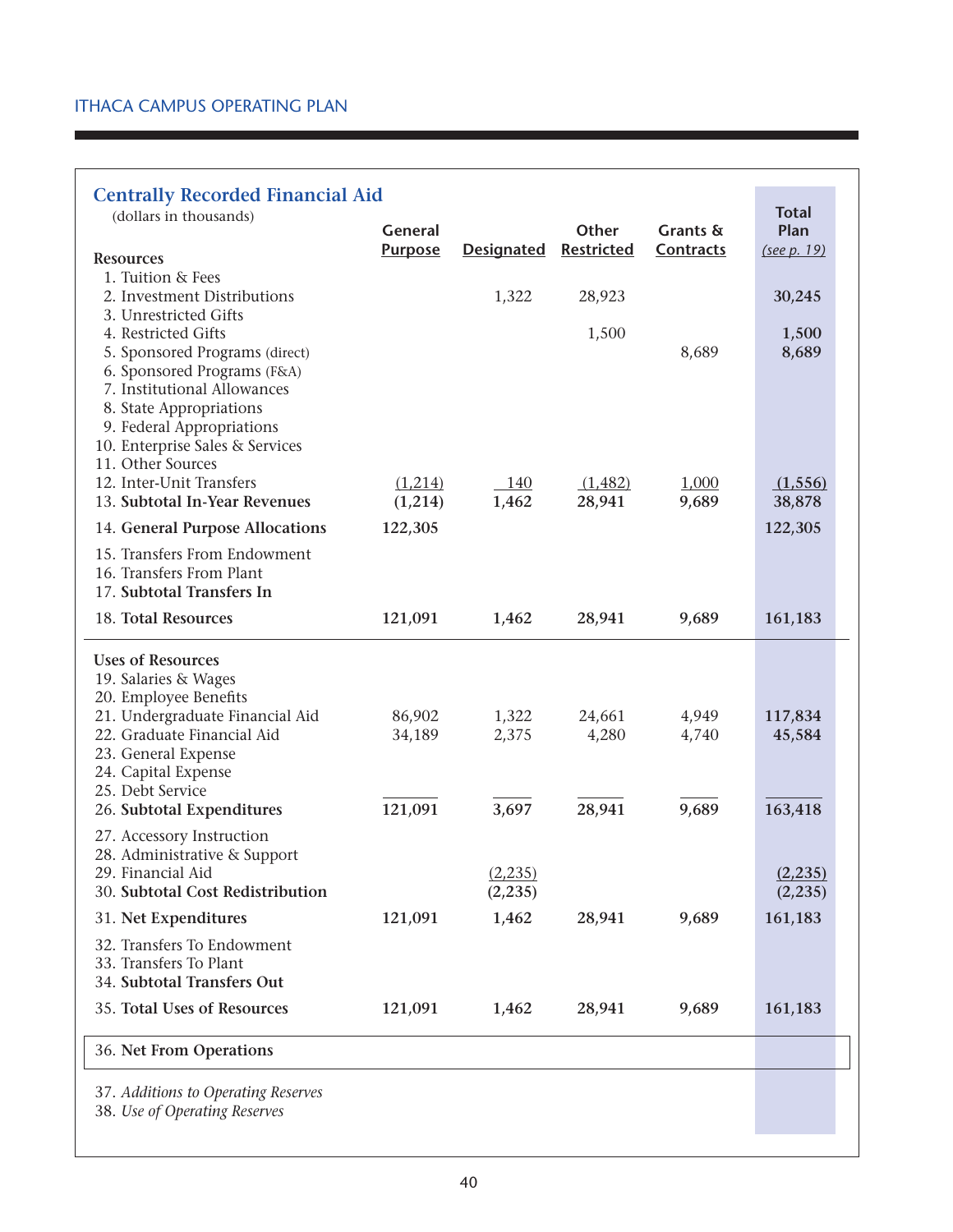ITHACA CAMPUS OPERATING PLAN

## Centrally Recorded Financial Aid

(dollars in thousands)

| | General Purpose | Designated | Other Restricted | Grants & Contracts | Total Plan (see p. 19) |
|---|---|---|---|---|---|
| **Resources** | | | | | |
| 1. Tuition & Fees | | | | | |
| 2. Investment Distributions | | 1,322 | 28,923 | | **30,245** |
| 3. Unrestricted Gifts | | | | | |
| 4. Restricted Gifts | | | 1,500 | | **1,500** |
| 5. Sponsored Programs (direct) | | | | 8,689 | **8,689** |
| 6. Sponsored Programs (F&A) | | | | | |
| 7. Institutional Allowances | | | | | |
| 8. State Appropriations | | | | | |
| 9. Federal Appropriations | | | | | |
| 10. Enterprise Sales & Services | | | | | |
| 11. Other Sources | | | | | |
| 12. Inter-Unit Transfers | (1,214) | 140 | (1,482) | 1,000 | **(1,556)** |
| 13. **Subtotal In-Year Revenues** | **(1,214)** | **1,462** | **28,941** | **9,689** | **38,878** |
| 14. **General Purpose Allocations** | **122,305** | | | | **122,305** |
| 15. Transfers From Endowment | | | | | |
| 16. Transfers From Plant | | | | | |
| 17. **Subtotal Transfers In** | | | | | |
| 18. **Total Resources** | **121,091** | **1,462** | **28,941** | **9,689** | **161,183** |
| **Uses of Resources** | | | | | |
| 19. Salaries & Wages | | | | | |
| 20. Employee Benefits | | | | | |
| 21. Undergraduate Financial Aid | 86,902 | 1,322 | 24,661 | 4,949 | **117,834** |
| 22. Graduate Financial Aid | 34,189 | 2,375 | 4,280 | 4,740 | **45,584** |
| 23. General Expense | | | | | |
| 24. Capital Expense | | | | | |
| 25. Debt Service | | | | | |
| 26. **Subtotal Expenditures** | **121,091** | **3,697** | **28,941** | **9,689** | **163,418** |
| 27. Accessory Instruction | | | | | |
| 28. Administrative & Support | | | | | |
| 29. Financial Aid | | (2,235) | | | **(2,235)** |
| 30. **Subtotal Cost Redistribution** | | **(2,235)** | | | **(2,235)** |
| 31. **Net Expenditures** | **121,091** | **1,462** | **28,941** | **9,689** | **161,183** |
| 32. Transfers To Endowment | | | | | |
| 33. Transfers To Plant | | | | | |
| 34. **Subtotal Transfers Out** | | | | | |
| 35. **Total Uses of Resources** | **121,091** | **1,462** | **28,941** | **9,689** | **161,183** |
| 36. **Net From Operations** | | | | | |
| 37. *Additions to Operating Reserves* | | | | | |
| 38. *Use of Operating Reserves* | | | | | |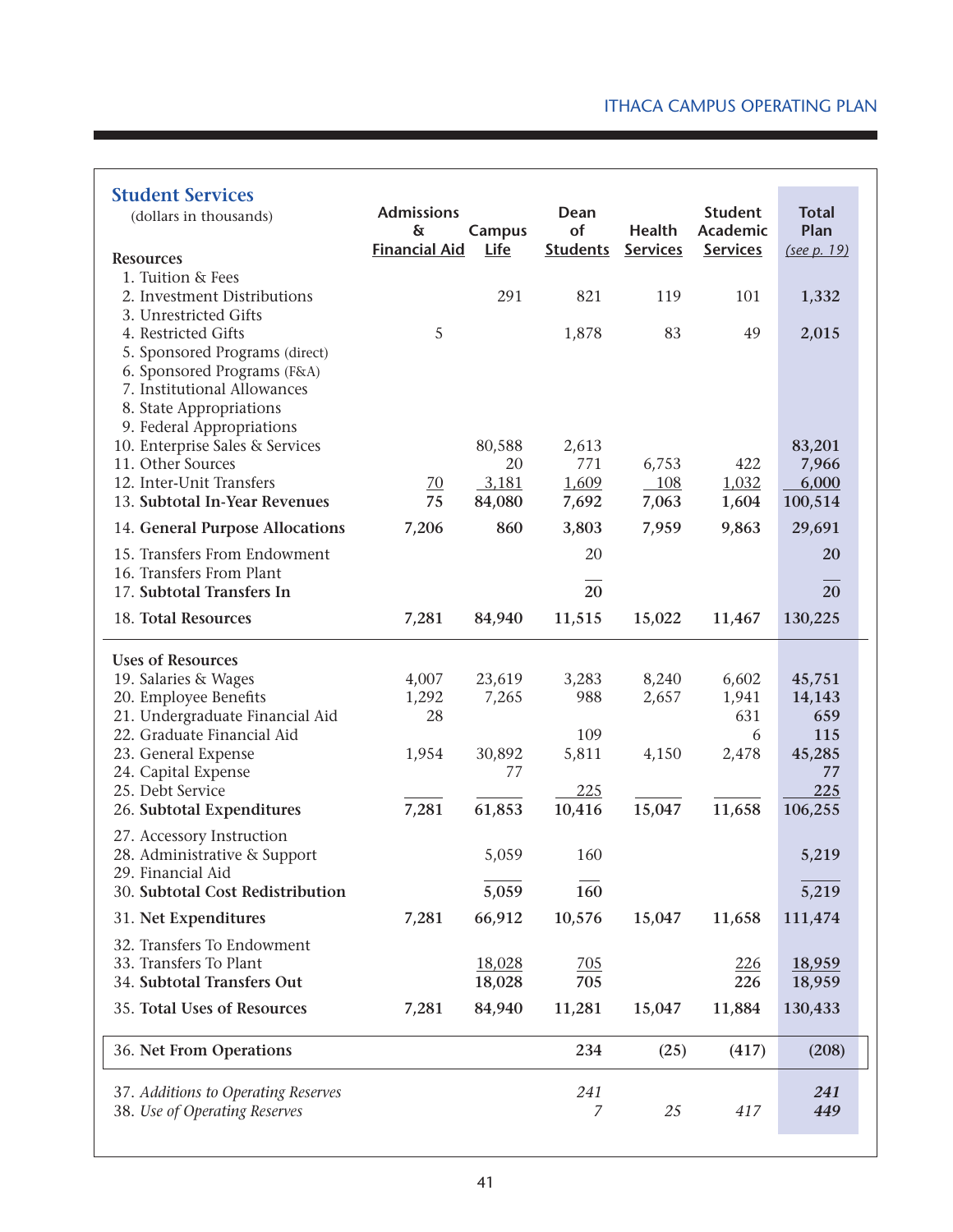## Student Services

(dollars in thousands)

| Resources | Admissions & Financial Aid | Campus Life | Dean of Students | Health Services | Student Academic Services | Total Plan (*see p. 19*) |
|---|---|---|---|---|---|---|
| 1. Tuition & Fees | | | | | | |
| 2. Investment Distributions | | 291 | 821 | 119 | 101 | **1,332** |
| 3. Unrestricted Gifts | | | | | | |
| 4. Restricted Gifts | 5 | | 1,878 | 83 | 49 | **2,015** |
| 5. Sponsored Programs (direct) | | | | | | |
| 6. Sponsored Programs (F&A) | | | | | | |
| 7. Institutional Allowances | | | | | | |
| 8. State Appropriations | | | | | | |
| 9. Federal Appropriations | | | | | | |
| 10. Enterprise Sales & Services | | 80,588 | 2,613 | | | **83,201** |
| 11. Other Sources | | 20 | 771 | 6,753 | 422 | **7,966** |
| 12. Inter-Unit Transfers | 70 | 3,181 | 1,609 | 108 | 1,032 | **6,000** |
| 13. **Subtotal In-Year Revenues** | 75 | 84,080 | 7,692 | 7,063 | 1,604 | 100,514 |
| 14. **General Purpose Allocations** | 7,206 | 860 | 3,803 | 7,959 | 9,863 | 29,691 |
| 15. Transfers From Endowment | | | 20 | | | **20** |
| 16. Transfers From Plant | | | | | | |
| 17. **Subtotal Transfers In** | | | 20 | | | 20 |
| 18. **Total Resources** | 7,281 | 84,940 | 11,515 | 15,022 | 11,467 | 130,225 |
| **Uses of Resources** | | | | | | |
| 19. Salaries & Wages | 4,007 | 23,619 | 3,283 | 8,240 | 6,602 | **45,751** |
| 20. Employee Benefits | 1,292 | 7,265 | 988 | 2,657 | 1,941 | **14,143** |
| 21. Undergraduate Financial Aid | 28 | | | | 631 | **659** |
| 22. Graduate Financial Aid | | | 109 | | 6 | **115** |
| 23. General Expense | 1,954 | 30,892 | 5,811 | 4,150 | 2,478 | **45,285** |
| 24. Capital Expense | | 77 | | | | **77** |
| 25. Debt Service | | | 225 | | | **225** |
| 26. **Subtotal Expenditures** | 7,281 | 61,853 | 10,416 | 15,047 | 11,658 | 106,255 |
| 27. Accessory Instruction | | | | | | |
| 28. Administrative & Support | | 5,059 | 160 | | | **5,219** |
| 29. Financial Aid | | | | | | |
| 30. **Subtotal Cost Redistribution** | | 5,059 | 160 | | | 5,219 |
| 31. **Net Expenditures** | 7,281 | 66,912 | 10,576 | 15,047 | 11,658 | 111,474 |
| 32. Transfers To Endowment | | | | | | |
| 33. Transfers To Plant | | 18,028 | 705 | | 226 | **18,959** |
| 34. **Subtotal Transfers Out** | | 18,028 | 705 | | 226 | 18,959 |
| 35. **Total Uses of Resources** | 7,281 | 84,940 | 11,281 | 15,047 | 11,884 | 130,433 |
| 36. **Net From Operations** | | | 234 | (25) | (417) | (208) |
| 37. *Additions to Operating Reserves* | | | *241* | | | ***241*** |
| 38. *Use of Operating Reserves* | | | *7* | *25* | *417* | ***449*** |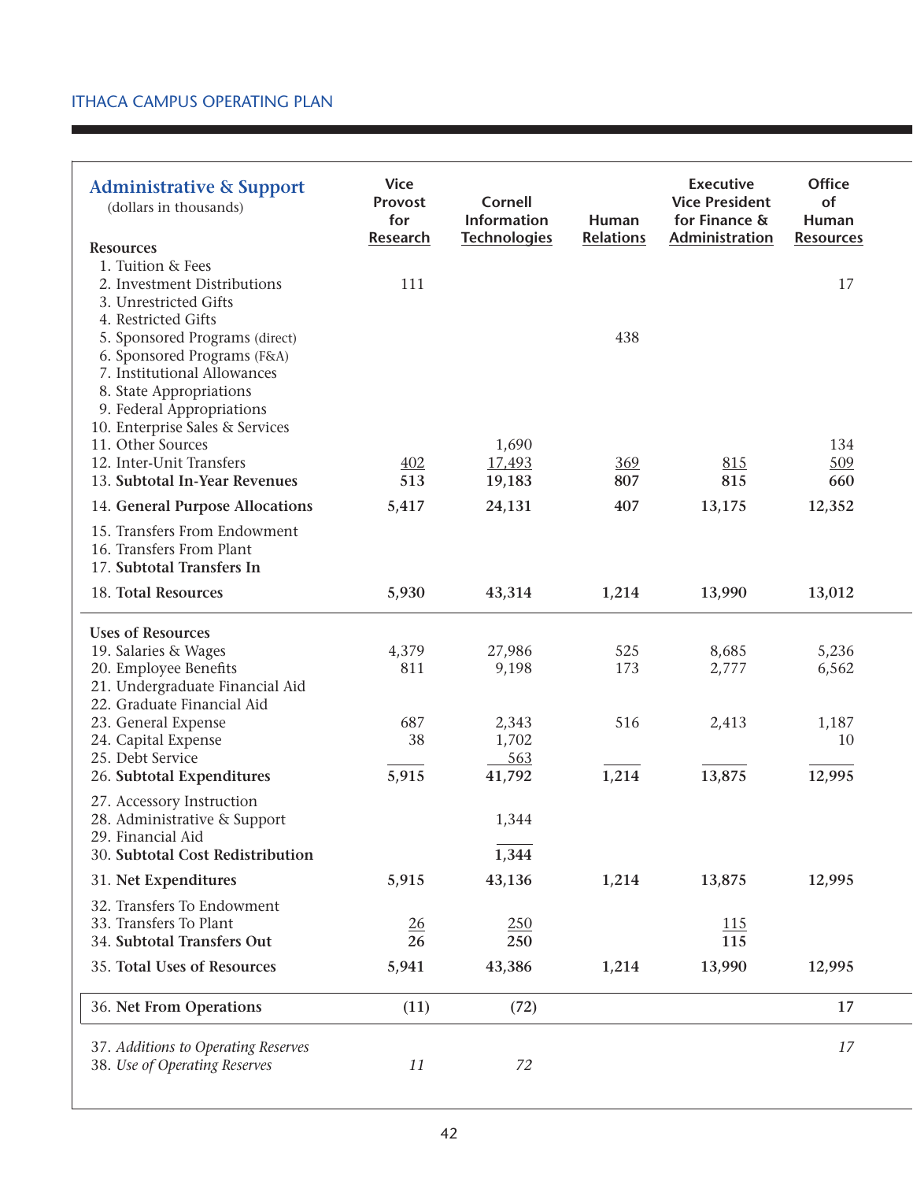## Administrative & Support

(dollars in thousands)

| | Vice Provost for Research | Cornell Information Technologies | Human Relations | Executive Vice President for Finance & Administration | Office of Human Resources |
|---|---|---|---|---|---|
| **Resources** | | | | | |
| 1. Tuition & Fees | | | | | |
| 2. Investment Distributions | 111 | | | | 17 |
| 3. Unrestricted Gifts | | | | | |
| 4. Restricted Gifts | | | | | |
| 5. Sponsored Programs (direct) | | | 438 | | |
| 6. Sponsored Programs (F&A) | | | | | |
| 7. Institutional Allowances | | | | | |
| 8. State Appropriations | | | | | |
| 9. Federal Appropriations | | | | | |
| 10. Enterprise Sales & Services | | | | | |
| 11. Other Sources | | 1,690 | | | 134 |
| 12. Inter-Unit Transfers | 402 | 17,493 | 369 | 815 | 509 |
| 13. **Subtotal In-Year Revenues** | **513** | **19,183** | **807** | **815** | **660** |
| 14. **General Purpose Allocations** | **5,417** | **24,131** | **407** | **13,175** | **12,352** |
| 15. Transfers From Endowment | | | | | |
| 16. Transfers From Plant | | | | | |
| 17. **Subtotal Transfers In** | | | | | |
| 18. **Total Resources** | **5,930** | **43,314** | **1,214** | **13,990** | **13,012** |
| **Uses of Resources** | | | | | |
| 19. Salaries & Wages | 4,379 | 27,986 | 525 | 8,685 | 5,236 |
| 20. Employee Benefits | 811 | 9,198 | 173 | 2,777 | 6,562 |
| 21. Undergraduate Financial Aid | | | | | |
| 22. Graduate Financial Aid | | | | | |
| 23. General Expense | 687 | 2,343 | 516 | 2,413 | 1,187 |
| 24. Capital Expense | 38 | 1,702 | | | 10 |
| 25. Debt Service | | 563 | | | |
| 26. **Subtotal Expenditures** | **5,915** | **41,792** | **1,214** | **13,875** | **12,995** |
| 27. Accessory Instruction | | | | | |
| 28. Administrative & Support | | 1,344 | | | |
| 29. Financial Aid | | | | | |
| 30. **Subtotal Cost Redistribution** | | **1,344** | | | |
| 31. **Net Expenditures** | **5,915** | **43,136** | **1,214** | **13,875** | **12,995** |
| 32. Transfers To Endowment | | | | | |
| 33. Transfers To Plant | 26 | 250 | | 115 | |
| 34. **Subtotal Transfers Out** | **26** | **250** | | **115** | |
| 35. **Total Uses of Resources** | **5,941** | **43,386** | **1,214** | **13,990** | **12,995** |
| 36. **Net From Operations** | **(11)** | **(72)** | | | **17** |
| 37. *Additions to Operating Reserves* | | | | | *17* |
| 38. *Use of Operating Reserves* | *11* | *72* | | | |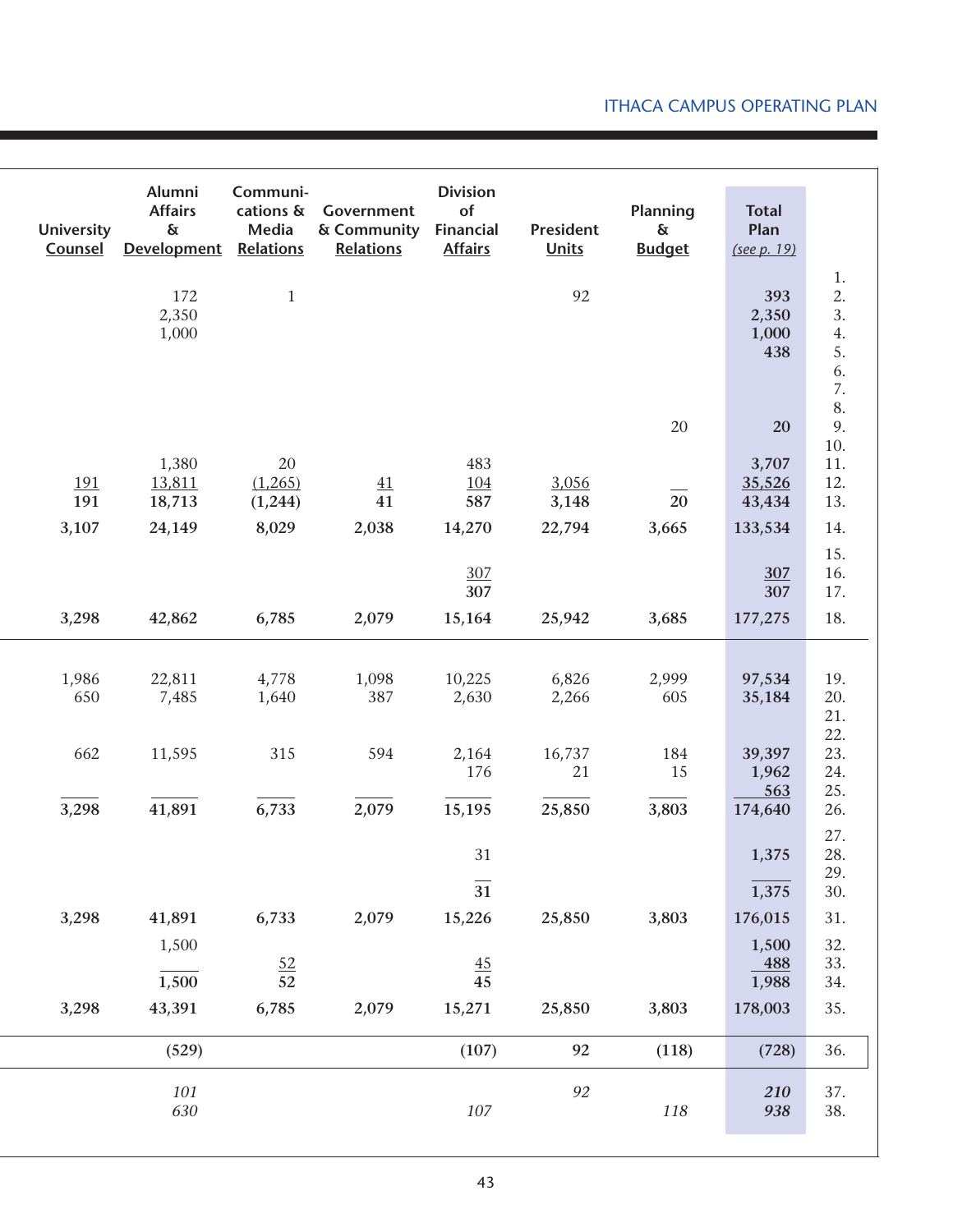ITHACA CAMPUS OPERATING PLAN

| University Counsel | Alumni Affairs & Development | Communi-cations & Media Relations | Government & Community Relations | Division of Financial Affairs | President Units | Planning & Budget | Total Plan *(see p. 19)* | |
|---|---|---|---|---|---|---|---|---|
| | | | | | | | | 1. |
| | 172 | 1 | | | 92 | | 393 | 2. |
| | 2,350 | | | | | | 2,350 | 3. |
| | 1,000 | | | | | | 1,000 | 4. |
| | | | | | | | 438 | 5. |
| | | | | | | | | 6. |
| | | | | | | | | 7. |
| | | | | | | | | 8. |
| | | | | | | 20 | 20 | 9. |
| | | | | | | | | 10. |
| | 1,380 | 20 | | 483 | | | 3,707 | 11. |
| 191 | 13,811 | (1,265) | 41 | 104 | 3,056 | | 35,526 | 12. |
| 191 | 18,713 | (1,244) | 41 | 587 | 3,148 | 20 | 43,434 | 13. |
| 3,107 | 24,149 | 8,029 | 2,038 | 14,270 | 22,794 | 3,665 | 133,534 | 14. |
| | | | | | | | | 15. |
| | | | | 307 | | | 307 | 16. |
| | | | | 307 | | | 307 | 17. |
| 3,298 | 42,862 | 6,785 | 2,079 | 15,164 | 25,942 | 3,685 | 177,275 | 18. |
| 1,986 | 22,811 | 4,778 | 1,098 | 10,225 | 6,826 | 2,999 | 97,534 | 19. |
| 650 | 7,485 | 1,640 | 387 | 2,630 | 2,266 | 605 | 35,184 | 20. |
| | | | | | | | | 21. |
| | | | | | | | | 22. |
| 662 | 11,595 | 315 | 594 | 2,164 | 16,737 | 184 | 39,397 | 23. |
| | | | | 176 | 21 | 15 | 1,962 | 24. |
| | | | | | | | 563 | 25. |
| 3,298 | 41,891 | 6,733 | 2,079 | 15,195 | 25,850 | 3,803 | 174,640 | 26. |
| | | | | | | | | 27. |
| | | | | 31 | | | 1,375 | 28. |
| | | | | | | | | 29. |
| | | | | 31 | | | 1,375 | 30. |
| 3,298 | 41,891 | 6,733 | 2,079 | 15,226 | 25,850 | 3,803 | 176,015 | 31. |
| | 1,500 | | | | | | 1,500 | 32. |
| | | 52 | | 45 | | | 488 | 33. |
| | 1,500 | 52 | | 45 | | | 1,988 | 34. |
| 3,298 | 43,391 | 6,785 | 2,079 | 15,271 | 25,850 | 3,803 | 178,003 | 35. |
| | (529) | | | (107) | 92 | (118) | (728) | 36. |
| | *101* | | | | *92* | | *210* | 37. |
| | *630* | | | *107* | | *118* | *938* | 38. |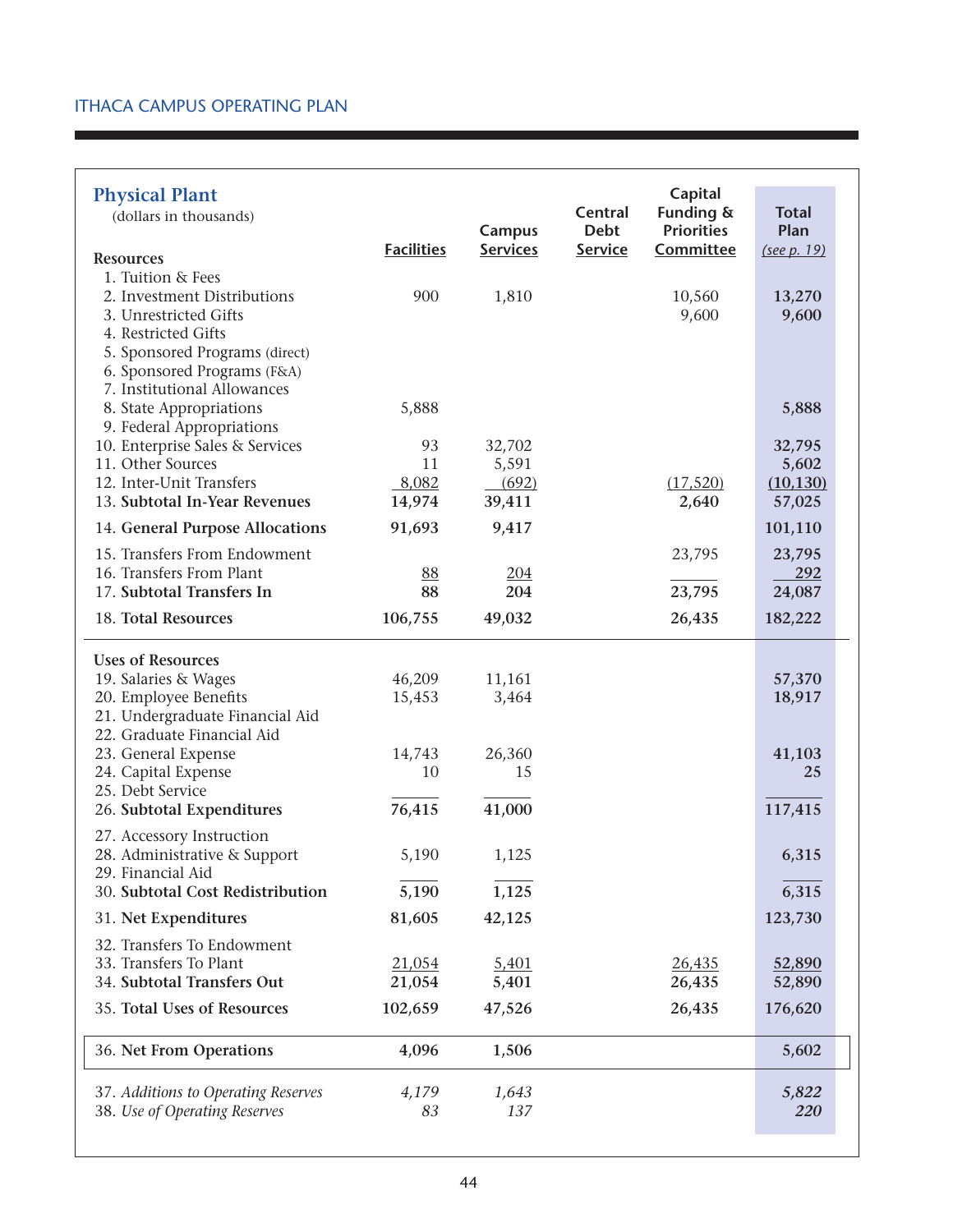ITHACA CAMPUS OPERATING PLAN

## Physical Plant

(dollars in thousands)

| Resources | Facilities | Campus Services | Central Debt Service | Capital Funding & Priorities Committee | Total Plan (see p. 19) |
|---|---|---|---|---|---|
| 1. Tuition & Fees | | | | | |
| 2. Investment Distributions | 900 | 1,810 | | 10,560 | **13,270** |
| 3. Unrestricted Gifts | | | | 9,600 | **9,600** |
| 4. Restricted Gifts | | | | | |
| 5. Sponsored Programs (direct) | | | | | |
| 6. Sponsored Programs (F&A) | | | | | |
| 7. Institutional Allowances | | | | | |
| 8. State Appropriations | 5,888 | | | | **5,888** |
| 9. Federal Appropriations | | | | | |
| 10. Enterprise Sales & Services | 93 | 32,702 | | | **32,795** |
| 11. Other Sources | 11 | 5,591 | | | **5,602** |
| 12. Inter-Unit Transfers | 8,082 | (692) | | (17,520) | **(10,130)** |
| 13. **Subtotal In-Year Revenues** | **14,974** | **39,411** | | **2,640** | **57,025** |
| 14. **General Purpose Allocations** | **91,693** | **9,417** | | | **101,110** |
| 15. Transfers From Endowment | | | | 23,795 | **23,795** |
| 16. Transfers From Plant | 88 | 204 | | | **292** |
| 17. **Subtotal Transfers In** | **88** | **204** | | **23,795** | **24,087** |
| 18. **Total Resources** | **106,755** | **49,032** | | **26,435** | **182,222** |
| **Uses of Resources** | | | | | |
| 19. Salaries & Wages | 46,209 | 11,161 | | | **57,370** |
| 20. Employee Benefits | 15,453 | 3,464 | | | **18,917** |
| 21. Undergraduate Financial Aid | | | | | |
| 22. Graduate Financial Aid | | | | | |
| 23. General Expense | 14,743 | 26,360 | | | **41,103** |
| 24. Capital Expense | 10 | 15 | | | **25** |
| 25. Debt Service | | | | | |
| 26. **Subtotal Expenditures** | **76,415** | **41,000** | | | **117,415** |
| 27. Accessory Instruction | | | | | |
| 28. Administrative & Support | 5,190 | 1,125 | | | **6,315** |
| 29. Financial Aid | | | | | |
| 30. **Subtotal Cost Redistribution** | **5,190** | **1,125** | | | **6,315** |
| 31. **Net Expenditures** | **81,605** | **42,125** | | | **123,730** |
| 32. Transfers To Endowment | | | | | |
| 33. Transfers To Plant | 21,054 | 5,401 | | 26,435 | **52,890** |
| 34. **Subtotal Transfers Out** | **21,054** | **5,401** | | **26,435** | **52,890** |
| 35. **Total Uses of Resources** | **102,659** | **47,526** | | **26,435** | **176,620** |
| 36. **Net From Operations** | **4,096** | **1,506** | | | **5,602** |
| 37. *Additions to Operating Reserves* | *4,179* | *1,643* | | | ***5,822*** |
| 38. *Use of Operating Reserves* | *83* | *137* | | | ***220*** |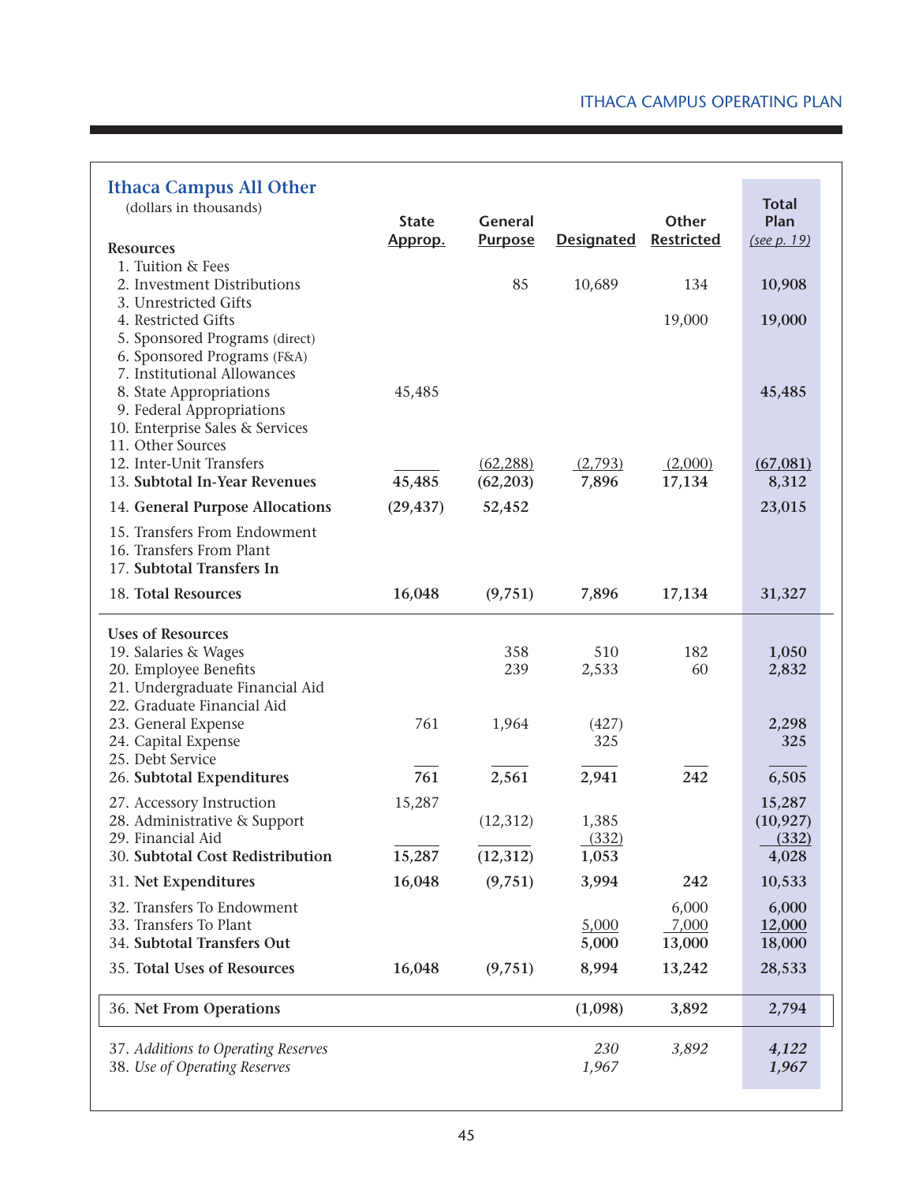## Ithaca Campus All Other

(dollars in thousands)

| Resources | State Approp. | General Purpose | Designated | Other Restricted | Total Plan (see p. 19) |
|---|---|---|---|---|---|
| 1. Tuition & Fees | | | | | |
| 2. Investment Distributions | | 85 | 10,689 | 134 | **10,908** |
| 3. Unrestricted Gifts | | | | | |
| 4. Restricted Gifts | | | | 19,000 | **19,000** |
| 5. Sponsored Programs (direct) | | | | | |
| 6. Sponsored Programs (F&A) | | | | | |
| 7. Institutional Allowances | | | | | |
| 8. State Appropriations | 45,485 | | | | **45,485** |
| 9. Federal Appropriations | | | | | |
| 10. Enterprise Sales & Services | | | | | |
| 11. Other Sources | | | | | |
| 12. Inter-Unit Transfers | | (62,288) | (2,793) | (2,000) | **(67,081)** |
| 13. **Subtotal In-Year Revenues** | **45,485** | **(62,203)** | **7,896** | **17,134** | **8,312** |
| 14. **General Purpose Allocations** | **(29,437)** | **52,452** | | | **23,015** |
| 15. Transfers From Endowment | | | | | |
| 16. Transfers From Plant | | | | | |
| 17. **Subtotal Transfers In** | | | | | |
| 18. **Total Resources** | **16,048** | **(9,751)** | **7,896** | **17,134** | **31,327** |
| **Uses of Resources** | | | | | |
| 19. Salaries & Wages | | 358 | 510 | 182 | **1,050** |
| 20. Employee Benefits | | 239 | 2,533 | 60 | **2,832** |
| 21. Undergraduate Financial Aid | | | | | |
| 22. Graduate Financial Aid | | | | | |
| 23. General Expense | 761 | 1,964 | (427) | | **2,298** |
| 24. Capital Expense | | | 325 | | **325** |
| 25. Debt Service | | | | | |
| 26. **Subtotal Expenditures** | **761** | **2,561** | **2,941** | **242** | **6,505** |
| 27. Accessory Instruction | 15,287 | | | | **15,287** |
| 28. Administrative & Support | | (12,312) | 1,385 | | **(10,927)** |
| 29. Financial Aid | | | (332) | | **(332)** |
| 30. **Subtotal Cost Redistribution** | **15,287** | **(12,312)** | **1,053** | | **4,028** |
| 31. **Net Expenditures** | **16,048** | **(9,751)** | **3,994** | **242** | **10,533** |
| 32. Transfers To Endowment | | | | 6,000 | **6,000** |
| 33. Transfers To Plant | | | 5,000 | 7,000 | **12,000** |
| 34. **Subtotal Transfers Out** | | | **5,000** | **13,000** | **18,000** |
| 35. **Total Uses of Resources** | **16,048** | **(9,751)** | **8,994** | **13,242** | **28,533** |
| 36. **Net From Operations** | | | **(1,098)** | **3,892** | **2,794** |
| 37. *Additions to Operating Reserves* | | | *230* | *3,892* | ***4,122*** |
| 38. *Use of Operating Reserves* | | | *1,967* | | ***1,967*** |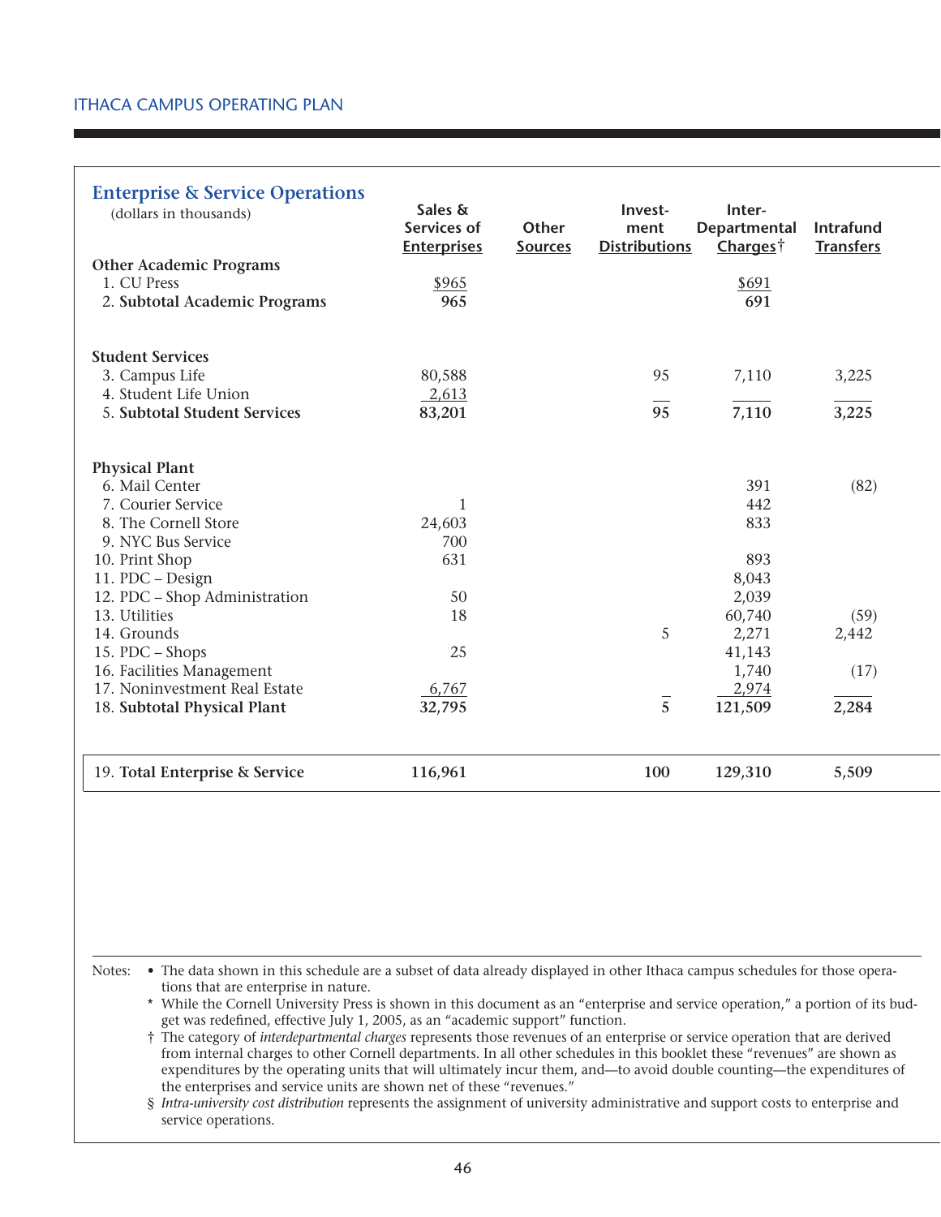## Enterprise & Service Operations

(dollars in thousands)

| | Sales & Services of Enterprises | Other Sources | Investment Distributions | Inter-Departmental Charges† | Intrafund Transfers |
|---|---|---|---|---|---|
| **Other Academic Programs** | | | | | |
| 1. CU Press | $965 | | | $691 | |
| 2. **Subtotal Academic Programs** | **965** | | | **691** | |
| **Student Services** | | | | | |
| 3. Campus Life | 80,588 | | 95 | 7,110 | 3,225 |
| 4. Student Life Union | 2,613 | | | | |
| 5. **Subtotal Student Services** | **83,201** | | **95** | **7,110** | **3,225** |
| **Physical Plant** | | | | | |
| 6. Mail Center | | | | 391 | (82) |
| 7. Courier Service | 1 | | | 442 | |
| 8. The Cornell Store | 24,603 | | | 833 | |
| 9. NYC Bus Service | 700 | | | | |
| 10. Print Shop | 631 | | | 893 | |
| 11. PDC – Design | | | | 8,043 | |
| 12. PDC – Shop Administration | 50 | | | 2,039 | |
| 13. Utilities | 18 | | | 60,740 | (59) |
| 14. Grounds | | | 5 | 2,271 | 2,442 |
| 15. PDC – Shops | 25 | | | 41,143 | |
| 16. Facilities Management | | | | 1,740 | (17) |
| 17. Noninvestment Real Estate | 6,767 | | | 2,974 | |
| 18. **Subtotal Physical Plant** | **32,795** | | **5** | **121,509** | **2,284** |
| 19. **Total Enterprise & Service** | **116,961** | | **100** | **129,310** | **5,509** |

Notes:
- The data shown in this schedule are a subset of data already displayed in other Ithaca campus schedules for those operations that are enterprise in nature.

\* While the Cornell University Press is shown in this document as an "enterprise and service operation," a portion of its budget was redefined, effective July 1, 2005, as an "academic support" function.

† The category of *interdepartmental charges* represents those revenues of an enterprise or service operation that are derived from internal charges to other Cornell departments. In all other schedules in this booklet these "revenues" are shown as expenditures by the operating units that will ultimately incur them, and—to avoid double counting—the expenditures of the enterprises and service units are shown net of these "revenues."

§ *Intra-university cost distribution* represents the assignment of university administrative and support costs to enterprise and service operations.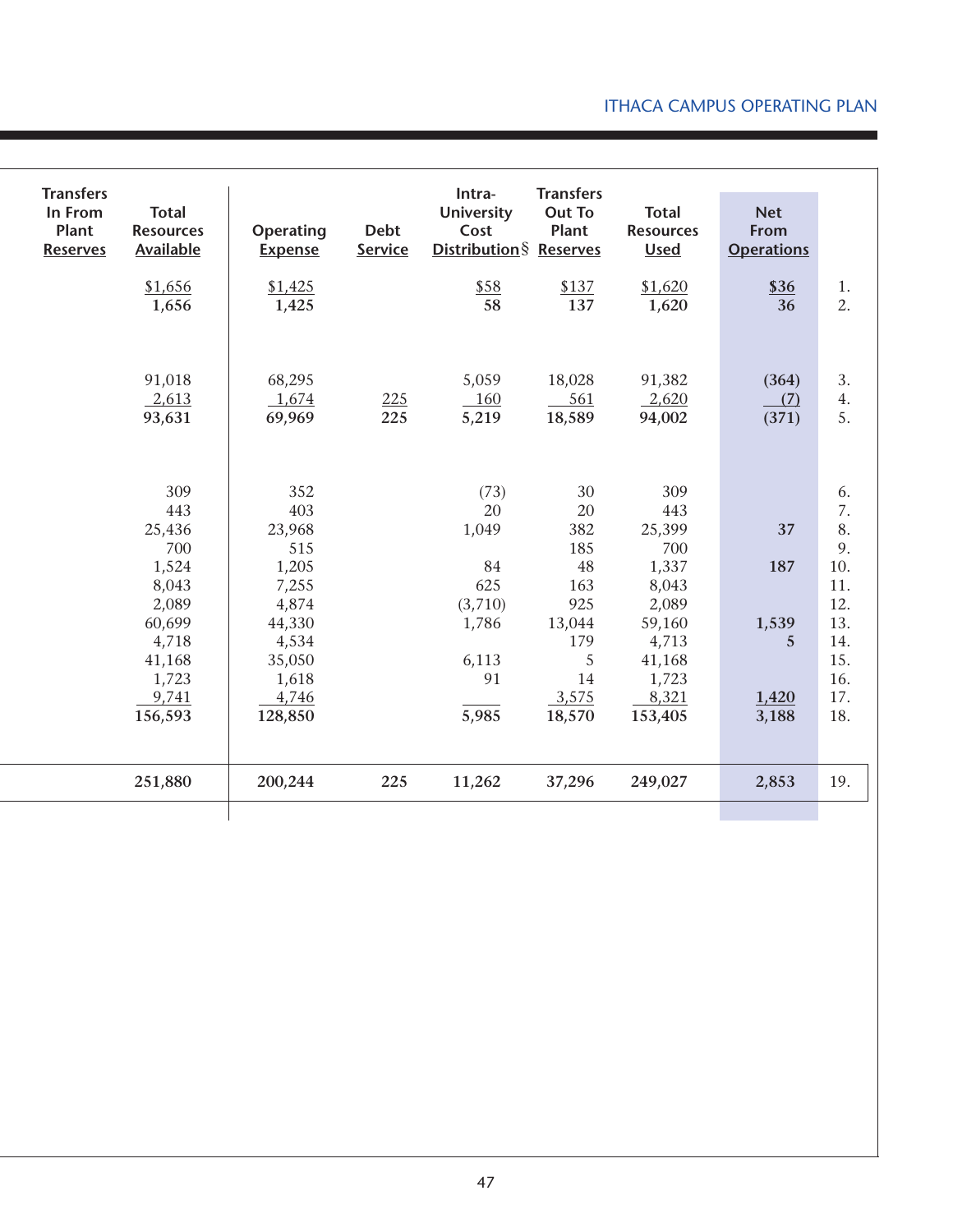| Transfers In From Plant Reserves | Total Resources Available | Operating Expense | Debt Service | Intra-University Cost Distribution§ | Transfers Out To Plant Reserves | Total Resources Used | Net From Operations | |
|---|---|---|---|---|---|---|---|---|
| | $1,656 | $1,425 | | $58 | $137 | $1,620 | $36 | 1. |
| | 1,656 | 1,425 | | 58 | 137 | 1,620 | 36 | 2. |
| | 91,018 | 68,295 | | 5,059 | 18,028 | 91,382 | (364) | 3. |
| | 2,613 | 1,674 | 225 | 160 | 561 | 2,620 | (7) | 4. |
| | 93,631 | 69,969 | 225 | 5,219 | 18,589 | 94,002 | (371) | 5. |
| | 309 | 352 | | (73) | 30 | 309 | | 6. |
| | 443 | 403 | | 20 | 20 | 443 | | 7. |
| | 25,436 | 23,968 | | 1,049 | 382 | 25,399 | 37 | 8. |
| | 700 | 515 | | | 185 | 700 | | 9. |
| | 1,524 | 1,205 | | 84 | 48 | 1,337 | 187 | 10. |
| | 8,043 | 7,255 | | 625 | 163 | 8,043 | | 11. |
| | 2,089 | 4,874 | | (3,710) | 925 | 2,089 | | 12. |
| | 60,699 | 44,330 | | 1,786 | 13,044 | 59,160 | 1,539 | 13. |
| | 4,718 | 4,534 | | | 179 | 4,713 | 5 | 14. |
| | 41,168 | 35,050 | | 6,113 | 5 | 41,168 | | 15. |
| | 1,723 | 1,618 | | 91 | 14 | 1,723 | | 16. |
| | 9,741 | 4,746 | | | 3,575 | 8,321 | 1,420 | 17. |
| | 156,593 | 128,850 | | 5,985 | 18,570 | 153,405 | 3,188 | 18. |
| | 251,880 | 200,244 | 225 | 11,262 | 37,296 | 249,027 | 2,853 | 19. |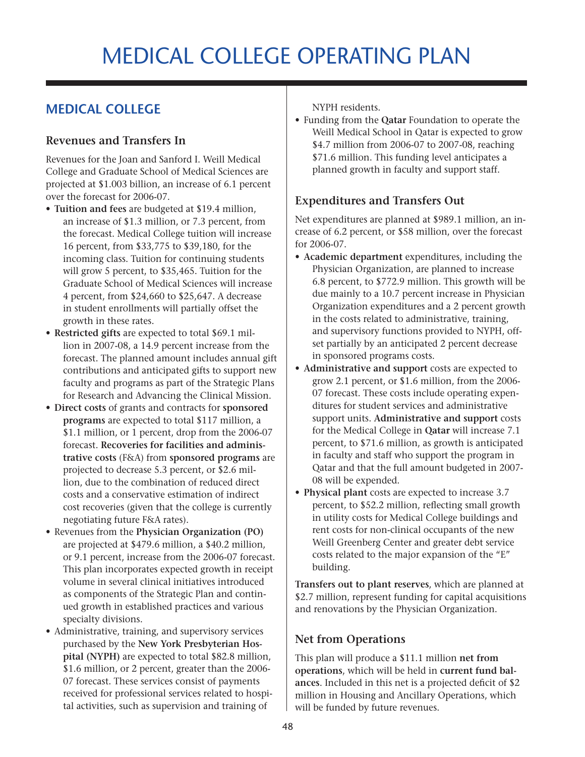# MEDICAL COLLEGE OPERATING PLAN

## MEDICAL COLLEGE

### Revenues and Transfers In

Revenues for the Joan and Sanford I. Weill Medical College and Graduate School of Medical Sciences are projected at $1.003 billion, an increase of 6.1 percent over the forecast for 2006-07.

- **Tuition and fees** are budgeted at $19.4 million, an increase of $1.3 million, or 7.3 percent, from the forecast. Medical College tuition will increase 16 percent, from $33,775 to $39,180, for the incoming class. Tuition for continuing students will grow 5 percent, to $35,465. Tuition for the Graduate School of Medical Sciences will increase 4 percent, from $24,660 to $25,647. A decrease in student enrollments will partially offset the growth in these rates.
- **Restricted gifts** are expected to total $69.1 million in 2007-08, a 14.9 percent increase from the forecast. The planned amount includes annual gift contributions and anticipated gifts to support new faculty and programs as part of the Strategic Plans for Research and Advancing the Clinical Mission.
- **Direct costs** of grants and contracts for **sponsored programs** are expected to total $117 million, a $1.1 million, or 1 percent, drop from the 2006-07 forecast. **Recoveries for facilities and administrative costs** (F&A) from **sponsored programs** are projected to decrease 5.3 percent, or $2.6 million, due to the combination of reduced direct costs and a conservative estimation of indirect cost recoveries (given that the college is currently negotiating future F&A rates).
- Revenues from the **Physician Organization (PO)** are projected at $479.6 million, a $40.2 million, or 9.1 percent, increase from the 2006-07 forecast. This plan incorporates expected growth in receipt volume in several clinical initiatives introduced as components of the Strategic Plan and continued growth in established practices and various specialty divisions.
- Administrative, training, and supervisory services purchased by the **New York Presbyterian Hospital (NYPH)** are expected to total $82.8 million, $1.6 million, or 2 percent, greater than the 2006-07 forecast. These services consist of payments received for professional services related to hospital activities, such as supervision and training of NYPH residents.
- Funding from the **Qatar** Foundation to operate the Weill Medical School in Qatar is expected to grow $4.7 million from 2006-07 to 2007-08, reaching $71.6 million. This funding level anticipates a planned growth in faculty and support staff.

### Expenditures and Transfers Out

Net expenditures are planned at $989.1 million, an increase of 6.2 percent, or $58 million, over the forecast for 2006-07.

- **Academic department** expenditures, including the Physician Organization, are planned to increase 6.8 percent, to $772.9 million. This growth will be due mainly to a 10.7 percent increase in Physician Organization expenditures and a 2 percent growth in the costs related to administrative, training, and supervisory functions provided to NYPH, offset partially by an anticipated 2 percent decrease in sponsored programs costs.
- **Administrative and support** costs are expected to grow 2.1 percent, or $1.6 million, from the 2006-07 forecast. These costs include operating expenditures for student services and administrative support units. **Administrative and support** costs for the Medical College in **Qatar** will increase 7.1 percent, to $71.6 million, as growth is anticipated in faculty and staff who support the program in Qatar and that the full amount budgeted in 2007-08 will be expended.
- **Physical plant** costs are expected to increase 3.7 percent, to $52.2 million, reflecting small growth in utility costs for Medical College buildings and rent costs for non-clinical occupants of the new Weill Greenberg Center and greater debt service costs related to the major expansion of the "E" building.

**Transfers out to plant reserves**, which are planned at $2.7 million, represent funding for capital acquisitions and renovations by the Physician Organization.

### Net from Operations

This plan will produce a $11.1 million **net from operations**, which will be held in **current fund balances**. Included in this net is a projected deficit of $2 million in Housing and Ancillary Operations, which will be funded by future revenues.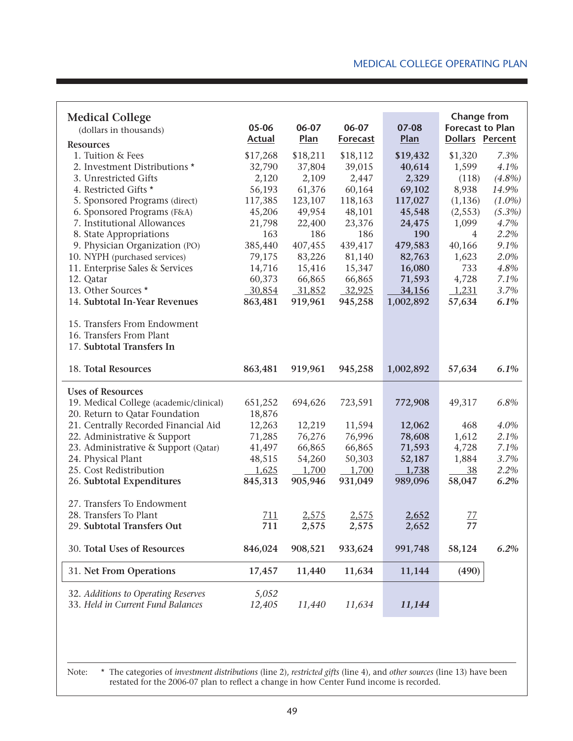MEDICAL COLLEGE OPERATING PLAN

| **Medical College** (dollars in thousands) | 05-06 Actual | 06-07 Plan | 06-07 Forecast | 07-08 Plan | Change from Forecast to Plan | |
|---|---|---|---|---|---|---|
| | | | | | Dollars | Percent |
| **Resources** | | | | | | |
| 1. Tuition & Fees | $17,268 | $18,211 | $18,112 | **$19,432** | $1,320 | *7.3%* |
| 2. Investment Distributions * | 32,790 | 37,804 | 39,015 | **40,614** | 1,599 | *4.1%* |
| 3. Unrestricted Gifts | 2,120 | 2,109 | 2,447 | **2,329** | (118) | *(4.8%)* |
| 4. Restricted Gifts * | 56,193 | 61,376 | 60,164 | **69,102** | 8,938 | *14.9%* |
| 5. Sponsored Programs (direct) | 117,385 | 123,107 | 118,163 | **117,027** | (1,136) | *(1.0%)* |
| 6. Sponsored Programs (F&A) | 45,206 | 49,954 | 48,101 | **45,548** | (2,553) | *(5.3%)* |
| 7. Institutional Allowances | 21,798 | 22,400 | 23,376 | **24,475** | 1,099 | *4.7%* |
| 8. State Appropriations | 163 | 186 | 186 | **190** | 4 | *2.2%* |
| 9. Physician Organization (PO) | 385,440 | 407,455 | 439,417 | **479,583** | 40,166 | *9.1%* |
| 10. NYPH (purchased services) | 79,175 | 83,226 | 81,140 | **82,763** | 1,623 | *2.0%* |
| 11. Enterprise Sales & Services | 14,716 | 15,416 | 15,347 | **16,080** | 733 | *4.8%* |
| 12. Qatar | 60,373 | 66,865 | 66,865 | **71,593** | 4,728 | *7.1%* |
| 13. Other Sources * | 30,854 | 31,852 | 32,925 | **34,156** | 1,231 | *3.7%* |
| 14. **Subtotal In-Year Revenues** | **863,481** | **919,961** | **945,258** | **1,002,892** | **57,634** | ***6.1%*** |
| 15. Transfers From Endowment | | | | | | |
| 16. Transfers From Plant | | | | | | |
| 17. **Subtotal Transfers In** | | | | | | |
| 18. **Total Resources** | **863,481** | **919,961** | **945,258** | **1,002,892** | **57,634** | ***6.1%*** |
| **Uses of Resources** | | | | | | |
| 19. Medical College (academic/clinical) | 651,252 | 694,626 | 723,591 | **772,908** | 49,317 | *6.8%* |
| 20. Return to Qatar Foundation | 18,876 | | | | | |
| 21. Centrally Recorded Financial Aid | 12,263 | 12,219 | 11,594 | **12,062** | 468 | *4.0%* |
| 22. Administrative & Support | 71,285 | 76,276 | 76,996 | **78,608** | 1,612 | *2.1%* |
| 23. Administrative & Support (Qatar) | 41,497 | 66,865 | 66,865 | **71,593** | 4,728 | *7.1%* |
| 24. Physical Plant | 48,515 | 54,260 | 50,303 | **52,187** | 1,884 | *3.7%* |
| 25. Cost Redistribution | 1,625 | 1,700 | 1,700 | **1,738** | 38 | *2.2%* |
| 26. **Subtotal Expenditures** | **845,313** | **905,946** | **931,049** | **989,096** | **58,047** | ***6.2%*** |
| 27. Transfers To Endowment | | | | | | |
| 28. Transfers To Plant | 711 | 2,575 | 2,575 | **2,652** | 77 | |
| 29. **Subtotal Transfers Out** | **711** | **2,575** | **2,575** | **2,652** | **77** | |
| 30. **Total Uses of Resources** | **846,024** | **908,521** | **933,624** | **991,748** | **58,124** | ***6.2%*** |
| 31. **Net From Operations** | **17,457** | **11,440** | **11,634** | **11,144** | **(490)** | |
| 32. *Additions to Operating Reserves* | *5,052* | | | | | |
| 33. *Held in Current Fund Balances* | *12,405* | *11,440* | *11,634* | ***11,144*** | | |

Note: * The categories of *investment distributions* (line 2), *restricted gifts* (line 4), and *other sources* (line 13) have been restated for the 2006-07 plan to reflect a change in how Center Fund income is recorded.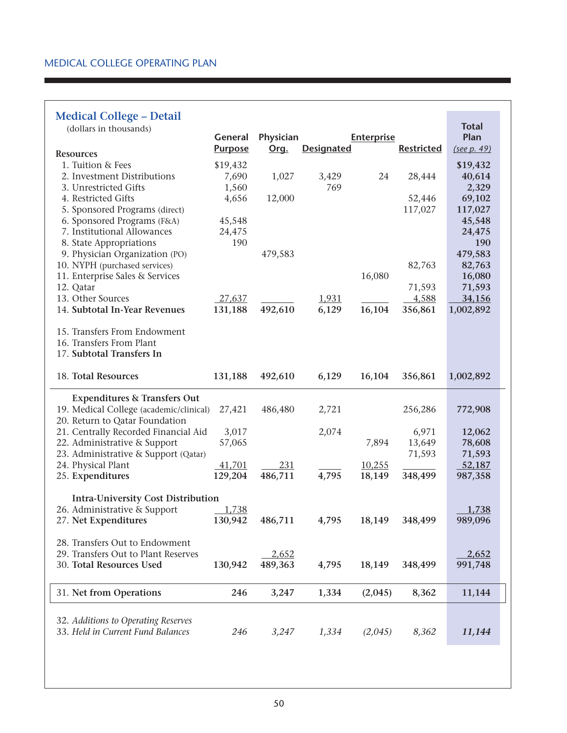MEDICAL COLLEGE OPERATING PLAN

## Medical College – Detail

(dollars in thousands)

| Resources | General Purpose | Physician Org. | Designated | Enterprise | Restricted | Total Plan (see p. 49) |
|---|---|---|---|---|---|---|
| 1. Tuition & Fees | $19,432 | | | | | **$19,432** |
| 2. Investment Distributions | 7,690 | 1,027 | 3,429 | 24 | 28,444 | **40,614** |
| 3. Unrestricted Gifts | 1,560 | | 769 | | | **2,329** |
| 4. Restricted Gifts | 4,656 | 12,000 | | | 52,446 | **69,102** |
| 5. Sponsored Programs (direct) | | | | | 117,027 | **117,027** |
| 6. Sponsored Programs (F&A) | 45,548 | | | | | **45,548** |
| 7. Institutional Allowances | 24,475 | | | | | **24,475** |
| 8. State Appropriations | 190 | | | | | **190** |
| 9. Physician Organization (PO) | | 479,583 | | | | **479,583** |
| 10. NYPH (purchased services) | | | | | 82,763 | **82,763** |
| 11. Enterprise Sales & Services | | | | 16,080 | | **16,080** |
| 12. Qatar | | | | | 71,593 | **71,593** |
| 13. Other Sources | 27,637 | | 1,931 | | 4,588 | **34,156** |
| 14. **Subtotal In-Year Revenues** | **131,188** | **492,610** | **6,129** | **16,104** | **356,861** | **1,002,892** |
| 15. Transfers From Endowment | | | | | | |
| 16. Transfers From Plant | | | | | | |
| 17. **Subtotal Transfers In** | | | | | | |
| 18. **Total Resources** | **131,188** | **492,610** | **6,129** | **16,104** | **356,861** | **1,002,892** |
| **Expenditures & Transfers Out** | | | | | | |
| 19. Medical College (academic/clinical) | 27,421 | 486,480 | 2,721 | | 256,286 | **772,908** |
| 20. Return to Qatar Foundation | | | | | | |
| 21. Centrally Recorded Financial Aid | 3,017 | | 2,074 | | 6,971 | **12,062** |
| 22. Administrative & Support | 57,065 | | | 7,894 | 13,649 | **78,608** |
| 23. Administrative & Support (Qatar) | | | | | 71,593 | **71,593** |
| 24. Physical Plant | 41,701 | 231 | | 10,255 | | **52,187** |
| 25. **Expenditures** | **129,204** | **486,711** | **4,795** | **18,149** | **348,499** | **987,358** |
| **Intra-University Cost Distribution** | | | | | | |
| 26. Administrative & Support | 1,738 | | | | | **1,738** |
| 27. **Net Expenditures** | **130,942** | **486,711** | **4,795** | **18,149** | **348,499** | **989,096** |
| 28. Transfers Out to Endowment | | | | | | |
| 29. Transfers Out to Plant Reserves | | 2,652 | | | | **2,652** |
| 30. **Total Resources Used** | **130,942** | **489,363** | **4,795** | **18,149** | **348,499** | **991,748** |
| 31. **Net from Operations** | **246** | **3,247** | **1,334** | **(2,045)** | **8,362** | **11,144** |
| 32. *Additions to Operating Reserves* | | | | | | |
| 33. *Held in Current Fund Balances* | *246* | *3,247* | *1,334* | *(2,045)* | *8,362* | ***11,144*** |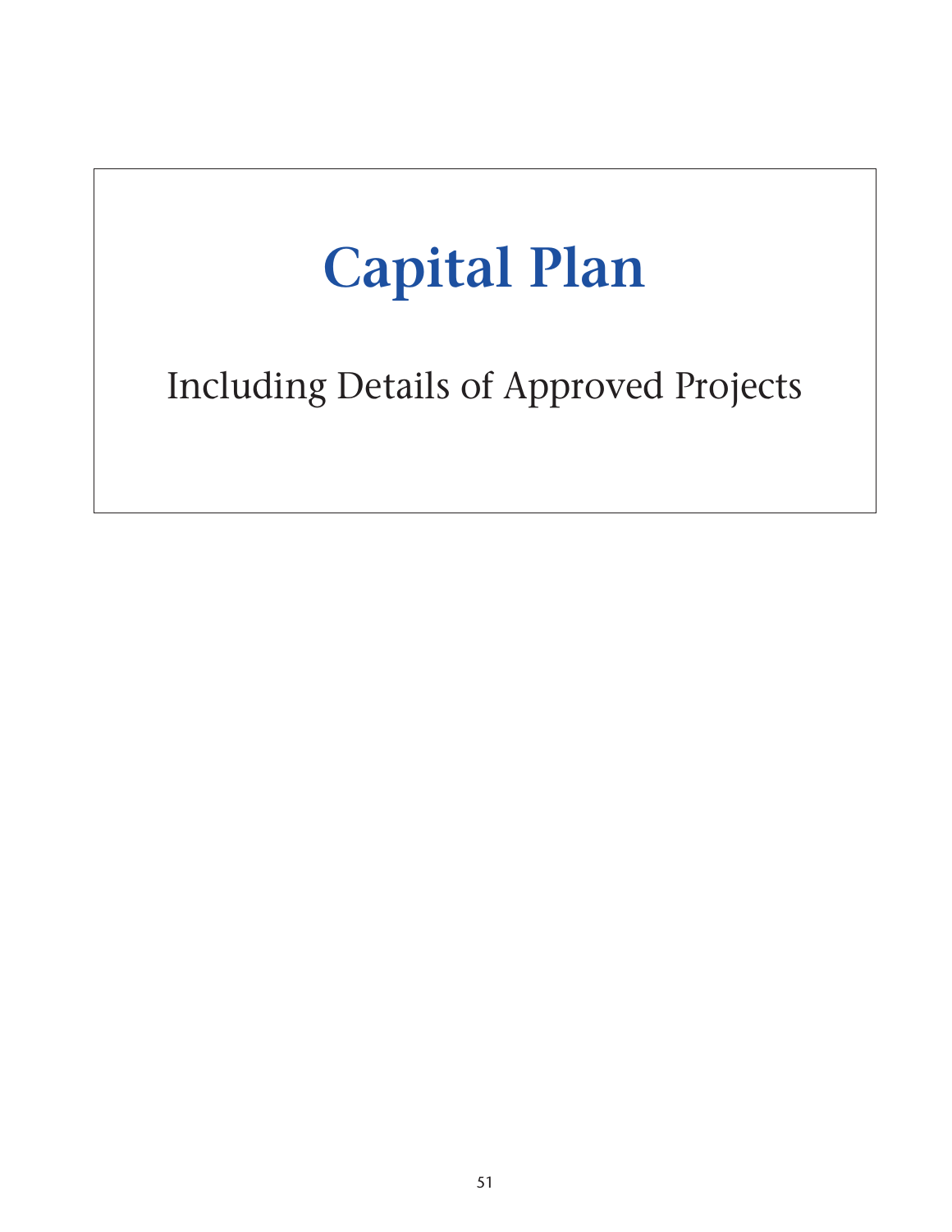# Capital Plan

Including Details of Approved Projects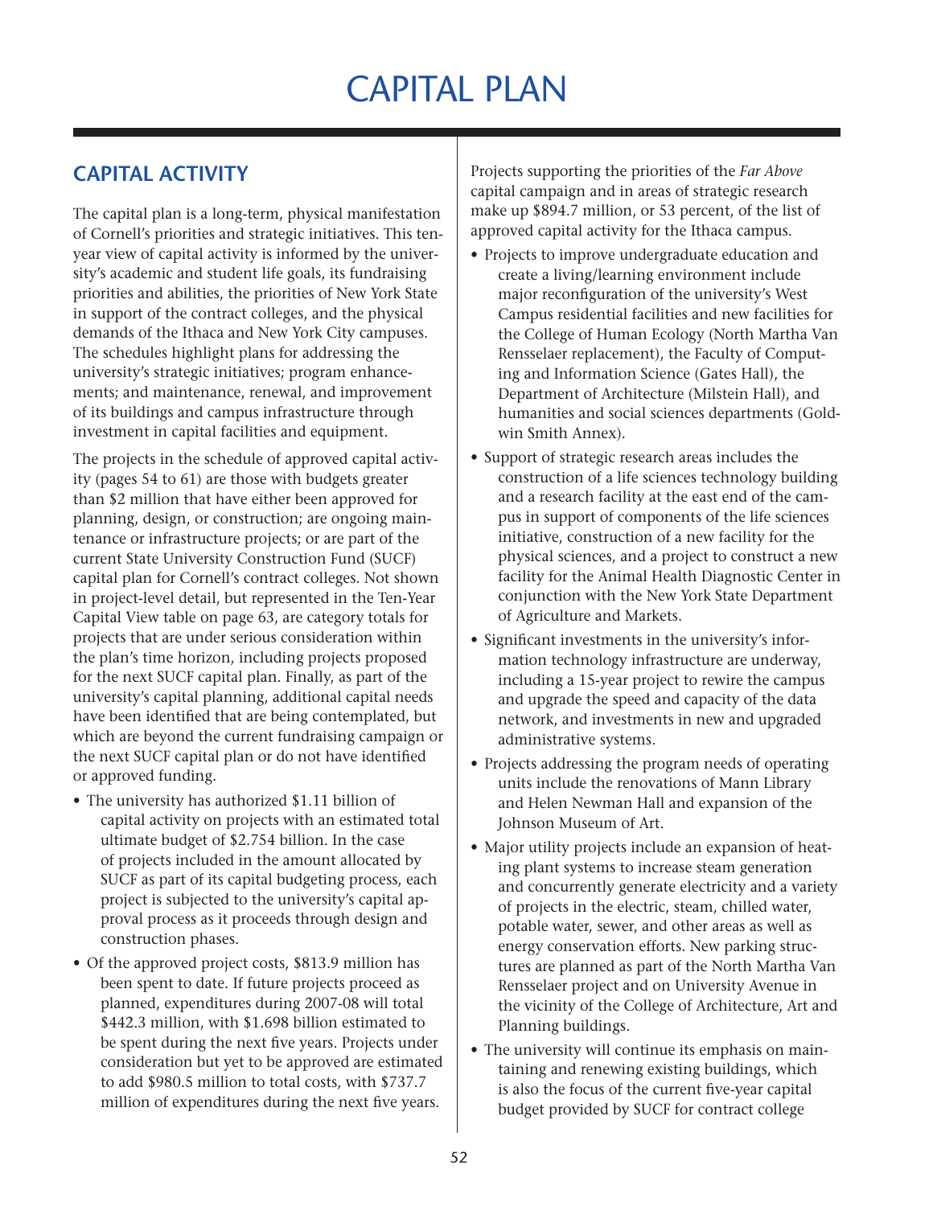# CAPITAL PLAN

## CAPITAL ACTIVITY

The capital plan is a long-term, physical manifestation of Cornell's priorities and strategic initiatives. This ten-year view of capital activity is informed by the university's academic and student life goals, its fundraising priorities and abilities, the priorities of New York State in support of the contract colleges, and the physical demands of the Ithaca and New York City campuses. The schedules highlight plans for addressing the university's strategic initiatives; program enhancements; and maintenance, renewal, and improvement of its buildings and campus infrastructure through investment in capital facilities and equipment.

The projects in the schedule of approved capital activity (pages 54 to 61) are those with budgets greater than $2 million that have either been approved for planning, design, or construction; are ongoing maintenance or infrastructure projects; or are part of the current State University Construction Fund (SUCF) capital plan for Cornell's contract colleges. Not shown in project-level detail, but represented in the Ten-Year Capital View table on page 63, are category totals for projects that are under serious consideration within the plan's time horizon, including projects proposed for the next SUCF capital plan. Finally, as part of the university's capital planning, additional capital needs have been identified that are being contemplated, but which are beyond the current fundraising campaign or the next SUCF capital plan or do not have identified or approved funding.

- The university has authorized $1.11 billion of capital activity on projects with an estimated total ultimate budget of $2.754 billion. In the case of projects included in the amount allocated by SUCF as part of its capital budgeting process, each project is subjected to the university's capital approval process as it proceeds through design and construction phases.
- Of the approved project costs, $813.9 million has been spent to date. If future projects proceed as planned, expenditures during 2007-08 will total $442.3 million, with $1.698 billion estimated to be spent during the next five years. Projects under consideration but yet to be approved are estimated to add $980.5 million to total costs, with $737.7 million of expenditures during the next five years.

Projects supporting the priorities of the *Far Above* capital campaign and in areas of strategic research make up $894.7 million, or 53 percent, of the list of approved capital activity for the Ithaca campus.

- Projects to improve undergraduate education and create a living/learning environment include major reconfiguration of the university's West Campus residential facilities and new facilities for the College of Human Ecology (North Martha Van Rensselaer replacement), the Faculty of Computing and Information Science (Gates Hall), the Department of Architecture (Milstein Hall), and humanities and social sciences departments (Goldwin Smith Annex).
- Support of strategic research areas includes the construction of a life sciences technology building and a research facility at the east end of the campus in support of components of the life sciences initiative, construction of a new facility for the physical sciences, and a project to construct a new facility for the Animal Health Diagnostic Center in conjunction with the New York State Department of Agriculture and Markets.
- Significant investments in the university's information technology infrastructure are underway, including a 15-year project to rewire the campus and upgrade the speed and capacity of the data network, and investments in new and upgraded administrative systems.
- Projects addressing the program needs of operating units include the renovations of Mann Library and Helen Newman Hall and expansion of the Johnson Museum of Art.
- Major utility projects include an expansion of heating plant systems to increase steam generation and concurrently generate electricity and a variety of projects in the electric, steam, chilled water, potable water, sewer, and other areas as well as energy conservation efforts. New parking structures are planned as part of the North Martha Van Rensselaer project and on University Avenue in the vicinity of the College of Architecture, Art and Planning buildings.
- The university will continue its emphasis on maintaining and renewing existing buildings, which is also the focus of the current five-year capital budget provided by SUCF for contract college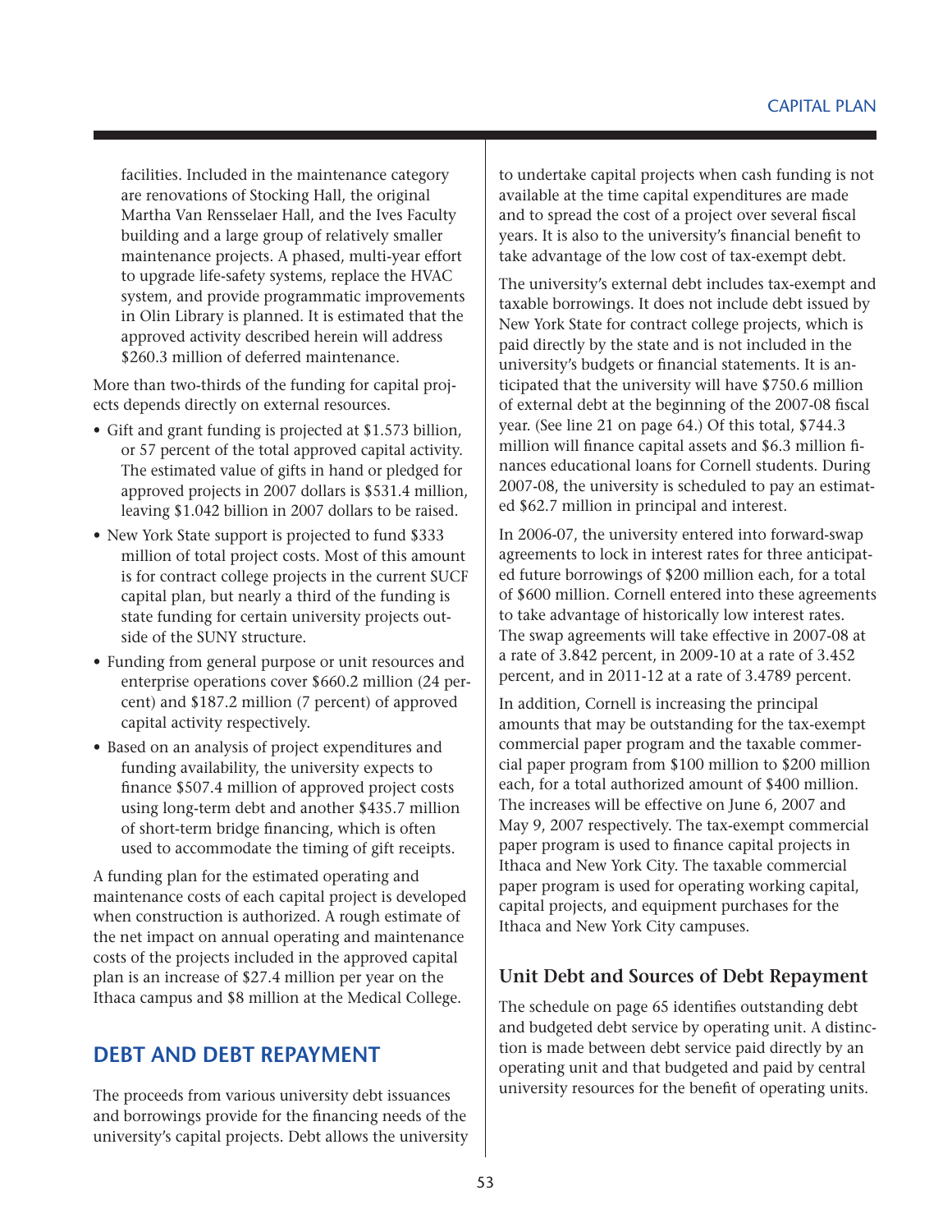facilities. Included in the maintenance category are renovations of Stocking Hall, the original Martha Van Rensselaer Hall, and the Ives Faculty building and a large group of relatively smaller maintenance projects. A phased, multi-year effort to upgrade life-safety systems, replace the HVAC system, and provide programmatic improvements in Olin Library is planned. It is estimated that the approved activity described herein will address $260.3 million of deferred maintenance.

More than two-thirds of the funding for capital projects depends directly on external resources.

- Gift and grant funding is projected at $1.573 billion, or 57 percent of the total approved capital activity. The estimated value of gifts in hand or pledged for approved projects in 2007 dollars is $531.4 million, leaving $1.042 billion in 2007 dollars to be raised.
- New York State support is projected to fund $333 million of total project costs. Most of this amount is for contract college projects in the current SUCF capital plan, but nearly a third of the funding is state funding for certain university projects outside of the SUNY structure.
- Funding from general purpose or unit resources and enterprise operations cover $660.2 million (24 percent) and $187.2 million (7 percent) of approved capital activity respectively.
- Based on an analysis of project expenditures and funding availability, the university expects to finance $507.4 million of approved project costs using long-term debt and another $435.7 million of short-term bridge financing, which is often used to accommodate the timing of gift receipts.

A funding plan for the estimated operating and maintenance costs of each capital project is developed when construction is authorized. A rough estimate of the net impact on annual operating and maintenance costs of the projects included in the approved capital plan is an increase of $27.4 million per year on the Ithaca campus and $8 million at the Medical College.

## DEBT AND DEBT REPAYMENT

The proceeds from various university debt issuances and borrowings provide for the financing needs of the university's capital projects. Debt allows the university to undertake capital projects when cash funding is not available at the time capital expenditures are made and to spread the cost of a project over several fiscal years. It is also to the university's financial benefit to take advantage of the low cost of tax-exempt debt.

The university's external debt includes tax-exempt and taxable borrowings. It does not include debt issued by New York State for contract college projects, which is paid directly by the state and is not included in the university's budgets or financial statements. It is anticipated that the university will have $750.6 million of external debt at the beginning of the 2007-08 fiscal year. (See line 21 on page 64.) Of this total, $744.3 million will finance capital assets and $6.3 million finances educational loans for Cornell students. During 2007-08, the university is scheduled to pay an estimated $62.7 million in principal and interest.

In 2006-07, the university entered into forward-swap agreements to lock in interest rates for three anticipated future borrowings of $200 million each, for a total of $600 million. Cornell entered into these agreements to take advantage of historically low interest rates. The swap agreements will take effective in 2007-08 at a rate of 3.842 percent, in 2009-10 at a rate of 3.452 percent, and in 2011-12 at a rate of 3.4789 percent.

In addition, Cornell is increasing the principal amounts that may be outstanding for the tax-exempt commercial paper program and the taxable commercial paper program from $100 million to $200 million each, for a total authorized amount of $400 million. The increases will be effective on June 6, 2007 and May 9, 2007 respectively. The tax-exempt commercial paper program is used to finance capital projects in Ithaca and New York City. The taxable commercial paper program is used for operating working capital, capital projects, and equipment purchases for the Ithaca and New York City campuses.

### Unit Debt and Sources of Debt Repayment

The schedule on page 65 identifies outstanding debt and budgeted debt service by operating unit. A distinction is made between debt service paid directly by an operating unit and that budgeted and paid by central university resources for the benefit of operating units.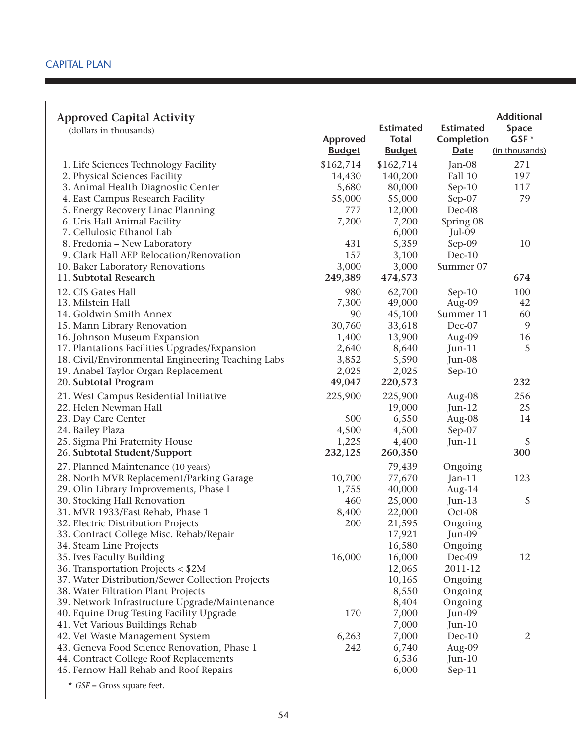CAPITAL PLAN

## Approved Capital Activity

(dollars in thousands)

| | Approved Budget | Estimated Total Budget | Estimated Completion Date | Additional Space GSF * (in thousands) |
|---|---|---|---|---|
| 1. Life Sciences Technology Facility | $162,714 | $162,714 | Jan-08 | 271 |
| 2. Physical Sciences Facility | 14,430 | 140,200 | Fall 10 | 197 |
| 3. Animal Health Diagnostic Center | 5,680 | 80,000 | Sep-10 | 117 |
| 4. East Campus Research Facility | 55,000 | 55,000 | Sep-07 | 79 |
| 5. Energy Recovery Linac Planning | 777 | 12,000 | Dec-08 | |
| 6. Uris Hall Animal Facility | 7,200 | 7,200 | Spring 08 | |
| 7. Cellulosic Ethanol Lab | | 6,000 | Jul-09 | |
| 8. Fredonia – New Laboratory | 431 | 5,359 | Sep-09 | 10 |
| 9. Clark Hall AEP Relocation/Renovation | 157 | 3,100 | Dec-10 | |
| 10. Baker Laboratory Renovations | 3,000 | 3,000 | Summer 07 | |
| 11. **Subtotal Research** | **249,389** | **474,573** | | **674** |
| 12. CIS Gates Hall | 980 | 62,700 | Sep-10 | 100 |
| 13. Milstein Hall | 7,300 | 49,000 | Aug-09 | 42 |
| 14. Goldwin Smith Annex | 90 | 45,100 | Summer 11 | 60 |
| 15. Mann Library Renovation | 30,760 | 33,618 | Dec-07 | 9 |
| 16. Johnson Museum Expansion | 1,400 | 13,900 | Aug-09 | 16 |
| 17. Plantations Facilities Upgrades/Expansion | 2,640 | 8,640 | Jun-11 | 5 |
| 18. Civil/Environmental Engineering Teaching Labs | 3,852 | 5,590 | Jun-08 | |
| 19. Anabel Taylor Organ Replacement | 2,025 | 2,025 | Sep-10 | |
| 20. **Subtotal Program** | **49,047** | **220,573** | | **232** |
| 21. West Campus Residential Initiative | 225,900 | 225,900 | Aug-08 | 256 |
| 22. Helen Newman Hall | | 19,000 | Jun-12 | 25 |
| 23. Day Care Center | 500 | 6,550 | Aug-08 | 14 |
| 24. Bailey Plaza | 4,500 | 4,500 | Sep-07 | |
| 25. Sigma Phi Fraternity House | 1,225 | 4,400 | Jun-11 | 5 |
| 26. **Subtotal Student/Support** | **232,125** | **260,350** | | **300** |
| 27. Planned Maintenance (10 years) | | 79,439 | Ongoing | |
| 28. North MVR Replacement/Parking Garage | 10,700 | 77,670 | Jan-11 | 123 |
| 29. Olin Library Improvements, Phase I | 1,755 | 40,000 | Aug-14 | |
| 30. Stocking Hall Renovation | 460 | 25,000 | Jun-13 | 5 |
| 31. MVR 1933/East Rehab, Phase 1 | 8,400 | 22,000 | Oct-08 | |
| 32. Electric Distribution Projects | 200 | 21,595 | Ongoing | |
| 33. Contract College Misc. Rehab/Repair | | 17,921 | Jun-09 | |
| 34. Steam Line Projects | | 16,580 | Ongoing | |
| 35. Ives Faculty Building | 16,000 | 16,000 | Dec-09 | 12 |
| 36. Transportation Projects < $2M | | 12,065 | 2011-12 | |
| 37. Water Distribution/Sewer Collection Projects | | 10,165 | Ongoing | |
| 38. Water Filtration Plant Projects | | 8,550 | Ongoing | |
| 39. Network Infrastructure Upgrade/Maintenance | | 8,404 | Ongoing | |
| 40. Equine Drug Testing Facility Upgrade | 170 | 7,000 | Jun-09 | |
| 41. Vet Various Buildings Rehab | | 7,000 | Jun-10 | |
| 42. Vet Waste Management System | 6,263 | 7,000 | Dec-10 | 2 |
| 43. Geneva Food Science Renovation, Phase 1 | 242 | 6,740 | Aug-09 | |
| 44. Contract College Roof Replacements | | 6,536 | Jun-10 | |
| 45. Fernow Hall Rehab and Roof Repairs | | 6,000 | Sep-11 | |

\* *GSF* = Gross square feet.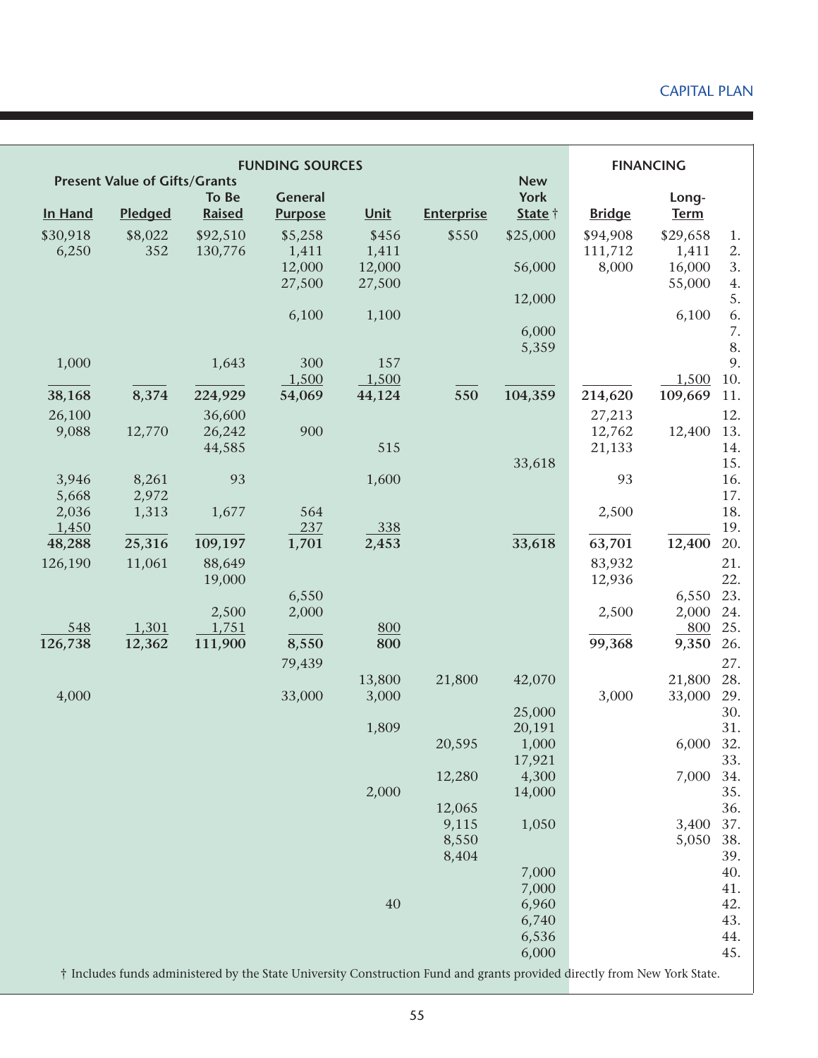| FUNDING SOURCES | | | | | | | FINANCING | | |
|---|---|---|---|---|---|---|---|---|---|
| Present Value of Gifts/Grants | | | | | | | | | |
| In Hand | Pledged | To Be Raised | General Purpose | Unit | Enterprise | New York State † | Bridge | Long-Term | |
| $30,918 | $8,022 | $92,510 | $5,258 | $456 | $550 | $25,000 | $94,908 | $29,658 | 1. |
| 6,250 | 352 | 130,776 | 1,411 | 1,411 | | | 111,712 | 1,411 | 2. |
| | | | 12,000 | 12,000 | | 56,000 | 8,000 | 16,000 | 3. |
| | | | 27,500 | 27,500 | | | | 55,000 | 4. |
| | | | | | | 12,000 | | | 5. |
| | | | 6,100 | 1,100 | | | | 6,100 | 6. |
| | | | | | | 6,000 | | | 7. |
| | | | | | | 5,359 | | | 8. |
| 1,000 | | 1,643 | 300 | 157 | | | | | 9. |
| | | | 1,500 | 1,500 | | | | 1,500 | 10. |
| **38,168** | **8,374** | **224,929** | **54,069** | **44,124** | **550** | **104,359** | **214,620** | **109,669** | 11. |
| 26,100 | | 36,600 | | | | | 27,213 | | 12. |
| 9,088 | 12,770 | 26,242 | 900 | | | | 12,762 | 12,400 | 13. |
| | | 44,585 | | 515 | | | 21,133 | | 14. |
| | | | | | | 33,618 | | | 15. |
| 3,946 | 8,261 | 93 | | 1,600 | | | 93 | | 16. |
| 5,668 | 2,972 | | | | | | | | 17. |
| 2,036 | 1,313 | 1,677 | 564 | | | | 2,500 | | 18. |
| 1,450 | | | 237 | 338 | | | | | 19. |
| **48,288** | **25,316** | **109,197** | **1,701** | **2,453** | | **33,618** | **63,701** | **12,400** | 20. |
| 126,190 | 11,061 | 88,649 | | | | | 83,932 | | 21. |
| | | 19,000 | | | | | 12,936 | | 22. |
| | | | 6,550 | | | | | 6,550 | 23. |
| | | 2,500 | 2,000 | | | | 2,500 | 2,000 | 24. |
| 548 | 1,301 | 1,751 | | 800 | | | | 800 | 25. |
| **126,738** | **12,362** | **111,900** | **8,550** | **800** | | | **99,368** | **9,350** | 26. |
| | | | 79,439 | | | | | | 27. |
| | | | | 13,800 | 21,800 | 42,070 | | 21,800 | 28. |
| 4,000 | | | 33,000 | 3,000 | | | 3,000 | 33,000 | 29. |
| | | | | | | 25,000 | | | 30. |
| | | | | 1,809 | | 20,191 | | | 31. |
| | | | | | 20,595 | 1,000 | | 6,000 | 32. |
| | | | | | | 17,921 | | | 33. |
| | | | | | 12,280 | 4,300 | | 7,000 | 34. |
| | | | | 2,000 | | 14,000 | | | 35. |
| | | | | | 12,065 | | | | 36. |
| | | | | | 9,115 | 1,050 | | 3,400 | 37. |
| | | | | | 8,550 | | | 5,050 | 38. |
| | | | | | 8,404 | | | | 39. |
| | | | | | | 7,000 | | | 40. |
| | | | | | | 7,000 | | | 41. |
| | | | | 40 | | 6,960 | | | 42. |
| | | | | | | 6,740 | | | 43. |
| | | | | | | 6,536 | | | 44. |
| | | | | | | 6,000 | | | 45. |

† Includes funds administered by the State University Construction Fund and grants provided directly from New York State.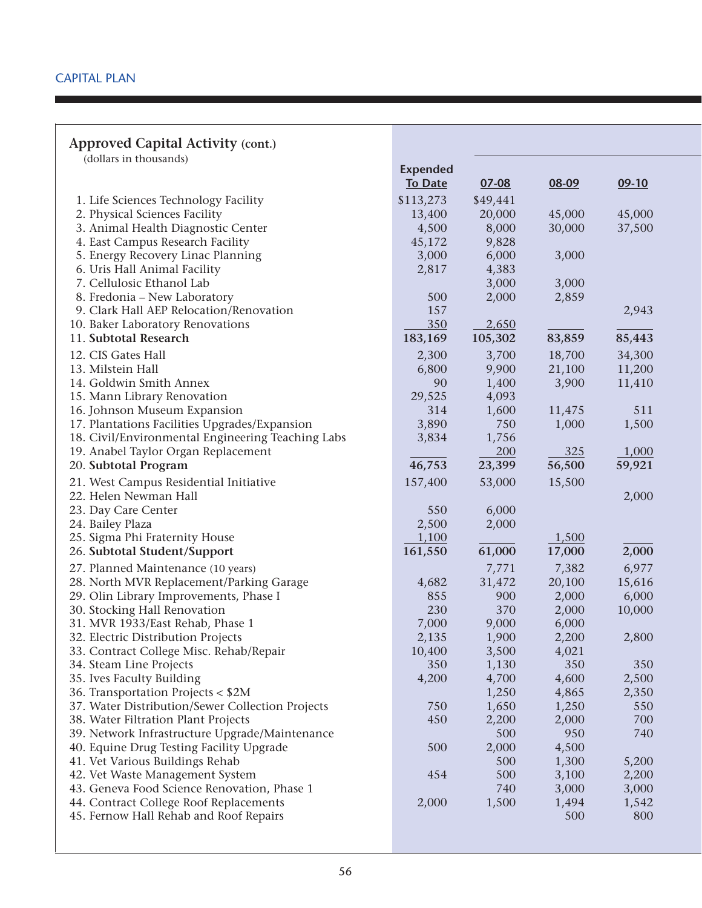CAPITAL PLAN

## Approved Capital Activity (cont.)

(dollars in thousands)

| | Expended To Date | 07-08 | 08-09 | 09-10 |
|---|---|---|---|---|
| 1. Life Sciences Technology Facility | $113,273 | $49,441 | | |
| 2. Physical Sciences Facility | 13,400 | 20,000 | 45,000 | 45,000 |
| 3. Animal Health Diagnostic Center | 4,500 | 8,000 | 30,000 | 37,500 |
| 4. East Campus Research Facility | 45,172 | 9,828 | | |
| 5. Energy Recovery Linac Planning | 3,000 | 6,000 | 3,000 | |
| 6. Uris Hall Animal Facility | 2,817 | 4,383 | | |
| 7. Cellulosic Ethanol Lab | | 3,000 | 3,000 | |
| 8. Fredonia – New Laboratory | 500 | 2,000 | 2,859 | |
| 9. Clark Hall AEP Relocation/Renovation | 157 | | | 2,943 |
| 10. Baker Laboratory Renovations | 350 | 2,650 | | |
| 11. **Subtotal Research** | **183,169** | **105,302** | **83,859** | **85,443** |
| 12. CIS Gates Hall | 2,300 | 3,700 | 18,700 | 34,300 |
| 13. Milstein Hall | 6,800 | 9,900 | 21,100 | 11,200 |
| 14. Goldwin Smith Annex | 90 | 1,400 | 3,900 | 11,410 |
| 15. Mann Library Renovation | 29,525 | 4,093 | | |
| 16. Johnson Museum Expansion | 314 | 1,600 | 11,475 | 511 |
| 17. Plantations Facilities Upgrades/Expansion | 3,890 | 750 | 1,000 | 1,500 |
| 18. Civil/Environmental Engineering Teaching Labs | 3,834 | 1,756 | | |
| 19. Anabel Taylor Organ Replacement | | 200 | 325 | 1,000 |
| 20. **Subtotal Program** | **46,753** | **23,399** | **56,500** | **59,921** |
| 21. West Campus Residential Initiative | 157,400 | 53,000 | 15,500 | |
| 22. Helen Newman Hall | | | | 2,000 |
| 23. Day Care Center | 550 | 6,000 | | |
| 24. Bailey Plaza | 2,500 | 2,000 | | |
| 25. Sigma Phi Fraternity House | 1,100 | | 1,500 | |
| 26. **Subtotal Student/Support** | **161,550** | **61,000** | **17,000** | **2,000** |
| 27. Planned Maintenance (10 years) | | 7,771 | 7,382 | 6,977 |
| 28. North MVR Replacement/Parking Garage | 4,682 | 31,472 | 20,100 | 15,616 |
| 29. Olin Library Improvements, Phase I | 855 | 900 | 2,000 | 6,000 |
| 30. Stocking Hall Renovation | 230 | 370 | 2,000 | 10,000 |
| 31. MVR 1933/East Rehab, Phase 1 | 7,000 | 9,000 | 6,000 | |
| 32. Electric Distribution Projects | 2,135 | 1,900 | 2,200 | 2,800 |
| 33. Contract College Misc. Rehab/Repair | 10,400 | 3,500 | 4,021 | |
| 34. Steam Line Projects | 350 | 1,130 | 350 | 350 |
| 35. Ives Faculty Building | 4,200 | 4,700 | 4,600 | 2,500 |
| 36. Transportation Projects < $2M | | 1,250 | 4,865 | 2,350 |
| 37. Water Distribution/Sewer Collection Projects | 750 | 1,650 | 1,250 | 550 |
| 38. Water Filtration Plant Projects | 450 | 2,200 | 2,000 | 700 |
| 39. Network Infrastructure Upgrade/Maintenance | | 500 | 950 | 740 |
| 40. Equine Drug Testing Facility Upgrade | 500 | 2,000 | 4,500 | |
| 41. Vet Various Buildings Rehab | | 500 | 1,300 | 5,200 |
| 42. Vet Waste Management System | 454 | 500 | 3,100 | 2,200 |
| 43. Geneva Food Science Renovation, Phase 1 | | 740 | 3,000 | 3,000 |
| 44. Contract College Roof Replacements | 2,000 | 1,500 | 1,494 | 1,542 |
| 45. Fernow Hall Rehab and Roof Repairs | | | 500 | 800 |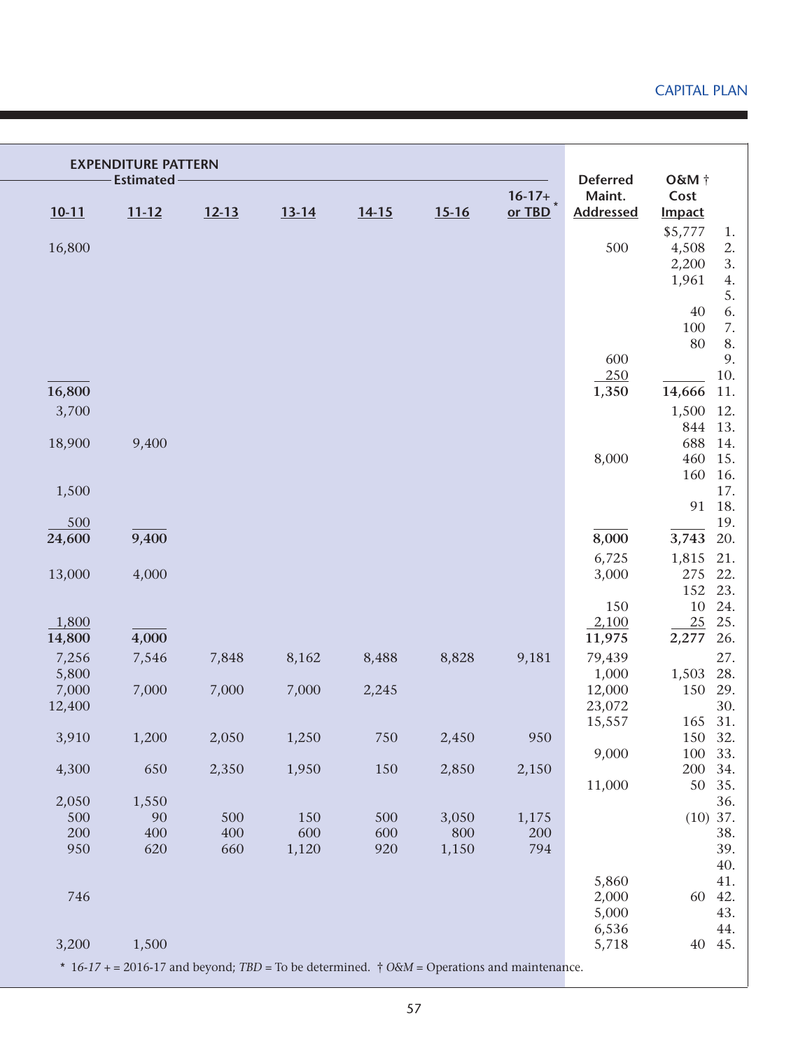CAPITAL PLAN

| EXPENDITURE PATTERN Estimated | | | | | | | | | |
|---|---|---|---|---|---|---|---|---|---|
| 10-11 | 11-12 | 12-13 | 13-14 | 14-15 | 15-16 | 16-17+ or TBD * | Deferred Maint. Addressed | O&M † Cost Impact | |
| | | | | | | | | $5,777 | 1. |
| 16,800 | | | | | | | 500 | 4,508 | 2. |
| | | | | | | | | 2,200 | 3. |
| | | | | | | | | 1,961 | 4. |
| | | | | | | | | | 5. |
| | | | | | | | | 40 | 6. |
| | | | | | | | | 100 | 7. |
| | | | | | | | | 80 | 8. |
| | | | | | | | 600 | | 9. |
| | | | | | | | 250 | | 10. |
| **16,800** | | | | | | | **1,350** | **14,666** | 11. |
| 3,700 | | | | | | | | 1,500 | 12. |
| | | | | | | | | 844 | 13. |
| 18,900 | 9,400 | | | | | | | 688 | 14. |
| | | | | | | | 8,000 | 460 | 15. |
| | | | | | | | | 160 | 16. |
| 1,500 | | | | | | | | | 17. |
| | | | | | | | | 91 | 18. |
| 500 | | | | | | | | | 19. |
| **24,600** | **9,400** | | | | | | **8,000** | **3,743** | 20. |
| | | | | | | | 6,725 | 1,815 | 21. |
| 13,000 | 4,000 | | | | | | 3,000 | 275 | 22. |
| | | | | | | | | 152 | 23. |
| | | | | | | | 150 | 10 | 24. |
| 1,800 | | | | | | | 2,100 | 25 | 25. |
| **14,800** | **4,000** | | | | | | **11,975** | **2,277** | 26. |
| 7,256 | 7,546 | 7,848 | 8,162 | 8,488 | 8,828 | 9,181 | 79,439 | | 27. |
| 5,800 | | | | | | | 1,000 | 1,503 | 28. |
| 7,000 | 7,000 | 7,000 | 7,000 | 2,245 | | | 12,000 | 150 | 29. |
| 12,400 | | | | | | | 23,072 | | 30. |
| | | | | | | | 15,557 | 165 | 31. |
| 3,910 | 1,200 | 2,050 | 1,250 | 750 | 2,450 | 950 | | 150 | 32. |
| | | | | | | | 9,000 | 100 | 33. |
| 4,300 | 650 | 2,350 | 1,950 | 150 | 2,850 | 2,150 | | 200 | 34. |
| | | | | | | | 11,000 | 50 | 35. |
| 2,050 | 1,550 | | | | | | | | 36. |
| 500 | 90 | 500 | 150 | 500 | 3,050 | 1,175 | | (10) | 37. |
| 200 | 400 | 400 | 600 | 600 | 800 | 200 | | | 38. |
| 950 | 620 | 660 | 1,120 | 920 | 1,150 | 794 | | | 39. |
| | | | | | | | | | 40. |
| | | | | | | | 5,860 | | 41. |
| 746 | | | | | | | 2,000 | 60 | 42. |
| | | | | | | | 5,000 | | 43. |
| | | | | | | | 6,536 | | 44. |
| 3,200 | 1,500 | | | | | | 5,718 | 40 | 45. |

\* *16-17 +* = 2016-17 and beyond; *TBD* = To be determined. † *O&M* = Operations and maintenance.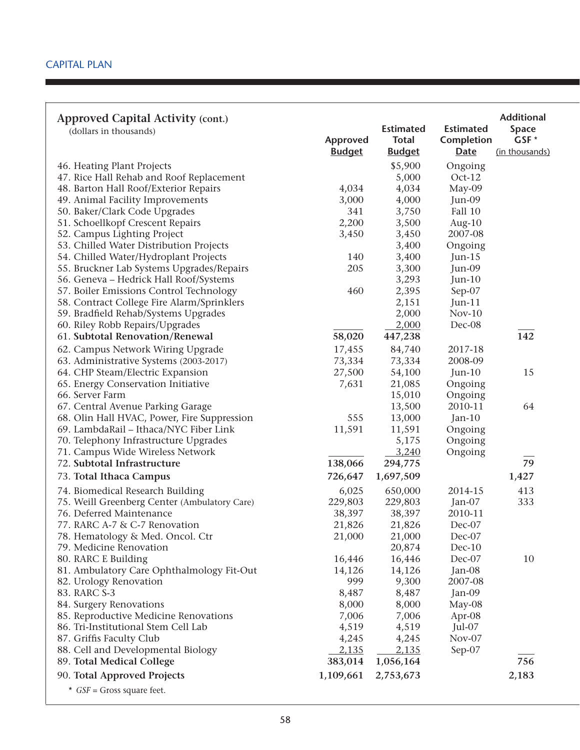CAPITAL PLAN

## Approved Capital Activity (cont.)

(dollars in thousands)

| | Approved Budget | Estimated Total Budget | Estimated Completion Date | Additional Space GSF * (in thousands) |
|---|---|---|---|---|
| 46. Heating Plant Projects | | $5,900 | Ongoing | |
| 47. Rice Hall Rehab and Roof Replacement | | 5,000 | Oct-12 | |
| 48. Barton Hall Roof/Exterior Repairs | 4,034 | 4,034 | May-09 | |
| 49. Animal Facility Improvements | 3,000 | 4,000 | Jun-09 | |
| 50. Baker/Clark Code Upgrades | 341 | 3,750 | Fall 10 | |
| 51. Schoellkopf Crescent Repairs | 2,200 | 3,500 | Aug-10 | |
| 52. Campus Lighting Project | 3,450 | 3,450 | 2007-08 | |
| 53. Chilled Water Distribution Projects | | 3,400 | Ongoing | |
| 54. Chilled Water/Hydroplant Projects | 140 | 3,400 | Jun-15 | |
| 55. Bruckner Lab Systems Upgrades/Repairs | 205 | 3,300 | Jun-09 | |
| 56. Geneva – Hedrick Hall Roof/Systems | | 3,293 | Jun-10 | |
| 57. Boiler Emissions Control Technology | 460 | 2,395 | Sep-07 | |
| 58. Contract College Fire Alarm/Sprinklers | | 2,151 | Jun-11 | |
| 59. Bradfield Rehab/Systems Upgrades | | 2,000 | Nov-10 | |
| 60. Riley Robb Repairs/Upgrades | | 2,000 | Dec-08 | |
| 61. **Subtotal Renovation/Renewal** | **58,020** | **447,238** | | **142** |
| 62. Campus Network Wiring Upgrade | 17,455 | 84,740 | 2017-18 | |
| 63. Administrative Systems (2003-2017) | 73,334 | 73,334 | 2008-09 | |
| 64. CHP Steam/Electric Expansion | 27,500 | 54,100 | Jun-10 | 15 |
| 65. Energy Conservation Initiative | 7,631 | 21,085 | Ongoing | |
| 66. Server Farm | | 15,010 | Ongoing | |
| 67. Central Avenue Parking Garage | | 13,500 | 2010-11 | 64 |
| 68. Olin Hall HVAC, Power, Fire Suppression | 555 | 13,000 | Jan-10 | |
| 69. LambdaRail – Ithaca/NYC Fiber Link | 11,591 | 11,591 | Ongoing | |
| 70. Telephony Infrastructure Upgrades | | 5,175 | Ongoing | |
| 71. Campus Wide Wireless Network | | 3,240 | Ongoing | |
| 72. **Subtotal Infrastructure** | **138,066** | **294,775** | | **79** |
| 73. **Total Ithaca Campus** | **726,647** | **1,697,509** | | **1,427** |
| 74. Biomedical Research Building | 6,025 | 650,000 | 2014-15 | 413 |
| 75. Weill Greenberg Center (Ambulatory Care) | 229,803 | 229,803 | Jan-07 | 333 |
| 76. Deferred Maintenance | 38,397 | 38,397 | 2010-11 | |
| 77. RARC A-7 & C-7 Renovation | 21,826 | 21,826 | Dec-07 | |
| 78. Hematology & Med. Oncol. Ctr | 21,000 | 21,000 | Dec-07 | |
| 79. Medicine Renovation | | 20,874 | Dec-10 | |
| 80. RARC E Building | 16,446 | 16,446 | Dec-07 | 10 |
| 81. Ambulatory Care Ophthalmology Fit-Out | 14,126 | 14,126 | Jan-08 | |
| 82. Urology Renovation | 999 | 9,300 | 2007-08 | |
| 83. RARC S-3 | 8,487 | 8,487 | Jan-09 | |
| 84. Surgery Renovations | 8,000 | 8,000 | May-08 | |
| 85. Reproductive Medicine Renovations | 7,006 | 7,006 | Apr-08 | |
| 86. Tri-Institutional Stem Cell Lab | 4,519 | 4,519 | Jul-07 | |
| 87. Griffis Faculty Club | 4,245 | 4,245 | Nov-07 | |
| 88. Cell and Developmental Biology | 2,135 | 2,135 | Sep-07 | |
| 89. **Total Medical College** | **383,014** | **1,056,164** | | **756** |
| 90. **Total Approved Projects** | **1,109,661** | **2,753,673** | | **2,183** |

\* *GSF* = Gross square feet.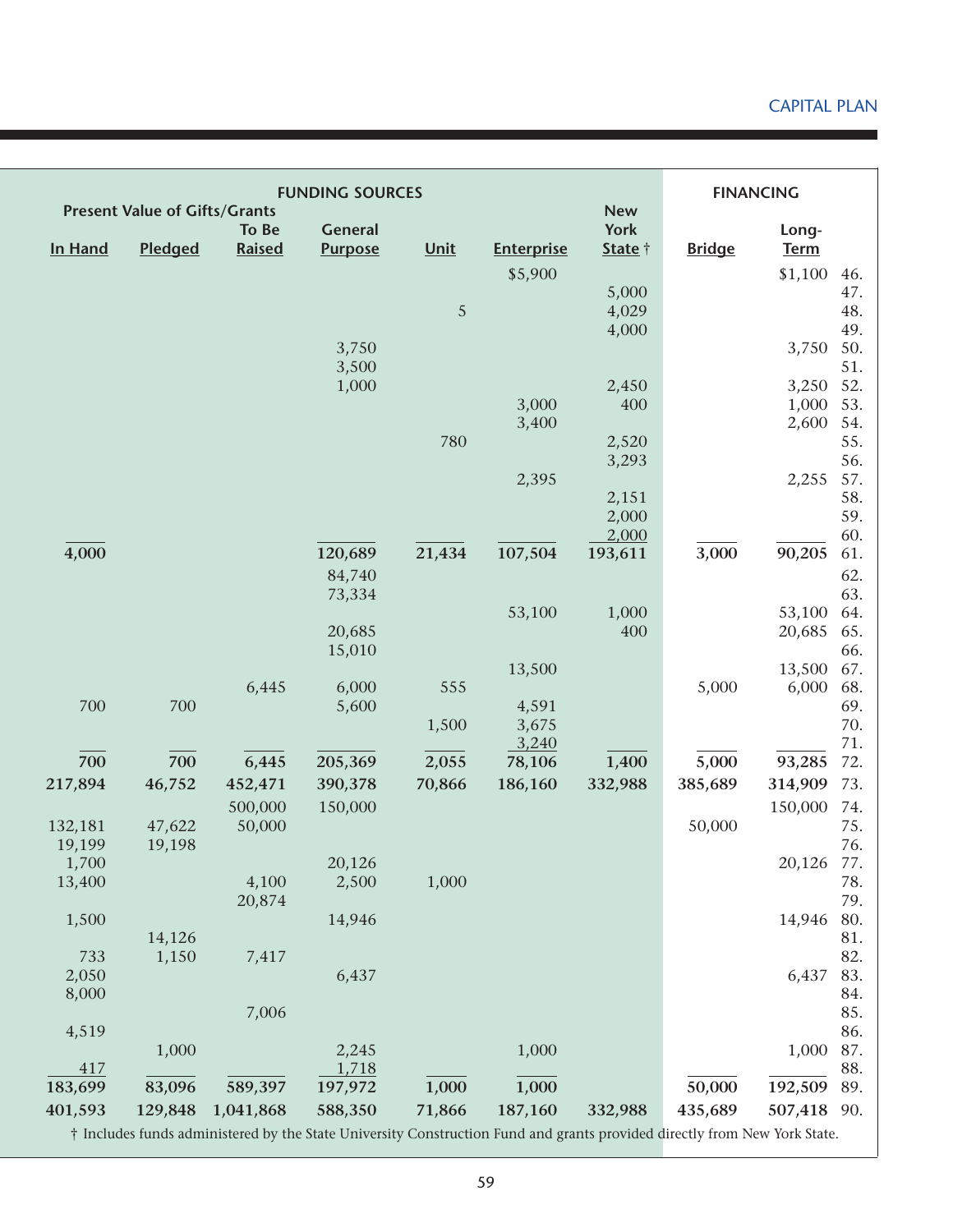| Present Value of Gifts/Grants | | | FUNDING SOURCES | | | | FINANCING | | |
|---|---|---|---|---|---|---|---|---|---|
| In Hand | Pledged | To Be Raised | General Purpose | Unit | Enterprise | New York State † | Bridge | Long-Term | |
| | | | | | $5,900 | | | $1,100 | 46. |
| | | | | | | 5,000 | | | 47. |
| | | | | 5 | | 4,029 | | | 48. |
| | | | | | | 4,000 | | | 49. |
| | | | 3,750 | | | | | 3,750 | 50. |
| | | | 3,500 | | | | | | 51. |
| | | | 1,000 | | | 2,450 | | 3,250 | 52. |
| | | | | | 3,000 | 400 | | 1,000 | 53. |
| | | | | | 3,400 | | | 2,600 | 54. |
| | | | | 780 | | 2,520 | | | 55. |
| | | | | | | 3,293 | | | 56. |
| | | | | | 2,395 | | | 2,255 | 57. |
| | | | | | | 2,151 | | | 58. |
| | | | | | | 2,000 | | | 59. |
| | | | | | | 2,000 | | | 60. |
| 4,000 | | | 120,689 | 21,434 | 107,504 | 193,611 | 3,000 | 90,205 | 61. |
| | | | 84,740 | | | | | | 62. |
| | | | 73,334 | | | | | | 63. |
| | | | | | 53,100 | 1,000 | | 53,100 | 64. |
| | | | 20,685 | | | 400 | | 20,685 | 65. |
| | | | 15,010 | | | | | | 66. |
| | | | | | 13,500 | | | 13,500 | 67. |
| | | 6,445 | 6,000 | 555 | | | 5,000 | 6,000 | 68. |
| 700 | 700 | | 5,600 | | 4,591 | | | | 69. |
| | | | | 1,500 | 3,675 | | | | 70. |
| | | | | | 3,240 | | | | 71. |
| 700 | 700 | 6,445 | 205,369 | 2,055 | 78,106 | 1,400 | 5,000 | 93,285 | 72. |
| 217,894 | 46,752 | 452,471 | 390,378 | 70,866 | 186,160 | 332,988 | 385,689 | 314,909 | 73. |
| | | 500,000 | 150,000 | | | | | 150,000 | 74. |
| 132,181 | 47,622 | 50,000 | | | | | 50,000 | | 75. |
| 19,199 | 19,198 | | | | | | | | 76. |
| 1,700 | | | 20,126 | | | | | 20,126 | 77. |
| 13,400 | | 4,100 | 2,500 | 1,000 | | | | | 78. |
| | | 20,874 | | | | | | | 79. |
| 1,500 | | | 14,946 | | | | | 14,946 | 80. |
| | 14,126 | | | | | | | | 81. |
| 733 | 1,150 | 7,417 | | | | | | | 82. |
| 2,050 | | | 6,437 | | | | | 6,437 | 83. |
| 8,000 | | | | | | | | | 84. |
| | | 7,006 | | | | | | | 85. |
| 4,519 | | | | | | | | | 86. |
| | 1,000 | | 2,245 | | 1,000 | | | 1,000 | 87. |
| 417 | | | 1,718 | | | | | | 88. |
| 183,699 | 83,096 | 589,397 | 197,972 | 1,000 | 1,000 | | 50,000 | 192,509 | 89. |
| 401,593 | 129,848 | 1,041,868 | 588,350 | 71,866 | 187,160 | 332,988 | 435,689 | 507,418 | 90. |

† Includes funds administered by the State University Construction Fund and grants provided directly from New York State.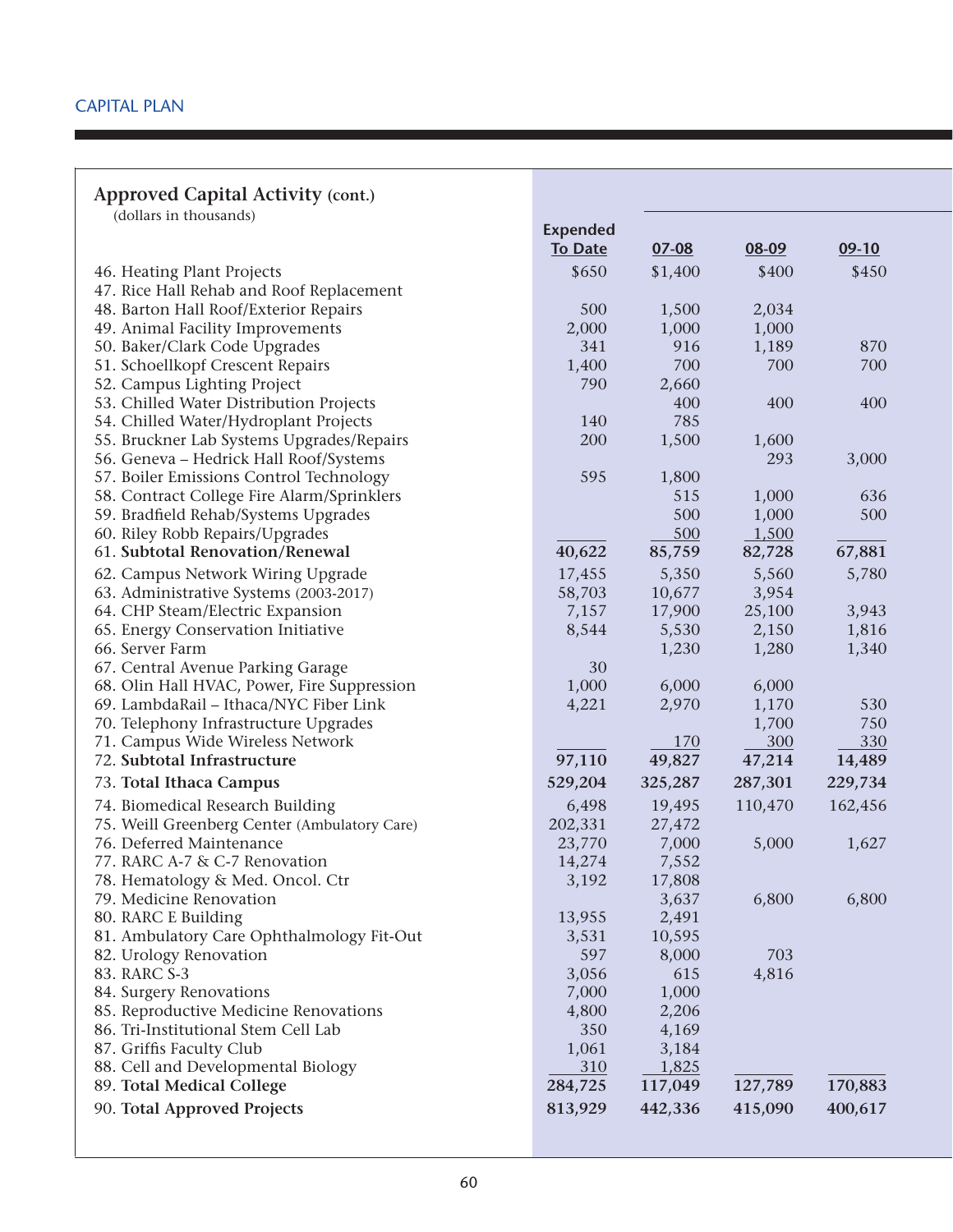CAPITAL PLAN

## Approved Capital Activity (cont.)

(dollars in thousands)

| | Expended To Date | 07-08 | 08-09 | 09-10 |
|---|---|---|---|---|
| 46. Heating Plant Projects | $650 | $1,400 | $400 | $450 |
| 47. Rice Hall Rehab and Roof Replacement | | | | |
| 48. Barton Hall Roof/Exterior Repairs | 500 | 1,500 | 2,034 | |
| 49. Animal Facility Improvements | 2,000 | 1,000 | 1,000 | |
| 50. Baker/Clark Code Upgrades | 341 | 916 | 1,189 | 870 |
| 51. Schoellkopf Crescent Repairs | 1,400 | 700 | 700 | 700 |
| 52. Campus Lighting Project | 790 | 2,660 | | |
| 53. Chilled Water Distribution Projects | | 400 | 400 | 400 |
| 54. Chilled Water/Hydroplant Projects | 140 | 785 | | |
| 55. Bruckner Lab Systems Upgrades/Repairs | 200 | 1,500 | 1,600 | |
| 56. Geneva – Hedrick Hall Roof/Systems | | | 293 | 3,000 |
| 57. Boiler Emissions Control Technology | 595 | 1,800 | | |
| 58. Contract College Fire Alarm/Sprinklers | | 515 | 1,000 | 636 |
| 59. Bradfield Rehab/Systems Upgrades | | 500 | 1,000 | 500 |
| 60. Riley Robb Repairs/Upgrades | | 500 | 1,500 | |
| 61. **Subtotal Renovation/Renewal** | **40,622** | **85,759** | **82,728** | **67,881** |
| 62. Campus Network Wiring Upgrade | 17,455 | 5,350 | 5,560 | 5,780 |
| 63. Administrative Systems (2003-2017) | 58,703 | 10,677 | 3,954 | |
| 64. CHP Steam/Electric Expansion | 7,157 | 17,900 | 25,100 | 3,943 |
| 65. Energy Conservation Initiative | 8,544 | 5,530 | 2,150 | 1,816 |
| 66. Server Farm | | 1,230 | 1,280 | 1,340 |
| 67. Central Avenue Parking Garage | 30 | | | |
| 68. Olin Hall HVAC, Power, Fire Suppression | 1,000 | 6,000 | 6,000 | |
| 69. LambdaRail – Ithaca/NYC Fiber Link | 4,221 | 2,970 | 1,170 | 530 |
| 70. Telephony Infrastructure Upgrades | | | 1,700 | 750 |
| 71. Campus Wide Wireless Network | | 170 | 300 | 330 |
| 72. **Subtotal Infrastructure** | **97,110** | **49,827** | **47,214** | **14,489** |
| 73. **Total Ithaca Campus** | **529,204** | **325,287** | **287,301** | **229,734** |
| 74. Biomedical Research Building | 6,498 | 19,495 | 110,470 | 162,456 |
| 75. Weill Greenberg Center (Ambulatory Care) | 202,331 | 27,472 | | |
| 76. Deferred Maintenance | 23,770 | 7,000 | 5,000 | 1,627 |
| 77. RARC A-7 & C-7 Renovation | 14,274 | 7,552 | | |
| 78. Hematology & Med. Oncol. Ctr | 3,192 | 17,808 | | |
| 79. Medicine Renovation | | 3,637 | 6,800 | 6,800 |
| 80. RARC E Building | 13,955 | 2,491 | | |
| 81. Ambulatory Care Ophthalmology Fit-Out | 3,531 | 10,595 | | |
| 82. Urology Renovation | 597 | 8,000 | 703 | |
| 83. RARC S-3 | 3,056 | 615 | 4,816 | |
| 84. Surgery Renovations | 7,000 | 1,000 | | |
| 85. Reproductive Medicine Renovations | 4,800 | 2,206 | | |
| 86. Tri-Institutional Stem Cell Lab | 350 | 4,169 | | |
| 87. Griffis Faculty Club | 1,061 | 3,184 | | |
| 88. Cell and Developmental Biology | 310 | 1,825 | | |
| 89. **Total Medical College** | **284,725** | **117,049** | **127,789** | **170,883** |
| 90. **Total Approved Projects** | **813,929** | **442,336** | **415,090** | **400,617** |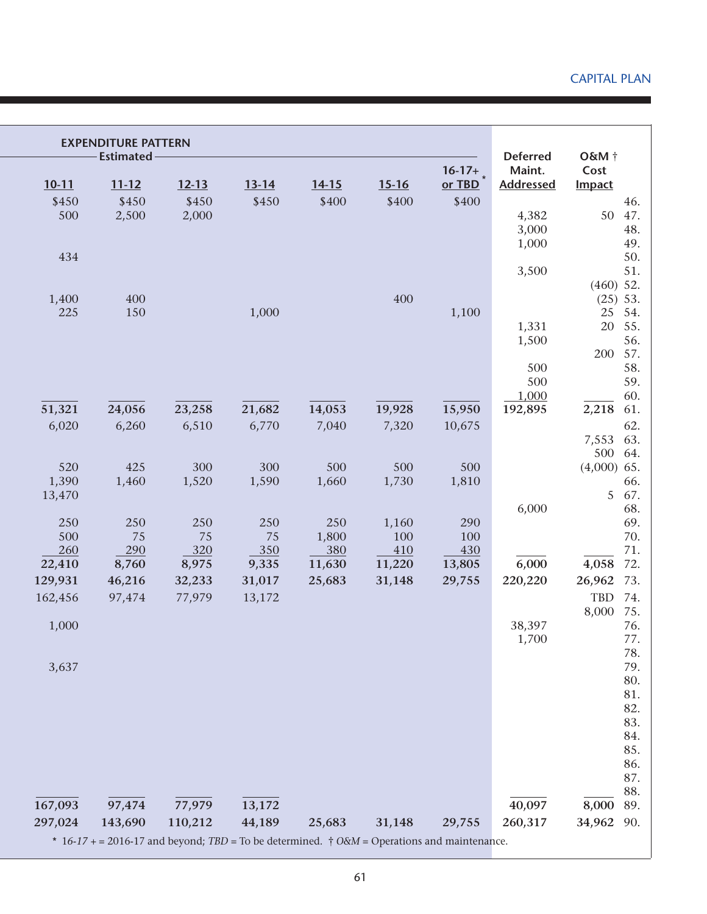| EXPENDITURE PATTERN Estimated | | | | | | | | | |
|---|---|---|---|---|---|---|---|---|---|
| 10-11 | 11-12 | 12-13 | 13-14 | 14-15 | 15-16 | 16-17+ or TBD* | Deferred Maint. Addressed | O&M † Cost Impact | |
| $450 | $450 | $450 | $450 | $400 | $400 | $400 | | | 46. |
| 500 | 2,500 | 2,000 | | | | | 4,382 | 50 | 47. |
| | | | | | | | 3,000 | | 48. |
| | | | | | | | 1,000 | | 49. |
| 434 | | | | | | | | | 50. |
| | | | | | | | 3,500 | | 51. |
| | | | | | | | | (460) | 52. |
| 1,400 | 400 | | | | 400 | | | (25) | 53. |
| 225 | 150 | | 1,000 | | | 1,100 | | 25 | 54. |
| | | | | | | | 1,331 | 20 | 55. |
| | | | | | | | 1,500 | | 56. |
| | | | | | | | | 200 | 57. |
| | | | | | | | 500 | | 58. |
| | | | | | | | 500 | | 59. |
| | | | | | | | 1,000 | | 60. |
| **51,321** | **24,056** | **23,258** | **21,682** | **14,053** | **19,928** | **15,950** | **192,895** | **2,218** | 61. |
| 6,020 | 6,260 | 6,510 | 6,770 | 7,040 | 7,320 | 10,675 | | | 62. |
| | | | | | | | | 7,553 | 63. |
| | | | | | | | | 500 | 64. |
| 520 | 425 | 300 | 300 | 500 | 500 | 500 | | (4,000) | 65. |
| 1,390 | 1,460 | 1,520 | 1,590 | 1,660 | 1,730 | 1,810 | | | 66. |
| 13,470 | | | | | | | | 5 | 67. |
| | | | | | | | 6,000 | | 68. |
| 250 | 250 | 250 | 250 | 250 | 1,160 | 290 | | | 69. |
| 500 | 75 | 75 | 75 | 1,800 | 100 | 100 | | | 70. |
| 260 | 290 | 320 | 350 | 380 | 410 | 430 | | | 71. |
| **22,410** | **8,760** | **8,975** | **9,335** | **11,630** | **11,220** | **13,805** | **6,000** | **4,058** | 72. |
| **129,931** | **46,216** | **32,233** | **31,017** | **25,683** | **31,148** | **29,755** | **220,220** | **26,962** | 73. |
| 162,456 | 97,474 | 77,979 | 13,172 | | | | | TBD | 74. |
| | | | | | | | | 8,000 | 75. |
| 1,000 | | | | | | | 38,397 | | 76. |
| | | | | | | | 1,700 | | 77. |
| | | | | | | | | | 78. |
| 3,637 | | | | | | | | | 79. |
| | | | | | | | | | 80. |
| | | | | | | | | | 81. |
| | | | | | | | | | 82. |
| | | | | | | | | | 83. |
| | | | | | | | | | 84. |
| | | | | | | | | | 85. |
| | | | | | | | | | 86. |
| | | | | | | | | | 87. |
| | | | | | | | | | 88. |
| **167,093** | **97,474** | **77,979** | **13,172** | | | | **40,097** | **8,000** | 89. |
| **297,024** | **143,690** | **110,212** | **44,189** | **25,683** | **31,148** | **29,755** | **260,317** | **34,962** | 90. |

\* *16-17 +* = 2016-17 and beyond; *TBD* = To be determined. † *O&M* = Operations and maintenance.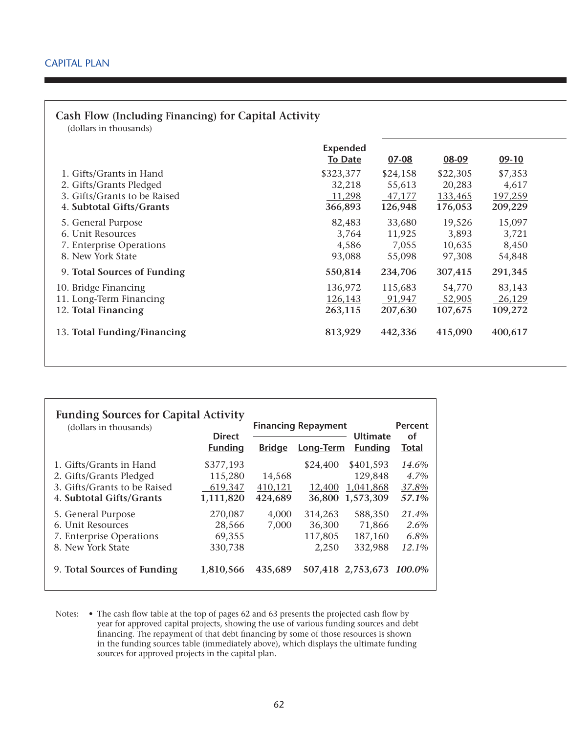### Cash Flow (Including Financing) for Capital Activity

(dollars in thousands)

| | Expended To Date | 07-08 | 08-09 | 09-10 |
|---|---|---|---|---|
| 1. Gifts/Grants in Hand | $323,377 | $24,158 | $22,305 | $7,353 |
| 2. Gifts/Grants Pledged | 32,218 | 55,613 | 20,283 | 4,617 |
| 3. Gifts/Grants to be Raised | 11,298 | 47,177 | 133,465 | 197,259 |
| 4. **Subtotal Gifts/Grants** | **366,893** | **126,948** | **176,053** | **209,229** |
| 5. General Purpose | 82,483 | 33,680 | 19,526 | 15,097 |
| 6. Unit Resources | 3,764 | 11,925 | 3,893 | 3,721 |
| 7. Enterprise Operations | 4,586 | 7,055 | 10,635 | 8,450 |
| 8. New York State | 93,088 | 55,098 | 97,308 | 54,848 |
| 9. **Total Sources of Funding** | **550,814** | **234,706** | **307,415** | **291,345** |
| 10. Bridge Financing | 136,972 | 115,683 | 54,770 | 83,143 |
| 11. Long-Term Financing | 126,143 | 91,947 | 52,905 | 26,129 |
| 12. **Total Financing** | **263,115** | **207,630** | **107,675** | **109,272** |
| 13. **Total Funding/Financing** | **813,929** | **442,336** | **415,090** | **400,617** |

### Funding Sources for Capital Activity

(dollars in thousands)

| | Direct Funding | Financing Repayment | | Ultimate Funding | Percent of Total |
|---|---|---|---|---|---|
| | | Bridge | Long-Term | | |
| 1. Gifts/Grants in Hand | $377,193 | | $24,400 | $401,593 | *14.6%* |
| 2. Gifts/Grants Pledged | 115,280 | 14,568 | | 129,848 | *4.7%* |
| 3. Gifts/Grants to be Raised | 619,347 | 410,121 | 12,400 | 1,041,868 | *37.8%* |
| 4. **Subtotal Gifts/Grants** | **1,111,820** | **424,689** | **36,800** | **1,573,309** | ***57.1%*** |
| 5. General Purpose | 270,087 | 4,000 | 314,263 | 588,350 | *21.4%* |
| 6. Unit Resources | 28,566 | 7,000 | 36,300 | 71,866 | *2.6%* |
| 7. Enterprise Operations | 69,355 | | 117,805 | 187,160 | *6.8%* |
| 8. New York State | 330,738 | | 2,250 | 332,988 | *12.1%* |
| 9. **Total Sources of Funding** | **1,810,566** | **435,689** | **507,418** | **2,753,673** | ***100.0%*** |

Notes:
- The cash flow table at the top of pages 62 and 63 presents the projected cash flow by year for approved capital projects, showing the use of various funding sources and debt financing. The repayment of that debt financing by some of those resources is shown in the funding sources table (immediately above), which displays the ultimate funding sources for approved projects in the capital plan.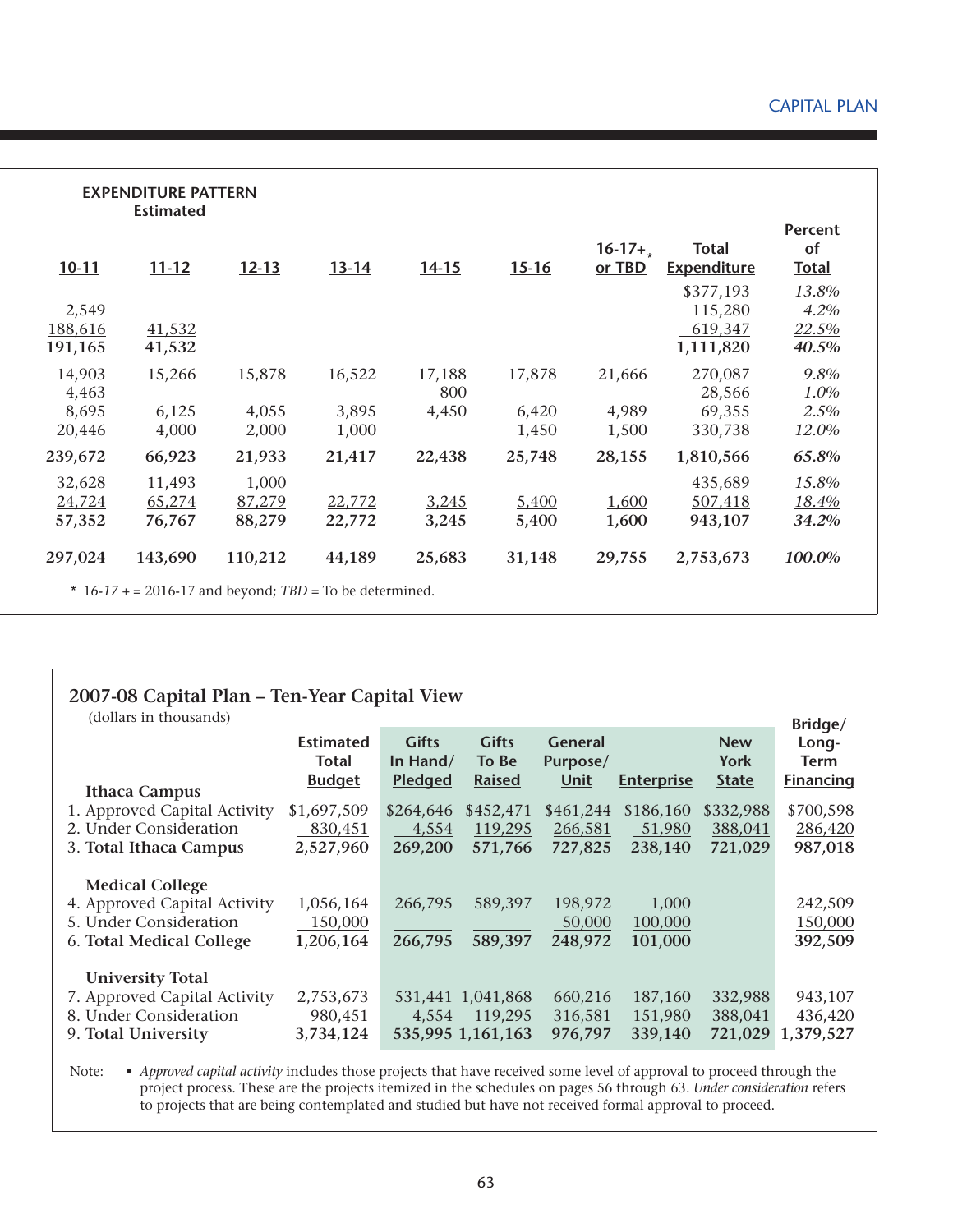| EXPENDITURE PATTERN Estimated | | | | | | | | |
|---|---|---|---|---|---|---|---|---|
| 10-11 | 11-12 | 12-13 | 13-14 | 14-15 | 15-16 | 16-17+* or TBD | Total Expenditure | Percent of Total |
| | | | | | | | $377,193 | *13.8%* |
| 2,549 | | | | | | | 115,280 | *4.2%* |
| 188,616 | 41,532 | | | | | | 619,347 | *22.5%* |
| **191,165** | **41,532** | | | | | | **1,111,820** | ***40.5%*** |
| 14,903 | 15,266 | 15,878 | 16,522 | 17,188 | 17,878 | 21,666 | 270,087 | *9.8%* |
| 4,463 | | | | 800 | | | 28,566 | *1.0%* |
| 8,695 | 6,125 | 4,055 | 3,895 | 4,450 | 6,420 | 4,989 | 69,355 | *2.5%* |
| 20,446 | 4,000 | 2,000 | 1,000 | | 1,450 | 1,500 | 330,738 | *12.0%* |
| **239,672** | **66,923** | **21,933** | **21,417** | **22,438** | **25,748** | **28,155** | **1,810,566** | ***65.8%*** |
| 32,628 | 11,493 | 1,000 | | | | | 435,689 | *15.8%* |
| 24,724 | 65,274 | 87,279 | 22,772 | 3,245 | 5,400 | 1,600 | 507,418 | *18.4%* |
| 57,352 | 76,767 | 88,279 | 22,772 | 3,245 | 5,400 | 1,600 | 943,107 | *34.2%* |
| **297,024** | **143,690** | **110,212** | **44,189** | **25,683** | **31,148** | **29,755** | **2,753,673** | ***100.0%*** |

\* *16-17 +* = 2016-17 and beyond; *TBD* = To be determined.

## 2007-08 Capital Plan – Ten-Year Capital View

(dollars in thousands)

| | Estimated Total Budget | Gifts In Hand/ Pledged | Gifts To Be Raised | General Purpose/ Unit | Enterprise | New York State | Bridge/ Long-Term Financing |
|---|---|---|---|---|---|---|---|
| **Ithaca Campus** | | | | | | | |
| 1. Approved Capital Activity | $1,697,509 | $264,646 | $452,471 | $461,244 | $186,160 | $332,988 | $700,598 |
| 2. Under Consideration | 830,451 | 4,554 | 119,295 | 266,581 | 51,980 | 388,041 | 286,420 |
| 3. **Total Ithaca Campus** | **2,527,960** | **269,200** | **571,766** | **727,825** | **238,140** | **721,029** | **987,018** |
| **Medical College** | | | | | | | |
| 4. Approved Capital Activity | 1,056,164 | 266,795 | 589,397 | 198,972 | 1,000 | | 242,509 |
| 5. Under Consideration | 150,000 | | | 50,000 | 100,000 | | 150,000 |
| 6. **Total Medical College** | **1,206,164** | **266,795** | **589,397** | **248,972** | **101,000** | | **392,509** |
| **University Total** | | | | | | | |
| 7. Approved Capital Activity | 2,753,673 | 531,441 | 1,041,868 | 660,216 | 187,160 | 332,988 | 943,107 |
| 8. Under Consideration | 980,451 | 4,554 | 119,295 | 316,581 | 151,980 | 388,041 | 436,420 |
| 9. **Total University** | **3,734,124** | **535,995** | **1,161,163** | **976,797** | **339,140** | **721,029** | **1,379,527** |

Note: • *Approved capital activity* includes those projects that have received some level of approval to proceed through the project process. These are the projects itemized in the schedules on pages 56 through 63. *Under consideration* refers to projects that are being contemplated and studied but have not received formal approval to proceed.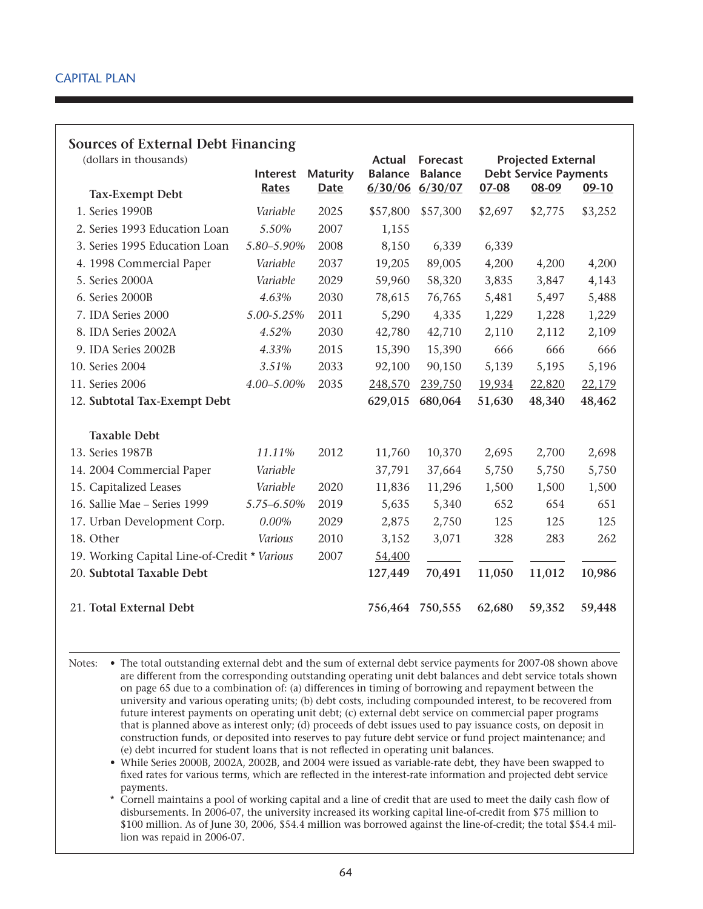CAPITAL PLAN

## Sources of External Debt Financing

(dollars in thousands)

| | Interest Rates | Maturity Date | Actual Balance 6/30/06 | Forecast Balance 6/30/07 | Projected External Debt Service Payments 07-08 | 08-09 | 09-10 |
|---|---|---|---|---|---|---|---|
| **Tax-Exempt Debt** | | | | | | | |
| 1. Series 1990B | *Variable* | 2025 | $57,800 | $57,300 | $2,697 | $2,775 | $3,252 |
| 2. Series 1993 Education Loan | *5.50%* | 2007 | 1,155 | | | | |
| 3. Series 1995 Education Loan | *5.80–5.90%* | 2008 | 8,150 | 6,339 | 6,339 | | |
| 4. 1998 Commercial Paper | *Variable* | 2037 | 19,205 | 89,005 | 4,200 | 4,200 | 4,200 |
| 5. Series 2000A | *Variable* | 2029 | 59,960 | 58,320 | 3,835 | 3,847 | 4,143 |
| 6. Series 2000B | *4.63%* | 2030 | 78,615 | 76,765 | 5,481 | 5,497 | 5,488 |
| 7. IDA Series 2000 | *5.00-5.25%* | 2011 | 5,290 | 4,335 | 1,229 | 1,228 | 1,229 |
| 8. IDA Series 2002A | *4.52%* | 2030 | 42,780 | 42,710 | 2,110 | 2,112 | 2,109 |
| 9. IDA Series 2002B | *4.33%* | 2015 | 15,390 | 15,390 | 666 | 666 | 666 |
| 10. Series 2004 | *3.51%* | 2033 | 92,100 | 90,150 | 5,139 | 5,195 | 5,196 |
| 11. Series 2006 | *4.00–5.00%* | 2035 | 248,570 | 239,750 | 19,934 | 22,820 | 22,179 |
| 12. **Subtotal Tax-Exempt Debt** | | | **629,015** | **680,064** | **51,630** | **48,340** | **48,462** |
| **Taxable Debt** | | | | | | | |
| 13. Series 1987B | *11.11%* | 2012 | 11,760 | 10,370 | 2,695 | 2,700 | 2,698 |
| 14. 2004 Commercial Paper | *Variable* | | 37,791 | 37,664 | 5,750 | 5,750 | 5,750 |
| 15. Capitalized Leases | *Variable* | 2020 | 11,836 | 11,296 | 1,500 | 1,500 | 1,500 |
| 16. Sallie Mae – Series 1999 | *5.75–6.50%* | 2019 | 5,635 | 5,340 | 652 | 654 | 651 |
| 17. Urban Development Corp. | *0.00%* | 2029 | 2,875 | 2,750 | 125 | 125 | 125 |
| 18. Other | *Various* | 2010 | 3,152 | 3,071 | 328 | 283 | 262 |
| 19. Working Capital Line-of-Credit * | *Various* | 2007 | 54,400 | | | | |
| 20. **Subtotal Taxable Debt** | | | **127,449** | **70,491** | **11,050** | **11,012** | **10,986** |
| 21. **Total External Debt** | | | **756,464** | **750,555** | **62,680** | **59,352** | **59,448** |

Notes:

- The total outstanding external debt and the sum of external debt service payments for 2007-08 shown above are different from the corresponding outstanding operating unit debt balances and debt service totals shown on page 65 due to a combination of: (a) differences in timing of borrowing and repayment between the university and various operating units; (b) debt costs, including compounded interest, to be recovered from future interest payments on operating unit debt; (c) external debt service on commercial paper programs that is planned above as interest only; (d) proceeds of debt issues used to pay issuance costs, on deposit in construction funds, or deposited into reserves to pay future debt service or fund project maintenance; and (e) debt incurred for student loans that is not reflected in operating unit balances.
- While Series 2000B, 2002A, 2002B, and 2004 were issued as variable-rate debt, they have been swapped to fixed rates for various terms, which are reflected in the interest-rate information and projected debt service payments.

\* Cornell maintains a pool of working capital and a line of credit that are used to meet the daily cash flow of disbursements. In 2006-07, the university increased its working capital line-of-credit from $75 million to $100 million. As of June 30, 2006, $54.4 million was borrowed against the line-of-credit; the total $54.4 million was repaid in 2006-07.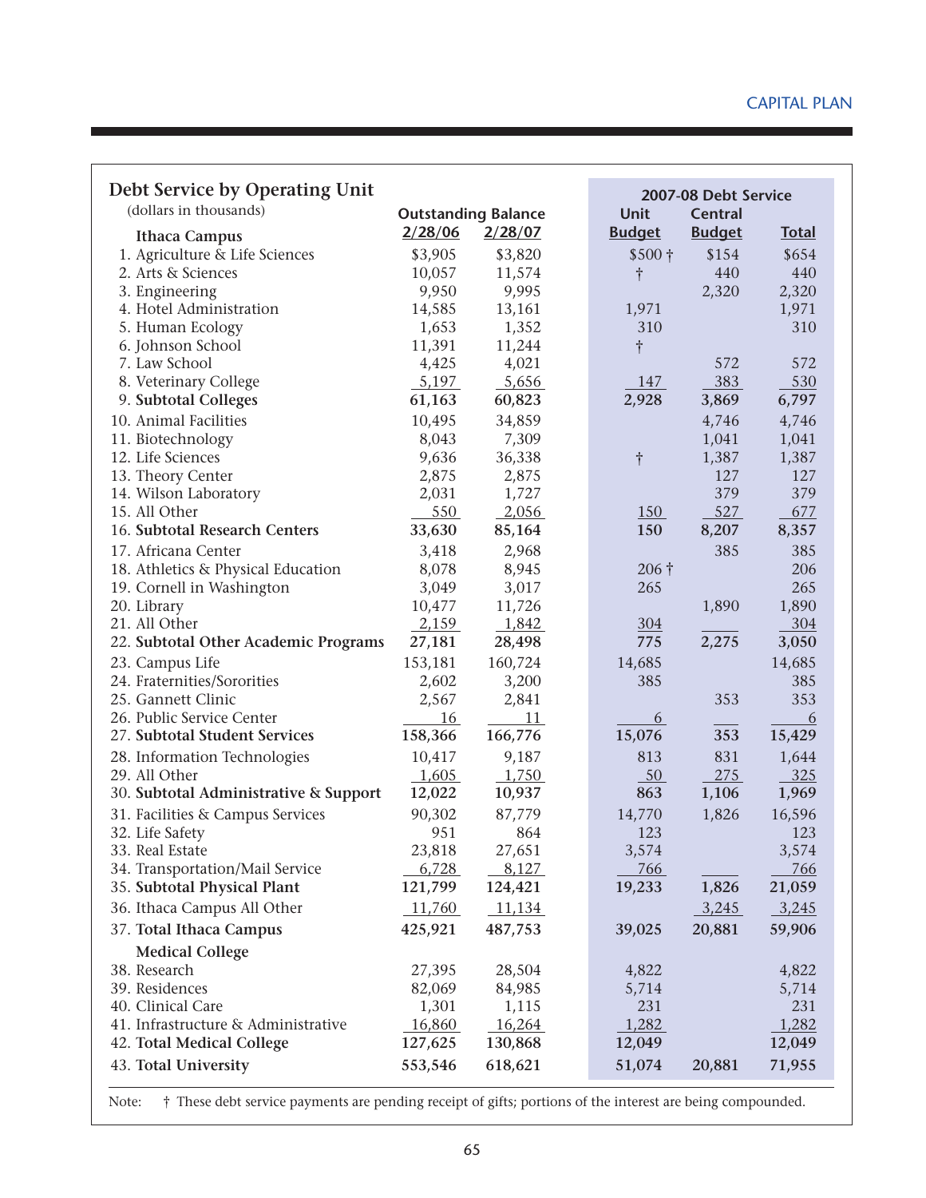## Debt Service by Operating Unit

(dollars in thousands)

| | Outstanding Balance | | 2007-08 Debt Service | | |
|---|---|---|---|---|---|
| **Ithaca Campus** | **2/28/06** | **2/28/07** | **Unit Budget** | **Central Budget** | **Total** |
| 1. Agriculture & Life Sciences | $3,905 | $3,820 | $500 † | $154 | $654 |
| 2. Arts & Sciences | 10,057 | 11,574 | † | 440 | 440 |
| 3. Engineering | 9,950 | 9,995 | | 2,320 | 2,320 |
| 4. Hotel Administration | 14,585 | 13,161 | 1,971 | | 1,971 |
| 5. Human Ecology | 1,653 | 1,352 | 310 | | 310 |
| 6. Johnson School | 11,391 | 11,244 | † | | |
| 7. Law School | 4,425 | 4,021 | | 572 | 572 |
| 8. Veterinary College | 5,197 | 5,656 | 147 | 383 | 530 |
| 9. **Subtotal Colleges** | **61,163** | **60,823** | **2,928** | **3,869** | **6,797** |
| 10. Animal Facilities | 10,495 | 34,859 | | 4,746 | 4,746 |
| 11. Biotechnology | 8,043 | 7,309 | | 1,041 | 1,041 |
| 12. Life Sciences | 9,636 | 36,338 | † | 1,387 | 1,387 |
| 13. Theory Center | 2,875 | 2,875 | | 127 | 127 |
| 14. Wilson Laboratory | 2,031 | 1,727 | | 379 | 379 |
| 15. All Other | 550 | 2,056 | 150 | 527 | 677 |
| 16. **Subtotal Research Centers** | **33,630** | **85,164** | **150** | **8,207** | **8,357** |
| 17. Africana Center | 3,418 | 2,968 | | 385 | 385 |
| 18. Athletics & Physical Education | 8,078 | 8,945 | 206 † | | 206 |
| 19. Cornell in Washington | 3,049 | 3,017 | 265 | | 265 |
| 20. Library | 10,477 | 11,726 | | 1,890 | 1,890 |
| 21. All Other | 2,159 | 1,842 | 304 | | 304 |
| 22. **Subtotal Other Academic Programs** | **27,181** | **28,498** | **775** | **2,275** | **3,050** |
| 23. Campus Life | 153,181 | 160,724 | 14,685 | | 14,685 |
| 24. Fraternities/Sororities | 2,602 | 3,200 | 385 | | 385 |
| 25. Gannett Clinic | 2,567 | 2,841 | | 353 | 353 |
| 26. Public Service Center | 16 | 11 | 6 | | 6 |
| 27. **Subtotal Student Services** | **158,366** | **166,776** | **15,076** | **353** | **15,429** |
| 28. Information Technologies | 10,417 | 9,187 | 813 | 831 | 1,644 |
| 29. All Other | 1,605 | 1,750 | 50 | 275 | 325 |
| 30. **Subtotal Administrative & Support** | **12,022** | **10,937** | **863** | **1,106** | **1,969** |
| 31. Facilities & Campus Services | 90,302 | 87,779 | 14,770 | 1,826 | 16,596 |
| 32. Life Safety | 951 | 864 | 123 | | 123 |
| 33. Real Estate | 23,818 | 27,651 | 3,574 | | 3,574 |
| 34. Transportation/Mail Service | 6,728 | 8,127 | 766 | | 766 |
| 35. **Subtotal Physical Plant** | **121,799** | **124,421** | **19,233** | **1,826** | **21,059** |
| 36. Ithaca Campus All Other | 11,760 | 11,134 | | 3,245 | 3,245 |
| 37. **Total Ithaca Campus** | **425,921** | **487,753** | **39,025** | **20,881** | **59,906** |
| **Medical College** | | | | | |
| 38. Research | 27,395 | 28,504 | 4,822 | | 4,822 |
| 39. Residences | 82,069 | 84,985 | 5,714 | | 5,714 |
| 40. Clinical Care | 1,301 | 1,115 | 231 | | 231 |
| 41. Infrastructure & Administrative | 16,860 | 16,264 | 1,282 | | 1,282 |
| 42. **Total Medical College** | **127,625** | **130,868** | **12,049** | | **12,049** |
| 43. **Total University** | **553,546** | **618,621** | **51,074** | **20,881** | **71,955** |

Note: † These debt service payments are pending receipt of gifts; portions of the interest are being compounded.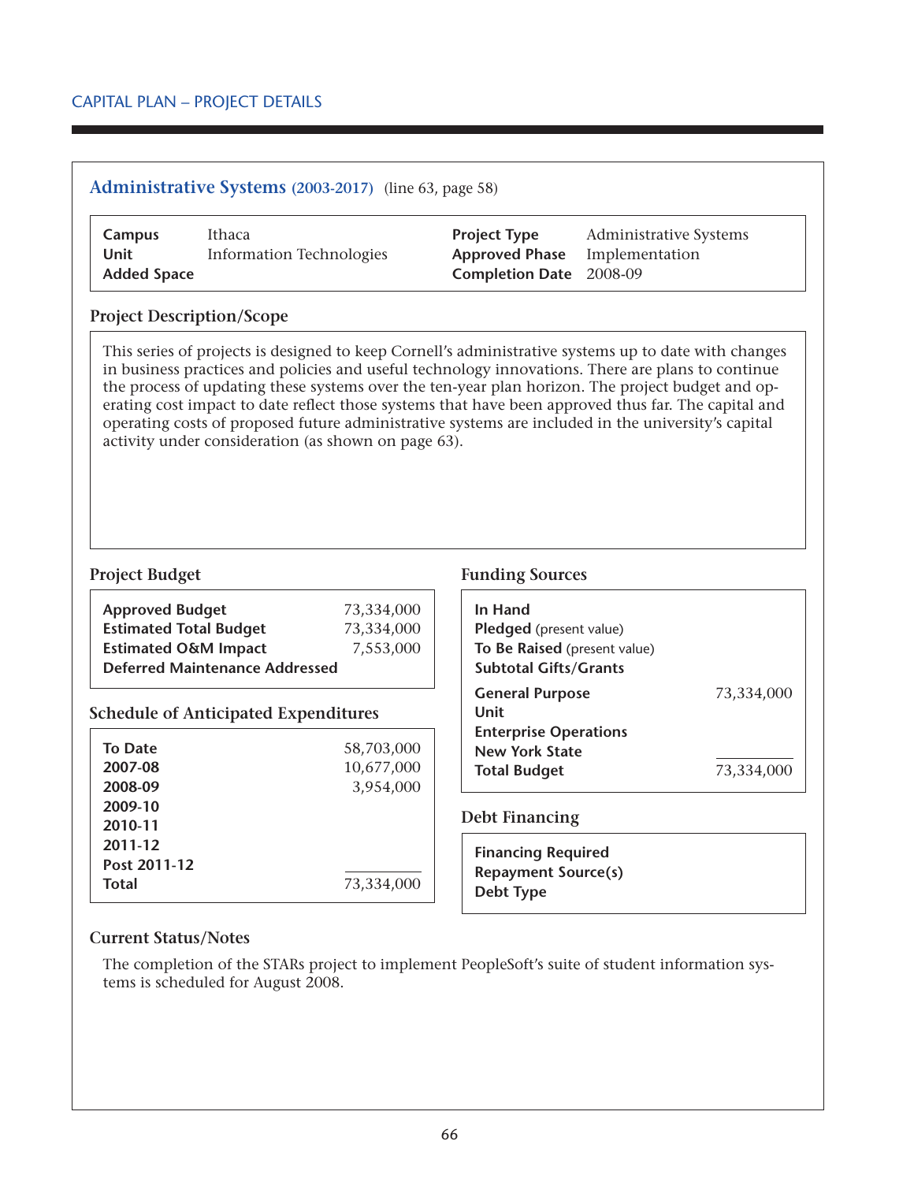## Administrative Systems (2003-2017) (line 63, page 58)

| | | | |
|---|---|---|---|
| **Campus** | Ithaca | **Project Type** | Administrative Systems |
| **Unit** | Information Technologies | **Approved Phase** | Implementation |
| **Added Space** | | **Completion Date** | 2008-09 |

### Project Description/Scope

This series of projects is designed to keep Cornell's administrative systems up to date with changes in business practices and policies and useful technology innovations. There are plans to continue the process of updating these systems over the ten-year plan horizon. The project budget and operating cost impact to date reflect those systems that have been approved thus far. The capital and operating costs of proposed future administrative systems are included in the university's capital activity under consideration (as shown on page 63).

### Project Budget

| | |
|---|---|
| **Approved Budget** | 73,334,000 |
| **Estimated Total Budget** | 73,334,000 |
| **Estimated O&M Impact** | 7,553,000 |
| **Deferred Maintenance Addressed** | |

### Schedule of Anticipated Expenditures

| | |
|---|---|
| **To Date** | 58,703,000 |
| **2007-08** | 10,677,000 |
| **2008-09** | 3,954,000 |
| **2009-10** | |
| **2010-11** | |
| **2011-12** | |
| **Post 2011-12** | |
| **Total** | 73,334,000 |

### Funding Sources

| | |
|---|---|
| **In Hand** | |
| **Pledged** (present value) | |
| **To Be Raised** (present value) | |
| **Subtotal Gifts/Grants** | |
| **General Purpose** | 73,334,000 |
| **Unit** | |
| **Enterprise Operations** | |
| **New York State** | |
| **Total Budget** | 73,334,000 |

### Debt Financing

| | |
|---|---|
| **Financing Required** | |
| **Repayment Source(s)** | |
| **Debt Type** | |

### Current Status/Notes

The completion of the STARs project to implement PeopleSoft's suite of student information systems is scheduled for August 2008.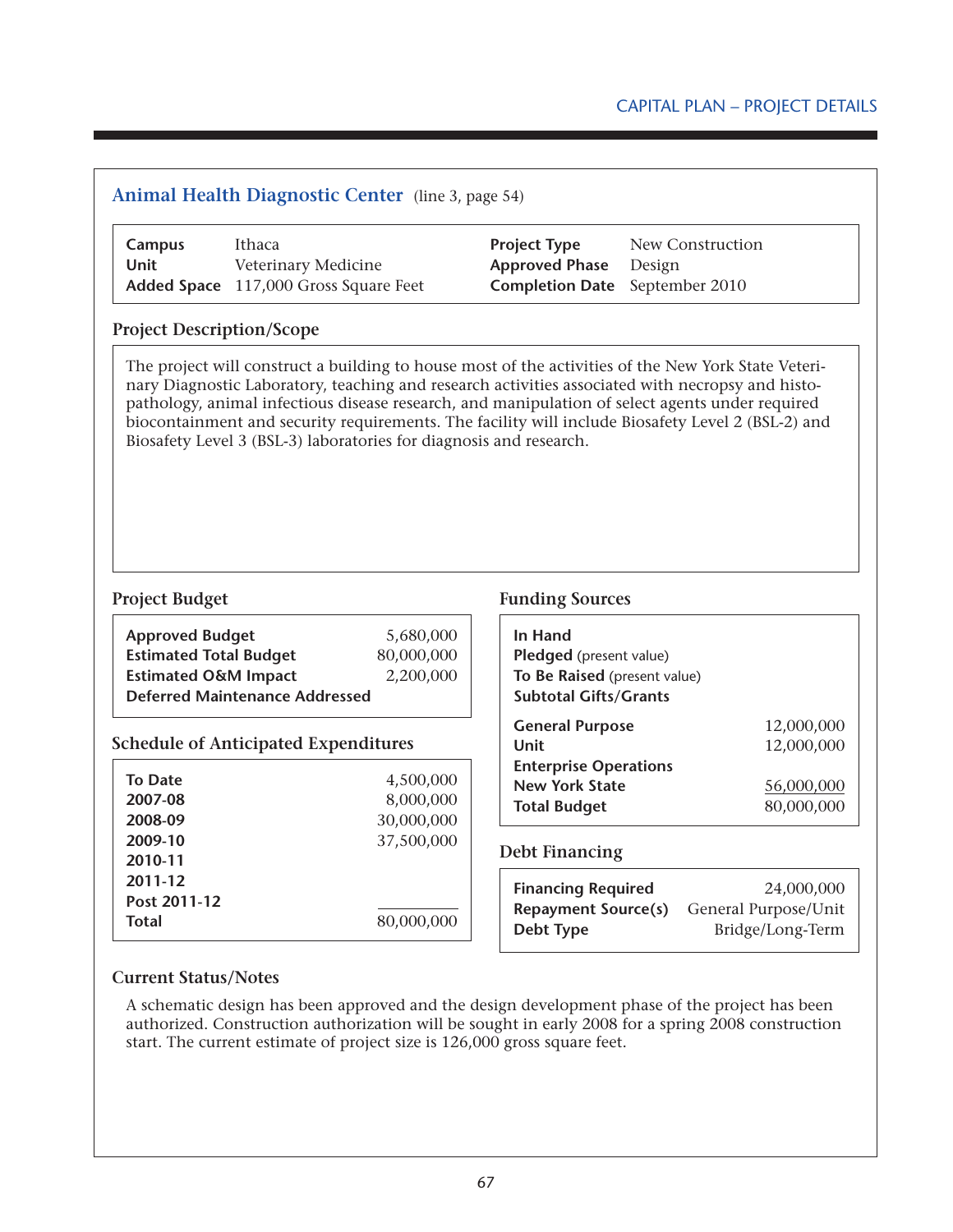## Animal Health Diagnostic Center (line 3, page 54)

| | | | |
|---|---|---|---|
| **Campus** | Ithaca | **Project Type** | New Construction |
| **Unit** | Veterinary Medicine | **Approved Phase** | Design |
| **Added Space** | 117,000 Gross Square Feet | **Completion Date** | September 2010 |

### Project Description/Scope

The project will construct a building to house most of the activities of the New York State Veterinary Diagnostic Laboratory, teaching and research activities associated with necropsy and histopathology, animal infectious disease research, and manipulation of select agents under required biocontainment and security requirements. The facility will include Biosafety Level 2 (BSL-2) and Biosafety Level 3 (BSL-3) laboratories for diagnosis and research.

### Project Budget

| | |
|---|---|
| **Approved Budget** | 5,680,000 |
| **Estimated Total Budget** | 80,000,000 |
| **Estimated O&M Impact** | 2,200,000 |
| **Deferred Maintenance Addressed** | |

### Schedule of Anticipated Expenditures

| | |
|---|---|
| **To Date** | 4,500,000 |
| **2007-08** | 8,000,000 |
| **2008-09** | 30,000,000 |
| **2009-10** | 37,500,000 |
| **2010-11** | |
| **2011-12** | |
| **Post 2011-12** | |
| **Total** | 80,000,000 |

### Funding Sources

| | |
|---|---|
| **In Hand** | |
| **Pledged** (present value) | |
| **To Be Raised** (present value) | |
| **Subtotal Gifts/Grants** | |
| **General Purpose** | 12,000,000 |
| **Unit** | 12,000,000 |
| **Enterprise Operations** | |
| **New York State** | 56,000,000 |
| **Total Budget** | 80,000,000 |

### Debt Financing

| | |
|---|---|
| **Financing Required** | 24,000,000 |
| **Repayment Source(s)** | General Purpose/Unit |
| **Debt Type** | Bridge/Long-Term |

### Current Status/Notes

A schematic design has been approved and the design development phase of the project has been authorized. Construction authorization will be sought in early 2008 for a spring 2008 construction start. The current estimate of project size is 126,000 gross square feet.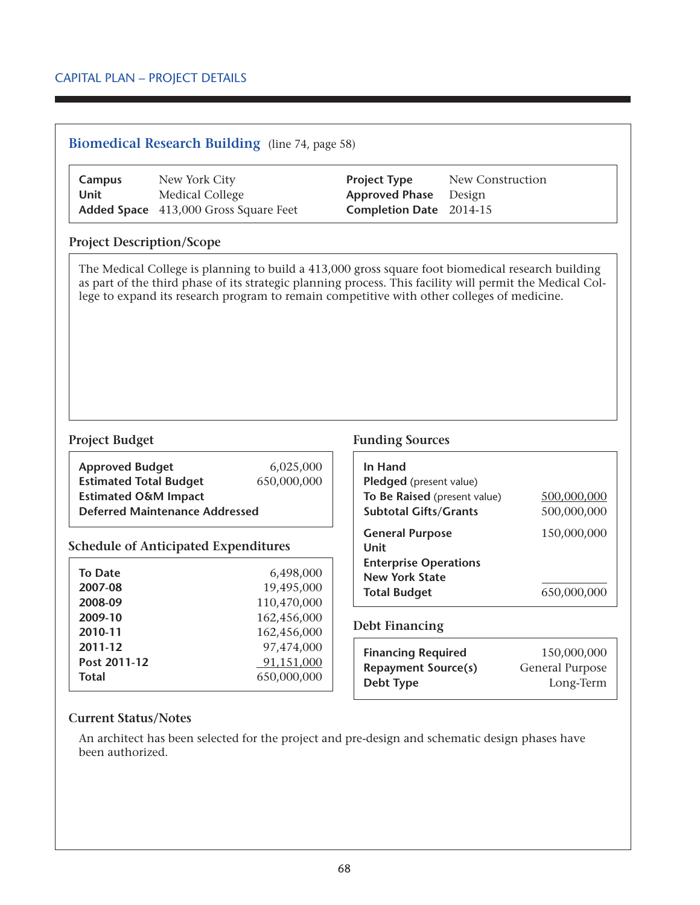CAPITAL PLAN – PROJECT DETAILS

## Biomedical Research Building (line 74, page 58)

| | | | |
|---|---|---|---|
| **Campus** | New York City | **Project Type** | New Construction |
| **Unit** | Medical College | **Approved Phase** | Design |
| **Added Space** | 413,000 Gross Square Feet | **Completion Date** | 2014-15 |

### Project Description/Scope

The Medical College is planning to build a 413,000 gross square foot biomedical research building as part of the third phase of its strategic planning process. This facility will permit the Medical College to expand its research program to remain competitive with other colleges of medicine.

### Project Budget

| | |
|---|---|
| **Approved Budget** | 6,025,000 |
| **Estimated Total Budget** | 650,000,000 |
| **Estimated O&M Impact** | |
| **Deferred Maintenance Addressed** | |

### Schedule of Anticipated Expenditures

| | |
|---|---|
| **To Date** | 6,498,000 |
| **2007-08** | 19,495,000 |
| **2008-09** | 110,470,000 |
| **2009-10** | 162,456,000 |
| **2010-11** | 162,456,000 |
| **2011-12** | 97,474,000 |
| **Post 2011-12** | 91,151,000 |
| **Total** | 650,000,000 |

### Funding Sources

| | |
|---|---|
| **In Hand** | |
| **Pledged** (present value) | |
| **To Be Raised** (present value) | 500,000,000 |
| **Subtotal Gifts/Grants** | 500,000,000 |
| **General Purpose** | 150,000,000 |
| **Unit** | |
| **Enterprise Operations** | |
| **New York State** | |
| **Total Budget** | 650,000,000 |

### Debt Financing

| | |
|---|---|
| **Financing Required** | 150,000,000 |
| **Repayment Source(s)** | General Purpose |
| **Debt Type** | Long-Term |

### Current Status/Notes

An architect has been selected for the project and pre-design and schematic design phases have been authorized.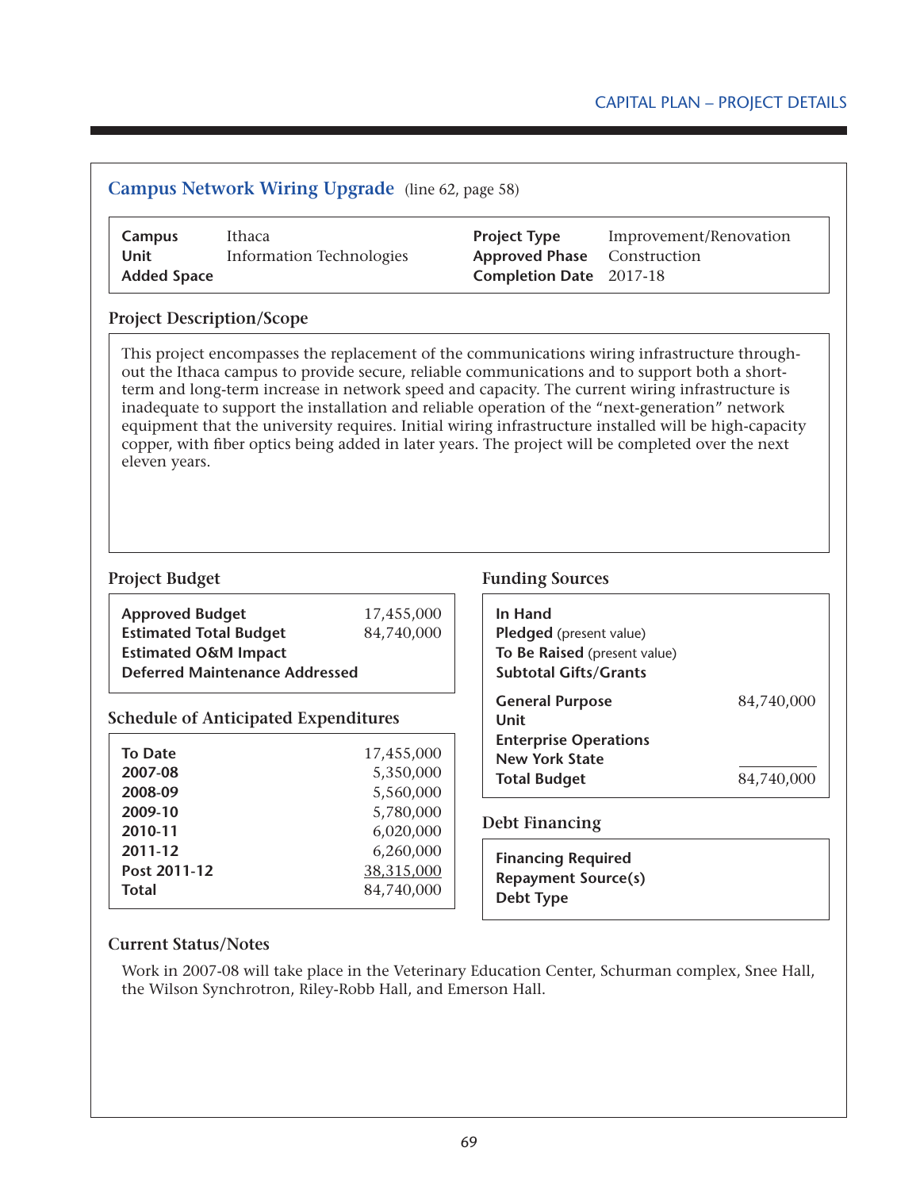## Campus Network Wiring Upgrade (line 62, page 58)

| | | | |
|---|---|---|---|
| **Campus** | Ithaca | **Project Type** | Improvement/Renovation |
| **Unit** | Information Technologies | **Approved Phase** | Construction |
| **Added Space** | | **Completion Date** | 2017-18 |

### Project Description/Scope

This project encompasses the replacement of the communications wiring infrastructure throughout the Ithaca campus to provide secure, reliable communications and to support both a short-term and long-term increase in network speed and capacity. The current wiring infrastructure is inadequate to support the installation and reliable operation of the "next-generation" network equipment that the university requires. Initial wiring infrastructure installed will be high-capacity copper, with fiber optics being added in later years. The project will be completed over the next eleven years.

### Project Budget

| | |
|---|---|
| **Approved Budget** | 17,455,000 |
| **Estimated Total Budget** | 84,740,000 |
| **Estimated O&M Impact** | |
| **Deferred Maintenance Addressed** | |

### Schedule of Anticipated Expenditures

| | |
|---|---|
| **To Date** | 17,455,000 |
| **2007-08** | 5,350,000 |
| **2008-09** | 5,560,000 |
| **2009-10** | 5,780,000 |
| **2010-11** | 6,020,000 |
| **2011-12** | 6,260,000 |
| **Post 2011-12** | 38,315,000 |
| **Total** | 84,740,000 |

### Funding Sources

| | |
|---|---|
| **In Hand** | |
| **Pledged** (present value) | |
| **To Be Raised** (present value) | |
| **Subtotal Gifts/Grants** | |
| **General Purpose** | 84,740,000 |
| **Unit** | |
| **Enterprise Operations** | |
| **New York State** | |
| **Total Budget** | 84,740,000 |

### Debt Financing

| | |
|---|---|
| **Financing Required** | |
| **Repayment Source(s)** | |
| **Debt Type** | |

### Current Status/Notes

Work in 2007-08 will take place in the Veterinary Education Center, Schurman complex, Snee Hall, the Wilson Synchrotron, Riley-Robb Hall, and Emerson Hall.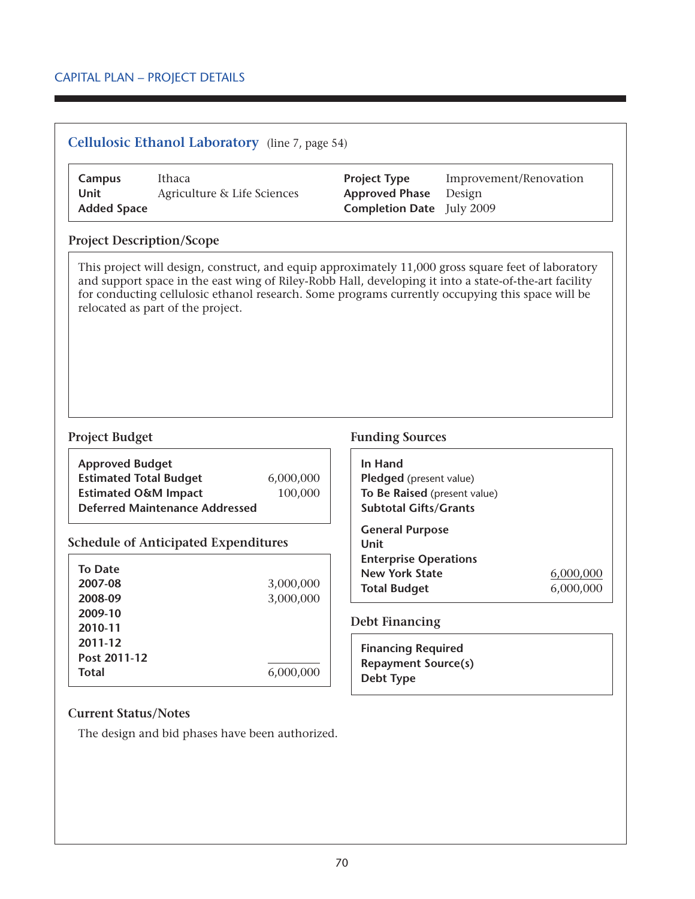CAPITAL PLAN – PROJECT DETAILS

## Cellulosic Ethanol Laboratory (line 7, page 54)

| | | | |
|---|---|---|---|
| **Campus** | Ithaca | **Project Type** | Improvement/Renovation |
| **Unit** | Agriculture & Life Sciences | **Approved Phase** | Design |
| **Added Space** | | **Completion Date** | July 2009 |

### Project Description/Scope

This project will design, construct, and equip approximately 11,000 gross square feet of laboratory and support space in the east wing of Riley-Robb Hall, developing it into a state-of-the-art facility for conducting cellulosic ethanol research. Some programs currently occupying this space will be relocated as part of the project.

### Project Budget

| | |
|---|---|
| **Approved Budget** | |
| **Estimated Total Budget** | 6,000,000 |
| **Estimated O&M Impact** | 100,000 |
| **Deferred Maintenance Addressed** | |

### Schedule of Anticipated Expenditures

| | |
|---|---|
| **To Date** | |
| **2007-08** | 3,000,000 |
| **2008-09** | 3,000,000 |
| **2009-10** | |
| **2010-11** | |
| **2011-12** | |
| **Post 2011-12** | |
| **Total** | 6,000,000 |

### Funding Sources

| | |
|---|---|
| **In Hand** | |
| **Pledged** (present value) | |
| **To Be Raised** (present value) | |
| **Subtotal Gifts/Grants** | |
| **General Purpose** | |
| **Unit** | |
| **Enterprise Operations** | |
| **New York State** | 6,000,000 |
| **Total Budget** | 6,000,000 |

### Debt Financing

| | |
|---|---|
| **Financing Required** | |
| **Repayment Source(s)** | |
| **Debt Type** | |

### Current Status/Notes

The design and bid phases have been authorized.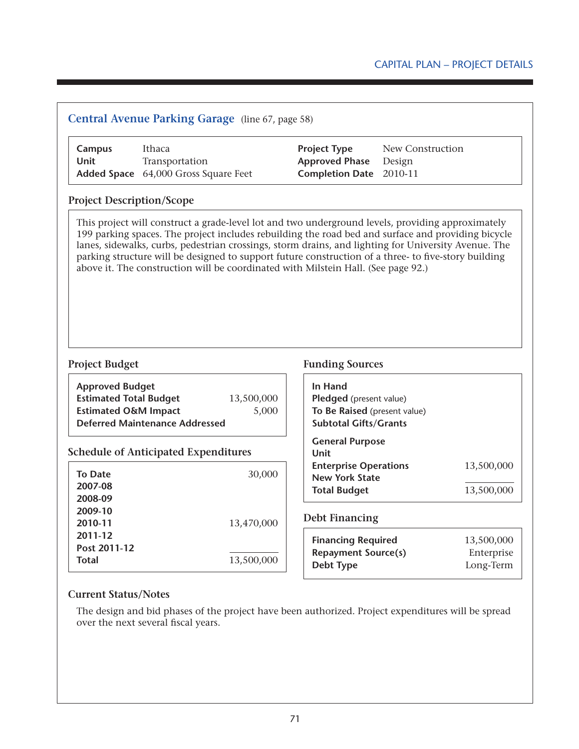## Central Avenue Parking Garage (line 67, page 58)

| | | | |
|---|---|---|---|
| **Campus** | Ithaca | **Project Type** | New Construction |
| **Unit** | Transportation | **Approved Phase** | Design |
| **Added Space** | 64,000 Gross Square Feet | **Completion Date** | 2010-11 |

### Project Description/Scope

This project will construct a grade-level lot and two underground levels, providing approximately 199 parking spaces. The project includes rebuilding the road bed and surface and providing bicycle lanes, sidewalks, curbs, pedestrian crossings, storm drains, and lighting for University Avenue. The parking structure will be designed to support future construction of a three- to five-story building above it. The construction will be coordinated with Milstein Hall. (See page 92.)

### Project Budget

| | |
|---|---|
| **Approved Budget** | |
| **Estimated Total Budget** | 13,500,000 |
| **Estimated O&M Impact** | 5,000 |
| **Deferred Maintenance Addressed** | |

### Schedule of Anticipated Expenditures

| | |
|---|---|
| **To Date** | 30,000 |
| **2007-08** | |
| **2008-09** | |
| **2009-10** | |
| **2010-11** | 13,470,000 |
| **2011-12** | |
| **Post 2011-12** | |
| **Total** | 13,500,000 |

### Funding Sources

| | |
|---|---|
| **In Hand** | |
| **Pledged** (present value) | |
| **To Be Raised** (present value) | |
| **Subtotal Gifts/Grants** | |
| **General Purpose** | |
| **Unit** | |
| **Enterprise Operations** | 13,500,000 |
| **New York State** | |
| **Total Budget** | 13,500,000 |

### Debt Financing

| | |
|---|---|
| **Financing Required** | 13,500,000 |
| **Repayment Source(s)** | Enterprise |
| **Debt Type** | Long-Term |

### Current Status/Notes

The design and bid phases of the project have been authorized. Project expenditures will be spread over the next several fiscal years.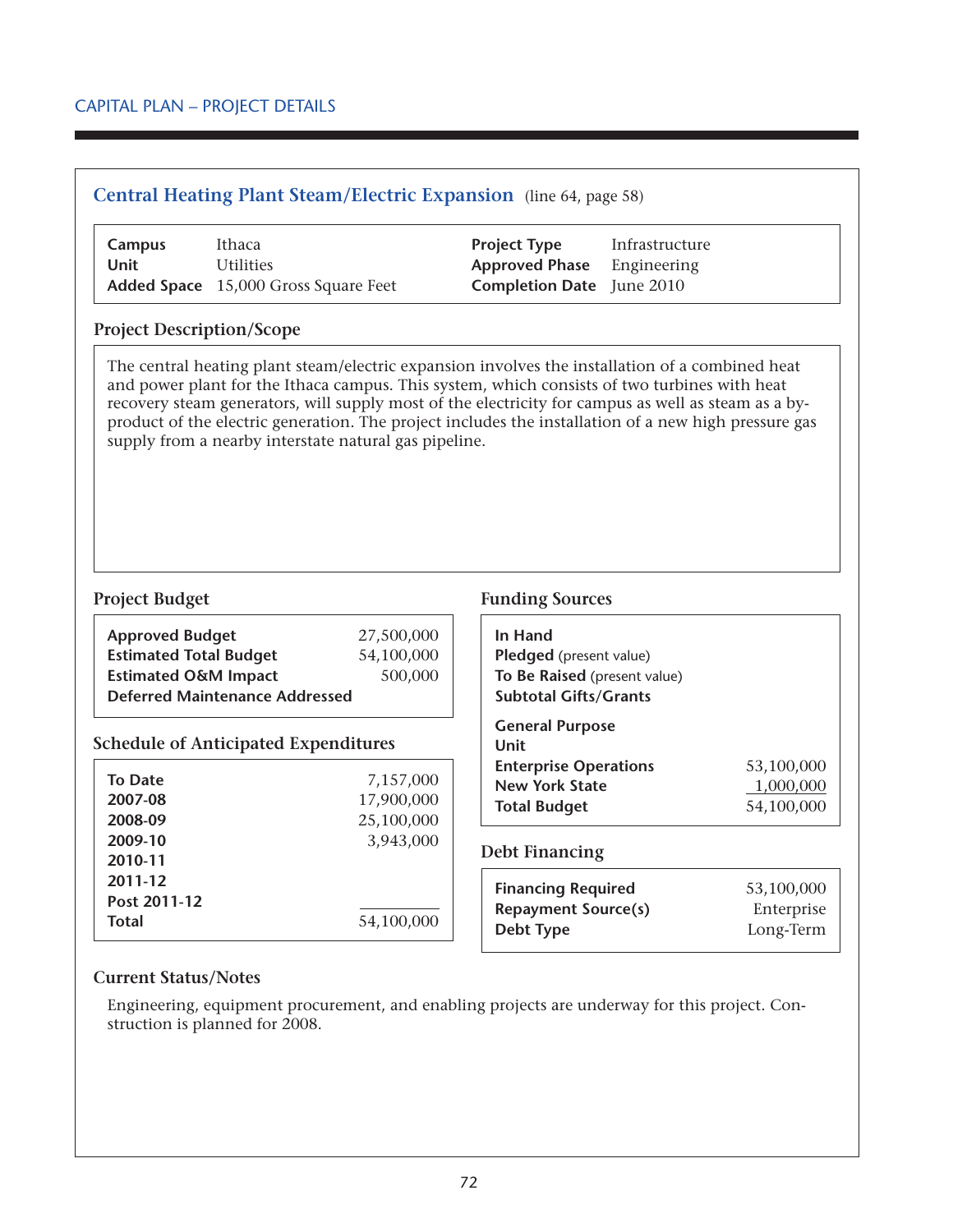## Central Heating Plant Steam/Electric Expansion (line 64, page 58)

| | | | |
|---|---|---|---|
| **Campus** | Ithaca | **Project Type** | Infrastructure |
| **Unit** | Utilities | **Approved Phase** | Engineering |
| **Added Space** | 15,000 Gross Square Feet | **Completion Date** | June 2010 |

### Project Description/Scope

The central heating plant steam/electric expansion involves the installation of a combined heat and power plant for the Ithaca campus. This system, which consists of two turbines with heat recovery steam generators, will supply most of the electricity for campus as well as steam as a by-product of the electric generation. The project includes the installation of a new high pressure gas supply from a nearby interstate natural gas pipeline.

### Project Budget

| | |
|---|---|
| **Approved Budget** | 27,500,000 |
| **Estimated Total Budget** | 54,100,000 |
| **Estimated O&M Impact** | 500,000 |
| **Deferred Maintenance Addressed** | |

### Schedule of Anticipated Expenditures

| | |
|---|---|
| **To Date** | 7,157,000 |
| **2007-08** | 17,900,000 |
| **2008-09** | 25,100,000 |
| **2009-10** | 3,943,000 |
| **2010-11** | |
| **2011-12** | |
| **Post 2011-12** | |
| **Total** | 54,100,000 |

### Funding Sources

| | |
|---|---|
| **In Hand** | |
| **Pledged** (present value) | |
| **To Be Raised** (present value) | |
| **Subtotal Gifts/Grants** | |
| **General Purpose** | |
| **Unit** | |
| **Enterprise Operations** | 53,100,000 |
| **New York State** | 1,000,000 |
| **Total Budget** | 54,100,000 |

### Debt Financing

| | |
|---|---|
| **Financing Required** | 53,100,000 |
| **Repayment Source(s)** | Enterprise |
| **Debt Type** | Long-Term |

### Current Status/Notes

Engineering, equipment procurement, and enabling projects are underway for this project. Construction is planned for 2008.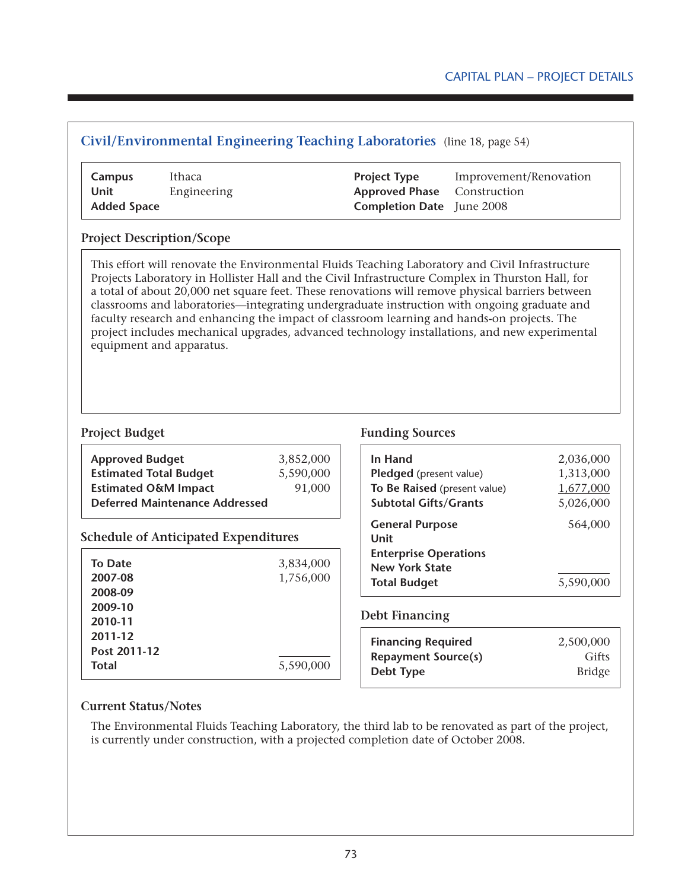## Civil/Environmental Engineering Teaching Laboratories (line 18, page 54)

| | | | |
|---|---|---|---|
| **Campus** | Ithaca | **Project Type** | Improvement/Renovation |
| **Unit** | Engineering | **Approved Phase** | Construction |
| **Added Space** | | **Completion Date** | June 2008 |

### Project Description/Scope

This effort will renovate the Environmental Fluids Teaching Laboratory and Civil Infrastructure Projects Laboratory in Hollister Hall and the Civil Infrastructure Complex in Thurston Hall, for a total of about 20,000 net square feet. These renovations will remove physical barriers between classrooms and laboratories—integrating undergraduate instruction with ongoing graduate and faculty research and enhancing the impact of classroom learning and hands-on projects. The project includes mechanical upgrades, advanced technology installations, and new experimental equipment and apparatus.

### Project Budget

| | |
|---|---|
| **Approved Budget** | 3,852,000 |
| **Estimated Total Budget** | 5,590,000 |
| **Estimated O&M Impact** | 91,000 |
| **Deferred Maintenance Addressed** | |

### Schedule of Anticipated Expenditures

| | |
|---|---|
| **To Date** | 3,834,000 |
| **2007-08** | 1,756,000 |
| **2008-09** | |
| **2009-10** | |
| **2010-11** | |
| **2011-12** | |
| **Post 2011-12** | |
| **Total** | 5,590,000 |

### Funding Sources

| | |
|---|---|
| **In Hand** | 2,036,000 |
| **Pledged** (present value) | 1,313,000 |
| **To Be Raised** (present value) | 1,677,000 |
| **Subtotal Gifts/Grants** | 5,026,000 |
| **General Purpose** | 564,000 |
| **Unit** | |
| **Enterprise Operations** | |
| **New York State** | |
| **Total Budget** | 5,590,000 |

### Debt Financing

| | |
|---|---|
| **Financing Required** | 2,500,000 |
| **Repayment Source(s)** | Gifts |
| **Debt Type** | Bridge |

### Current Status/Notes

The Environmental Fluids Teaching Laboratory, the third lab to be renovated as part of the project, is currently under construction, with a projected completion date of October 2008.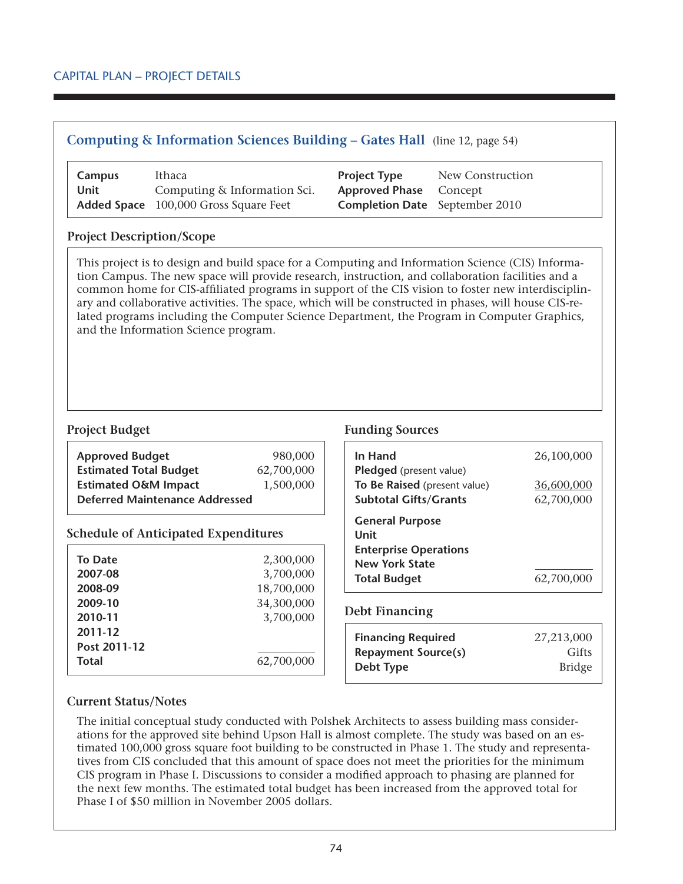## Computing & Information Sciences Building – Gates Hall (line 12, page 54)

| | | | |
|---|---|---|---|
| **Campus** | Ithaca | **Project Type** | New Construction |
| **Unit** | Computing & Information Sci. | **Approved Phase** | Concept |
| **Added Space** | 100,000 Gross Square Feet | **Completion Date** | September 2010 |

### Project Description/Scope

This project is to design and build space for a Computing and Information Science (CIS) Information Campus. The new space will provide research, instruction, and collaboration facilities and a common home for CIS-affiliated programs in support of the CIS vision to foster new interdisciplinary and collaborative activities. The space, which will be constructed in phases, will house CIS-related programs including the Computer Science Department, the Program in Computer Graphics, and the Information Science program.

### Project Budget

| | |
|---|---|
| **Approved Budget** | 980,000 |
| **Estimated Total Budget** | 62,700,000 |
| **Estimated O&M Impact** | 1,500,000 |
| **Deferred Maintenance Addressed** | |

### Schedule of Anticipated Expenditures

| | |
|---|---|
| **To Date** | 2,300,000 |
| **2007-08** | 3,700,000 |
| **2008-09** | 18,700,000 |
| **2009-10** | 34,300,000 |
| **2010-11** | 3,700,000 |
| **2011-12** | |
| **Post 2011-12** | |
| **Total** | 62,700,000 |

### Funding Sources

| | |
|---|---|
| **In Hand** | 26,100,000 |
| **Pledged** (present value) | |
| **To Be Raised** (present value) | 36,600,000 |
| **Subtotal Gifts/Grants** | 62,700,000 |
| **General Purpose** | |
| **Unit** | |
| **Enterprise Operations** | |
| **New York State** | |
| **Total Budget** | 62,700,000 |

### Debt Financing

| | |
|---|---|
| **Financing Required** | 27,213,000 |
| **Repayment Source(s)** | Gifts |
| **Debt Type** | Bridge |

### Current Status/Notes

The initial conceptual study conducted with Polshek Architects to assess building mass considerations for the approved site behind Upson Hall is almost complete. The study was based on an estimated 100,000 gross square foot building to be constructed in Phase 1. The study and representatives from CIS concluded that this amount of space does not meet the priorities for the minimum CIS program in Phase I. Discussions to consider a modified approach to phasing are planned for the next few months. The estimated total budget has been increased from the approved total for Phase I of $50 million in November 2005 dollars.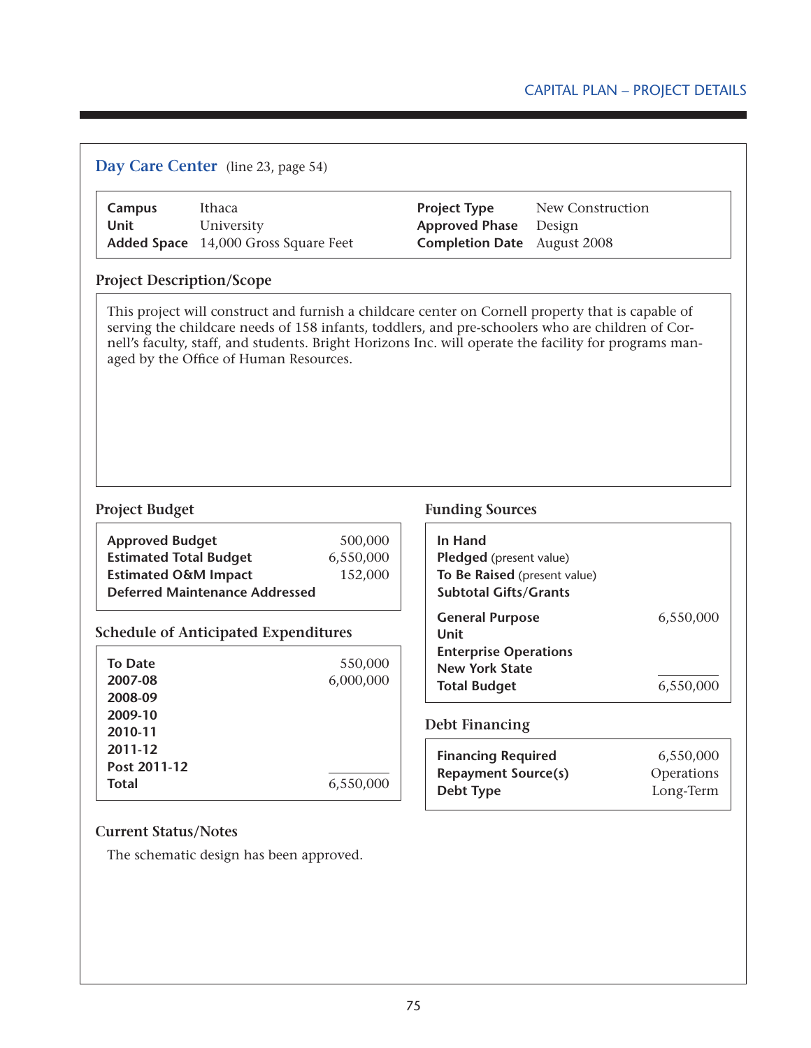## Day Care Center (line 23, page 54)

| | | | |
|---|---|---|---|
| **Campus** | Ithaca | **Project Type** | New Construction |
| **Unit** | University | **Approved Phase** | Design |
| **Added Space** | 14,000 Gross Square Feet | **Completion Date** | August 2008 |

### Project Description/Scope

This project will construct and furnish a childcare center on Cornell property that is capable of serving the childcare needs of 158 infants, toddlers, and pre-schoolers who are children of Cornell's faculty, staff, and students. Bright Horizons Inc. will operate the facility for programs managed by the Office of Human Resources.

### Project Budget

| | |
|---|---|
| **Approved Budget** | 500,000 |
| **Estimated Total Budget** | 6,550,000 |
| **Estimated O&M Impact** | 152,000 |
| **Deferred Maintenance Addressed** | |

### Schedule of Anticipated Expenditures

| | |
|---|---|
| **To Date** | 550,000 |
| **2007-08** | 6,000,000 |
| **2008-09** | |
| **2009-10** | |
| **2010-11** | |
| **2011-12** | |
| **Post 2011-12** | |
| **Total** | 6,550,000 |

### Funding Sources

| | |
|---|---|
| **In Hand** | |
| **Pledged** (present value) | |
| **To Be Raised** (present value) | |
| **Subtotal Gifts/Grants** | |
| **General Purpose** | 6,550,000 |
| **Unit** | |
| **Enterprise Operations** | |
| **New York State** | |
| **Total Budget** | 6,550,000 |

### Debt Financing

| | |
|---|---|
| **Financing Required** | 6,550,000 |
| **Repayment Source(s)** | Operations |
| **Debt Type** | Long-Term |

### Current Status/Notes

The schematic design has been approved.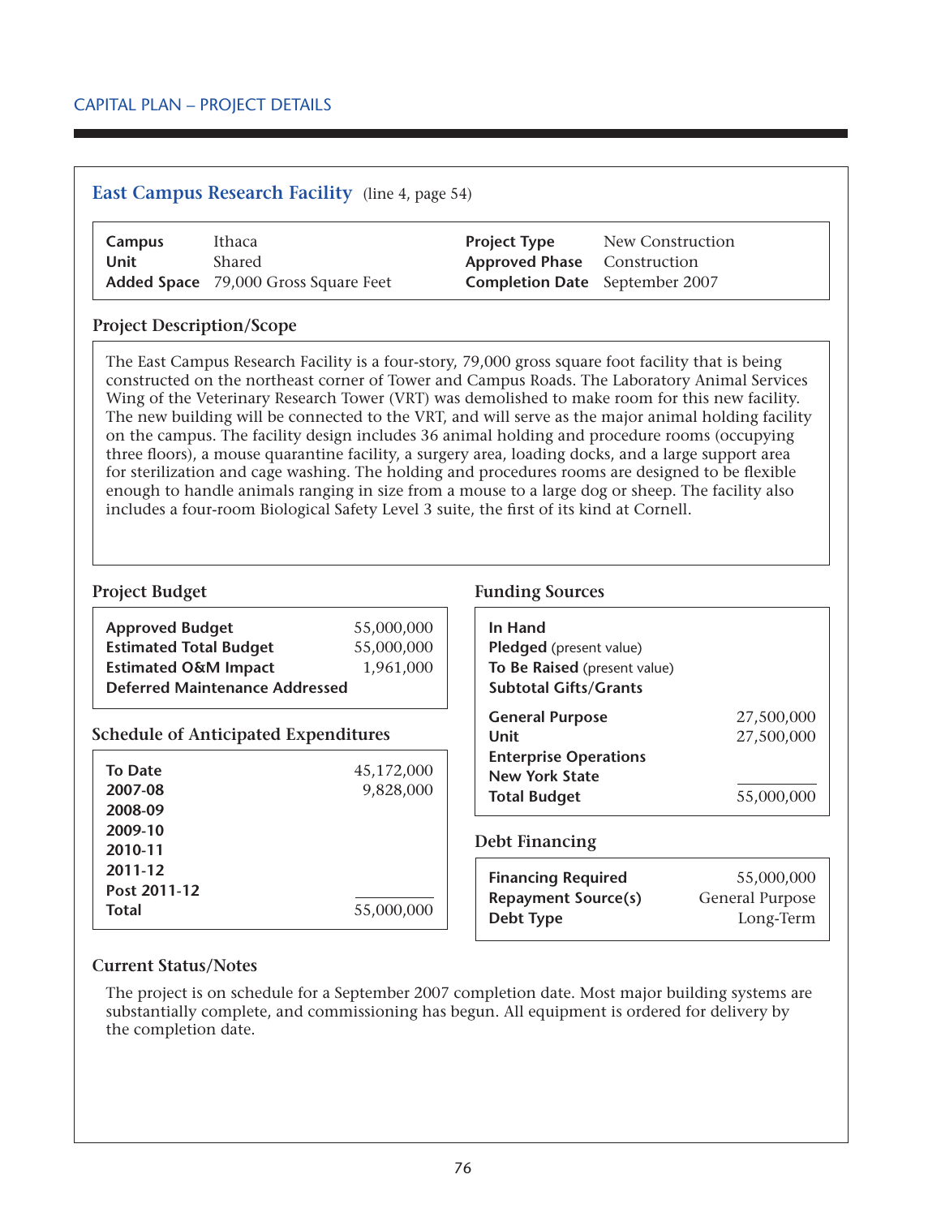CAPITAL PLAN – PROJECT DETAILS

## East Campus Research Facility (line 4, page 54)

| | | | |
|---|---|---|---|
| **Campus** | Ithaca | **Project Type** | New Construction |
| **Unit** | Shared | **Approved Phase** | Construction |
| **Added Space** | 79,000 Gross Square Feet | **Completion Date** | September 2007 |

### Project Description/Scope

The East Campus Research Facility is a four-story, 79,000 gross square foot facility that is being constructed on the northeast corner of Tower and Campus Roads. The Laboratory Animal Services Wing of the Veterinary Research Tower (VRT) was demolished to make room for this new facility. The new building will be connected to the VRT, and will serve as the major animal holding facility on the campus. The facility design includes 36 animal holding and procedure rooms (occupying three floors), a mouse quarantine facility, a surgery area, loading docks, and a large support area for sterilization and cage washing. The holding and procedures rooms are designed to be flexible enough to handle animals ranging in size from a mouse to a large dog or sheep. The facility also includes a four-room Biological Safety Level 3 suite, the first of its kind at Cornell.

### Project Budget

| | |
|---|---|
| **Approved Budget** | 55,000,000 |
| **Estimated Total Budget** | 55,000,000 |
| **Estimated O&M Impact** | 1,961,000 |
| **Deferred Maintenance Addressed** | |

### Schedule of Anticipated Expenditures

| | |
|---|---|
| **To Date** | 45,172,000 |
| **2007-08** | 9,828,000 |
| **2008-09** | |
| **2009-10** | |
| **2010-11** | |
| **2011-12** | |
| **Post 2011-12** | |
| **Total** | 55,000,000 |

### Funding Sources

| | |
|---|---|
| **In Hand** | |
| **Pledged** (present value) | |
| **To Be Raised** (present value) | |
| **Subtotal Gifts/Grants** | |
| **General Purpose** | 27,500,000 |
| **Unit** | 27,500,000 |
| **Enterprise Operations** | |
| **New York State** | |
| **Total Budget** | 55,000,000 |

### Debt Financing

| | |
|---|---|
| **Financing Required** | 55,000,000 |
| **Repayment Source(s)** | General Purpose |
| **Debt Type** | Long-Term |

### Current Status/Notes

The project is on schedule for a September 2007 completion date. Most major building systems are substantially complete, and commissioning has begun. All equipment is ordered for delivery by the completion date.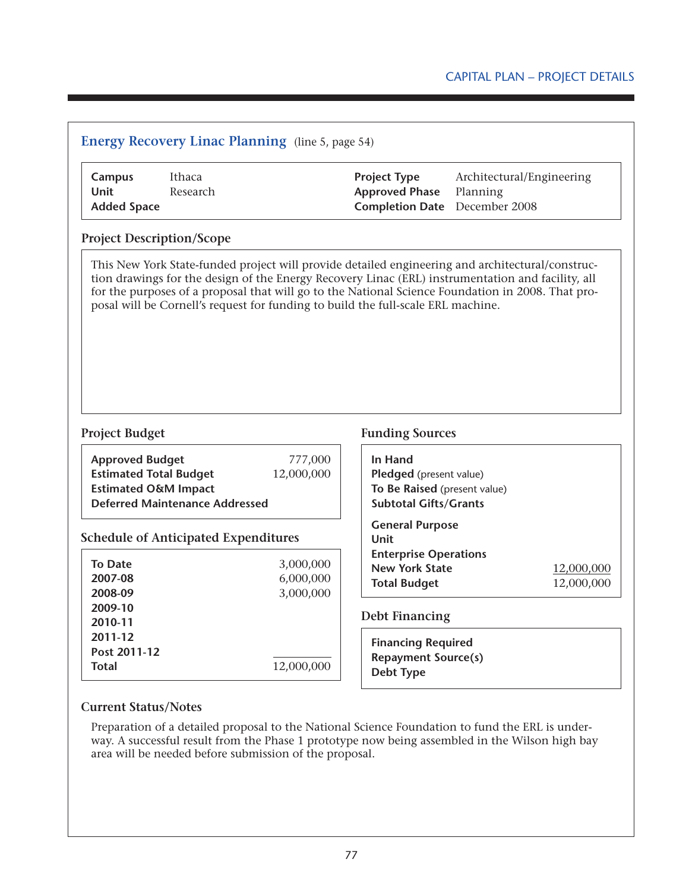## Energy Recovery Linac Planning (line 5, page 54)

| | | | |
|---|---|---|---|
| **Campus** | Ithaca | **Project Type** | Architectural/Engineering |
| **Unit** | Research | **Approved Phase** | Planning |
| **Added Space** | | **Completion Date** | December 2008 |

### Project Description/Scope

This New York State-funded project will provide detailed engineering and architectural/construction drawings for the design of the Energy Recovery Linac (ERL) instrumentation and facility, all for the purposes of a proposal that will go to the National Science Foundation in 2008. That proposal will be Cornell's request for funding to build the full-scale ERL machine.

### Project Budget

| | |
|---|---|
| **Approved Budget** | 777,000 |
| **Estimated Total Budget** | 12,000,000 |
| **Estimated O&M Impact** | |
| **Deferred Maintenance Addressed** | |

### Schedule of Anticipated Expenditures

| | |
|---|---|
| **To Date** | 3,000,000 |
| **2007-08** | 6,000,000 |
| **2008-09** | 3,000,000 |
| **2009-10** | |
| **2010-11** | |
| **2011-12** | |
| **Post 2011-12** | |
| **Total** | 12,000,000 |

### Funding Sources

| | |
|---|---|
| **In Hand** | |
| **Pledged** (present value) | |
| **To Be Raised** (present value) | |
| **Subtotal Gifts/Grants** | |
| **General Purpose** | |
| **Unit** | |
| **Enterprise Operations** | |
| **New York State** | 12,000,000 |
| **Total Budget** | 12,000,000 |

### Debt Financing

| | |
|---|---|
| **Financing Required** | |
| **Repayment Source(s)** | |
| **Debt Type** | |

### Current Status/Notes

Preparation of a detailed proposal to the National Science Foundation to fund the ERL is underway. A successful result from the Phase 1 prototype now being assembled in the Wilson high bay area will be needed before submission of the proposal.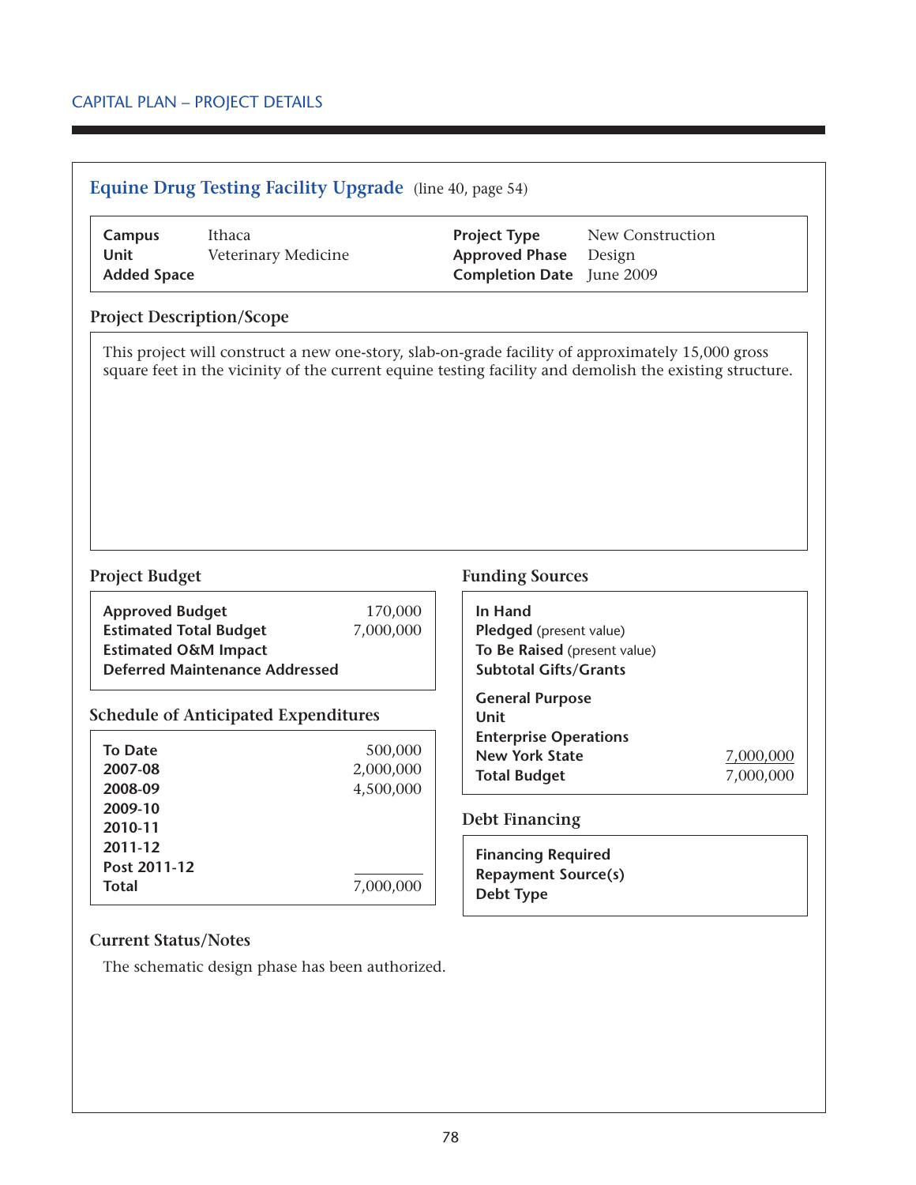CAPITAL PLAN – PROJECT DETAILS

## Equine Drug Testing Facility Upgrade (line 40, page 54)

| | | | |
|---|---|---|---|
| **Campus** | Ithaca | **Project Type** | New Construction |
| **Unit** | Veterinary Medicine | **Approved Phase** | Design |
| **Added Space** | | **Completion Date** | June 2009 |

### Project Description/Scope

This project will construct a new one-story, slab-on-grade facility of approximately 15,000 gross square feet in the vicinity of the current equine testing facility and demolish the existing structure.

### Project Budget

| | |
|---|---|
| **Approved Budget** | 170,000 |
| **Estimated Total Budget** | 7,000,000 |
| **Estimated O&M Impact** | |
| **Deferred Maintenance Addressed** | |

### Schedule of Anticipated Expenditures

| | |
|---|---|
| **To Date** | 500,000 |
| **2007-08** | 2,000,000 |
| **2008-09** | 4,500,000 |
| **2009-10** | |
| **2010-11** | |
| **2011-12** | |
| **Post 2011-12** | |
| **Total** | 7,000,000 |

### Funding Sources

| | |
|---|---|
| **In Hand** | |
| **Pledged** (present value) | |
| **To Be Raised** (present value) | |
| **Subtotal Gifts/Grants** | |
| **General Purpose** | |
| **Unit** | |
| **Enterprise Operations** | |
| **New York State** | 7,000,000 |
| **Total Budget** | 7,000,000 |

### Debt Financing

| | |
|---|---|
| **Financing Required** | |
| **Repayment Source(s)** | |
| **Debt Type** | |

### Current Status/Notes

The schematic design phase has been authorized.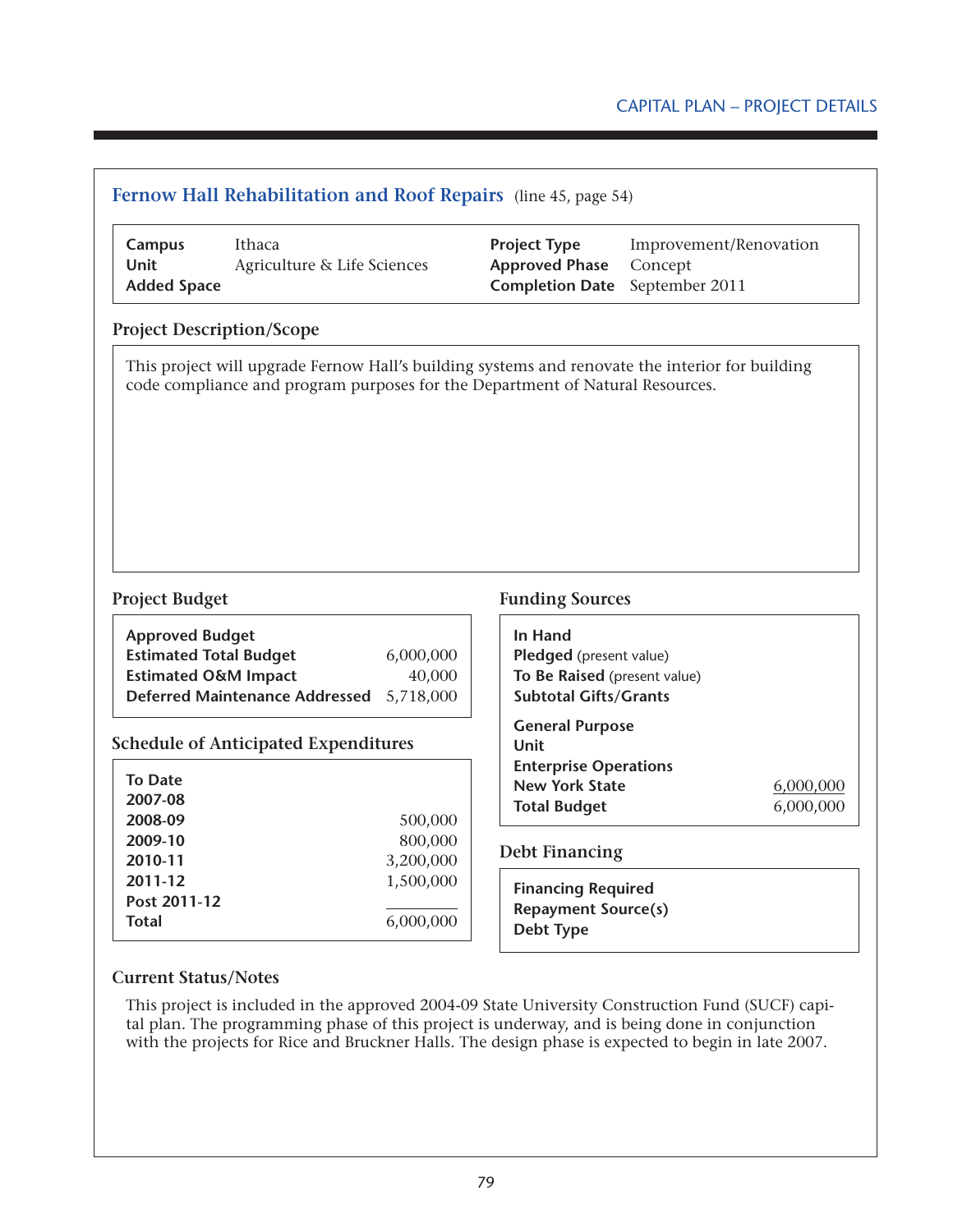## Fernow Hall Rehabilitation and Roof Repairs (line 45, page 54)

| | | | |
|---|---|---|---|
| **Campus** | Ithaca | **Project Type** | Improvement/Renovation |
| **Unit** | Agriculture & Life Sciences | **Approved Phase** | Concept |
| **Added Space** | | **Completion Date** | September 2011 |

### Project Description/Scope

This project will upgrade Fernow Hall's building systems and renovate the interior for building code compliance and program purposes for the Department of Natural Resources.

### Project Budget

| | |
|---|---|
| **Approved Budget** | |
| **Estimated Total Budget** | 6,000,000 |
| **Estimated O&M Impact** | 40,000 |
| **Deferred Maintenance Addressed** | 5,718,000 |

### Schedule of Anticipated Expenditures

| | |
|---|---|
| **To Date** | |
| **2007-08** | |
| **2008-09** | 500,000 |
| **2009-10** | 800,000 |
| **2010-11** | 3,200,000 |
| **2011-12** | 1,500,000 |
| **Post 2011-12** | |
| **Total** | 6,000,000 |

### Funding Sources

| | |
|---|---|
| **In Hand** | |
| **Pledged** (present value) | |
| **To Be Raised** (present value) | |
| **Subtotal Gifts/Grants** | |
| **General Purpose** | |
| **Unit** | |
| **Enterprise Operations** | |
| **New York State** | 6,000,000 |
| **Total Budget** | 6,000,000 |

### Debt Financing

| |
|---|
| **Financing Required** |
| **Repayment Source(s)** |
| **Debt Type** |

### Current Status/Notes

This project is included in the approved 2004-09 State University Construction Fund (SUCF) capital plan. The programming phase of this project is underway, and is being done in conjunction with the projects for Rice and Bruckner Halls. The design phase is expected to begin in late 2007.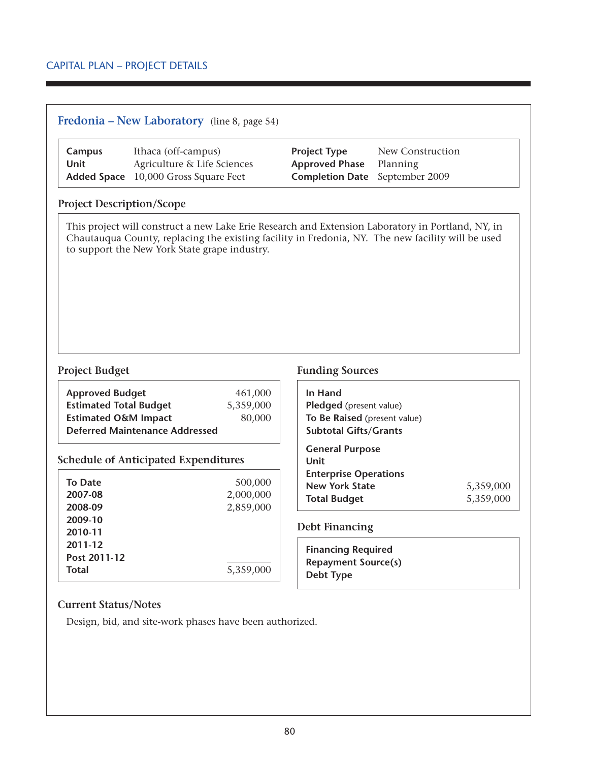CAPITAL PLAN – PROJECT DETAILS

## Fredonia – New Laboratory (line 8, page 54)

| | | | |
|---|---|---|---|
| **Campus** | Ithaca (off-campus) | **Project Type** | New Construction |
| **Unit** | Agriculture & Life Sciences | **Approved Phase** | Planning |
| **Added Space** | 10,000 Gross Square Feet | **Completion Date** | September 2009 |

### Project Description/Scope

This project will construct a new Lake Erie Research and Extension Laboratory in Portland, NY, in Chautauqua County, replacing the existing facility in Fredonia, NY. The new facility will be used to support the New York State grape industry.

### Project Budget

| | |
|---|---|
| **Approved Budget** | 461,000 |
| **Estimated Total Budget** | 5,359,000 |
| **Estimated O&M Impact** | 80,000 |
| **Deferred Maintenance Addressed** | |

### Schedule of Anticipated Expenditures

| | |
|---|---|
| **To Date** | 500,000 |
| **2007-08** | 2,000,000 |
| **2008-09** | 2,859,000 |
| **2009-10** | |
| **2010-11** | |
| **2011-12** | |
| **Post 2011-12** | |
| **Total** | 5,359,000 |

### Funding Sources

| | |
|---|---|
| **In Hand** | |
| **Pledged** (present value) | |
| **To Be Raised** (present value) | |
| **Subtotal Gifts/Grants** | |
| **General Purpose** | |
| **Unit** | |
| **Enterprise Operations** | |
| **New York State** | 5,359,000 |
| **Total Budget** | 5,359,000 |

### Debt Financing

| | |
|---|---|
| **Financing Required** | |
| **Repayment Source(s)** | |
| **Debt Type** | |

### Current Status/Notes

Design, bid, and site-work phases have been authorized.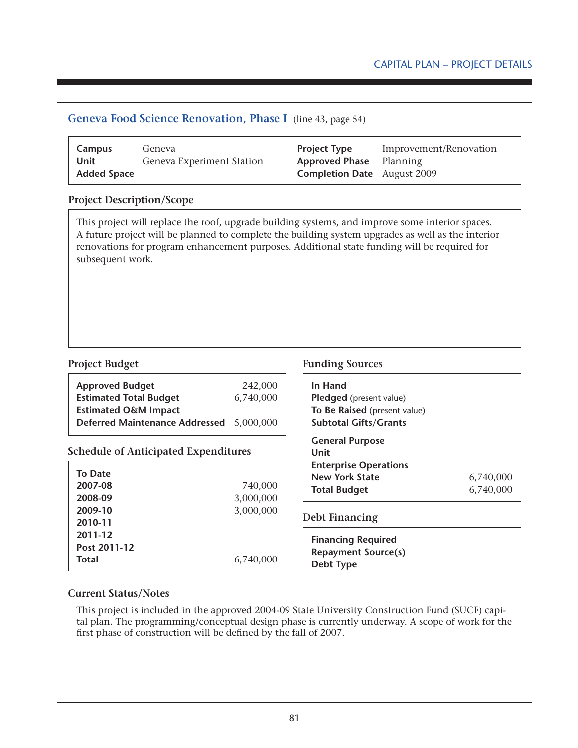## Geneva Food Science Renovation, Phase I (line 43, page 54)

| | | | |
|---|---|---|---|
| **Campus** | Geneva | **Project Type** | Improvement/Renovation |
| **Unit** | Geneva Experiment Station | **Approved Phase** | Planning |
| **Added Space** | | **Completion Date** | August 2009 |

### Project Description/Scope

This project will replace the roof, upgrade building systems, and improve some interior spaces. A future project will be planned to complete the building system upgrades as well as the interior renovations for program enhancement purposes. Additional state funding will be required for subsequent work.

### Project Budget

| | |
|---|---|
| **Approved Budget** | 242,000 |
| **Estimated Total Budget** | 6,740,000 |
| **Estimated O&M Impact** | |
| **Deferred Maintenance Addressed** | 5,000,000 |

### Schedule of Anticipated Expenditures

| | |
|---|---|
| **To Date** | |
| **2007-08** | 740,000 |
| **2008-09** | 3,000,000 |
| **2009-10** | 3,000,000 |
| **2010-11** | |
| **2011-12** | |
| **Post 2011-12** | |
| **Total** | 6,740,000 |

### Funding Sources

| | |
|---|---|
| **In Hand** | |
| **Pledged** (present value) | |
| **To Be Raised** (present value) | |
| **Subtotal Gifts/Grants** | |
| **General Purpose** | |
| **Unit** | |
| **Enterprise Operations** | |
| **New York State** | 6,740,000 |
| **Total Budget** | 6,740,000 |

### Debt Financing

| | |
|---|---|
| **Financing Required** | |
| **Repayment Source(s)** | |
| **Debt Type** | |

### Current Status/Notes

This project is included in the approved 2004-09 State University Construction Fund (SUCF) capital plan. The programming/conceptual design phase is currently underway. A scope of work for the first phase of construction will be defined by the fall of 2007.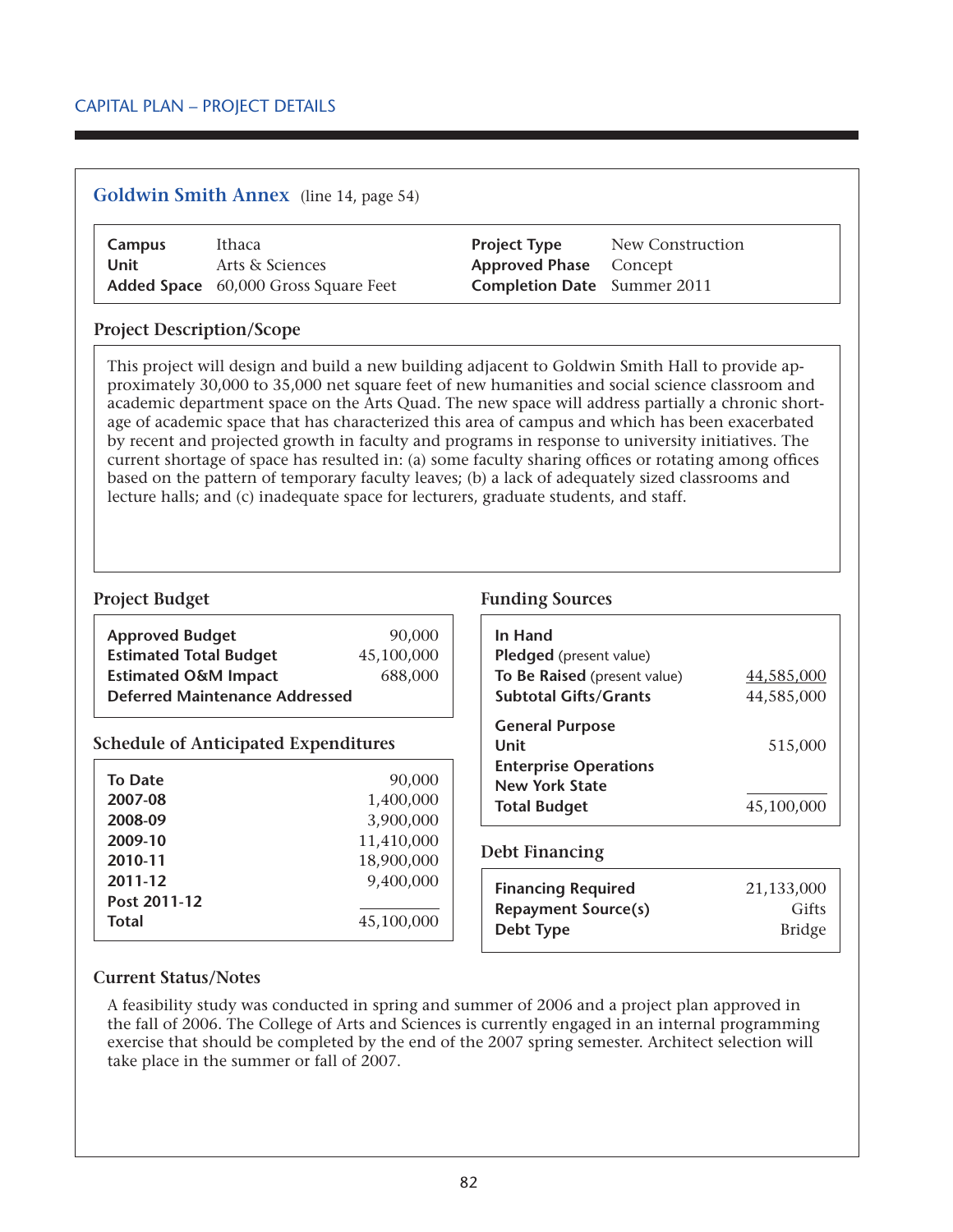CAPITAL PLAN – PROJECT DETAILS

## Goldwin Smith Annex (line 14, page 54)

| | | | |
|---|---|---|---|
| **Campus** | Ithaca | **Project Type** | New Construction |
| **Unit** | Arts & Sciences | **Approved Phase** | Concept |
| **Added Space** | 60,000 Gross Square Feet | **Completion Date** | Summer 2011 |

### Project Description/Scope

This project will design and build a new building adjacent to Goldwin Smith Hall to provide approximately 30,000 to 35,000 net square feet of new humanities and social science classroom and academic department space on the Arts Quad. The new space will address partially a chronic shortage of academic space that has characterized this area of campus and which has been exacerbated by recent and projected growth in faculty and programs in response to university initiatives. The current shortage of space has resulted in: (a) some faculty sharing offices or rotating among offices based on the pattern of temporary faculty leaves; (b) a lack of adequately sized classrooms and lecture halls; and (c) inadequate space for lecturers, graduate students, and staff.

### Project Budget

| | |
|---|---|
| **Approved Budget** | 90,000 |
| **Estimated Total Budget** | 45,100,000 |
| **Estimated O&M Impact** | 688,000 |
| **Deferred Maintenance Addressed** | |

### Schedule of Anticipated Expenditures

| | |
|---|---|
| **To Date** | 90,000 |
| **2007-08** | 1,400,000 |
| **2008-09** | 3,900,000 |
| **2009-10** | 11,410,000 |
| **2010-11** | 18,900,000 |
| **2011-12** | 9,400,000 |
| **Post 2011-12** | |
| **Total** | 45,100,000 |

### Funding Sources

| | |
|---|---|
| **In Hand** | |
| **Pledged** (present value) | |
| **To Be Raised** (present value) | 44,585,000 |
| **Subtotal Gifts/Grants** | 44,585,000 |
| **General Purpose** | |
| **Unit** | 515,000 |
| **Enterprise Operations** | |
| **New York State** | |
| **Total Budget** | 45,100,000 |

### Debt Financing

| | |
|---|---|
| **Financing Required** | 21,133,000 |
| **Repayment Source(s)** | Gifts |
| **Debt Type** | Bridge |

### Current Status/Notes

A feasibility study was conducted in spring and summer of 2006 and a project plan approved in the fall of 2006. The College of Arts and Sciences is currently engaged in an internal programming exercise that should be completed by the end of the 2007 spring semester. Architect selection will take place in the summer or fall of 2007.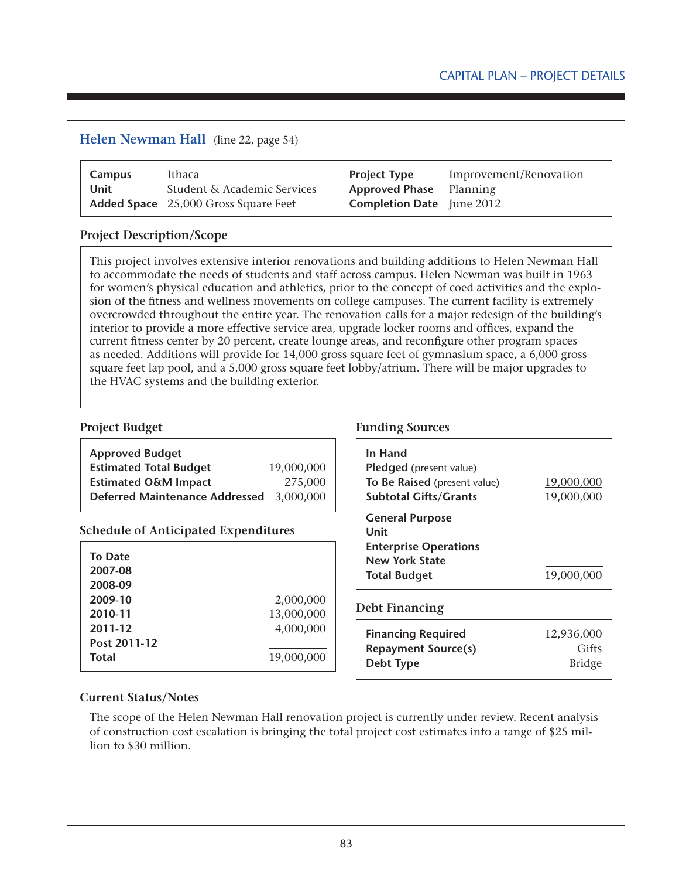## Helen Newman Hall (line 22, page 54)

| | | | |
|---|---|---|---|
| **Campus** | Ithaca | **Project Type** | Improvement/Renovation |
| **Unit** | Student & Academic Services | **Approved Phase** | Planning |
| **Added Space** | 25,000 Gross Square Feet | **Completion Date** | June 2012 |

### Project Description/Scope

This project involves extensive interior renovations and building additions to Helen Newman Hall to accommodate the needs of students and staff across campus. Helen Newman was built in 1963 for women's physical education and athletics, prior to the concept of coed activities and the explosion of the fitness and wellness movements on college campuses. The current facility is extremely overcrowded throughout the entire year. The renovation calls for a major redesign of the building's interior to provide a more effective service area, upgrade locker rooms and offices, expand the current fitness center by 20 percent, create lounge areas, and reconfigure other program spaces as needed. Additions will provide for 14,000 gross square feet of gymnasium space, a 6,000 gross square feet lap pool, and a 5,000 gross square feet lobby/atrium. There will be major upgrades to the HVAC systems and the building exterior.

### Project Budget

| | |
|---|---|
| **Approved Budget** | |
| **Estimated Total Budget** | 19,000,000 |
| **Estimated O&M Impact** | 275,000 |
| **Deferred Maintenance Addressed** | 3,000,000 |

### Schedule of Anticipated Expenditures

| | |
|---|---|
| **To Date** | |
| **2007-08** | |
| **2008-09** | |
| **2009-10** | 2,000,000 |
| **2010-11** | 13,000,000 |
| **2011-12** | 4,000,000 |
| **Post 2011-12** | |
| **Total** | 19,000,000 |

### Funding Sources

| | |
|---|---|
| **In Hand** | |
| **Pledged** (present value) | |
| **To Be Raised** (present value) | 19,000,000 |
| **Subtotal Gifts/Grants** | 19,000,000 |
| **General Purpose** | |
| **Unit** | |
| **Enterprise Operations** | |
| **New York State** | |
| **Total Budget** | 19,000,000 |

### Debt Financing

| | |
|---|---|
| **Financing Required** | 12,936,000 |
| **Repayment Source(s)** | Gifts |
| **Debt Type** | Bridge |

### Current Status/Notes

The scope of the Helen Newman Hall renovation project is currently under review. Recent analysis of construction cost escalation is bringing the total project cost estimates into a range of $25 million to $30 million.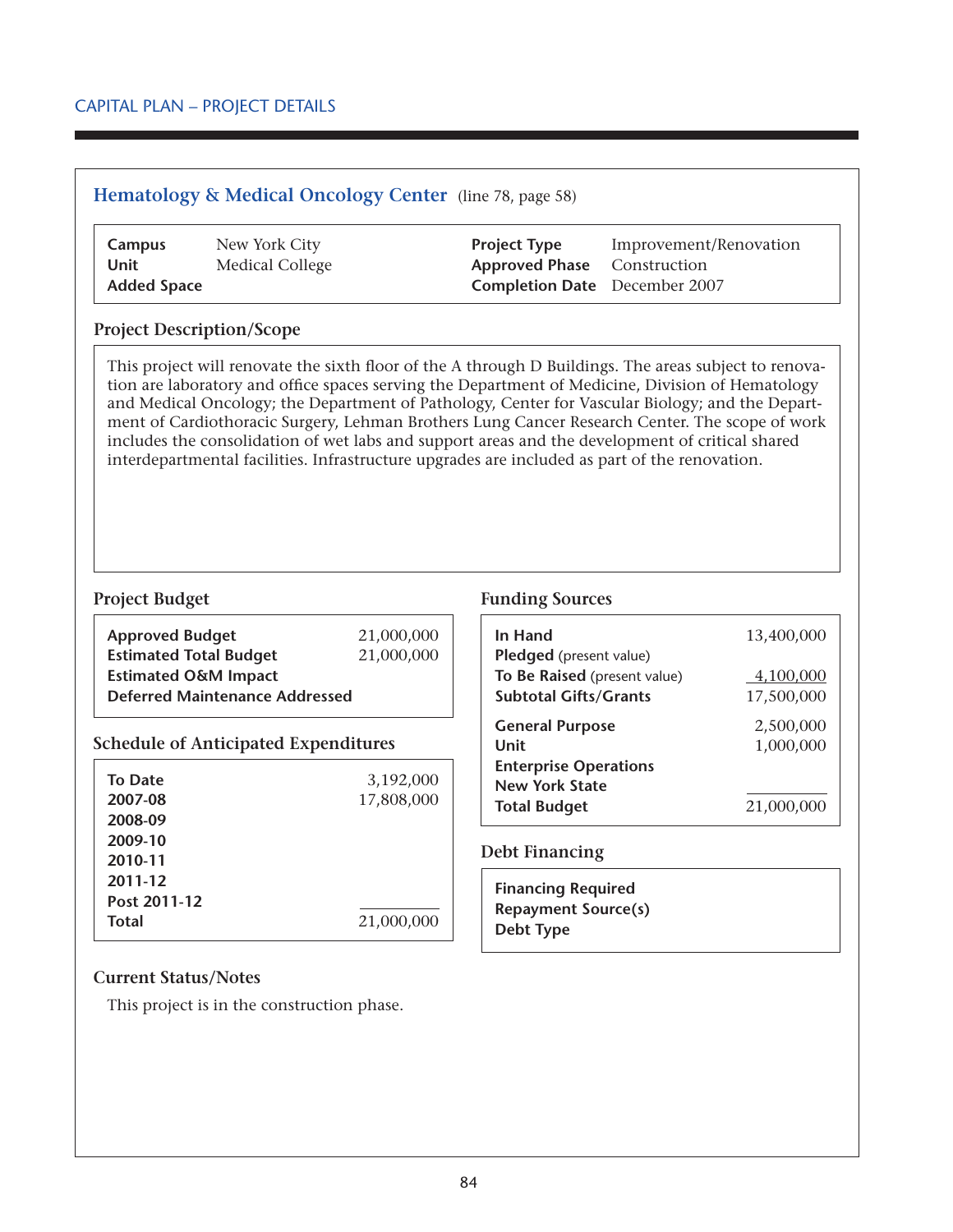CAPITAL PLAN – PROJECT DETAILS

## Hematology & Medical Oncology Center (line 78, page 58)

| | | | |
|---|---|---|---|
| **Campus** | New York City | **Project Type** | Improvement/Renovation |
| **Unit** | Medical College | **Approved Phase** | Construction |
| **Added Space** | | **Completion Date** | December 2007 |

### Project Description/Scope

This project will renovate the sixth floor of the A through D Buildings. The areas subject to renovation are laboratory and office spaces serving the Department of Medicine, Division of Hematology and Medical Oncology; the Department of Pathology, Center for Vascular Biology; and the Department of Cardiothoracic Surgery, Lehman Brothers Lung Cancer Research Center. The scope of work includes the consolidation of wet labs and support areas and the development of critical shared interdepartmental facilities. Infrastructure upgrades are included as part of the renovation.

### Project Budget

| | |
|---|---|
| **Approved Budget** | 21,000,000 |
| **Estimated Total Budget** | 21,000,000 |
| **Estimated O&M Impact** | |
| **Deferred Maintenance Addressed** | |

### Schedule of Anticipated Expenditures

| | |
|---|---|
| **To Date** | 3,192,000 |
| **2007-08** | 17,808,000 |
| **2008-09** | |
| **2009-10** | |
| **2010-11** | |
| **2011-12** | |
| **Post 2011-12** | |
| **Total** | 21,000,000 |

### Funding Sources

| | |
|---|---|
| **In Hand** | 13,400,000 |
| **Pledged** (present value) | |
| **To Be Raised** (present value) | 4,100,000 |
| **Subtotal Gifts/Grants** | 17,500,000 |
| **General Purpose** | 2,500,000 |
| **Unit** | 1,000,000 |
| **Enterprise Operations** | |
| **New York State** | |
| **Total Budget** | 21,000,000 |

### Debt Financing

| | |
|---|---|
| **Financing Required** | |
| **Repayment Source(s)** | |
| **Debt Type** | |

### Current Status/Notes

This project is in the construction phase.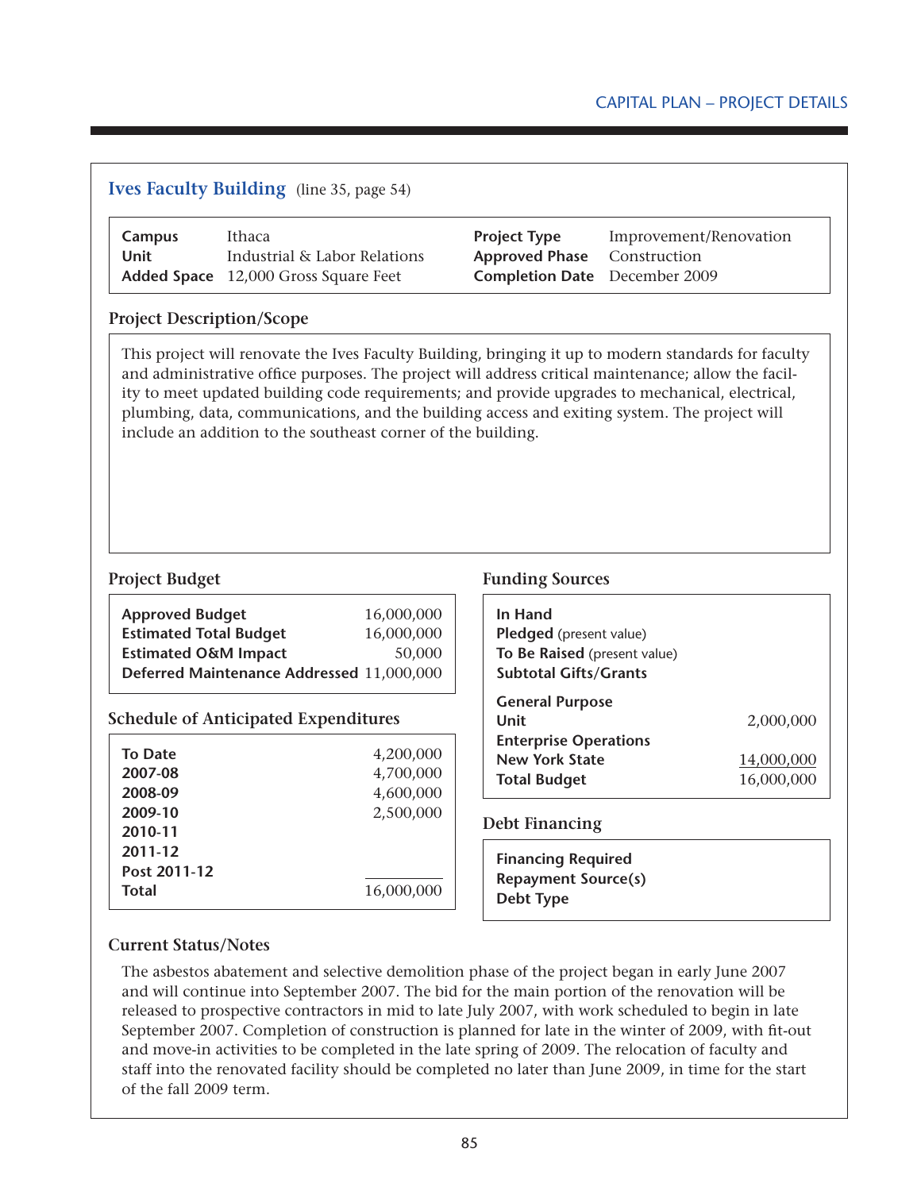## Ives Faculty Building (line 35, page 54)

| | | | |
|---|---|---|---|
| **Campus** | Ithaca | **Project Type** | Improvement/Renovation |
| **Unit** | Industrial & Labor Relations | **Approved Phase** | Construction |
| **Added Space** | 12,000 Gross Square Feet | **Completion Date** | December 2009 |

### Project Description/Scope

This project will renovate the Ives Faculty Building, bringing it up to modern standards for faculty and administrative office purposes. The project will address critical maintenance; allow the facility to meet updated building code requirements; and provide upgrades to mechanical, electrical, plumbing, data, communications, and the building access and exiting system. The project will include an addition to the southeast corner of the building.

### Project Budget

| | |
|---|---|
| **Approved Budget** | 16,000,000 |
| **Estimated Total Budget** | 16,000,000 |
| **Estimated O&M Impact** | 50,000 |
| **Deferred Maintenance Addressed** | 11,000,000 |

### Schedule of Anticipated Expenditures

| | |
|---|---|
| **To Date** | 4,200,000 |
| **2007-08** | 4,700,000 |
| **2008-09** | 4,600,000 |
| **2009-10** | 2,500,000 |
| **2010-11** | |
| **2011-12** | |
| **Post 2011-12** | |
| **Total** | 16,000,000 |

### Funding Sources

| | |
|---|---|
| **In Hand** | |
| **Pledged** (present value) | |
| **To Be Raised** (present value) | |
| **Subtotal Gifts/Grants** | |
| **General Purpose** | |
| **Unit** | 2,000,000 |
| **Enterprise Operations** | |
| **New York State** | 14,000,000 |
| **Total Budget** | 16,000,000 |

### Debt Financing

| | |
|---|---|
| **Financing Required** | |
| **Repayment Source(s)** | |
| **Debt Type** | |

### Current Status/Notes

The asbestos abatement and selective demolition phase of the project began in early June 2007 and will continue into September 2007. The bid for the main portion of the renovation will be released to prospective contractors in mid to late July 2007, with work scheduled to begin in late September 2007. Completion of construction is planned for late in the winter of 2009, with fit-out and move-in activities to be completed in the late spring of 2009. The relocation of faculty and staff into the renovated facility should be completed no later than June 2009, in time for the start of the fall 2009 term.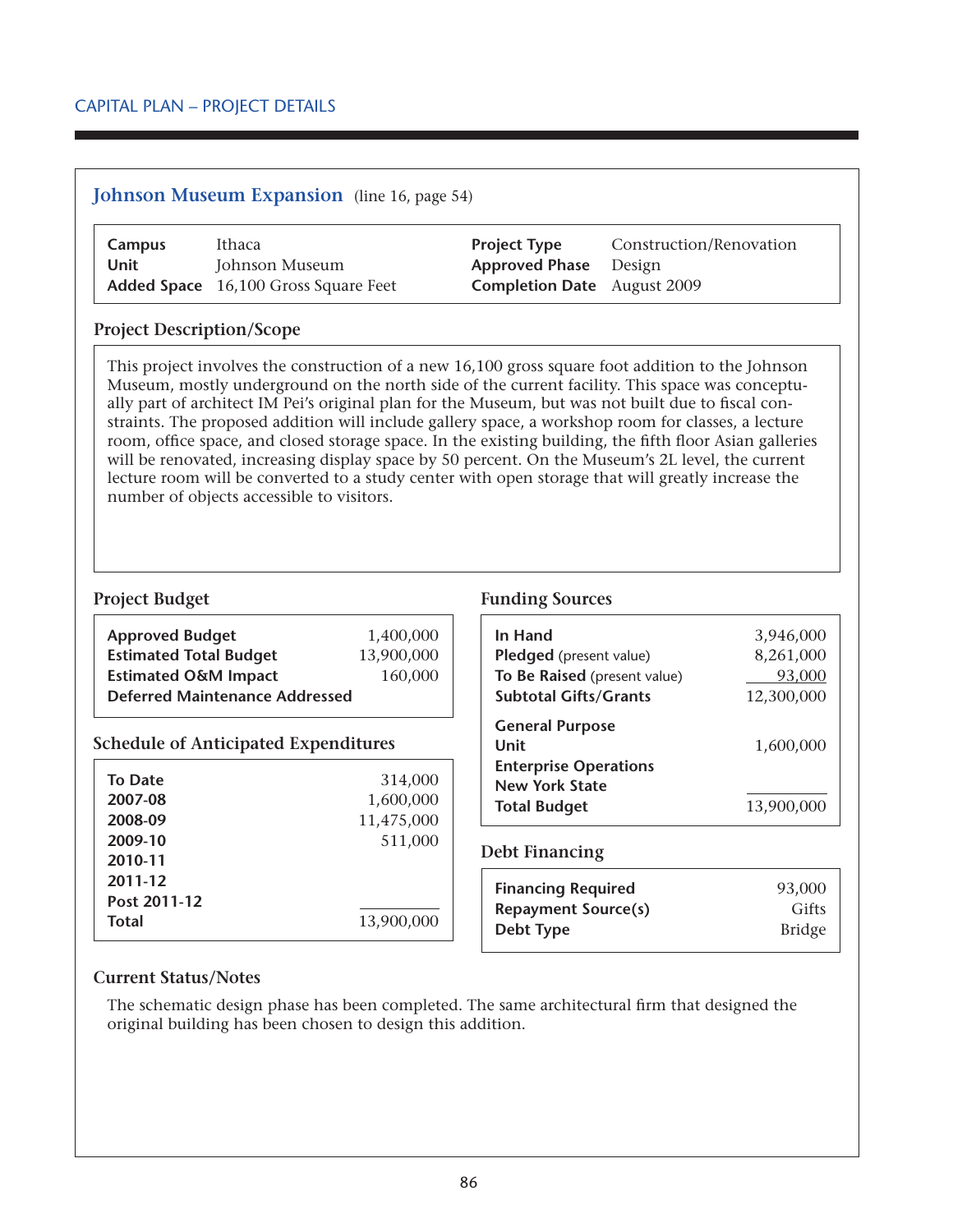## Johnson Museum Expansion (line 16, page 54)

| | | | |
|---|---|---|---|
| **Campus** | Ithaca | **Project Type** | Construction/Renovation |
| **Unit** | Johnson Museum | **Approved Phase** | Design |
| **Added Space** | 16,100 Gross Square Feet | **Completion Date** | August 2009 |

### Project Description/Scope

This project involves the construction of a new 16,100 gross square foot addition to the Johnson Museum, mostly underground on the north side of the current facility. This space was conceptually part of architect IM Pei's original plan for the Museum, but was not built due to fiscal constraints. The proposed addition will include gallery space, a workshop room for classes, a lecture room, office space, and closed storage space. In the existing building, the fifth floor Asian galleries will be renovated, increasing display space by 50 percent. On the Museum's 2L level, the current lecture room will be converted to a study center with open storage that will greatly increase the number of objects accessible to visitors.

### Project Budget

| | |
|---|---|
| **Approved Budget** | 1,400,000 |
| **Estimated Total Budget** | 13,900,000 |
| **Estimated O&M Impact** | 160,000 |
| **Deferred Maintenance Addressed** | |

### Schedule of Anticipated Expenditures

| | |
|---|---|
| **To Date** | 314,000 |
| **2007-08** | 1,600,000 |
| **2008-09** | 11,475,000 |
| **2009-10** | 511,000 |
| **2010-11** | |
| **2011-12** | |
| **Post 2011-12** | |
| **Total** | 13,900,000 |

### Funding Sources

| | |
|---|---|
| **In Hand** | 3,946,000 |
| **Pledged** (present value) | 8,261,000 |
| **To Be Raised** (present value) | 93,000 |
| **Subtotal Gifts/Grants** | 12,300,000 |
| **General Purpose** | |
| **Unit** | 1,600,000 |
| **Enterprise Operations** | |
| **New York State** | |
| **Total Budget** | 13,900,000 |

### Debt Financing

| | |
|---|---|
| **Financing Required** | 93,000 |
| **Repayment Source(s)** | Gifts |
| **Debt Type** | Bridge |

### Current Status/Notes

The schematic design phase has been completed. The same architectural firm that designed the original building has been chosen to design this addition.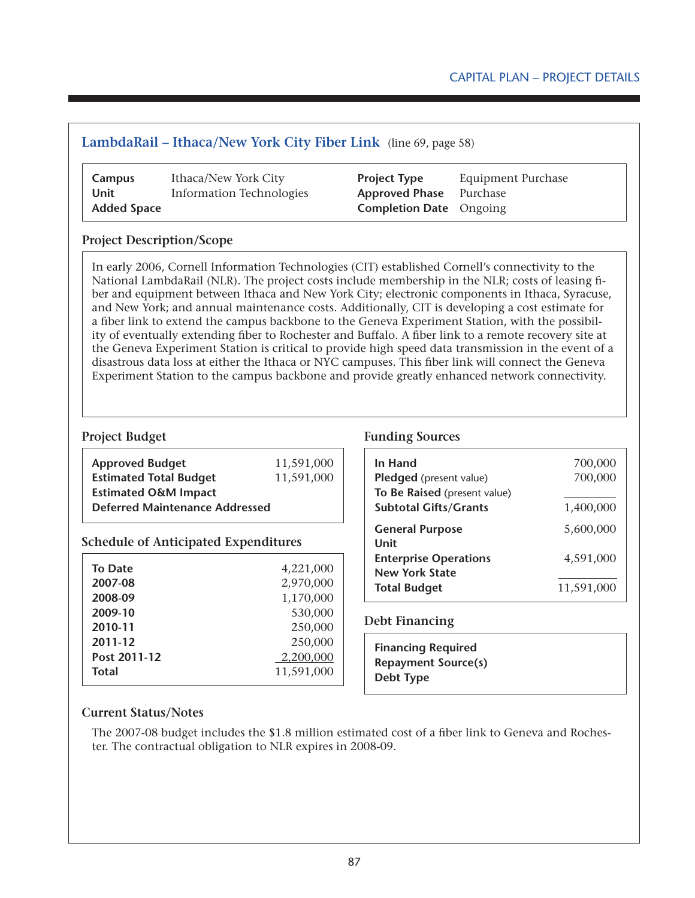## LambdaRail – Ithaca/New York City Fiber Link (line 69, page 58)

| | | | |
|---|---|---|---|
| **Campus** | Ithaca/New York City | **Project Type** | Equipment Purchase |
| **Unit** | Information Technologies | **Approved Phase** | Purchase |
| **Added Space** | | **Completion Date** | Ongoing |

### Project Description/Scope

In early 2006, Cornell Information Technologies (CIT) established Cornell's connectivity to the National LambdaRail (NLR). The project costs include membership in the NLR; costs of leasing fiber and equipment between Ithaca and New York City; electronic components in Ithaca, Syracuse, and New York; and annual maintenance costs. Additionally, CIT is developing a cost estimate for a fiber link to extend the campus backbone to the Geneva Experiment Station, with the possibility of eventually extending fiber to Rochester and Buffalo. A fiber link to a remote recovery site at the Geneva Experiment Station is critical to provide high speed data transmission in the event of a disastrous data loss at either the Ithaca or NYC campuses. This fiber link will connect the Geneva Experiment Station to the campus backbone and provide greatly enhanced network connectivity.

### Project Budget

| | |
|---|---|
| **Approved Budget** | 11,591,000 |
| **Estimated Total Budget** | 11,591,000 |
| **Estimated O&M Impact** | |
| **Deferred Maintenance Addressed** | |

### Schedule of Anticipated Expenditures

| | |
|---|---|
| **To Date** | 4,221,000 |
| **2007-08** | 2,970,000 |
| **2008-09** | 1,170,000 |
| **2009-10** | 530,000 |
| **2010-11** | 250,000 |
| **2011-12** | 250,000 |
| **Post 2011-12** | 2,200,000 |
| **Total** | 11,591,000 |

### Funding Sources

| | |
|---|---|
| **In Hand** | 700,000 |
| **Pledged** (present value) | 700,000 |
| **To Be Raised** (present value) | |
| **Subtotal Gifts/Grants** | 1,400,000 |
| **General Purpose** | 5,600,000 |
| **Unit** | |
| **Enterprise Operations** | 4,591,000 |
| **New York State** | |
| **Total Budget** | 11,591,000 |

### Debt Financing

| |
|---|
| **Financing Required** |
| **Repayment Source(s)** |
| **Debt Type** |

### Current Status/Notes

The 2007-08 budget includes the $1.8 million estimated cost of a fiber link to Geneva and Rochester. The contractual obligation to NLR expires in 2008-09.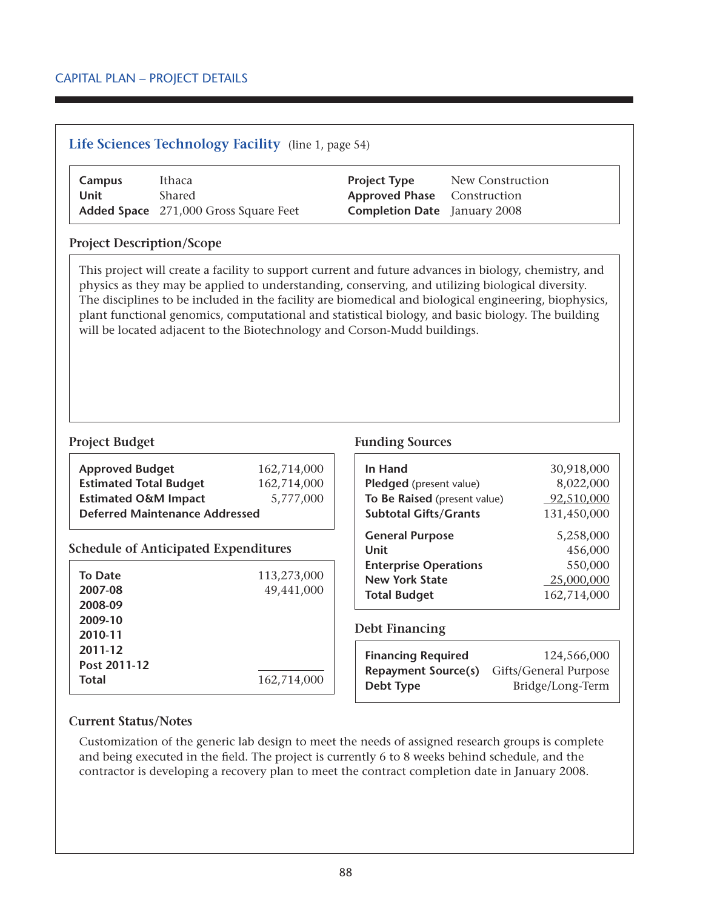CAPITAL PLAN – PROJECT DETAILS

## Life Sciences Technology Facility (line 1, page 54)

| | | | |
|---|---|---|---|
| **Campus** | Ithaca | **Project Type** | New Construction |
| **Unit** | Shared | **Approved Phase** | Construction |
| **Added Space** | 271,000 Gross Square Feet | **Completion Date** | January 2008 |

### Project Description/Scope

This project will create a facility to support current and future advances in biology, chemistry, and physics as they may be applied to understanding, conserving, and utilizing biological diversity. The disciplines to be included in the facility are biomedical and biological engineering, biophysics, plant functional genomics, computational and statistical biology, and basic biology. The building will be located adjacent to the Biotechnology and Corson-Mudd buildings.

### Project Budget

| | |
|---|---|
| **Approved Budget** | 162,714,000 |
| **Estimated Total Budget** | 162,714,000 |
| **Estimated O&M Impact** | 5,777,000 |
| **Deferred Maintenance Addressed** | |

### Schedule of Anticipated Expenditures

| | |
|---|---|
| **To Date** | 113,273,000 |
| **2007-08** | 49,441,000 |
| **2008-09** | |
| **2009-10** | |
| **2010-11** | |
| **2011-12** | |
| **Post 2011-12** | |
| **Total** | 162,714,000 |

### Funding Sources

| | |
|---|---|
| **In Hand** | 30,918,000 |
| **Pledged** (present value) | 8,022,000 |
| **To Be Raised** (present value) | 92,510,000 |
| **Subtotal Gifts/Grants** | 131,450,000 |
| **General Purpose** | 5,258,000 |
| **Unit** | 456,000 |
| **Enterprise Operations** | 550,000 |
| **New York State** | 25,000,000 |
| **Total Budget** | 162,714,000 |

### Debt Financing

| | |
|---|---|
| **Financing Required** | 124,566,000 |
| **Repayment Source(s)** | Gifts/General Purpose |
| **Debt Type** | Bridge/Long-Term |

### Current Status/Notes

Customization of the generic lab design to meet the needs of assigned research groups is complete and being executed in the field. The project is currently 6 to 8 weeks behind schedule, and the contractor is developing a recovery plan to meet the contract completion date in January 2008.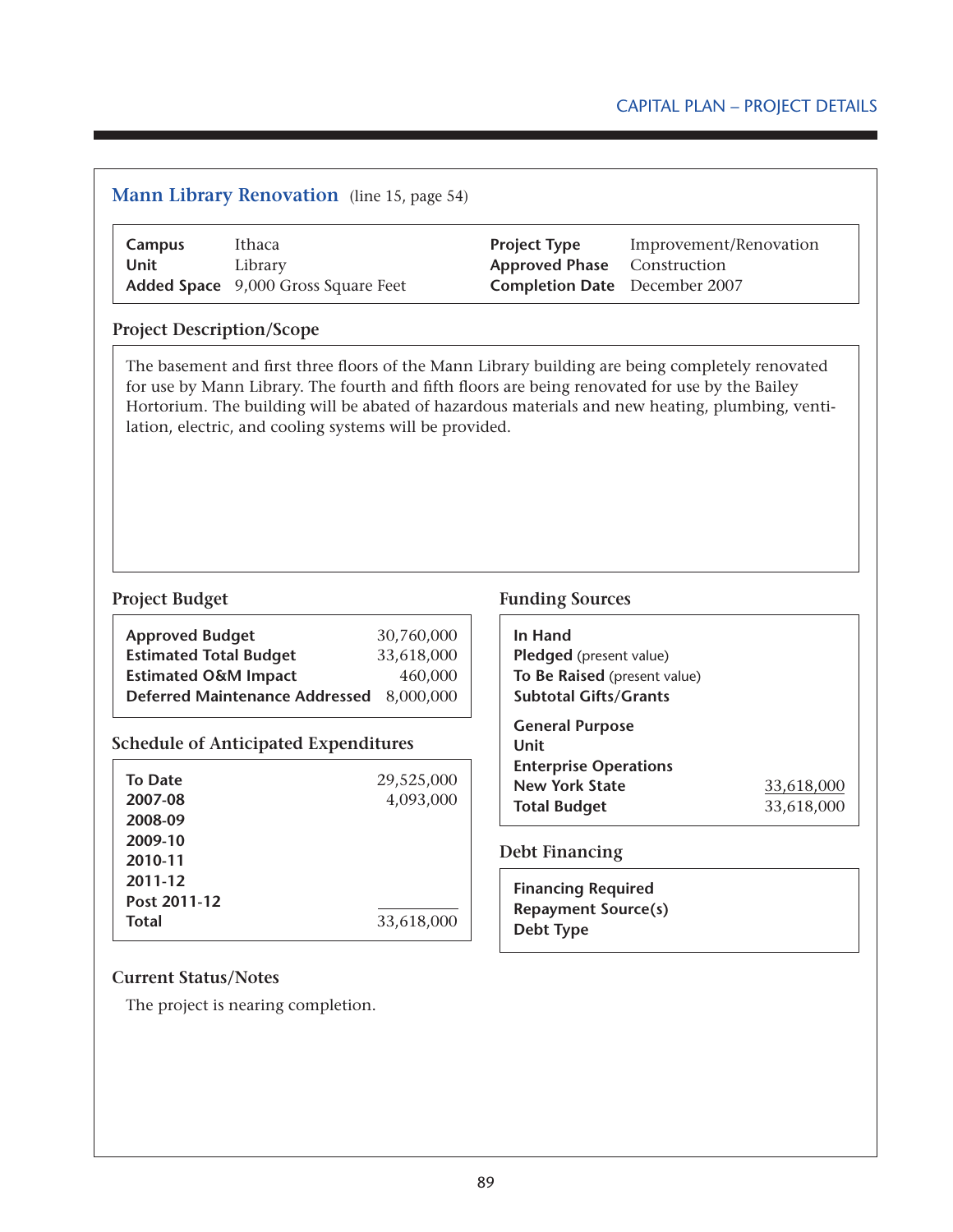## Mann Library Renovation (line 15, page 54)

| | | | |
|---|---|---|---|
| **Campus** | Ithaca | **Project Type** | Improvement/Renovation |
| **Unit** | Library | **Approved Phase** | Construction |
| **Added Space** | 9,000 Gross Square Feet | **Completion Date** | December 2007 |

### Project Description/Scope

The basement and first three floors of the Mann Library building are being completely renovated for use by Mann Library. The fourth and fifth floors are being renovated for use by the Bailey Hortorium. The building will be abated of hazardous materials and new heating, plumbing, ventilation, electric, and cooling systems will be provided.

### Project Budget

| | |
|---|---|
| **Approved Budget** | 30,760,000 |
| **Estimated Total Budget** | 33,618,000 |
| **Estimated O&M Impact** | 460,000 |
| **Deferred Maintenance Addressed** | 8,000,000 |

### Schedule of Anticipated Expenditures

| | |
|---|---|
| **To Date** | 29,525,000 |
| **2007-08** | 4,093,000 |
| **2008-09** | |
| **2009-10** | |
| **2010-11** | |
| **2011-12** | |
| **Post 2011-12** | |
| **Total** | 33,618,000 |

### Funding Sources

| | |
|---|---|
| **In Hand** | |
| **Pledged** (present value) | |
| **To Be Raised** (present value) | |
| **Subtotal Gifts/Grants** | |
| **General Purpose** | |
| **Unit** | |
| **Enterprise Operations** | |
| **New York State** | 33,618,000 |
| **Total Budget** | 33,618,000 |

### Debt Financing

| | |
|---|---|
| **Financing Required** | |
| **Repayment Source(s)** | |
| **Debt Type** | |

### Current Status/Notes

The project is nearing completion.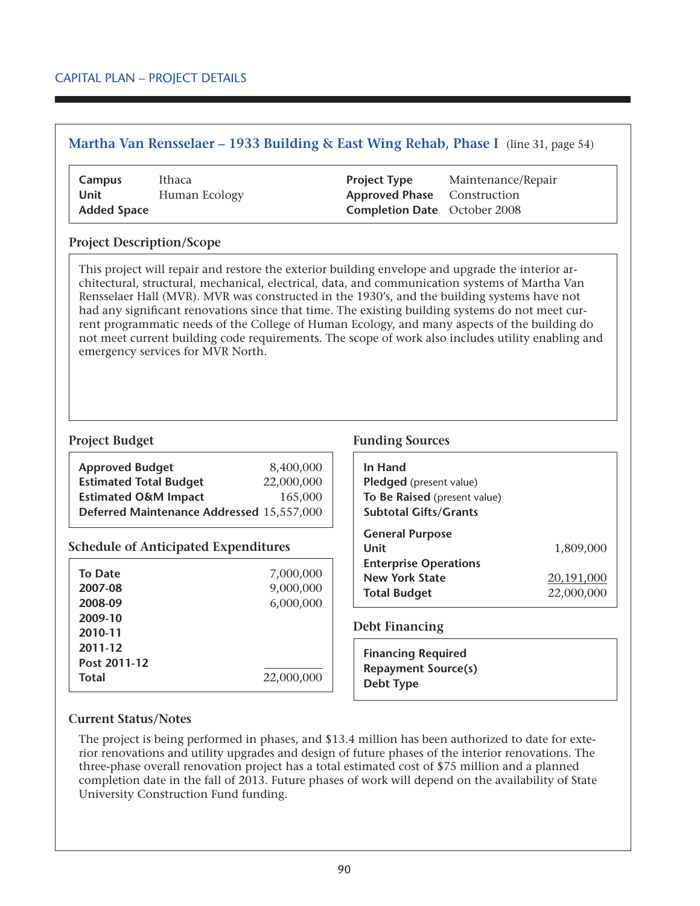CAPITAL PLAN – PROJECT DETAILS

## Martha Van Rensselaer – 1933 Building & East Wing Rehab, Phase I (line 31, page 54)

| | | | |
|---|---|---|---|
| **Campus** | Ithaca | **Project Type** | Maintenance/Repair |
| **Unit** | Human Ecology | **Approved Phase** | Construction |
| **Added Space** | | **Completion Date** | October 2008 |

### Project Description/Scope

This project will repair and restore the exterior building envelope and upgrade the interior architectural, structural, mechanical, electrical, data, and communication systems of Martha Van Rensselaer Hall (MVR). MVR was constructed in the 1930's, and the building systems have not had any significant renovations since that time. The existing building systems do not meet current programmatic needs of the College of Human Ecology, and many aspects of the building do not meet current building code requirements. The scope of work also includes utility enabling and emergency services for MVR North.

### Project Budget

| | |
|---|---|
| **Approved Budget** | 8,400,000 |
| **Estimated Total Budget** | 22,000,000 |
| **Estimated O&M Impact** | 165,000 |
| **Deferred Maintenance Addressed** | 15,557,000 |

### Schedule of Anticipated Expenditures

| | |
|---|---|
| **To Date** | 7,000,000 |
| **2007-08** | 9,000,000 |
| **2008-09** | 6,000,000 |
| **2009-10** | |
| **2010-11** | |
| **2011-12** | |
| **Post 2011-12** | |
| **Total** | 22,000,000 |

### Funding Sources

| | |
|---|---|
| **In Hand** | |
| **Pledged** (present value) | |
| **To Be Raised** (present value) | |
| **Subtotal Gifts/Grants** | |
| **General Purpose** | |
| **Unit** | 1,809,000 |
| **Enterprise Operations** | |
| **New York State** | 20,191,000 |
| **Total Budget** | 22,000,000 |

### Debt Financing

| | |
|---|---|
| **Financing Required** | |
| **Repayment Source(s)** | |
| **Debt Type** | |

### Current Status/Notes

The project is being performed in phases, and $13.4 million has been authorized to date for exterior renovations and utility upgrades and design of future phases of the interior renovations. The three-phase overall renovation project has a total estimated cost of $75 million and a planned completion date in the fall of 2013. Future phases of work will depend on the availability of State University Construction Fund funding.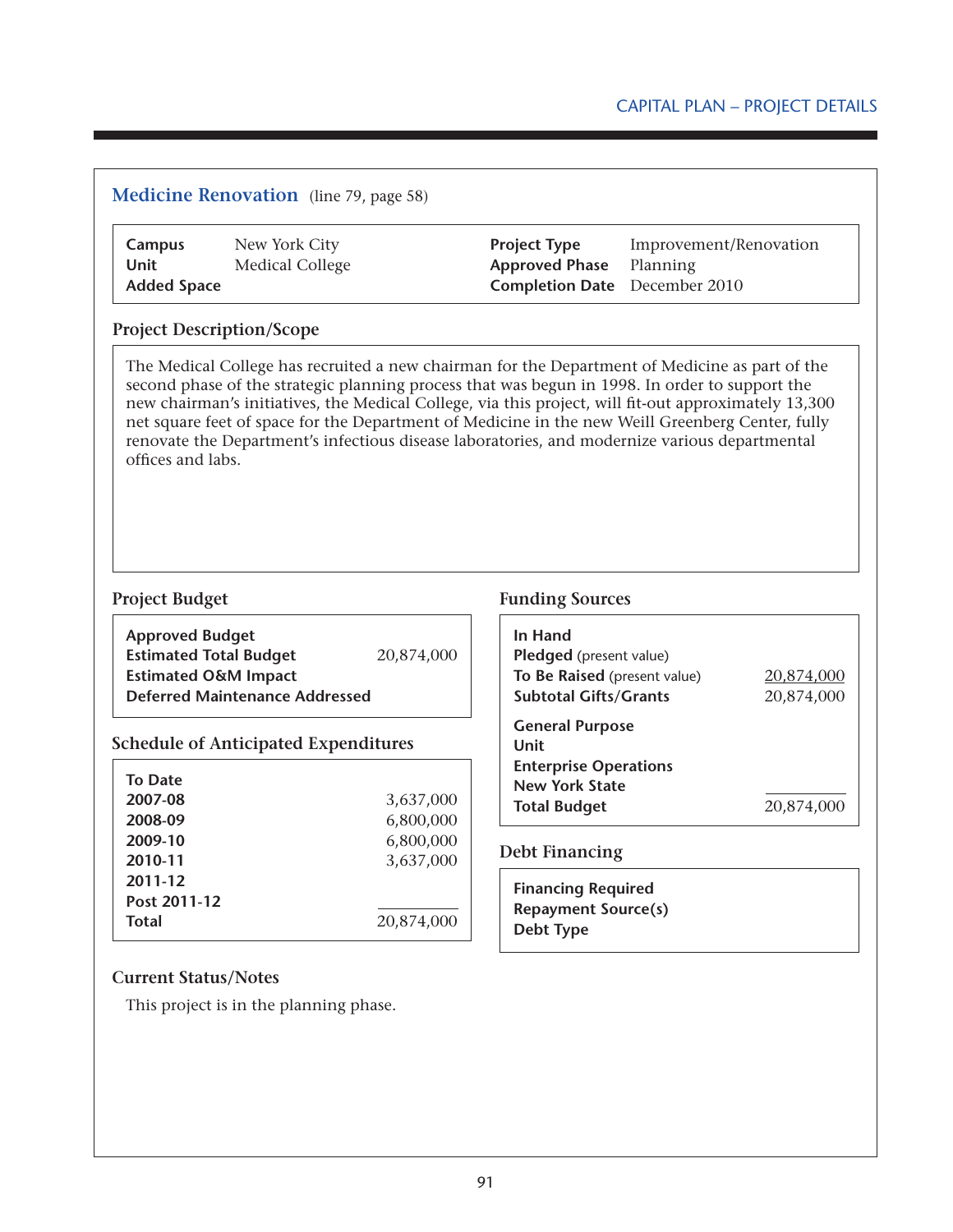## Medicine Renovation (line 79, page 58)

| | | | |
|---|---|---|---|
| **Campus** | New York City | **Project Type** | Improvement/Renovation |
| **Unit** | Medical College | **Approved Phase** | Planning |
| **Added Space** | | **Completion Date** | December 2010 |

### Project Description/Scope

The Medical College has recruited a new chairman for the Department of Medicine as part of the second phase of the strategic planning process that was begun in 1998. In order to support the new chairman's initiatives, the Medical College, via this project, will fit-out approximately 13,300 net square feet of space for the Department of Medicine in the new Weill Greenberg Center, fully renovate the Department's infectious disease laboratories, and modernize various departmental offices and labs.

### Project Budget

| | |
|---|---|
| **Approved Budget** | |
| **Estimated Total Budget** | 20,874,000 |
| **Estimated O&M Impact** | |
| **Deferred Maintenance Addressed** | |

### Schedule of Anticipated Expenditures

| | |
|---|---|
| **To Date** | |
| **2007-08** | 3,637,000 |
| **2008-09** | 6,800,000 |
| **2009-10** | 6,800,000 |
| **2010-11** | 3,637,000 |
| **2011-12** | |
| **Post 2011-12** | |
| **Total** | 20,874,000 |

### Funding Sources

| | |
|---|---|
| **In Hand** | |
| **Pledged** (present value) | |
| **To Be Raised** (present value) | 20,874,000 |
| **Subtotal Gifts/Grants** | 20,874,000 |
| **General Purpose** | |
| **Unit** | |
| **Enterprise Operations** | |
| **New York State** | |
| **Total Budget** | 20,874,000 |

### Debt Financing

| | |
|---|---|
| **Financing Required** | |
| **Repayment Source(s)** | |
| **Debt Type** | |

### Current Status/Notes

This project is in the planning phase.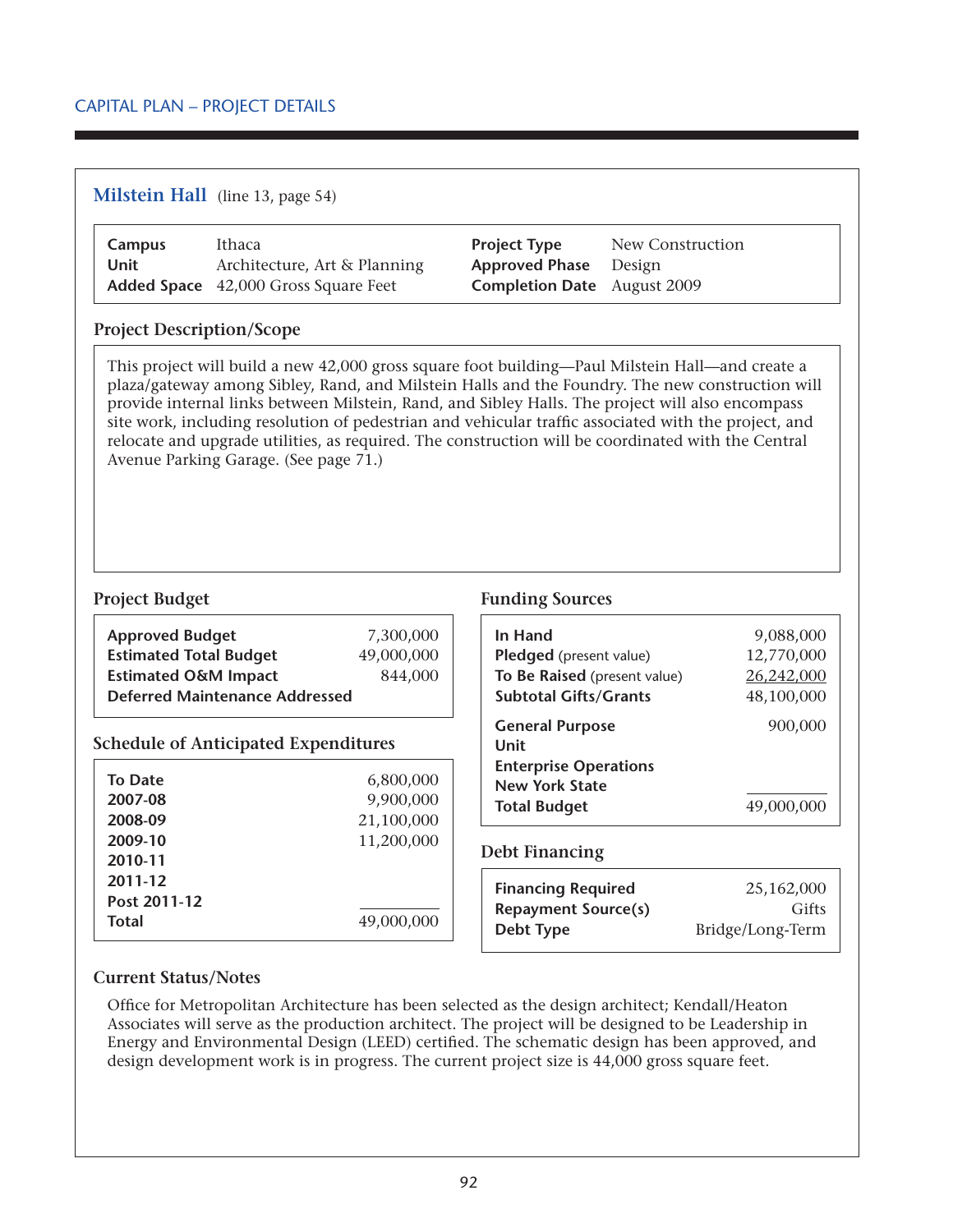CAPITAL PLAN – PROJECT DETAILS

## Milstein Hall (line 13, page 54)

| | | | |
|---|---|---|---|
| **Campus** | Ithaca | **Project Type** | New Construction |
| **Unit** | Architecture, Art & Planning | **Approved Phase** | Design |
| **Added Space** | 42,000 Gross Square Feet | **Completion Date** | August 2009 |

### Project Description/Scope

This project will build a new 42,000 gross square foot building—Paul Milstein Hall—and create a plaza/gateway among Sibley, Rand, and Milstein Halls and the Foundry. The new construction will provide internal links between Milstein, Rand, and Sibley Halls. The project will also encompass site work, including resolution of pedestrian and vehicular traffic associated with the project, and relocate and upgrade utilities, as required. The construction will be coordinated with the Central Avenue Parking Garage. (See page 71.)

### Project Budget

| | |
|---|---|
| **Approved Budget** | 7,300,000 |
| **Estimated Total Budget** | 49,000,000 |
| **Estimated O&M Impact** | 844,000 |
| **Deferred Maintenance Addressed** | |

### Schedule of Anticipated Expenditures

| | |
|---|---|
| **To Date** | 6,800,000 |
| **2007-08** | 9,900,000 |
| **2008-09** | 21,100,000 |
| **2009-10** | 11,200,000 |
| **2010-11** | |
| **2011-12** | |
| **Post 2011-12** | |
| **Total** | 49,000,000 |

### Funding Sources

| | |
|---|---|
| **In Hand** | 9,088,000 |
| **Pledged** (present value) | 12,770,000 |
| **To Be Raised** (present value) | 26,242,000 |
| **Subtotal Gifts/Grants** | 48,100,000 |
| **General Purpose** | 900,000 |
| **Unit** | |
| **Enterprise Operations** | |
| **New York State** | |
| **Total Budget** | 49,000,000 |

### Debt Financing

| | |
|---|---|
| **Financing Required** | 25,162,000 |
| **Repayment Source(s)** | Gifts |
| **Debt Type** | Bridge/Long-Term |

### Current Status/Notes

Office for Metropolitan Architecture has been selected as the design architect; Kendall/Heaton Associates will serve as the production architect. The project will be designed to be Leadership in Energy and Environmental Design (LEED) certified. The schematic design has been approved, and design development work is in progress. The current project size is 44,000 gross square feet.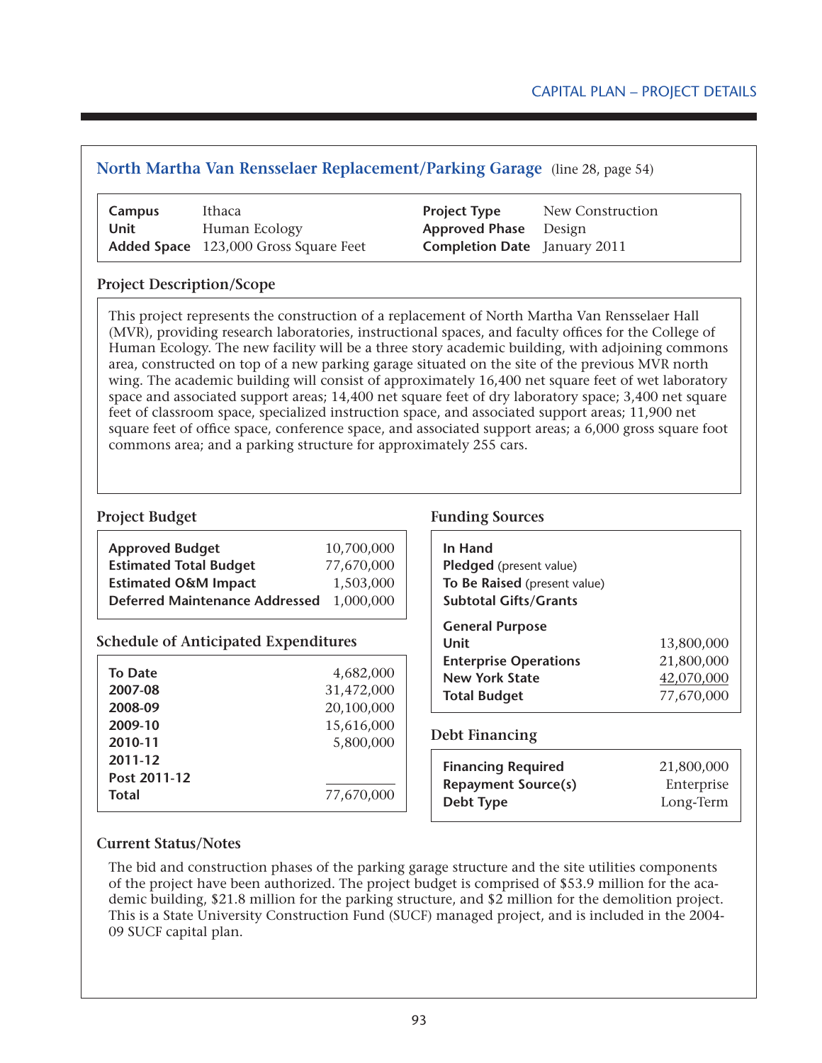## North Martha Van Rensselaer Replacement/Parking Garage (line 28, page 54)

| | | | |
|---|---|---|---|
| **Campus** | Ithaca | **Project Type** | New Construction |
| **Unit** | Human Ecology | **Approved Phase** | Design |
| **Added Space** | 123,000 Gross Square Feet | **Completion Date** | January 2011 |

### Project Description/Scope

This project represents the construction of a replacement of North Martha Van Rensselaer Hall (MVR), providing research laboratories, instructional spaces, and faculty offices for the College of Human Ecology. The new facility will be a three story academic building, with adjoining commons area, constructed on top of a new parking garage situated on the site of the previous MVR north wing. The academic building will consist of approximately 16,400 net square feet of wet laboratory space and associated support areas; 14,400 net square feet of dry laboratory space; 3,400 net square feet of classroom space, specialized instruction space, and associated support areas; 11,900 net square feet of office space, conference space, and associated support areas; a 6,000 gross square foot commons area; and a parking structure for approximately 255 cars.

### Project Budget

| | |
|---|---|
| **Approved Budget** | 10,700,000 |
| **Estimated Total Budget** | 77,670,000 |
| **Estimated O&M Impact** | 1,503,000 |
| **Deferred Maintenance Addressed** | 1,000,000 |

### Schedule of Anticipated Expenditures

| | |
|---|---|
| **To Date** | 4,682,000 |
| **2007-08** | 31,472,000 |
| **2008-09** | 20,100,000 |
| **2009-10** | 15,616,000 |
| **2010-11** | 5,800,000 |
| **2011-12** | |
| **Post 2011-12** | |
| **Total** | 77,670,000 |

### Funding Sources

| | |
|---|---|
| **In Hand** | |
| **Pledged** (present value) | |
| **To Be Raised** (present value) | |
| **Subtotal Gifts/Grants** | |
| **General Purpose** | |
| **Unit** | 13,800,000 |
| **Enterprise Operations** | 21,800,000 |
| **New York State** | 42,070,000 |
| **Total Budget** | 77,670,000 |

### Debt Financing

| | |
|---|---|
| **Financing Required** | 21,800,000 |
| **Repayment Source(s)** | Enterprise |
| **Debt Type** | Long-Term |

### Current Status/Notes

The bid and construction phases of the parking garage structure and the site utilities components of the project have been authorized. The project budget is comprised of $53.9 million for the academic building, $21.8 million for the parking structure, and $2 million for the demolition project. This is a State University Construction Fund (SUCF) managed project, and is included in the 2004-09 SUCF capital plan.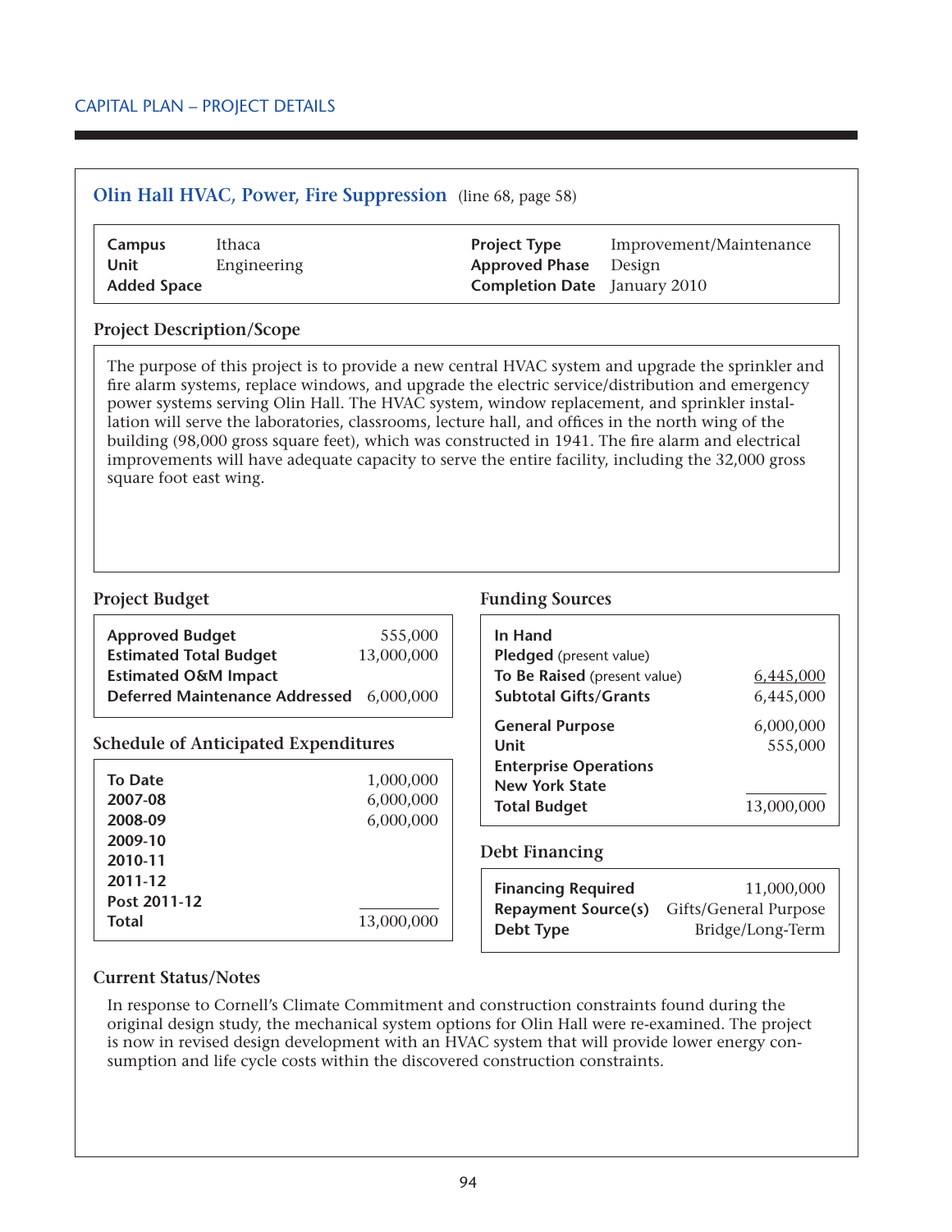CAPITAL PLAN – PROJECT DETAILS

## Olin Hall HVAC, Power, Fire Suppression (line 68, page 58)

| | | | |
|---|---|---|---|
| **Campus** | Ithaca | **Project Type** | Improvement/Maintenance |
| **Unit** | Engineering | **Approved Phase** | Design |
| **Added Space** | | **Completion Date** | January 2010 |

### Project Description/Scope

The purpose of this project is to provide a new central HVAC system and upgrade the sprinkler and fire alarm systems, replace windows, and upgrade the electric service/distribution and emergency power systems serving Olin Hall. The HVAC system, window replacement, and sprinkler installation will serve the laboratories, classrooms, lecture hall, and offices in the north wing of the building (98,000 gross square feet), which was constructed in 1941. The fire alarm and electrical improvements will have adequate capacity to serve the entire facility, including the 32,000 gross square foot east wing.

### Project Budget

| | |
|---|---|
| **Approved Budget** | 555,000 |
| **Estimated Total Budget** | 13,000,000 |
| **Estimated O&M Impact** | |
| **Deferred Maintenance Addressed** | 6,000,000 |

### Schedule of Anticipated Expenditures

| | |
|---|---|
| **To Date** | 1,000,000 |
| **2007-08** | 6,000,000 |
| **2008-09** | 6,000,000 |
| **2009-10** | |
| **2010-11** | |
| **2011-12** | |
| **Post 2011-12** | |
| **Total** | 13,000,000 |

### Funding Sources

| | |
|---|---|
| **In Hand** | |
| **Pledged** (present value) | |
| **To Be Raised** (present value) | 6,445,000 |
| **Subtotal Gifts/Grants** | 6,445,000 |
| **General Purpose** | 6,000,000 |
| **Unit** | 555,000 |
| **Enterprise Operations** | |
| **New York State** | |
| **Total Budget** | 13,000,000 |

### Debt Financing

| | |
|---|---|
| **Financing Required** | 11,000,000 |
| **Repayment Source(s)** | Gifts/General Purpose |
| **Debt Type** | Bridge/Long-Term |

### Current Status/Notes

In response to Cornell's Climate Commitment and construction constraints found during the original design study, the mechanical system options for Olin Hall were re-examined. The project is now in revised design development with an HVAC system that will provide lower energy consumption and life cycle costs within the discovered construction constraints.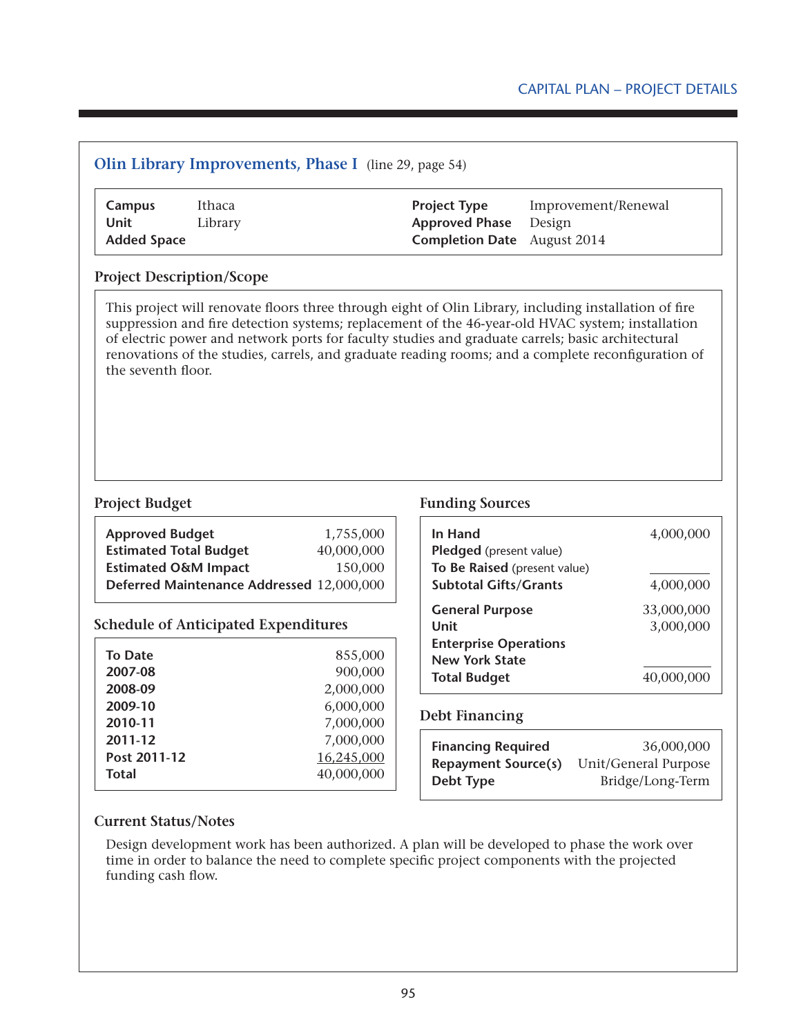## Olin Library Improvements, Phase I (line 29, page 54)

| | | | |
|---|---|---|---|
| **Campus** | Ithaca | **Project Type** | Improvement/Renewal |
| **Unit** | Library | **Approved Phase** | Design |
| **Added Space** | | **Completion Date** | August 2014 |

### Project Description/Scope

This project will renovate floors three through eight of Olin Library, including installation of fire suppression and fire detection systems; replacement of the 46-year-old HVAC system; installation of electric power and network ports for faculty studies and graduate carrels; basic architectural renovations of the studies, carrels, and graduate reading rooms; and a complete reconfiguration of the seventh floor.

### Project Budget

| | |
|---|---|
| **Approved Budget** | 1,755,000 |
| **Estimated Total Budget** | 40,000,000 |
| **Estimated O&M Impact** | 150,000 |
| **Deferred Maintenance Addressed** | 12,000,000 |

### Schedule of Anticipated Expenditures

| | |
|---|---|
| **To Date** | 855,000 |
| **2007-08** | 900,000 |
| **2008-09** | 2,000,000 |
| **2009-10** | 6,000,000 |
| **2010-11** | 7,000,000 |
| **2011-12** | 7,000,000 |
| **Post 2011-12** | 16,245,000 |
| **Total** | 40,000,000 |

### Funding Sources

| | |
|---|---|
| **In Hand** | 4,000,000 |
| **Pledged** (present value) | |
| **To Be Raised** (present value) | |
| **Subtotal Gifts/Grants** | 4,000,000 |
| **General Purpose** | 33,000,000 |
| **Unit** | 3,000,000 |
| **Enterprise Operations** | |
| **New York State** | |
| **Total Budget** | 40,000,000 |

### Debt Financing

| | |
|---|---|
| **Financing Required** | 36,000,000 |
| **Repayment Source(s)** | Unit/General Purpose |
| **Debt Type** | Bridge/Long-Term |

### Current Status/Notes

Design development work has been authorized. A plan will be developed to phase the work over time in order to balance the need to complete specific project components with the projected funding cash flow.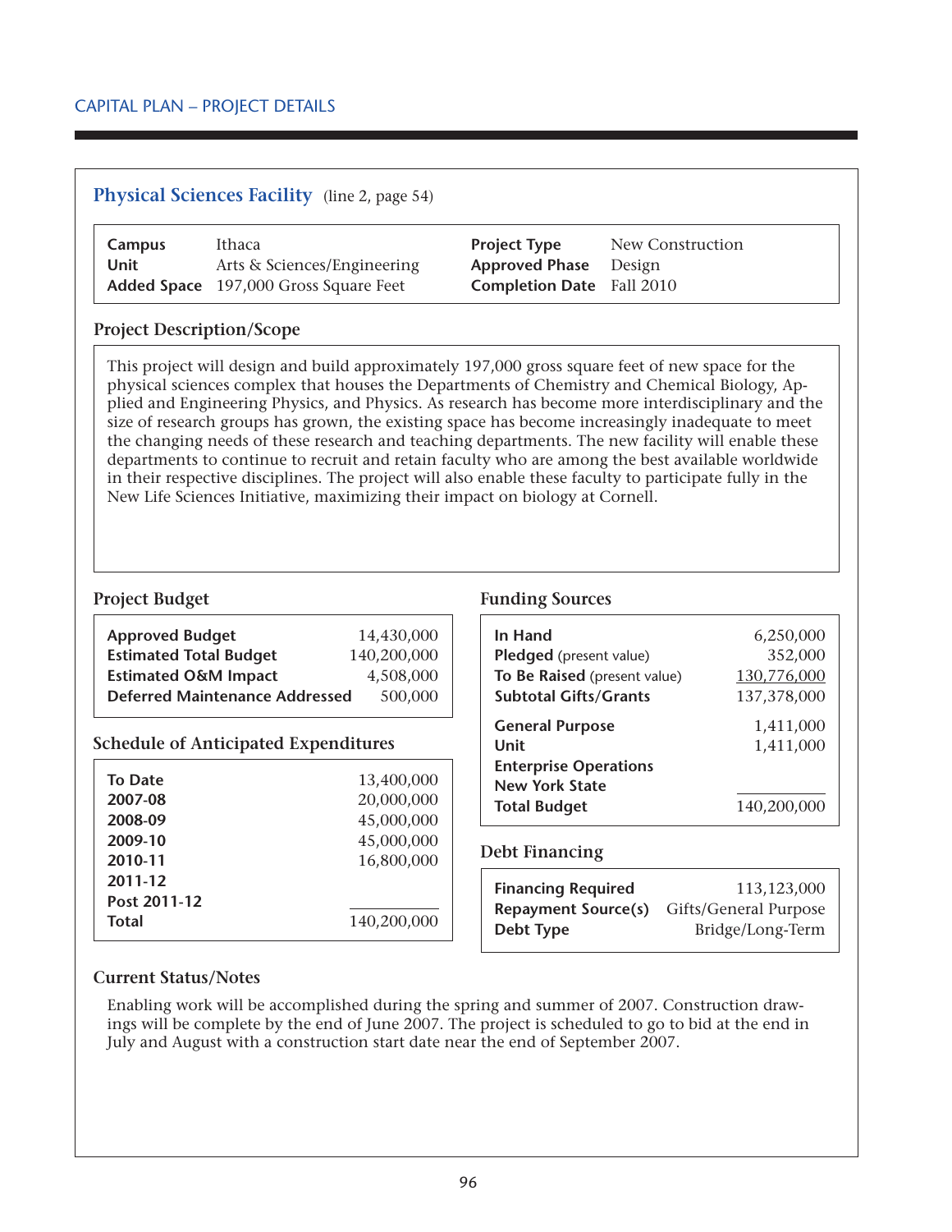CAPITAL PLAN – PROJECT DETAILS

## Physical Sciences Facility (line 2, page 54)

| | | | |
|---|---|---|---|
| **Campus** | Ithaca | **Project Type** | New Construction |
| **Unit** | Arts & Sciences/Engineering | **Approved Phase** | Design |
| **Added Space** | 197,000 Gross Square Feet | **Completion Date** | Fall 2010 |

### Project Description/Scope

This project will design and build approximately 197,000 gross square feet of new space for the physical sciences complex that houses the Departments of Chemistry and Chemical Biology, Applied and Engineering Physics, and Physics. As research has become more interdisciplinary and the size of research groups has grown, the existing space has become increasingly inadequate to meet the changing needs of these research and teaching departments. The new facility will enable these departments to continue to recruit and retain faculty who are among the best available worldwide in their respective disciplines. The project will also enable these faculty to participate fully in the New Life Sciences Initiative, maximizing their impact on biology at Cornell.

### Project Budget

| | |
|---|---:|
| **Approved Budget** | 14,430,000 |
| **Estimated Total Budget** | 140,200,000 |
| **Estimated O&M Impact** | 4,508,000 |
| **Deferred Maintenance Addressed** | 500,000 |

### Schedule of Anticipated Expenditures

| | |
|---|---:|
| **To Date** | 13,400,000 |
| **2007-08** | 20,000,000 |
| **2008-09** | 45,000,000 |
| **2009-10** | 45,000,000 |
| **2010-11** | 16,800,000 |
| **2011-12** | |
| **Post 2011-12** | |
| **Total** | 140,200,000 |

### Funding Sources

| | |
|---|---:|
| **In Hand** | 6,250,000 |
| **Pledged** (present value) | 352,000 |
| **To Be Raised** (present value) | 130,776,000 |
| **Subtotal Gifts/Grants** | 137,378,000 |
| **General Purpose** | 1,411,000 |
| **Unit** | 1,411,000 |
| **Enterprise Operations** | |
| **New York State** | |
| **Total Budget** | 140,200,000 |

### Debt Financing

| | |
|---|---:|
| **Financing Required** | 113,123,000 |
| **Repayment Source(s)** | Gifts/General Purpose |
| **Debt Type** | Bridge/Long-Term |

### Current Status/Notes

Enabling work will be accomplished during the spring and summer of 2007. Construction drawings will be complete by the end of June 2007. The project is scheduled to go to bid at the end in July and August with a construction start date near the end of September 2007.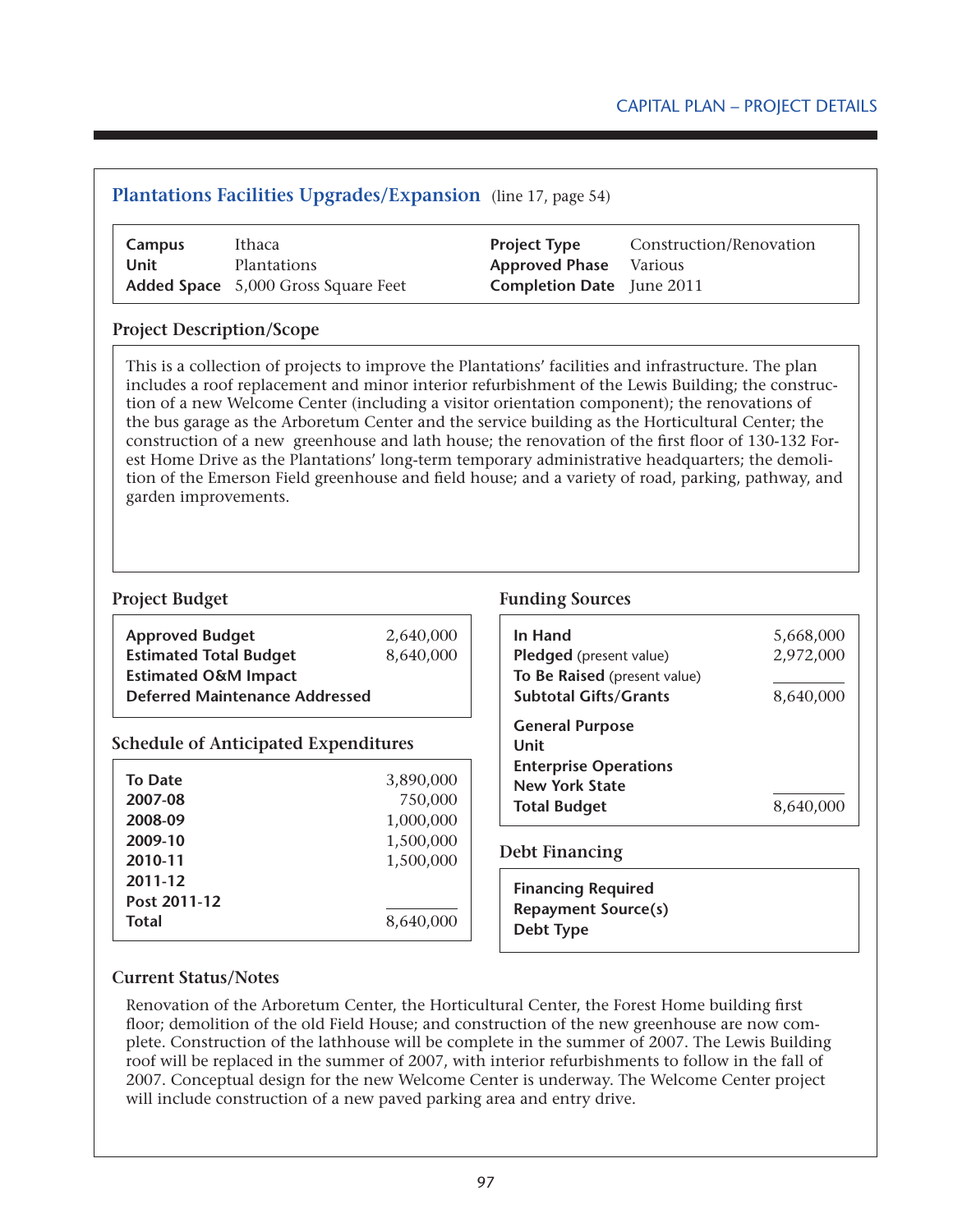## Plantations Facilities Upgrades/Expansion (line 17, page 54)

| | | | |
|---|---|---|---|
| **Campus** | Ithaca | **Project Type** | Construction/Renovation |
| **Unit** | Plantations | **Approved Phase** | Various |
| **Added Space** | 5,000 Gross Square Feet | **Completion Date** | June 2011 |

### Project Description/Scope

This is a collection of projects to improve the Plantations' facilities and infrastructure. The plan includes a roof replacement and minor interior refurbishment of the Lewis Building; the construction of a new Welcome Center (including a visitor orientation component); the renovations of the bus garage as the Arboretum Center and the service building as the Horticultural Center; the construction of a new greenhouse and lath house; the renovation of the first floor of 130-132 Forest Home Drive as the Plantations' long-term temporary administrative headquarters; the demolition of the Emerson Field greenhouse and field house; and a variety of road, parking, pathway, and garden improvements.

### Project Budget

| | |
|---|---|
| **Approved Budget** | 2,640,000 |
| **Estimated Total Budget** | 8,640,000 |
| **Estimated O&M Impact** | |
| **Deferred Maintenance Addressed** | |

### Schedule of Anticipated Expenditures

| | |
|---|---|
| **To Date** | 3,890,000 |
| **2007-08** | 750,000 |
| **2008-09** | 1,000,000 |
| **2009-10** | 1,500,000 |
| **2010-11** | 1,500,000 |
| **2011-12** | |
| **Post 2011-12** | |
| **Total** | 8,640,000 |

### Funding Sources

| | |
|---|---|
| **In Hand** | 5,668,000 |
| **Pledged** (present value) | 2,972,000 |
| **To Be Raised** (present value) | |
| **Subtotal Gifts/Grants** | 8,640,000 |
| **General Purpose** | |
| **Unit** | |
| **Enterprise Operations** | |
| **New York State** | |
| **Total Budget** | 8,640,000 |

### Debt Financing

| |
|---|
| **Financing Required** |
| **Repayment Source(s)** |
| **Debt Type** |

### Current Status/Notes

Renovation of the Arboretum Center, the Horticultural Center, the Forest Home building first floor; demolition of the old Field House; and construction of the new greenhouse are now complete. Construction of the lathhouse will be complete in the summer of 2007. The Lewis Building roof will be replaced in the summer of 2007, with interior refurbishments to follow in the fall of 2007. Conceptual design for the new Welcome Center is underway. The Welcome Center project will include construction of a new paved parking area and entry drive.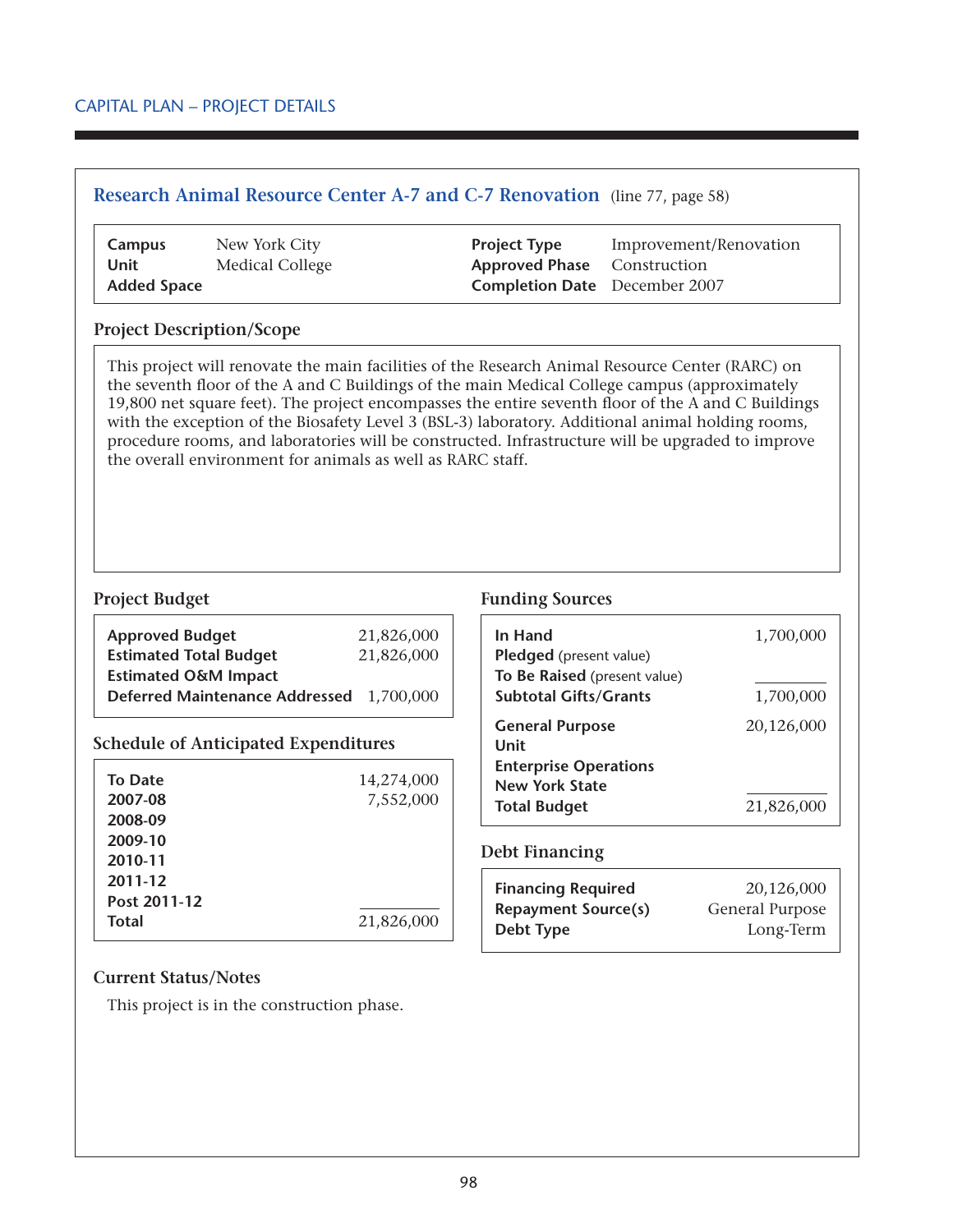CAPITAL PLAN – PROJECT DETAILS

## Research Animal Resource Center A-7 and C-7 Renovation (line 77, page 58)

| | | | |
|---|---|---|---|
| **Campus** | New York City | **Project Type** | Improvement/Renovation |
| **Unit** | Medical College | **Approved Phase** | Construction |
| **Added Space** | | **Completion Date** | December 2007 |

### Project Description/Scope

This project will renovate the main facilities of the Research Animal Resource Center (RARC) on the seventh floor of the A and C Buildings of the main Medical College campus (approximately 19,800 net square feet). The project encompasses the entire seventh floor of the A and C Buildings with the exception of the Biosafety Level 3 (BSL-3) laboratory. Additional animal holding rooms, procedure rooms, and laboratories will be constructed. Infrastructure will be upgraded to improve the overall environment for animals as well as RARC staff.

### Project Budget

| | |
|---|---|
| **Approved Budget** | 21,826,000 |
| **Estimated Total Budget** | 21,826,000 |
| **Estimated O&M Impact** | |
| **Deferred Maintenance Addressed** | 1,700,000 |

### Schedule of Anticipated Expenditures

| | |
|---|---|
| **To Date** | 14,274,000 |
| **2007-08** | 7,552,000 |
| **2008-09** | |
| **2009-10** | |
| **2010-11** | |
| **2011-12** | |
| **Post 2011-12** | |
| **Total** | 21,826,000 |

### Funding Sources

| | |
|---|---|
| **In Hand** | 1,700,000 |
| **Pledged** (present value) | |
| **To Be Raised** (present value) | |
| **Subtotal Gifts/Grants** | 1,700,000 |
| **General Purpose** | 20,126,000 |
| **Unit** | |
| **Enterprise Operations** | |
| **New York State** | |
| **Total Budget** | 21,826,000 |

### Debt Financing

| | |
|---|---|
| **Financing Required** | 20,126,000 |
| **Repayment Source(s)** | General Purpose |
| **Debt Type** | Long-Term |

### Current Status/Notes

This project is in the construction phase.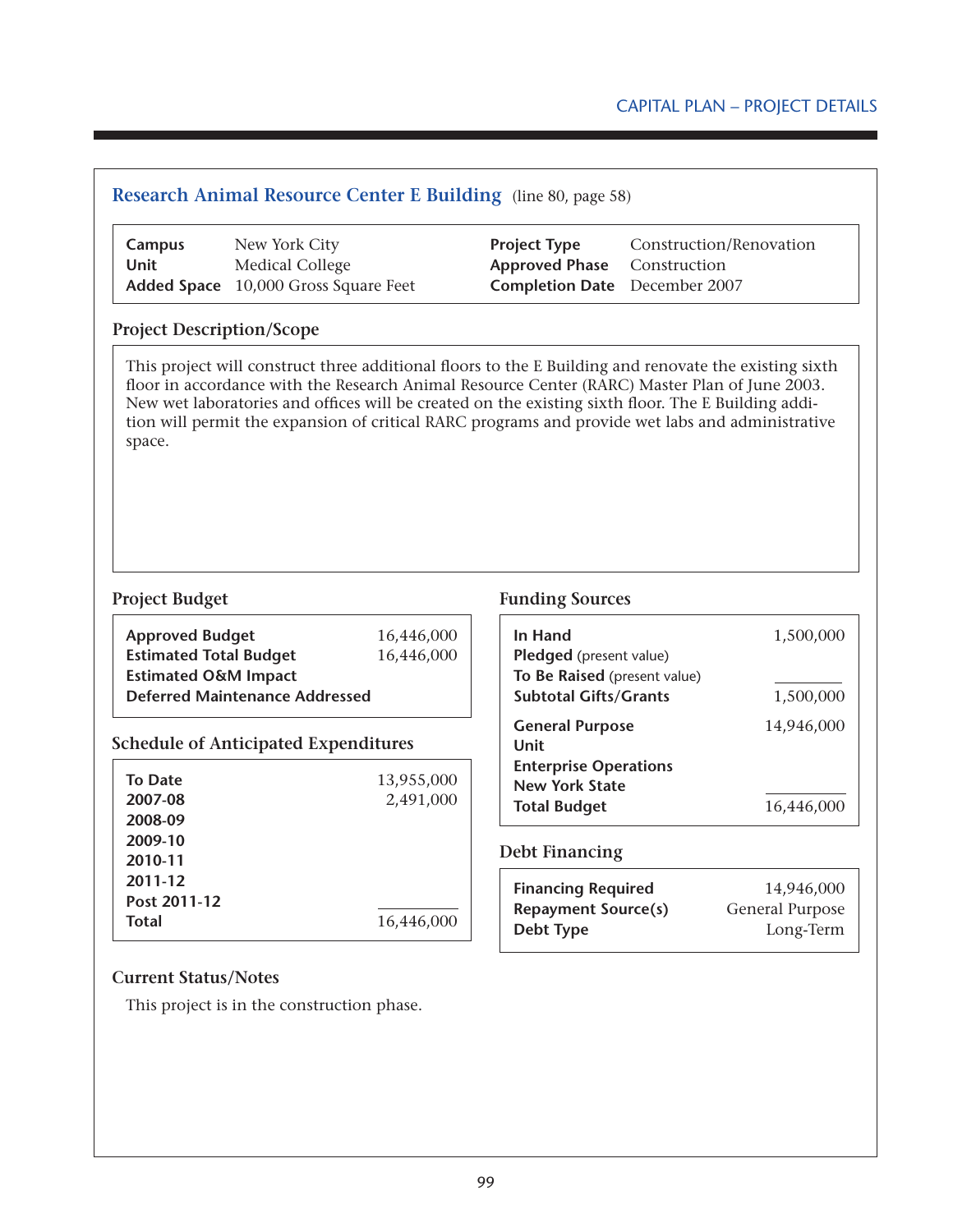## Research Animal Resource Center E Building (line 80, page 58)

| | | | |
|---|---|---|---|
| **Campus** | New York City | **Project Type** | Construction/Renovation |
| **Unit** | Medical College | **Approved Phase** | Construction |
| **Added Space** | 10,000 Gross Square Feet | **Completion Date** | December 2007 |

### Project Description/Scope

This project will construct three additional floors to the E Building and renovate the existing sixth floor in accordance with the Research Animal Resource Center (RARC) Master Plan of June 2003. New wet laboratories and offices will be created on the existing sixth floor. The E Building addition will permit the expansion of critical RARC programs and provide wet labs and administrative space.

### Project Budget

| | |
|---|---|
| **Approved Budget** | 16,446,000 |
| **Estimated Total Budget** | 16,446,000 |
| **Estimated O&M Impact** | |
| **Deferred Maintenance Addressed** | |

### Schedule of Anticipated Expenditures

| | |
|---|---|
| **To Date** | 13,955,000 |
| **2007-08** | 2,491,000 |
| **2008-09** | |
| **2009-10** | |
| **2010-11** | |
| **2011-12** | |
| **Post 2011-12** | |
| **Total** | 16,446,000 |

### Funding Sources

| | |
|---|---|
| **In Hand** | 1,500,000 |
| **Pledged** (present value) | |
| **To Be Raised** (present value) | |
| **Subtotal Gifts/Grants** | 1,500,000 |
| **General Purpose** | 14,946,000 |
| **Unit** | |
| **Enterprise Operations** | |
| **New York State** | |
| **Total Budget** | 16,446,000 |

### Debt Financing

| | |
|---|---|
| **Financing Required** | 14,946,000 |
| **Repayment Source(s)** | General Purpose |
| **Debt Type** | Long-Term |

### Current Status/Notes

This project is in the construction phase.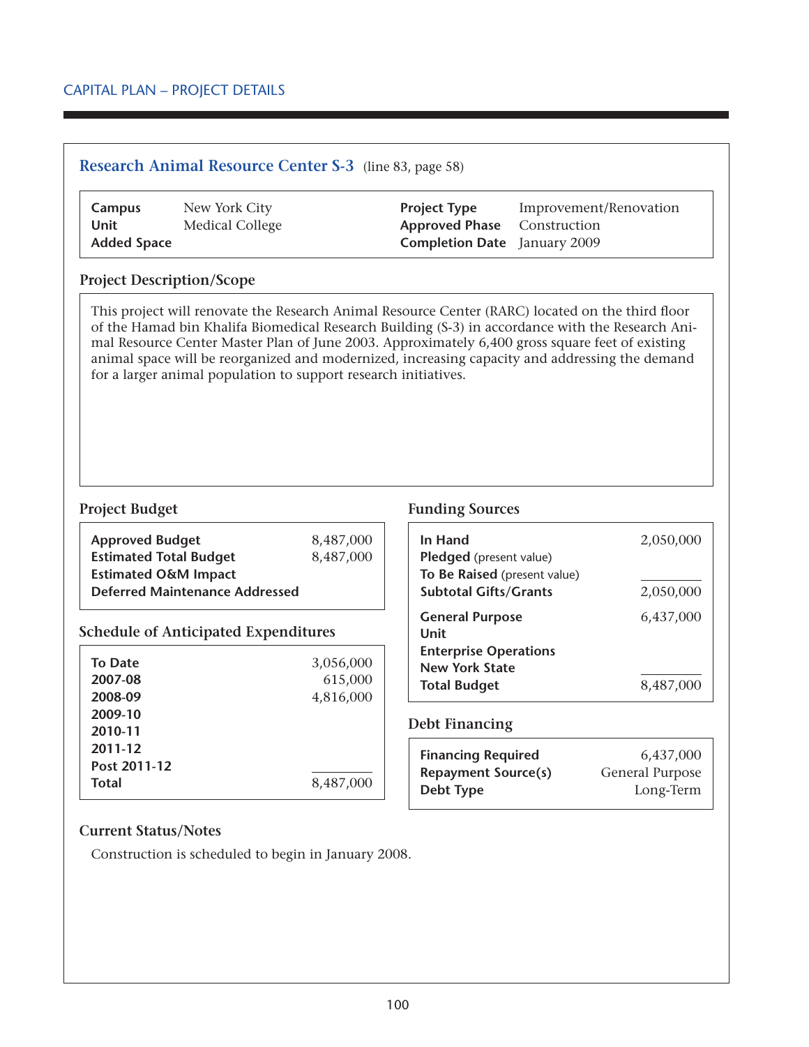## Research Animal Resource Center S-3 (line 83, page 58)

| | | | |
|---|---|---|---|
| **Campus** | New York City | **Project Type** | Improvement/Renovation |
| **Unit** | Medical College | **Approved Phase** | Construction |
| **Added Space** | | **Completion Date** | January 2009 |

### Project Description/Scope

This project will renovate the Research Animal Resource Center (RARC) located on the third floor of the Hamad bin Khalifa Biomedical Research Building (S-3) in accordance with the Research Animal Resource Center Master Plan of June 2003. Approximately 6,400 gross square feet of existing animal space will be reorganized and modernized, increasing capacity and addressing the demand for a larger animal population to support research initiatives.

### Project Budget

| | |
|---|---|
| **Approved Budget** | 8,487,000 |
| **Estimated Total Budget** | 8,487,000 |
| **Estimated O&M Impact** | |
| **Deferred Maintenance Addressed** | |

### Schedule of Anticipated Expenditures

| | |
|---|---|
| **To Date** | 3,056,000 |
| **2007-08** | 615,000 |
| **2008-09** | 4,816,000 |
| **2009-10** | |
| **2010-11** | |
| **2011-12** | |
| **Post 2011-12** | |
| **Total** | 8,487,000 |

### Funding Sources

| | |
|---|---|
| **In Hand** | 2,050,000 |
| **Pledged** (present value) | |
| **To Be Raised** (present value) | |
| **Subtotal Gifts/Grants** | 2,050,000 |
| **General Purpose** | 6,437,000 |
| **Unit** | |
| **Enterprise Operations** | |
| **New York State** | |
| **Total Budget** | 8,487,000 |

### Debt Financing

| | |
|---|---|
| **Financing Required** | 6,437,000 |
| **Repayment Source(s)** | General Purpose |
| **Debt Type** | Long-Term |

### Current Status/Notes

Construction is scheduled to begin in January 2008.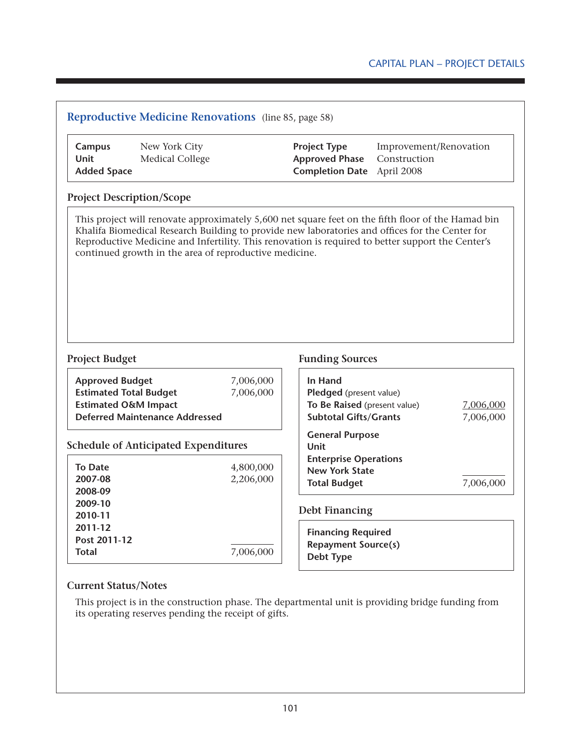## Reproductive Medicine Renovations (line 85, page 58)

| | | | |
|---|---|---|---|
| **Campus** | New York City | **Project Type** | Improvement/Renovation |
| **Unit** | Medical College | **Approved Phase** | Construction |
| **Added Space** | | **Completion Date** | April 2008 |

### Project Description/Scope

This project will renovate approximately 5,600 net square feet on the fifth floor of the Hamad bin Khalifa Biomedical Research Building to provide new laboratories and offices for the Center for Reproductive Medicine and Infertility. This renovation is required to better support the Center's continued growth in the area of reproductive medicine.

### Project Budget

| | |
|---|---|
| **Approved Budget** | 7,006,000 |
| **Estimated Total Budget** | 7,006,000 |
| **Estimated O&M Impact** | |
| **Deferred Maintenance Addressed** | |

### Schedule of Anticipated Expenditures

| | |
|---|---|
| **To Date** | 4,800,000 |
| **2007-08** | 2,206,000 |
| **2008-09** | |
| **2009-10** | |
| **2010-11** | |
| **2011-12** | |
| **Post 2011-12** | |
| **Total** | 7,006,000 |

### Funding Sources

| | |
|---|---|
| **In Hand** | |
| **Pledged** (present value) | |
| **To Be Raised** (present value) | 7,006,000 |
| **Subtotal Gifts/Grants** | 7,006,000 |
| **General Purpose** | |
| **Unit** | |
| **Enterprise Operations** | |
| **New York State** | |
| **Total Budget** | 7,006,000 |

### Debt Financing

| | |
|---|---|
| **Financing Required** | |
| **Repayment Source(s)** | |
| **Debt Type** | |

### Current Status/Notes

This project is in the construction phase. The departmental unit is providing bridge funding from its operating reserves pending the receipt of gifts.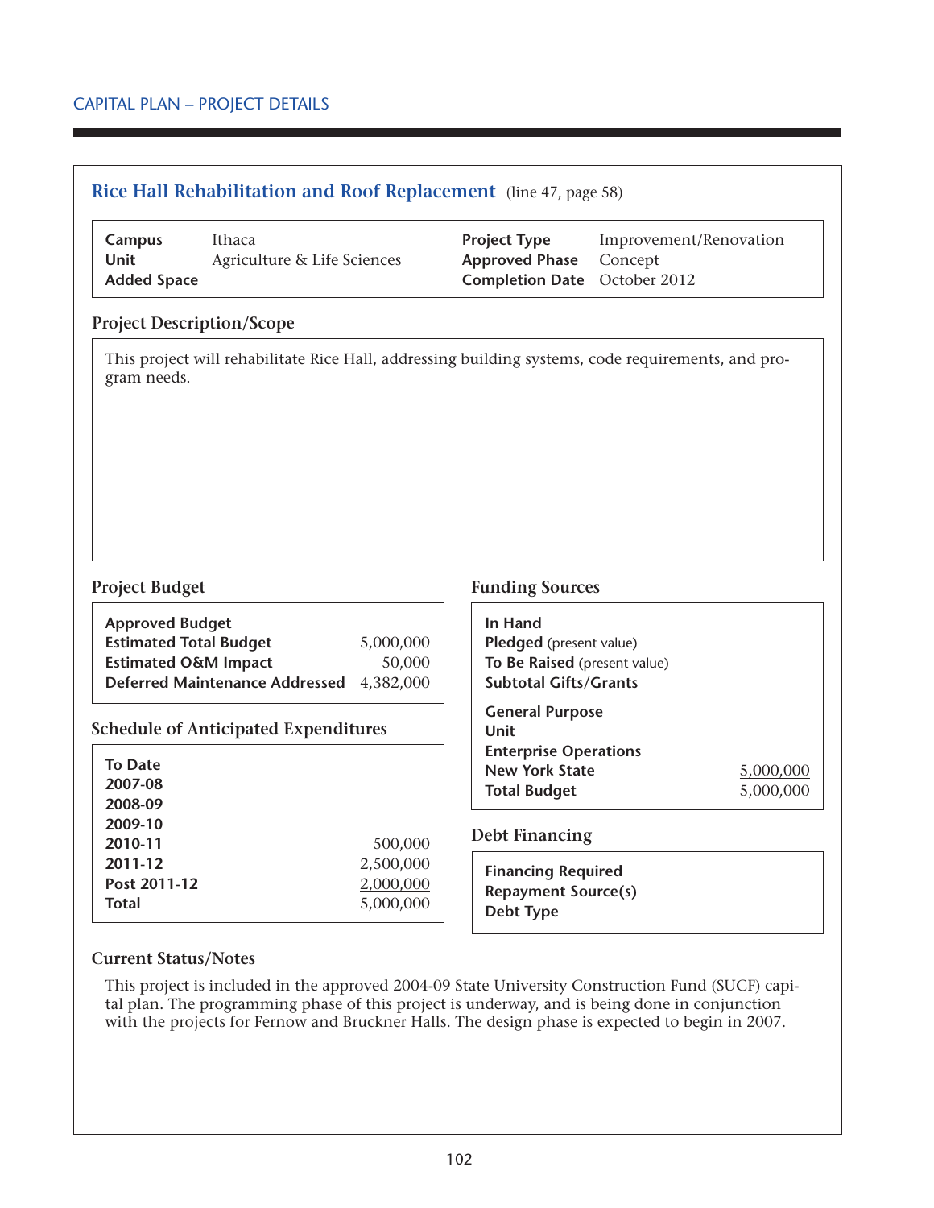## Rice Hall Rehabilitation and Roof Replacement (line 47, page 58)

| | | | |
|---|---|---|---|
| **Campus** | Ithaca | **Project Type** | Improvement/Renovation |
| **Unit** | Agriculture & Life Sciences | **Approved Phase** | Concept |
| **Added Space** | | **Completion Date** | October 2012 |

### Project Description/Scope

This project will rehabilitate Rice Hall, addressing building systems, code requirements, and program needs.

### Project Budget

| | |
|---|---|
| **Approved Budget** | |
| **Estimated Total Budget** | 5,000,000 |
| **Estimated O&M Impact** | 50,000 |
| **Deferred Maintenance Addressed** | 4,382,000 |

### Schedule of Anticipated Expenditures

| | |
|---|---|
| **To Date** | |
| **2007-08** | |
| **2008-09** | |
| **2009-10** | |
| **2010-11** | 500,000 |
| **2011-12** | 2,500,000 |
| **Post 2011-12** | 2,000,000 |
| **Total** | 5,000,000 |

### Funding Sources

| | |
|---|---|
| **In Hand** | |
| **Pledged** (present value) | |
| **To Be Raised** (present value) | |
| **Subtotal Gifts/Grants** | |
| **General Purpose** | |
| **Unit** | |
| **Enterprise Operations** | |
| **New York State** | 5,000,000 |
| **Total Budget** | 5,000,000 |

### Debt Financing

| | |
|---|---|
| **Financing Required** | |
| **Repayment Source(s)** | |
| **Debt Type** | |

### Current Status/Notes

This project is included in the approved 2004-09 State University Construction Fund (SUCF) capital plan. The programming phase of this project is underway, and is being done in conjunction with the projects for Fernow and Bruckner Halls. The design phase is expected to begin in 2007.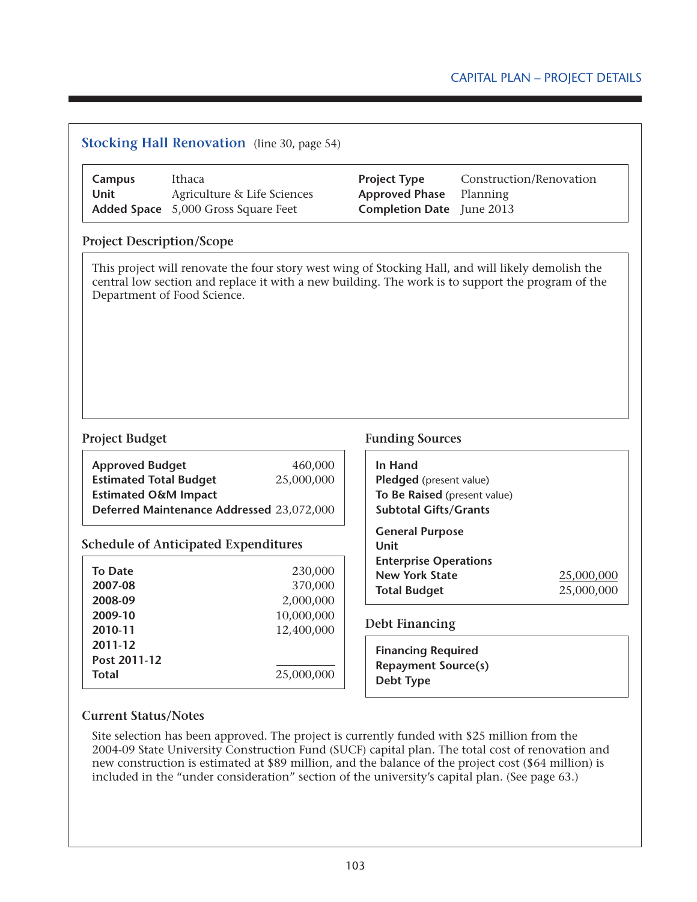## Stocking Hall Renovation (line 30, page 54)

| | | | |
|---|---|---|---|
| **Campus** | Ithaca | **Project Type** | Construction/Renovation |
| **Unit** | Agriculture & Life Sciences | **Approved Phase** | Planning |
| **Added Space** | 5,000 Gross Square Feet | **Completion Date** | June 2013 |

### Project Description/Scope

This project will renovate the four story west wing of Stocking Hall, and will likely demolish the central low section and replace it with a new building. The work is to support the program of the Department of Food Science.

### Project Budget

| | |
|---|---|
| **Approved Budget** | 460,000 |
| **Estimated Total Budget** | 25,000,000 |
| **Estimated O&M Impact** | |
| **Deferred Maintenance Addressed** | 23,072,000 |

### Schedule of Anticipated Expenditures

| | |
|---|---|
| **To Date** | 230,000 |
| **2007-08** | 370,000 |
| **2008-09** | 2,000,000 |
| **2009-10** | 10,000,000 |
| **2010-11** | 12,400,000 |
| **2011-12** | |
| **Post 2011-12** | |
| **Total** | 25,000,000 |

### Funding Sources

| | |
|---|---|
| **In Hand** | |
| **Pledged** (present value) | |
| **To Be Raised** (present value) | |
| **Subtotal Gifts/Grants** | |
| **General Purpose** | |
| **Unit** | |
| **Enterprise Operations** | |
| **New York State** | 25,000,000 |
| **Total Budget** | 25,000,000 |

### Debt Financing

| | |
|---|---|
| **Financing Required** | |
| **Repayment Source(s)** | |
| **Debt Type** | |

### Current Status/Notes

Site selection has been approved. The project is currently funded with $25 million from the 2004-09 State University Construction Fund (SUCF) capital plan. The total cost of renovation and new construction is estimated at $89 million, and the balance of the project cost ($64 million) is included in the "under consideration" section of the university's capital plan. (See page 63.)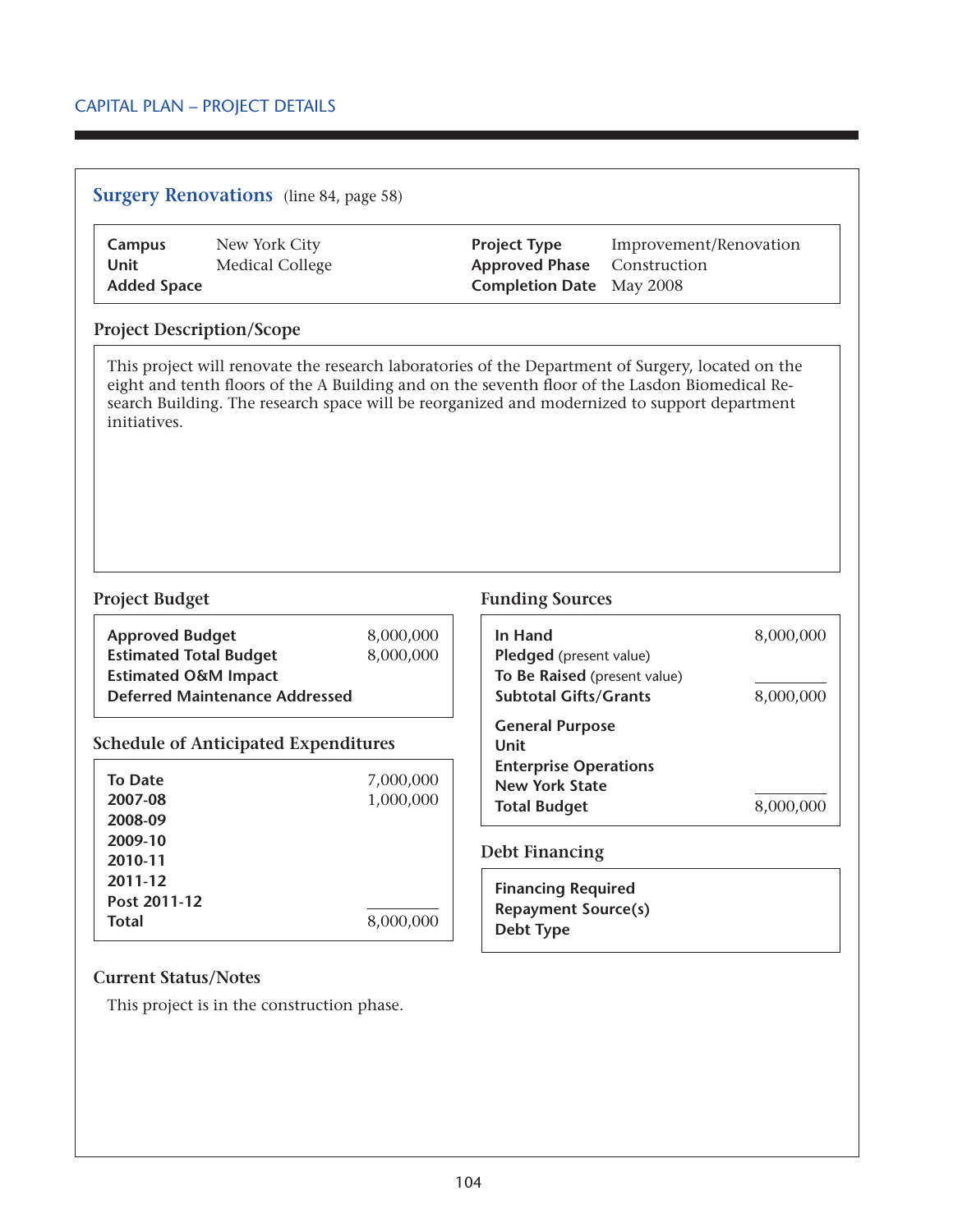CAPITAL PLAN – PROJECT DETAILS

## Surgery Renovations (line 84, page 58)

| | | | |
|---|---|---|---|
| **Campus** | New York City | **Project Type** | Improvement/Renovation |
| **Unit** | Medical College | **Approved Phase** | Construction |
| **Added Space** | | **Completion Date** | May 2008 |

### Project Description/Scope

This project will renovate the research laboratories of the Department of Surgery, located on the eight and tenth floors of the A Building and on the seventh floor of the Lasdon Biomedical Research Building. The research space will be reorganized and modernized to support department initiatives.

### Project Budget

| | |
|---|---|
| **Approved Budget** | 8,000,000 |
| **Estimated Total Budget** | 8,000,000 |
| **Estimated O&M Impact** | |
| **Deferred Maintenance Addressed** | |

### Schedule of Anticipated Expenditures

| | |
|---|---|
| **To Date** | 7,000,000 |
| **2007-08** | 1,000,000 |
| **2008-09** | |
| **2009-10** | |
| **2010-11** | |
| **2011-12** | |
| **Post 2011-12** | |
| **Total** | 8,000,000 |

### Funding Sources

| | |
|---|---|
| **In Hand** | 8,000,000 |
| **Pledged** (present value) | |
| **To Be Raised** (present value) | |
| **Subtotal Gifts/Grants** | 8,000,000 |
| **General Purpose** | |
| **Unit** | |
| **Enterprise Operations** | |
| **New York State** | |
| **Total Budget** | 8,000,000 |

### Debt Financing

| | |
|---|---|
| **Financing Required** | |
| **Repayment Source(s)** | |
| **Debt Type** | |

### Current Status/Notes

This project is in the construction phase.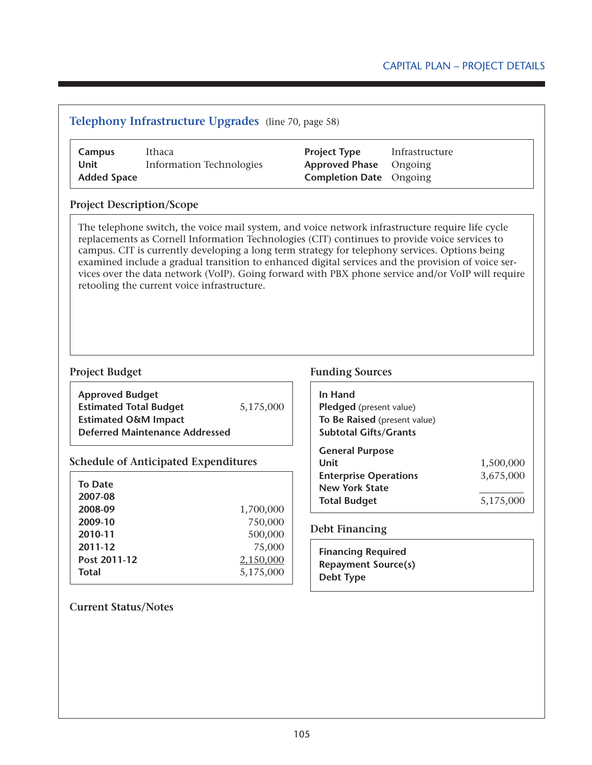## Telephony Infrastructure Upgrades (line 70, page 58)

| | | | |
|---|---|---|---|
| **Campus** | Ithaca | **Project Type** | Infrastructure |
| **Unit** | Information Technologies | **Approved Phase** | Ongoing |
| **Added Space** | | **Completion Date** | Ongoing |

### Project Description/Scope

The telephone switch, the voice mail system, and voice network infrastructure require life cycle replacements as Cornell Information Technologies (CIT) continues to provide voice services to campus. CIT is currently developing a long term strategy for telephony services. Options being examined include a gradual transition to enhanced digital services and the provision of voice services over the data network (VoIP). Going forward with PBX phone service and/or VoIP will require retooling the current voice infrastructure.

### Project Budget

| | |
|---|---|
| **Approved Budget** | |
| **Estimated Total Budget** | 5,175,000 |
| **Estimated O&M Impact** | |
| **Deferred Maintenance Addressed** | |

### Schedule of Anticipated Expenditures

| | |
|---|---|
| **To Date** | |
| **2007-08** | |
| **2008-09** | 1,700,000 |
| **2009-10** | 750,000 |
| **2010-11** | 500,000 |
| **2011-12** | 75,000 |
| **Post 2011-12** | 2,150,000 |
| **Total** | 5,175,000 |

### Funding Sources

| | |
|---|---|
| **In Hand** | |
| **Pledged** (present value) | |
| **To Be Raised** (present value) | |
| **Subtotal Gifts/Grants** | |
| **General Purpose** | |
| **Unit** | 1,500,000 |
| **Enterprise Operations** | 3,675,000 |
| **New York State** | |
| **Total Budget** | 5,175,000 |

### Debt Financing

| | |
|---|---|
| **Financing Required** | |
| **Repayment Source(s)** | |
| **Debt Type** | |

### Current Status/Notes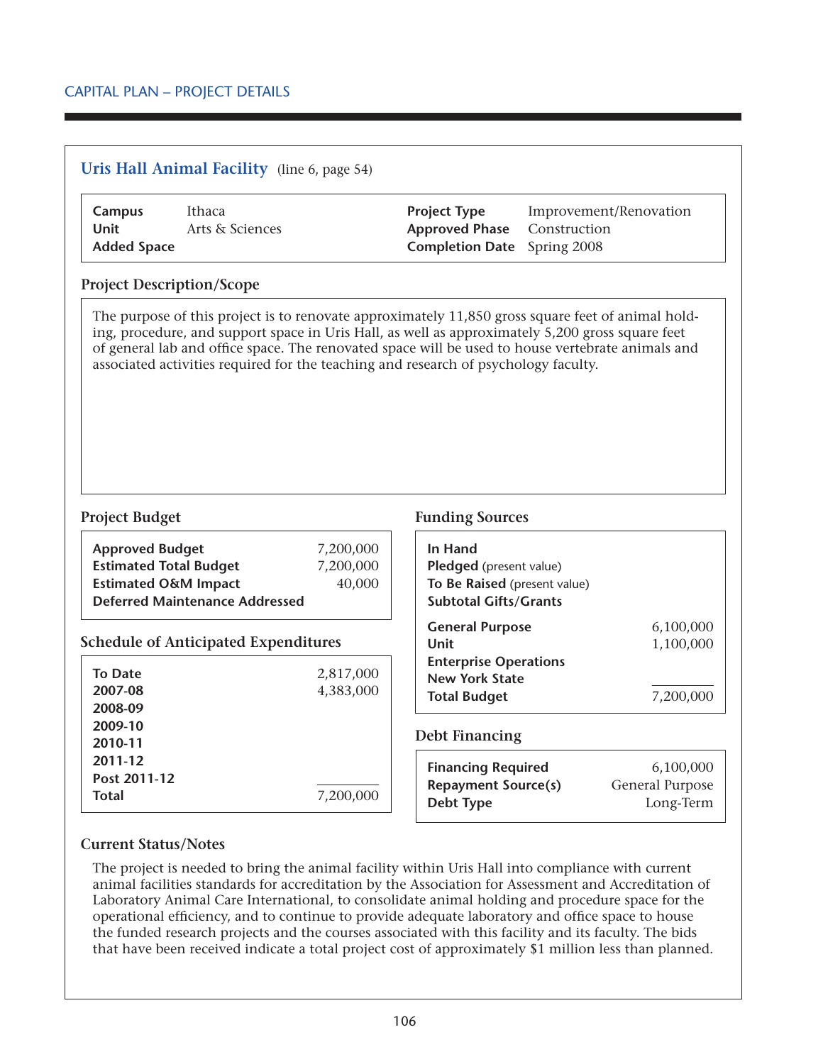CAPITAL PLAN – PROJECT DETAILS

## Uris Hall Animal Facility (line 6, page 54)

| | | | |
|---|---|---|---|
| **Campus** | Ithaca | **Project Type** | Improvement/Renovation |
| **Unit** | Arts & Sciences | **Approved Phase** | Construction |
| **Added Space** | | **Completion Date** | Spring 2008 |

### Project Description/Scope

The purpose of this project is to renovate approximately 11,850 gross square feet of animal holding, procedure, and support space in Uris Hall, as well as approximately 5,200 gross square feet of general lab and office space. The renovated space will be used to house vertebrate animals and associated activities required for the teaching and research of psychology faculty.

### Project Budget

| | |
|---|---|
| **Approved Budget** | 7,200,000 |
| **Estimated Total Budget** | 7,200,000 |
| **Estimated O&M Impact** | 40,000 |
| **Deferred Maintenance Addressed** | |

### Schedule of Anticipated Expenditures

| | |
|---|---|
| **To Date** | 2,817,000 |
| **2007-08** | 4,383,000 |
| **2008-09** | |
| **2009-10** | |
| **2010-11** | |
| **2011-12** | |
| **Post 2011-12** | |
| **Total** | 7,200,000 |

### Funding Sources

| | |
|---|---|
| **In Hand** | |
| **Pledged** (present value) | |
| **To Be Raised** (present value) | |
| **Subtotal Gifts/Grants** | |
| **General Purpose** | 6,100,000 |
| **Unit** | 1,100,000 |
| **Enterprise Operations** | |
| **New York State** | |
| **Total Budget** | 7,200,000 |

### Debt Financing

| | |
|---|---|
| **Financing Required** | 6,100,000 |
| **Repayment Source(s)** | General Purpose |
| **Debt Type** | Long-Term |

### Current Status/Notes

The project is needed to bring the animal facility within Uris Hall into compliance with current animal facilities standards for accreditation by the Association for Assessment and Accreditation of Laboratory Animal Care International, to consolidate animal holding and procedure space for the operational efficiency, and to continue to provide adequate laboratory and office space to house the funded research projects and the courses associated with this facility and its faculty. The bids that have been received indicate a total project cost of approximately $1 million less than planned.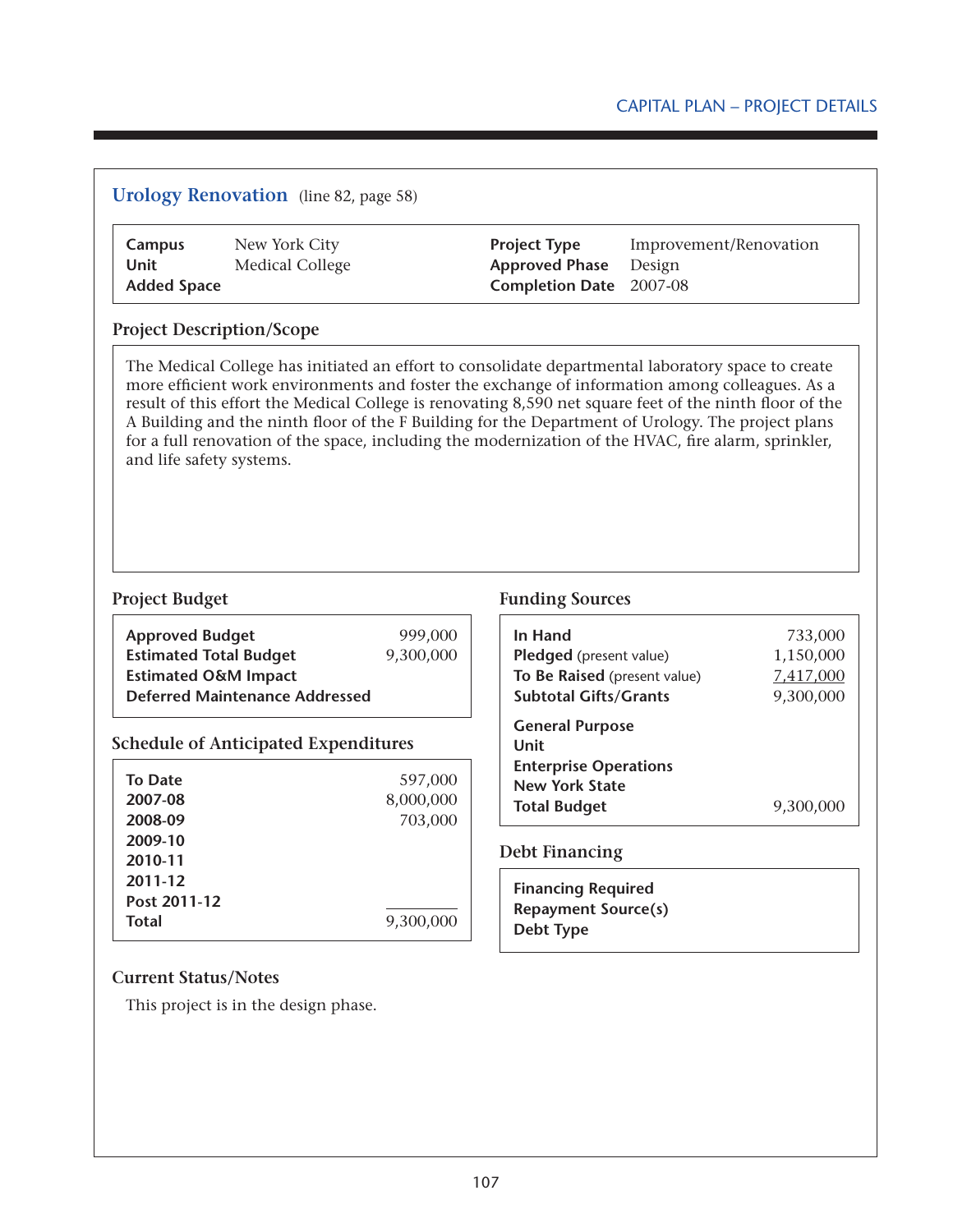## Urology Renovation (line 82, page 58)

| | | | |
|---|---|---|---|
| **Campus** | New York City | **Project Type** | Improvement/Renovation |
| **Unit** | Medical College | **Approved Phase** | Design |
| **Added Space** | | **Completion Date** | 2007-08 |

### Project Description/Scope

The Medical College has initiated an effort to consolidate departmental laboratory space to create more efficient work environments and foster the exchange of information among colleagues. As a result of this effort the Medical College is renovating 8,590 net square feet of the ninth floor of the A Building and the ninth floor of the F Building for the Department of Urology. The project plans for a full renovation of the space, including the modernization of the HVAC, fire alarm, sprinkler, and life safety systems.

### Project Budget

| | |
|---|---|
| **Approved Budget** | 999,000 |
| **Estimated Total Budget** | 9,300,000 |
| **Estimated O&M Impact** | |
| **Deferred Maintenance Addressed** | |

### Schedule of Anticipated Expenditures

| | |
|---|---|
| **To Date** | 597,000 |
| **2007-08** | 8,000,000 |
| **2008-09** | 703,000 |
| **2009-10** | |
| **2010-11** | |
| **2011-12** | |
| **Post 2011-12** | |
| **Total** | 9,300,000 |

### Funding Sources

| | |
|---|---|
| **In Hand** | 733,000 |
| **Pledged** (present value) | 1,150,000 |
| **To Be Raised** (present value) | 7,417,000 |
| **Subtotal Gifts/Grants** | 9,300,000 |
| **General Purpose** | |
| **Unit** | |
| **Enterprise Operations** | |
| **New York State** | |
| **Total Budget** | 9,300,000 |

### Debt Financing

| | |
|---|---|
| **Financing Required** | |
| **Repayment Source(s)** | |
| **Debt Type** | |

### Current Status/Notes

This project is in the design phase.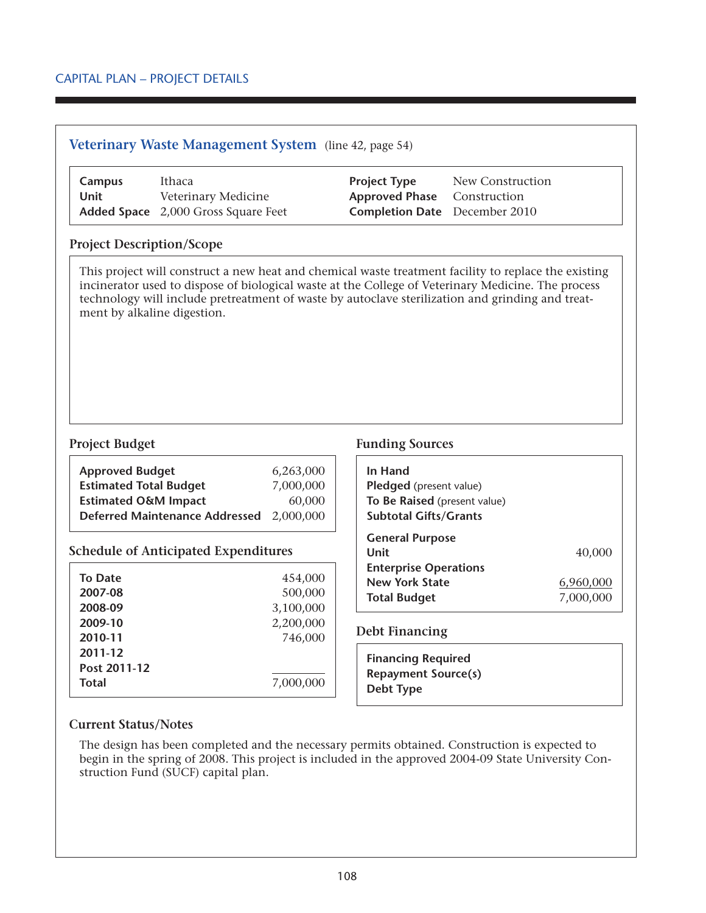## Veterinary Waste Management System (line 42, page 54)

| | | | |
|---|---|---|---|
| **Campus** | Ithaca | **Project Type** | New Construction |
| **Unit** | Veterinary Medicine | **Approved Phase** | Construction |
| **Added Space** | 2,000 Gross Square Feet | **Completion Date** | December 2010 |

### Project Description/Scope

This project will construct a new heat and chemical waste treatment facility to replace the existing incinerator used to dispose of biological waste at the College of Veterinary Medicine. The process technology will include pretreatment of waste by autoclave sterilization and grinding and treatment by alkaline digestion.

### Project Budget

| | |
|---|---|
| **Approved Budget** | 6,263,000 |
| **Estimated Total Budget** | 7,000,000 |
| **Estimated O&M Impact** | 60,000 |
| **Deferred Maintenance Addressed** | 2,000,000 |

### Schedule of Anticipated Expenditures

| | |
|---|---|
| **To Date** | 454,000 |
| **2007-08** | 500,000 |
| **2008-09** | 3,100,000 |
| **2009-10** | 2,200,000 |
| **2010-11** | 746,000 |
| **2011-12** | |
| **Post 2011-12** | |
| **Total** | 7,000,000 |

### Funding Sources

| | |
|---|---|
| **In Hand** | |
| **Pledged** (present value) | |
| **To Be Raised** (present value) | |
| **Subtotal Gifts/Grants** | |
| **General Purpose** | |
| **Unit** | 40,000 |
| **Enterprise Operations** | |
| **New York State** | 6,960,000 |
| **Total Budget** | 7,000,000 |

### Debt Financing

| | |
|---|---|
| **Financing Required** | |
| **Repayment Source(s)** | |
| **Debt Type** | |

### Current Status/Notes

The design has been completed and the necessary permits obtained. Construction is expected to begin in the spring of 2008. This project is included in the approved 2004-09 State University Construction Fund (SUCF) capital plan.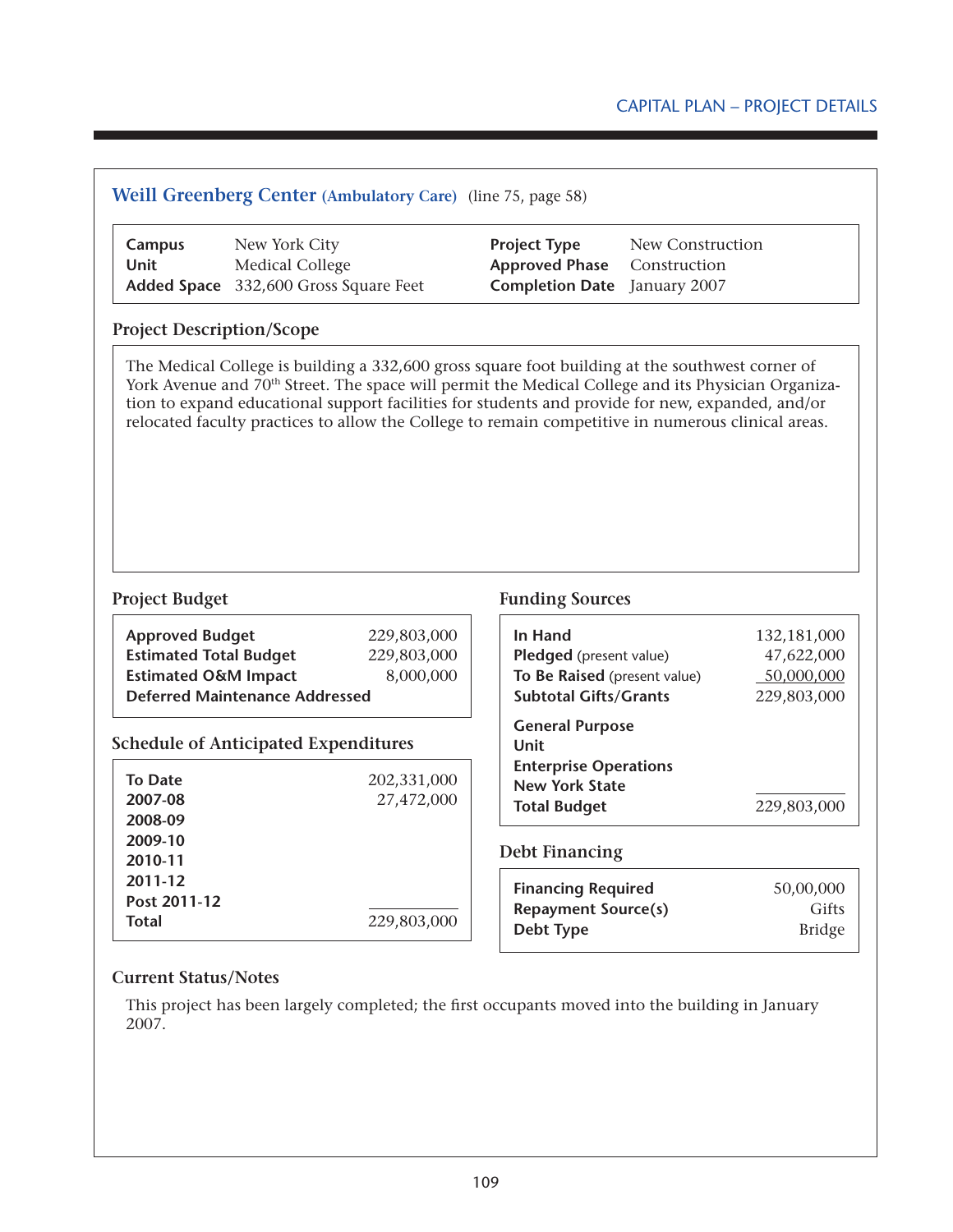## Weill Greenberg Center (Ambulatory Care) (line 75, page 58)

| | | | |
|---|---|---|---|
| **Campus** | New York City | **Project Type** | New Construction |
| **Unit** | Medical College | **Approved Phase** | Construction |
| **Added Space** | 332,600 Gross Square Feet | **Completion Date** | January 2007 |

### Project Description/Scope

The Medical College is building a 332,600 gross square foot building at the southwest corner of York Avenue and 70th Street. The space will permit the Medical College and its Physician Organization to expand educational support facilities for students and provide for new, expanded, and/or relocated faculty practices to allow the College to remain competitive in numerous clinical areas.

### Project Budget

| | |
|---|---|
| **Approved Budget** | 229,803,000 |
| **Estimated Total Budget** | 229,803,000 |
| **Estimated O&M Impact** | 8,000,000 |
| **Deferred Maintenance Addressed** | |

### Schedule of Anticipated Expenditures

| | |
|---|---|
| **To Date** | 202,331,000 |
| **2007-08** | 27,472,000 |
| **2008-09** | |
| **2009-10** | |
| **2010-11** | |
| **2011-12** | |
| **Post 2011-12** | |
| **Total** | 229,803,000 |

### Funding Sources

| | |
|---|---|
| **In Hand** | 132,181,000 |
| **Pledged** (present value) | 47,622,000 |
| **To Be Raised** (present value) | 50,000,000 |
| **Subtotal Gifts/Grants** | 229,803,000 |
| **General Purpose** | |
| **Unit** | |
| **Enterprise Operations** | |
| **New York State** | |
| **Total Budget** | 229,803,000 |

### Debt Financing

| | |
|---|---|
| **Financing Required** | 50,00,000 |
| **Repayment Source(s)** | Gifts |
| **Debt Type** | Bridge |

### Current Status/Notes

This project has been largely completed; the first occupants moved into the building in January 2007.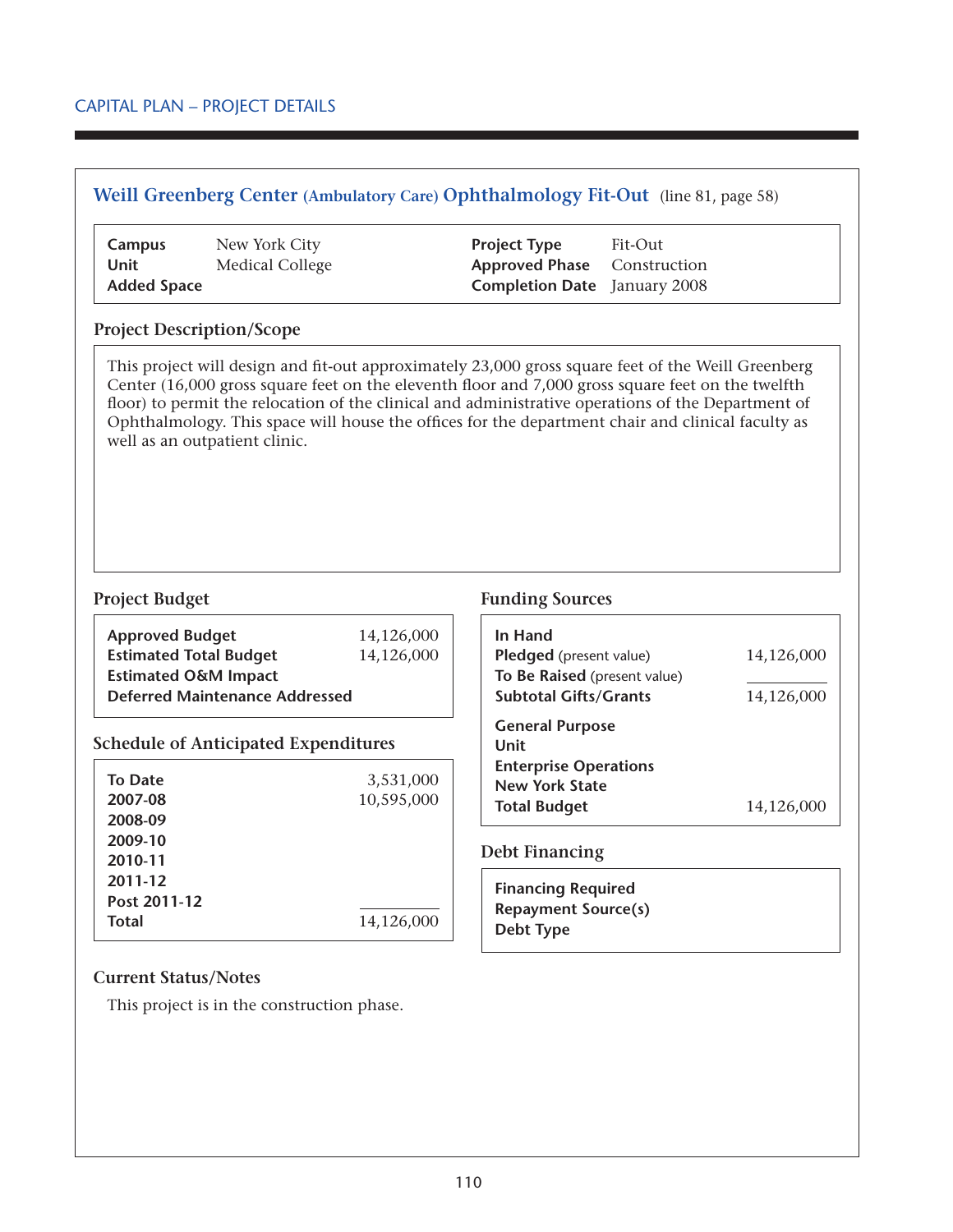CAPITAL PLAN – PROJECT DETAILS

## Weill Greenberg Center (Ambulatory Care) Ophthalmology Fit-Out (line 81, page 58)

| | | | |
|---|---|---|---|
| **Campus** | New York City | **Project Type** | Fit-Out |
| **Unit** | Medical College | **Approved Phase** | Construction |
| **Added Space** | | **Completion Date** | January 2008 |

### Project Description/Scope

This project will design and fit-out approximately 23,000 gross square feet of the Weill Greenberg Center (16,000 gross square feet on the eleventh floor and 7,000 gross square feet on the twelfth floor) to permit the relocation of the clinical and administrative operations of the Department of Ophthalmology. This space will house the offices for the department chair and clinical faculty as well as an outpatient clinic.

### Project Budget

| | |
|---|---|
| **Approved Budget** | 14,126,000 |
| **Estimated Total Budget** | 14,126,000 |
| **Estimated O&M Impact** | |
| **Deferred Maintenance Addressed** | |

### Schedule of Anticipated Expenditures

| | |
|---|---|
| **To Date** | 3,531,000 |
| **2007-08** | 10,595,000 |
| **2008-09** | |
| **2009-10** | |
| **2010-11** | |
| **2011-12** | |
| **Post 2011-12** | |
| **Total** | 14,126,000 |

### Funding Sources

| | |
|---|---|
| **In Hand** | |
| **Pledged** (present value) | 14,126,000 |
| **To Be Raised** (present value) | |
| **Subtotal Gifts/Grants** | 14,126,000 |
| **General Purpose** | |
| **Unit** | |
| **Enterprise Operations** | |
| **New York State** | |
| **Total Budget** | 14,126,000 |

### Debt Financing

| | |
|---|---|
| **Financing Required** | |
| **Repayment Source(s)** | |
| **Debt Type** | |

### Current Status/Notes

This project is in the construction phase.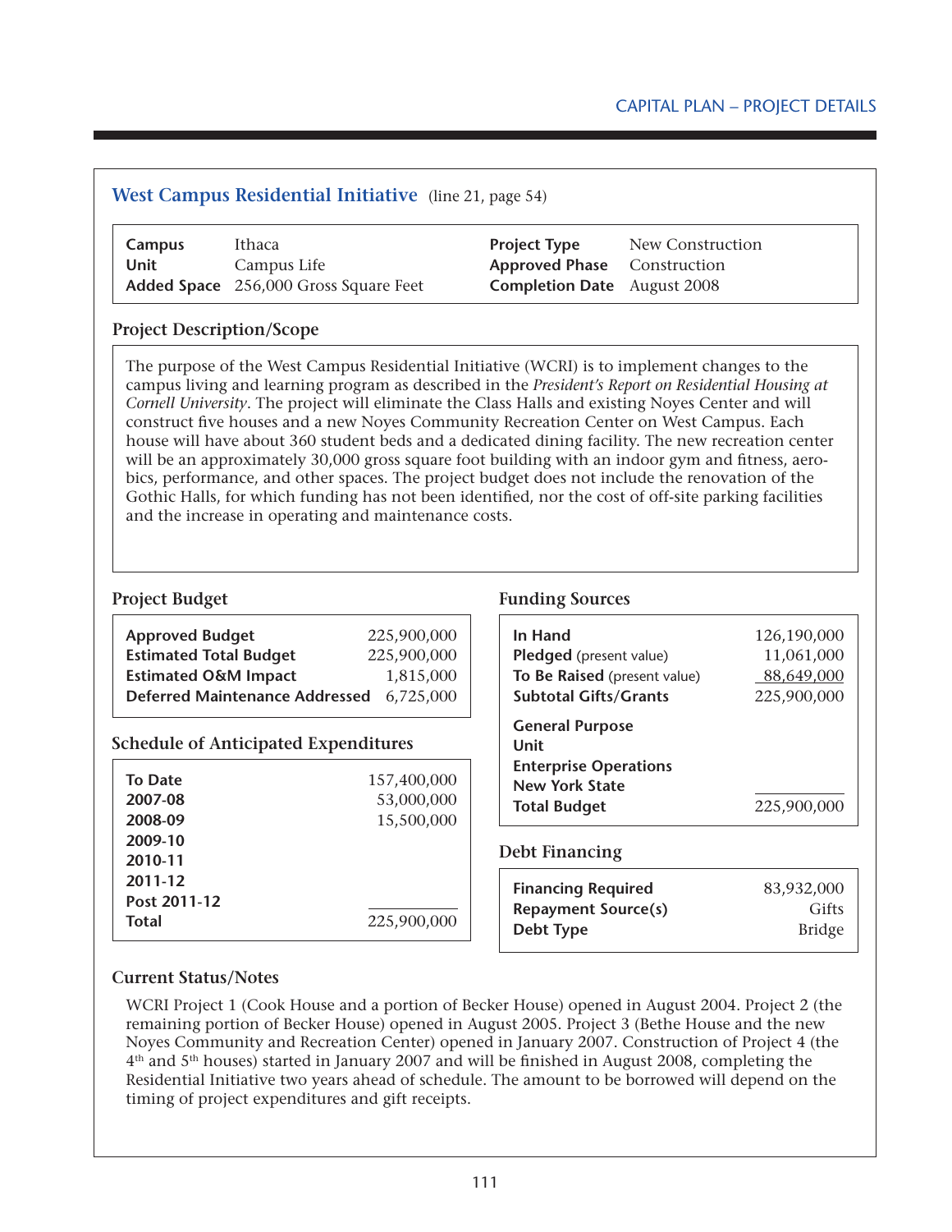## West Campus Residential Initiative (line 21, page 54)

| | | | |
|---|---|---|---|
| **Campus** | Ithaca | **Project Type** | New Construction |
| **Unit** | Campus Life | **Approved Phase** | Construction |
| **Added Space** | 256,000 Gross Square Feet | **Completion Date** | August 2008 |

### Project Description/Scope

The purpose of the West Campus Residential Initiative (WCRI) is to implement changes to the campus living and learning program as described in the *President's Report on Residential Housing at Cornell University*. The project will eliminate the Class Halls and existing Noyes Center and will construct five houses and a new Noyes Community Recreation Center on West Campus. Each house will have about 360 student beds and a dedicated dining facility. The new recreation center will be an approximately 30,000 gross square foot building with an indoor gym and fitness, aerobics, performance, and other spaces. The project budget does not include the renovation of the Gothic Halls, for which funding has not been identified, nor the cost of off-site parking facilities and the increase in operating and maintenance costs.

### Project Budget

| | |
|---|---|
| **Approved Budget** | 225,900,000 |
| **Estimated Total Budget** | 225,900,000 |
| **Estimated O&M Impact** | 1,815,000 |
| **Deferred Maintenance Addressed** | 6,725,000 |

### Schedule of Anticipated Expenditures

| | |
|---|---|
| **To Date** | 157,400,000 |
| **2007-08** | 53,000,000 |
| **2008-09** | 15,500,000 |
| **2009-10** | |
| **2010-11** | |
| **2011-12** | |
| **Post 2011-12** | |
| **Total** | 225,900,000 |

### Funding Sources

| | |
|---|---|
| **In Hand** | 126,190,000 |
| **Pledged** (present value) | 11,061,000 |
| **To Be Raised** (present value) | 88,649,000 |
| **Subtotal Gifts/Grants** | 225,900,000 |
| **General Purpose** | |
| **Unit** | |
| **Enterprise Operations** | |
| **New York State** | |
| **Total Budget** | 225,900,000 |

### Debt Financing

| | |
|---|---|
| **Financing Required** | 83,932,000 |
| **Repayment Source(s)** | Gifts |
| **Debt Type** | Bridge |

### Current Status/Notes

WCRI Project 1 (Cook House and a portion of Becker House) opened in August 2004. Project 2 (the remaining portion of Becker House) opened in August 2005. Project 3 (Bethe House and the new Noyes Community and Recreation Center) opened in January 2007. Construction of Project 4 (the 4th and 5th houses) started in January 2007 and will be finished in August 2008, completing the Residential Initiative two years ahead of schedule. The amount to be borrowed will depend on the timing of project expenditures and gift receipts.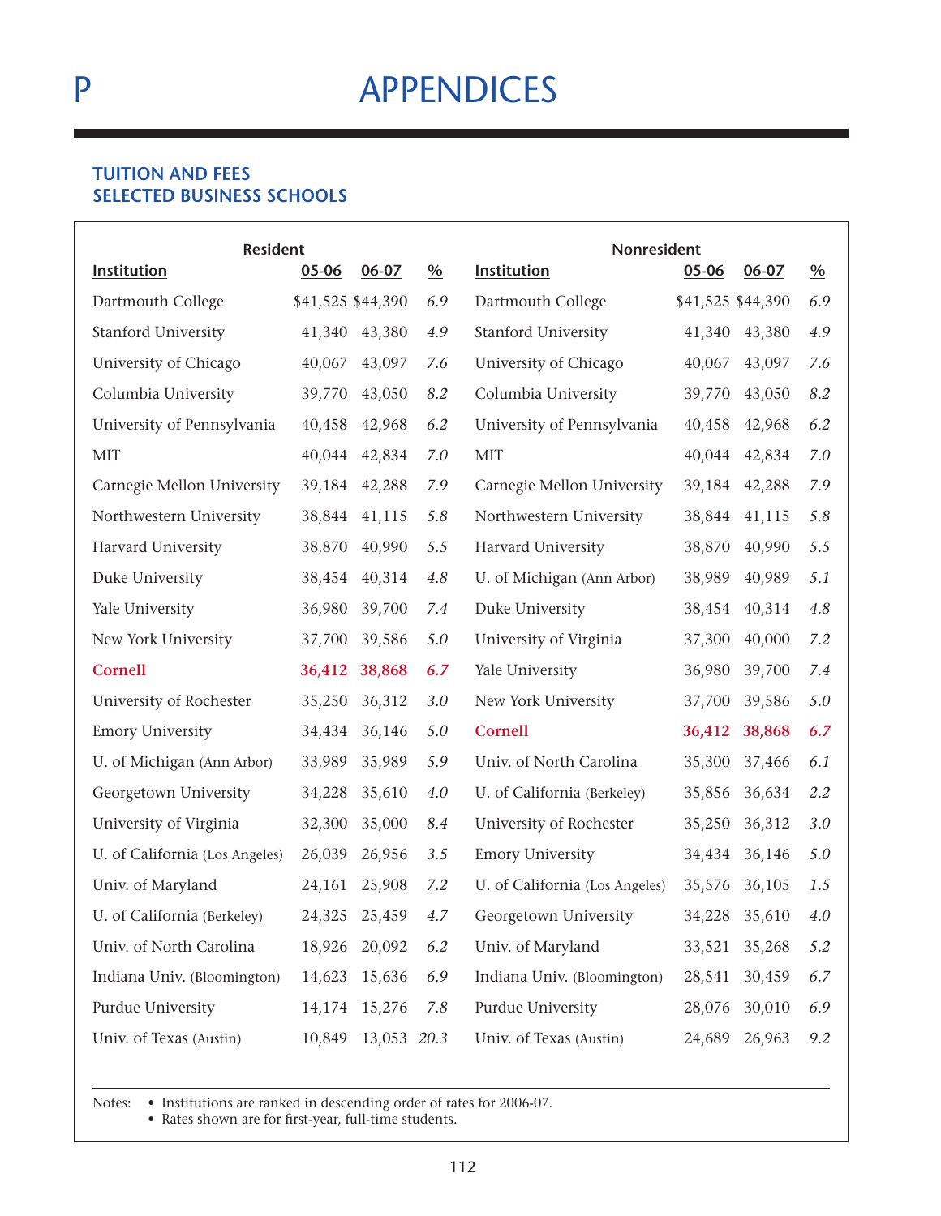# P APPENDICES

## TUITION AND FEES
## SELECTED BUSINESS SCHOOLS

| Resident | | | | Nonresident | | | |
|---|---|---|---|---|---|---|---|
| Institution | 05-06 | 06-07 | % | Institution | 05-06 | 06-07 | % |
| Dartmouth College | $41,525 | $44,390 | 6.9 | Dartmouth College | $41,525 | $44,390 | 6.9 |
| Stanford University | 41,340 | 43,380 | 4.9 | Stanford University | 41,340 | 43,380 | 4.9 |
| University of Chicago | 40,067 | 43,097 | 7.6 | University of Chicago | 40,067 | 43,097 | 7.6 |
| Columbia University | 39,770 | 43,050 | 8.2 | Columbia University | 39,770 | 43,050 | 8.2 |
| University of Pennsylvania | 40,458 | 42,968 | 6.2 | University of Pennsylvania | 40,458 | 42,968 | 6.2 |
| MIT | 40,044 | 42,834 | 7.0 | MIT | 40,044 | 42,834 | 7.0 |
| Carnegie Mellon University | 39,184 | 42,288 | 7.9 | Carnegie Mellon University | 39,184 | 42,288 | 7.9 |
| Northwestern University | 38,844 | 41,115 | 5.8 | Northwestern University | 38,844 | 41,115 | 5.8 |
| Harvard University | 38,870 | 40,990 | 5.5 | Harvard University | 38,870 | 40,990 | 5.5 |
| Duke University | 38,454 | 40,314 | 4.8 | U. of Michigan (Ann Arbor) | 38,989 | 40,989 | 5.1 |
| Yale University | 36,980 | 39,700 | 7.4 | Duke University | 38,454 | 40,314 | 4.8 |
| New York University | 37,700 | 39,586 | 5.0 | University of Virginia | 37,300 | 40,000 | 7.2 |
| **Cornell** | **36,412** | **38,868** | **6.7** | Yale University | 36,980 | 39,700 | 7.4 |
| University of Rochester | 35,250 | 36,312 | 3.0 | New York University | 37,700 | 39,586 | 5.0 |
| Emory University | 34,434 | 36,146 | 5.0 | **Cornell** | **36,412** | **38,868** | **6.7** |
| U. of Michigan (Ann Arbor) | 33,989 | 35,989 | 5.9 | Univ. of North Carolina | 35,300 | 37,466 | 6.1 |
| Georgetown University | 34,228 | 35,610 | 4.0 | U. of California (Berkeley) | 35,856 | 36,634 | 2.2 |
| University of Virginia | 32,300 | 35,000 | 8.4 | University of Rochester | 35,250 | 36,312 | 3.0 |
| U. of California (Los Angeles) | 26,039 | 26,956 | 3.5 | Emory University | 34,434 | 36,146 | 5.0 |
| Univ. of Maryland | 24,161 | 25,908 | 7.2 | U. of California (Los Angeles) | 35,576 | 36,105 | 1.5 |
| U. of California (Berkeley) | 24,325 | 25,459 | 4.7 | Georgetown University | 34,228 | 35,610 | 4.0 |
| Univ. of North Carolina | 18,926 | 20,092 | 6.2 | Univ. of Maryland | 33,521 | 35,268 | 5.2 |
| Indiana Univ. (Bloomington) | 14,623 | 15,636 | 6.9 | Indiana Univ. (Bloomington) | 28,541 | 30,459 | 6.7 |
| Purdue University | 14,174 | 15,276 | 7.8 | Purdue University | 28,076 | 30,010 | 6.9 |
| Univ. of Texas (Austin) | 10,849 | 13,053 | 20.3 | Univ. of Texas (Austin) | 24,689 | 26,963 | 9.2 |

Notes:
- Institutions are ranked in descending order of rates for 2006-07.
- Rates shown are for first-year, full-time students.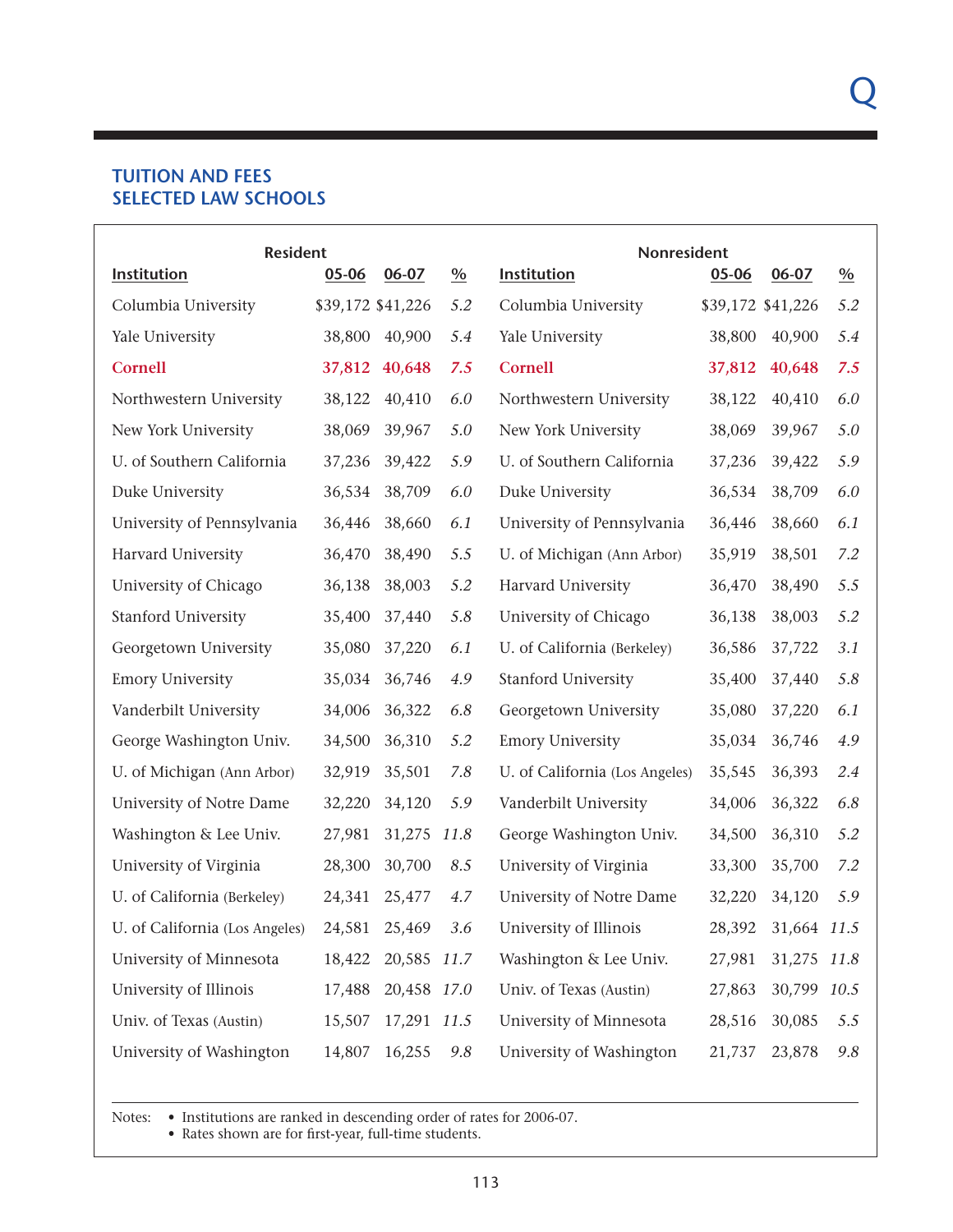## TUITION AND FEES
## SELECTED LAW SCHOOLS

| Resident | | | | Nonresident | | | |
|---|---|---|---|---|---|---|---|
| **Institution** | **05-06** | **06-07** | **%** | **Institution** | **05-06** | **06-07** | **%** |
| Columbia University | $39,172 | $41,226 | *5.2* | Columbia University | $39,172 | $41,226 | *5.2* |
| Yale University | 38,800 | 40,900 | *5.4* | Yale University | 38,800 | 40,900 | *5.4* |
| Cornell | 37,812 | 40,648 | *7.5* | Cornell | 37,812 | 40,648 | *7.5* |
| Northwestern University | 38,122 | 40,410 | *6.0* | Northwestern University | 38,122 | 40,410 | *6.0* |
| New York University | 38,069 | 39,967 | *5.0* | New York University | 38,069 | 39,967 | *5.0* |
| U. of Southern California | 37,236 | 39,422 | *5.9* | U. of Southern California | 37,236 | 39,422 | *5.9* |
| Duke University | 36,534 | 38,709 | *6.0* | Duke University | 36,534 | 38,709 | *6.0* |
| University of Pennsylvania | 36,446 | 38,660 | *6.1* | University of Pennsylvania | 36,446 | 38,660 | *6.1* |
| Harvard University | 36,470 | 38,490 | *5.5* | U. of Michigan (Ann Arbor) | 35,919 | 38,501 | *7.2* |
| University of Chicago | 36,138 | 38,003 | *5.2* | Harvard University | 36,470 | 38,490 | *5.5* |
| Stanford University | 35,400 | 37,440 | *5.8* | University of Chicago | 36,138 | 38,003 | *5.2* |
| Georgetown University | 35,080 | 37,220 | *6.1* | U. of California (Berkeley) | 36,586 | 37,722 | *3.1* |
| Emory University | 35,034 | 36,746 | *4.9* | Stanford University | 35,400 | 37,440 | *5.8* |
| Vanderbilt University | 34,006 | 36,322 | *6.8* | Georgetown University | 35,080 | 37,220 | *6.1* |
| George Washington Univ. | 34,500 | 36,310 | *5.2* | Emory University | 35,034 | 36,746 | *4.9* |
| U. of Michigan (Ann Arbor) | 32,919 | 35,501 | *7.8* | U. of California (Los Angeles) | 35,545 | 36,393 | *2.4* |
| University of Notre Dame | 32,220 | 34,120 | *5.9* | Vanderbilt University | 34,006 | 36,322 | *6.8* |
| Washington & Lee Univ. | 27,981 | 31,275 | *11.8* | George Washington Univ. | 34,500 | 36,310 | *5.2* |
| University of Virginia | 28,300 | 30,700 | *8.5* | University of Virginia | 33,300 | 35,700 | *7.2* |
| U. of California (Berkeley) | 24,341 | 25,477 | *4.7* | University of Notre Dame | 32,220 | 34,120 | *5.9* |
| U. of California (Los Angeles) | 24,581 | 25,469 | *3.6* | University of Illinois | 28,392 | 31,664 | *11.5* |
| University of Minnesota | 18,422 | 20,585 | *11.7* | Washington & Lee Univ. | 27,981 | 31,275 | *11.8* |
| University of Illinois | 17,488 | 20,458 | *17.0* | Univ. of Texas (Austin) | 27,863 | 30,799 | *10.5* |
| Univ. of Texas (Austin) | 15,507 | 17,291 | *11.5* | University of Minnesota | 28,516 | 30,085 | *5.5* |
| University of Washington | 14,807 | 16,255 | *9.8* | University of Washington | 21,737 | 23,878 | *9.8* |

Notes:
- Institutions are ranked in descending order of rates for 2006-07.
- Rates shown are for first-year, full-time students.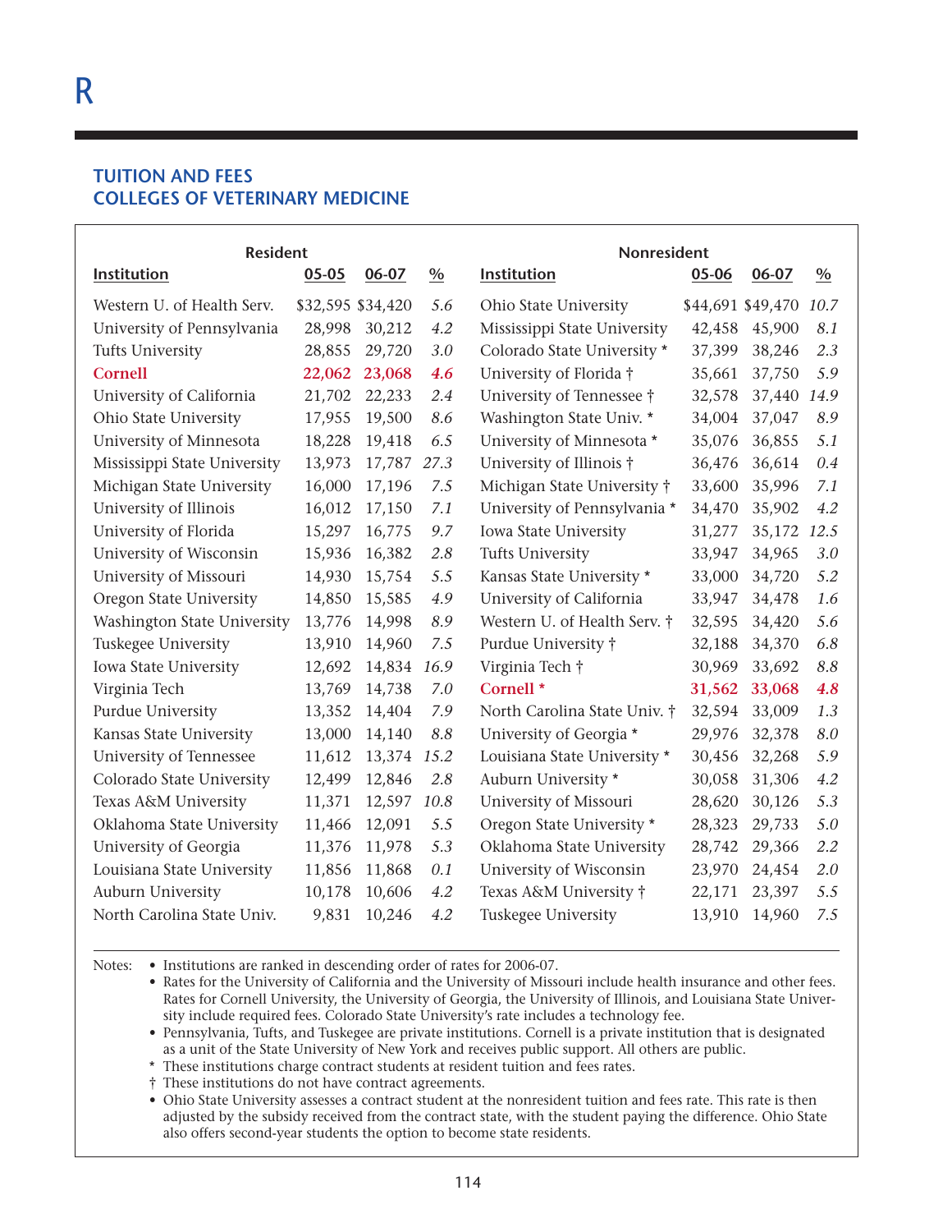R

## TUITION AND FEES
## COLLEGES OF VETERINARY MEDICINE

| Resident | | | | Nonresident | | | |
|---|---|---|---|---|---|---|---|
| Institution | 05-05 | 06-07 | % | Institution | 05-06 | 06-07 | % |
| Western U. of Health Serv. | $32,595 | $34,420 | 5.6 | Ohio State University | $44,691 | $49,470 | 10.7 |
| University of Pennsylvania | 28,998 | 30,212 | 4.2 | Mississippi State University | 42,458 | 45,900 | 8.1 |
| Tufts University | 28,855 | 29,720 | 3.0 | Colorado State University * | 37,399 | 38,246 | 2.3 |
| Cornell | 22,062 | 23,068 | 4.6 | University of Florida † | 35,661 | 37,750 | 5.9 |
| University of California | 21,702 | 22,233 | 2.4 | University of Tennessee † | 32,578 | 37,440 | 14.9 |
| Ohio State University | 17,955 | 19,500 | 8.6 | Washington State Univ. * | 34,004 | 37,047 | 8.9 |
| University of Minnesota | 18,228 | 19,418 | 6.5 | University of Minnesota * | 35,076 | 36,855 | 5.1 |
| Mississippi State University | 13,973 | 17,787 | 27.3 | University of Illinois † | 36,476 | 36,614 | 0.4 |
| Michigan State University | 16,000 | 17,196 | 7.5 | Michigan State University † | 33,600 | 35,996 | 7.1 |
| University of Illinois | 16,012 | 17,150 | 7.1 | University of Pennsylvania * | 34,470 | 35,902 | 4.2 |
| University of Florida | 15,297 | 16,775 | 9.7 | Iowa State University | 31,277 | 35,172 | 12.5 |
| University of Wisconsin | 15,936 | 16,382 | 2.8 | Tufts University | 33,947 | 34,965 | 3.0 |
| University of Missouri | 14,930 | 15,754 | 5.5 | Kansas State University * | 33,000 | 34,720 | 5.2 |
| Oregon State University | 14,850 | 15,585 | 4.9 | University of California | 33,947 | 34,478 | 1.6 |
| Washington State University | 13,776 | 14,998 | 8.9 | Western U. of Health Serv. † | 32,595 | 34,420 | 5.6 |
| Tuskegee University | 13,910 | 14,960 | 7.5 | Purdue University † | 32,188 | 34,370 | 6.8 |
| Iowa State University | 12,692 | 14,834 | 16.9 | Virginia Tech † | 30,969 | 33,692 | 8.8 |
| Virginia Tech | 13,769 | 14,738 | 7.0 | Cornell * | 31,562 | 33,068 | 4.8 |
| Purdue University | 13,352 | 14,404 | 7.9 | North Carolina State Univ. † | 32,594 | 33,009 | 1.3 |
| Kansas State University | 13,000 | 14,140 | 8.8 | University of Georgia * | 29,976 | 32,378 | 8.0 |
| University of Tennessee | 11,612 | 13,374 | 15.2 | Louisiana State University * | 30,456 | 32,268 | 5.9 |
| Colorado State University | 12,499 | 12,846 | 2.8 | Auburn University * | 30,058 | 31,306 | 4.2 |
| Texas A&M University | 11,371 | 12,597 | 10.8 | University of Missouri | 28,620 | 30,126 | 5.3 |
| Oklahoma State University | 11,466 | 12,091 | 5.5 | Oregon State University * | 28,323 | 29,733 | 5.0 |
| University of Georgia | 11,376 | 11,978 | 5.3 | Oklahoma State University | 28,742 | 29,366 | 2.2 |
| Louisiana State University | 11,856 | 11,868 | 0.1 | University of Wisconsin | 23,970 | 24,454 | 2.0 |
| Auburn University | 10,178 | 10,606 | 4.2 | Texas A&M University † | 22,171 | 23,397 | 5.5 |
| North Carolina State Univ. | 9,831 | 10,246 | 4.2 | Tuskegee University | 13,910 | 14,960 | 7.5 |

Notes:
- Institutions are ranked in descending order of rates for 2006-07.
- Rates for the University of California and the University of Missouri include health insurance and other fees. Rates for Cornell University, the University of Georgia, the University of Illinois, and Louisiana State University include required fees. Colorado State University's rate includes a technology fee.
- Pennsylvania, Tufts, and Tuskegee are private institutions. Cornell is a private institution that is designated as a unit of the State University of New York and receives public support. All others are public.

\* These institutions charge contract students at resident tuition and fees rates.

† These institutions do not have contract agreements.

- Ohio State University assesses a contract student at the nonresident tuition and fees rate. This rate is then adjusted by the subsidy received from the contract state, with the student paying the difference. Ohio State also offers second-year students the option to become state residents.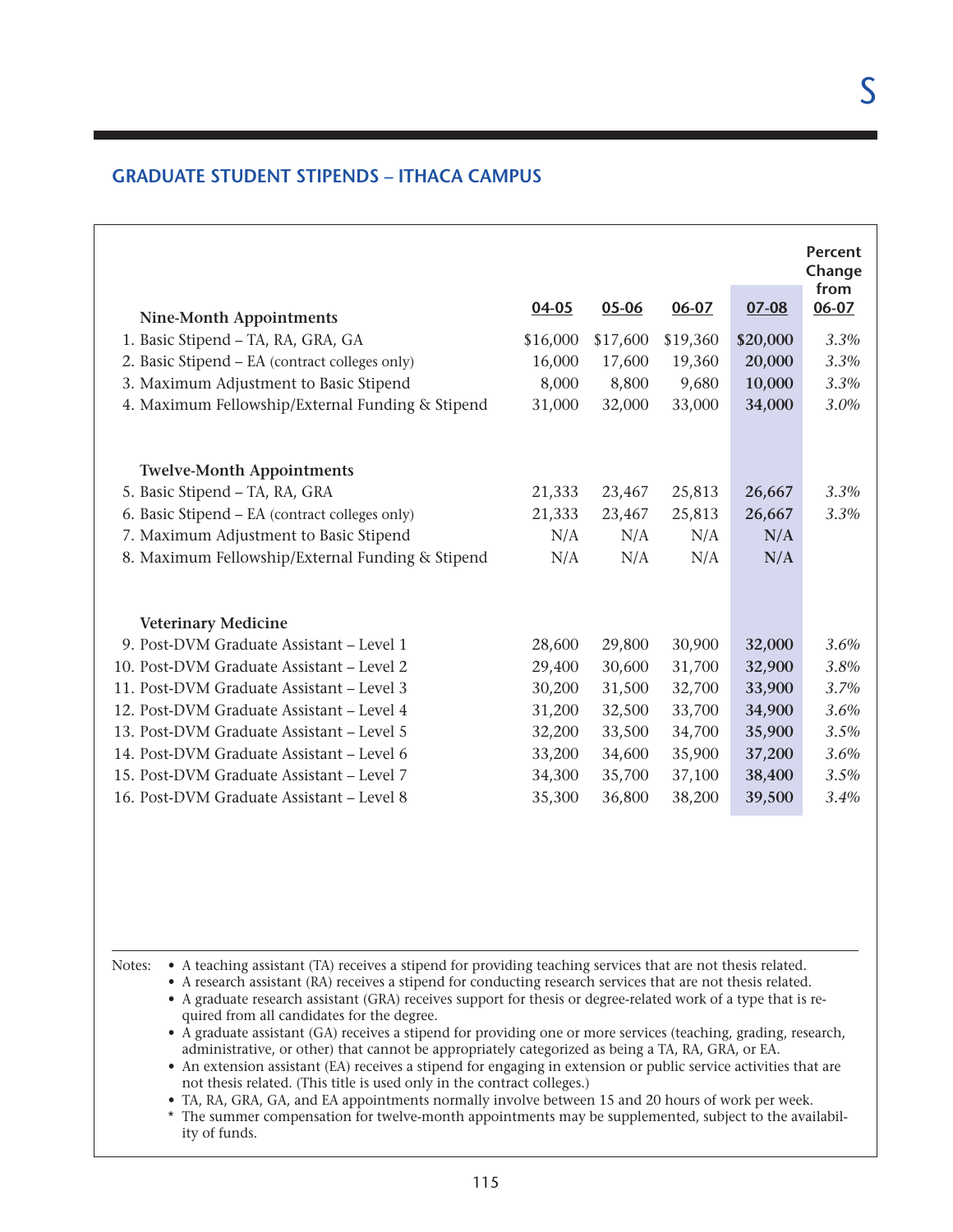## GRADUATE STUDENT STIPENDS – ITHACA CAMPUS

| | 04-05 | 05-06 | 06-07 | 07-08 | Percent Change from 06-07 |
|---|---|---|---|---|---|
| **Nine-Month Appointments** | | | | | |
| 1. Basic Stipend – TA, RA, GRA, GA | $16,000 | $17,600 | $19,360 | **$20,000** | *3.3%* |
| 2. Basic Stipend – EA (contract colleges only) | 16,000 | 17,600 | 19,360 | **20,000** | *3.3%* |
| 3. Maximum Adjustment to Basic Stipend | 8,000 | 8,800 | 9,680 | **10,000** | *3.3%* |
| 4. Maximum Fellowship/External Funding & Stipend | 31,000 | 32,000 | 33,000 | **34,000** | *3.0%* |
| **Twelve-Month Appointments** | | | | | |
| 5. Basic Stipend – TA, RA, GRA | 21,333 | 23,467 | 25,813 | **26,667** | *3.3%* |
| 6. Basic Stipend – EA (contract colleges only) | 21,333 | 23,467 | 25,813 | **26,667** | *3.3%* |
| 7. Maximum Adjustment to Basic Stipend | N/A | N/A | N/A | **N/A** | |
| 8. Maximum Fellowship/External Funding & Stipend | N/A | N/A | N/A | **N/A** | |
| **Veterinary Medicine** | | | | | |
| 9. Post-DVM Graduate Assistant – Level 1 | 28,600 | 29,800 | 30,900 | **32,000** | *3.6%* |
| 10. Post-DVM Graduate Assistant – Level 2 | 29,400 | 30,600 | 31,700 | **32,900** | *3.8%* |
| 11. Post-DVM Graduate Assistant – Level 3 | 30,200 | 31,500 | 32,700 | **33,900** | *3.7%* |
| 12. Post-DVM Graduate Assistant – Level 4 | 31,200 | 32,500 | 33,700 | **34,900** | *3.6%* |
| 13. Post-DVM Graduate Assistant – Level 5 | 32,200 | 33,500 | 34,700 | **35,900** | *3.5%* |
| 14. Post-DVM Graduate Assistant – Level 6 | 33,200 | 34,600 | 35,900 | **37,200** | *3.6%* |
| 15. Post-DVM Graduate Assistant – Level 7 | 34,300 | 35,700 | 37,100 | **38,400** | *3.5%* |
| 16. Post-DVM Graduate Assistant – Level 8 | 35,300 | 36,800 | 38,200 | **39,500** | *3.4%* |

Notes:
- A teaching assistant (TA) receives a stipend for providing teaching services that are not thesis related.
- A research assistant (RA) receives a stipend for conducting research services that are not thesis related.
- A graduate research assistant (GRA) receives support for thesis or degree-related work of a type that is required from all candidates for the degree.
- A graduate assistant (GA) receives a stipend for providing one or more services (teaching, grading, research, administrative, or other) that cannot be appropriately categorized as being a TA, RA, GRA, or EA.
- An extension assistant (EA) receives a stipend for engaging in extension or public service activities that are not thesis related. (This title is used only in the contract colleges.)
- TA, RA, GRA, GA, and EA appointments normally involve between 15 and 20 hours of work per week.

\* The summer compensation for twelve-month appointments may be supplemented, subject to the availability of funds.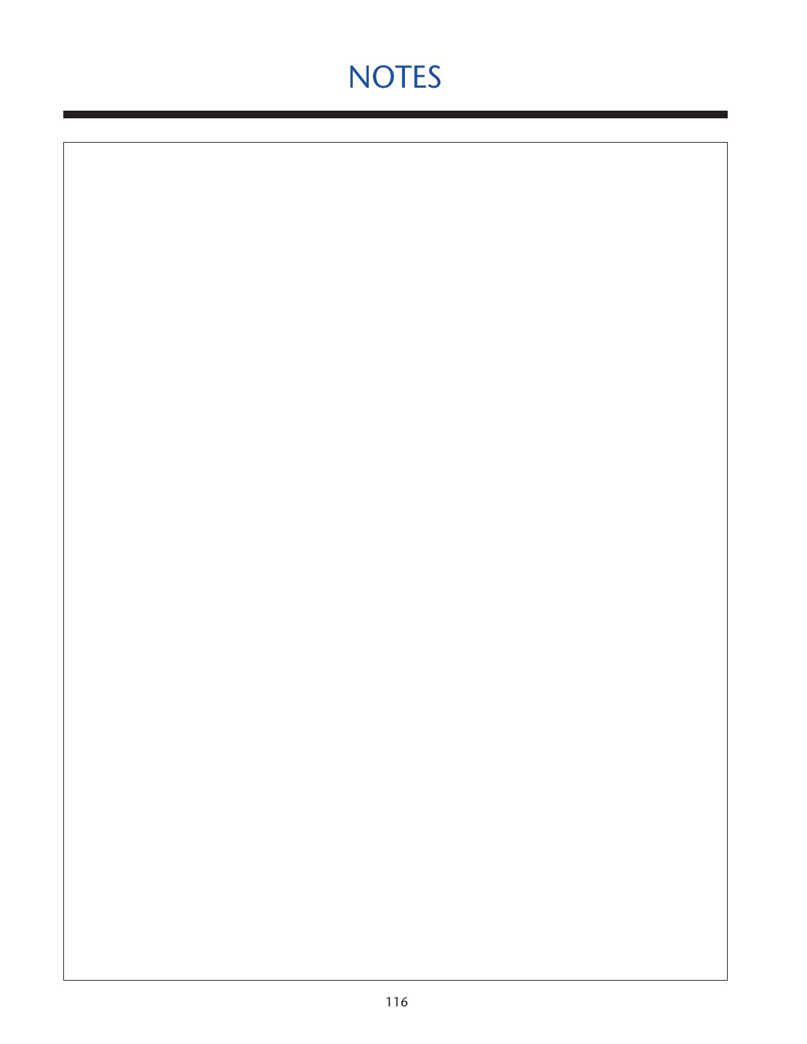# NOTES